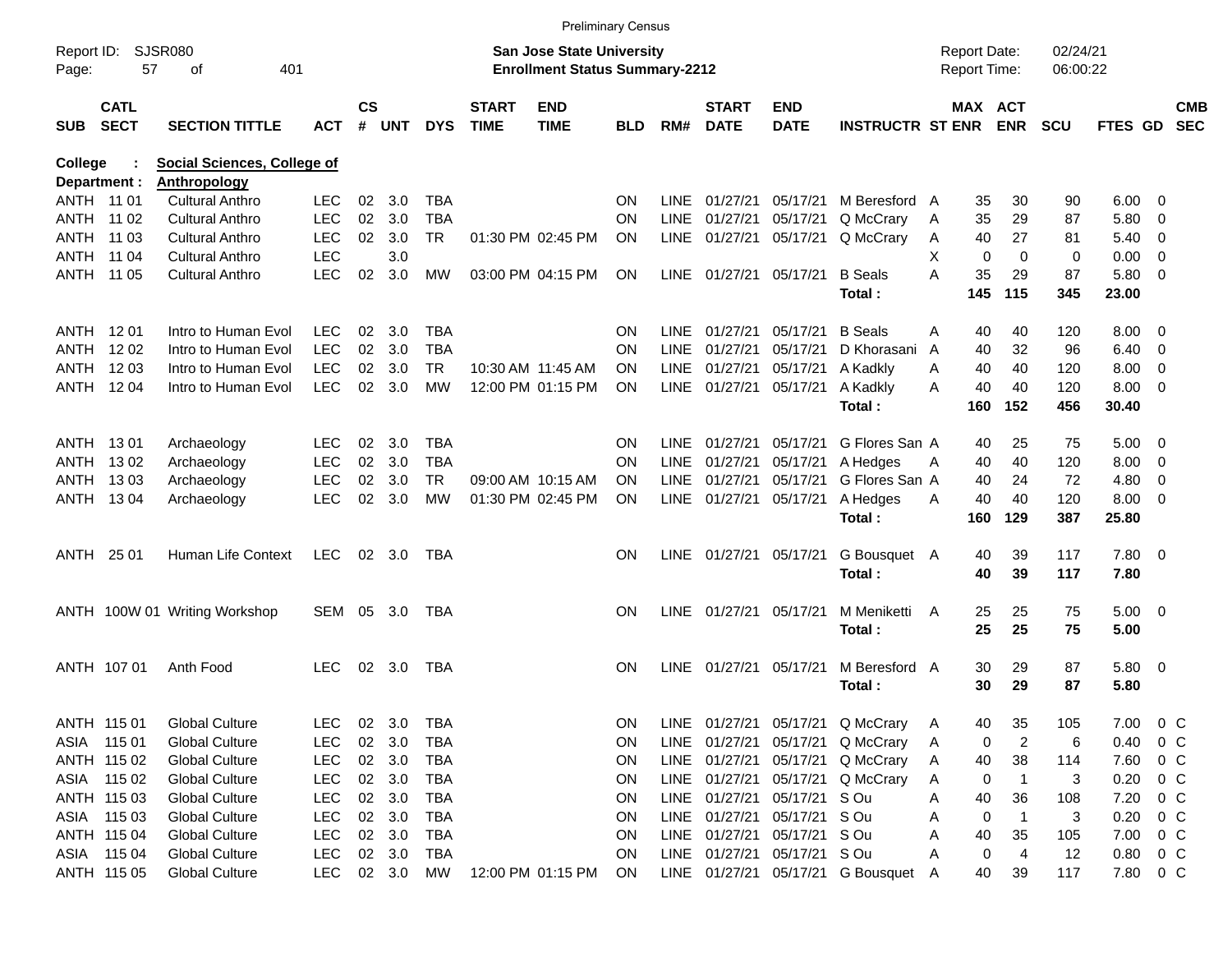Preliminary Census

Report ID: SJSR080

**San Jose State University**
**Enrollment Status Summary-2212**

Report Date: 02/24/21
Report Time: 06:00:22

**College : Social Sciences, College of**
**Department : Anthropology**

| SUB | CATL SECT | SECTION TITTLE | ACT | CS # | UNT | DYS | START TIME | END TIME | BLD | RM# | START DATE | END DATE | INSTRUCTR | ST | MAX ENR | ACT ENR | SCU | FTES | GD | CMB SEC |
|---|---|---|---|---|---|---|---|---|---|---|---|---|---|---|---|---|---|---|---|---|
| ANTH | 11 01 | Cultural Anthro | LEC | 02 | 3.0 | TBA | | | ON | LINE | 01/27/21 | 05/17/21 | M Beresford | A | 35 | 30 | 90 | 6.00 | 0 | |
| ANTH | 11 02 | Cultural Anthro | LEC | 02 | 3.0 | TBA | | | ON | LINE | 01/27/21 | 05/17/21 | Q McCrary | A | 35 | 29 | 87 | 5.80 | 0 | |
| ANTH | 11 03 | Cultural Anthro | LEC | 02 | 3.0 | TR | 01:30 PM | 02:45 PM | ON | LINE | 01/27/21 | 05/17/21 | Q McCrary | A | 40 | 27 | 81 | 5.40 | 0 | |
| ANTH | 11 04 | Cultural Anthro | LEC | | 3.0 | | | | | | | | | X | 0 | 0 | 0 | 0.00 | 0 | |
| ANTH | 11 05 | Cultural Anthro | LEC | 02 | 3.0 | MW | 03:00 PM | 04:15 PM | ON | LINE | 01/27/21 | 05/17/21 | B Seals | A | 35 | 29 | 87 | 5.80 | 0 | |
| | | | | | | | | | | | | | **Total :** | | **145** | **115** | **345** | **23.00** | | |
| ANTH | 12 01 | Intro to Human Evol | LEC | 02 | 3.0 | TBA | | | ON | LINE | 01/27/21 | 05/17/21 | B Seals | A | 40 | 40 | 120 | 8.00 | 0 | |
| ANTH | 12 02 | Intro to Human Evol | LEC | 02 | 3.0 | TBA | | | ON | LINE | 01/27/21 | 05/17/21 | D Khorasani | A | 40 | 32 | 96 | 6.40 | 0 | |
| ANTH | 12 03 | Intro to Human Evol | LEC | 02 | 3.0 | TR | 10:30 AM | 11:45 AM | ON | LINE | 01/27/21 | 05/17/21 | A Kadkly | A | 40 | 40 | 120 | 8.00 | 0 | |
| ANTH | 12 04 | Intro to Human Evol | LEC | 02 | 3.0 | MW | 12:00 PM | 01:15 PM | ON | LINE | 01/27/21 | 05/17/21 | A Kadkly | A | 40 | 40 | 120 | 8.00 | 0 | |
| | | | | | | | | | | | | | **Total :** | | **160** | **152** | **456** | **30.40** | | |
| ANTH | 13 01 | Archaeology | LEC | 02 | 3.0 | TBA | | | ON | LINE | 01/27/21 | 05/17/21 | G Flores San | A | 40 | 25 | 75 | 5.00 | 0 | |
| ANTH | 13 02 | Archaeology | LEC | 02 | 3.0 | TBA | | | ON | LINE | 01/27/21 | 05/17/21 | A Hedges | A | 40 | 40 | 120 | 8.00 | 0 | |
| ANTH | 13 03 | Archaeology | LEC | 02 | 3.0 | TR | 09:00 AM | 10:15 AM | ON | LINE | 01/27/21 | 05/17/21 | G Flores San | A | 40 | 24 | 72 | 4.80 | 0 | |
| ANTH | 13 04 | Archaeology | LEC | 02 | 3.0 | MW | 01:30 PM | 02:45 PM | ON | LINE | 01/27/21 | 05/17/21 | A Hedges | A | 40 | 40 | 120 | 8.00 | 0 | |
| | | | | | | | | | | | | | **Total :** | | **160** | **129** | **387** | **25.80** | | |
| ANTH | 25 01 | Human Life Context | LEC | 02 | 3.0 | TBA | | | ON | LINE | 01/27/21 | 05/17/21 | G Bousquet | A | 40 | 39 | 117 | 7.80 | 0 | |
| | | | | | | | | | | | | | **Total :** | | **40** | **39** | **117** | **7.80** | | |
| ANTH | 100W 01 | Writing Workshop | SEM | 05 | 3.0 | TBA | | | ON | LINE | 01/27/21 | 05/17/21 | M Meniketti | A | 25 | 25 | 75 | 5.00 | 0 | |
| | | | | | | | | | | | | | **Total :** | | **25** | **25** | **75** | **5.00** | | |
| ANTH | 107 01 | Anth Food | LEC | 02 | 3.0 | TBA | | | ON | LINE | 01/27/21 | 05/17/21 | M Beresford | A | 30 | 29 | 87 | 5.80 | 0 | |
| | | | | | | | | | | | | | **Total :** | | **30** | **29** | **87** | **5.80** | | |
| ANTH | 115 01 | Global Culture | LEC | 02 | 3.0 | TBA | | | ON | LINE | 01/27/21 | 05/17/21 | Q McCrary | A | 40 | 35 | 105 | 7.00 | 0 | C |
| ASIA | 115 01 | Global Culture | LEC | 02 | 3.0 | TBA | | | ON | LINE | 01/27/21 | 05/17/21 | Q McCrary | A | 0 | 2 | 6 | 0.40 | 0 | C |
| ANTH | 115 02 | Global Culture | LEC | 02 | 3.0 | TBA | | | ON | LINE | 01/27/21 | 05/17/21 | Q McCrary | A | 40 | 38 | 114 | 7.60 | 0 | C |
| ASIA | 115 02 | Global Culture | LEC | 02 | 3.0 | TBA | | | ON | LINE | 01/27/21 | 05/17/21 | Q McCrary | A | 0 | 1 | 3 | 0.20 | 0 | C |
| ANTH | 115 03 | Global Culture | LEC | 02 | 3.0 | TBA | | | ON | LINE | 01/27/21 | 05/17/21 | S Ou | A | 40 | 36 | 108 | 7.20 | 0 | C |
| ASIA | 115 03 | Global Culture | LEC | 02 | 3.0 | TBA | | | ON | LINE | 01/27/21 | 05/17/21 | S Ou | A | 0 | 1 | 3 | 0.20 | 0 | C |
| ANTH | 115 04 | Global Culture | LEC | 02 | 3.0 | TBA | | | ON | LINE | 01/27/21 | 05/17/21 | S Ou | A | 40 | 35 | 105 | 7.00 | 0 | C |
| ASIA | 115 04 | Global Culture | LEC | 02 | 3.0 | TBA | | | ON | LINE | 01/27/21 | 05/17/21 | S Ou | A | 0 | 4 | 12 | 0.80 | 0 | C |
| ANTH | 115 05 | Global Culture | LEC | 02 | 3.0 | MW | 12:00 PM | 01:15 PM | ON | LINE | 01/27/21 | 05/17/21 | G Bousquet | A | 40 | 39 | 117 | 7.80 | 0 | C |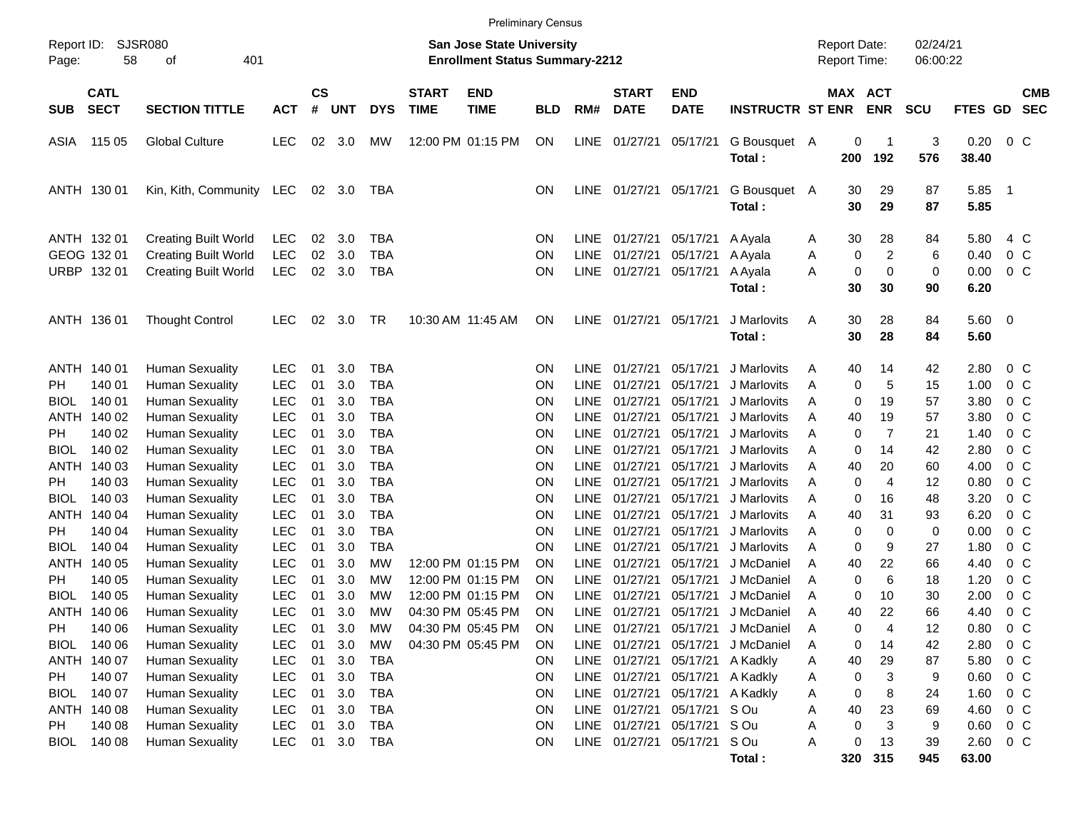Preliminary Census

Report ID: SJSR080

**San Jose State University**
**Enrollment Status Summary-2212**

Report Date: 02/24/21
Report Time: 06:00:22

| SUB | CATL SECT | SECTION TITTLE | ACT | CS # | UNT | DYS | START TIME | END TIME | BLD | RM# | START DATE | END DATE | INSTRUCTR | ST | MAX ENR | ACT ENR | SCU | FTES | GD | CMB SEC |
|---|---|---|---|---|---|---|---|---|---|---|---|---|---|---|---|---|---|---|---|---|
| ASIA | 115 05 | Global Culture | LEC | 02 | 3.0 | MW | 12:00 PM | 01:15 PM | ON | LINE | 01/27/21 | 05/17/21 | G Bousquet | A | 0 | 1 | 3 | 0.20 | 0 | C |
| | | | | | | | | | | | | | **Total :** | | **200** | **192** | **576** | **38.40** | | |
| ANTH | 130 01 | Kin, Kith, Community | LEC | 02 | 3.0 | TBA | | | ON | LINE | 01/27/21 | 05/17/21 | G Bousquet | A | 30 | 29 | 87 | 5.85 | 1 | |
| | | | | | | | | | | | | | **Total :** | | **30** | **29** | **87** | **5.85** | | |
| ANTH | 132 01 | Creating Built World | LEC | 02 | 3.0 | TBA | | | ON | LINE | 01/27/21 | 05/17/21 | A Ayala | A | 30 | 28 | 84 | 5.80 | 4 | C |
| GEOG | 132 01 | Creating Built World | LEC | 02 | 3.0 | TBA | | | ON | LINE | 01/27/21 | 05/17/21 | A Ayala | A | 0 | 2 | 6 | 0.40 | 0 | C |
| URBP | 132 01 | Creating Built World | LEC | 02 | 3.0 | TBA | | | ON | LINE | 01/27/21 | 05/17/21 | A Ayala | A | 0 | 0 | 0 | 0.00 | 0 | C |
| | | | | | | | | | | | | | **Total :** | | **30** | **30** | **90** | **6.20** | | |
| ANTH | 136 01 | Thought Control | LEC | 02 | 3.0 | TR | 10:30 AM | 11:45 AM | ON | LINE | 01/27/21 | 05/17/21 | J Marlovits | A | 30 | 28 | 84 | 5.60 | 0 | |
| | | | | | | | | | | | | | **Total :** | | **30** | **28** | **84** | **5.60** | | |
| ANTH | 140 01 | Human Sexuality | LEC | 01 | 3.0 | TBA | | | ON | LINE | 01/27/21 | 05/17/21 | J Marlovits | A | 40 | 14 | 42 | 2.80 | 0 | C |
| PH | 140 01 | Human Sexuality | LEC | 01 | 3.0 | TBA | | | ON | LINE | 01/27/21 | 05/17/21 | J Marlovits | A | 0 | 5 | 15 | 1.00 | 0 | C |
| BIOL | 140 01 | Human Sexuality | LEC | 01 | 3.0 | TBA | | | ON | LINE | 01/27/21 | 05/17/21 | J Marlovits | A | 0 | 19 | 57 | 3.80 | 0 | C |
| ANTH | 140 02 | Human Sexuality | LEC | 01 | 3.0 | TBA | | | ON | LINE | 01/27/21 | 05/17/21 | J Marlovits | A | 40 | 19 | 57 | 3.80 | 0 | C |
| PH | 140 02 | Human Sexuality | LEC | 01 | 3.0 | TBA | | | ON | LINE | 01/27/21 | 05/17/21 | J Marlovits | A | 0 | 7 | 21 | 1.40 | 0 | C |
| BIOL | 140 02 | Human Sexuality | LEC | 01 | 3.0 | TBA | | | ON | LINE | 01/27/21 | 05/17/21 | J Marlovits | A | 0 | 14 | 42 | 2.80 | 0 | C |
| ANTH | 140 03 | Human Sexuality | LEC | 01 | 3.0 | TBA | | | ON | LINE | 01/27/21 | 05/17/21 | J Marlovits | A | 40 | 20 | 60 | 4.00 | 0 | C |
| PH | 140 03 | Human Sexuality | LEC | 01 | 3.0 | TBA | | | ON | LINE | 01/27/21 | 05/17/21 | J Marlovits | A | 0 | 4 | 12 | 0.80 | 0 | C |
| BIOL | 140 03 | Human Sexuality | LEC | 01 | 3.0 | TBA | | | ON | LINE | 01/27/21 | 05/17/21 | J Marlovits | A | 0 | 16 | 48 | 3.20 | 0 | C |
| ANTH | 140 04 | Human Sexuality | LEC | 01 | 3.0 | TBA | | | ON | LINE | 01/27/21 | 05/17/21 | J Marlovits | A | 40 | 31 | 93 | 6.20 | 0 | C |
| PH | 140 04 | Human Sexuality | LEC | 01 | 3.0 | TBA | | | ON | LINE | 01/27/21 | 05/17/21 | J Marlovits | A | 0 | 0 | 0 | 0.00 | 0 | C |
| BIOL | 140 04 | Human Sexuality | LEC | 01 | 3.0 | TBA | | | ON | LINE | 01/27/21 | 05/17/21 | J Marlovits | A | 0 | 9 | 27 | 1.80 | 0 | C |
| ANTH | 140 05 | Human Sexuality | LEC | 01 | 3.0 | MW | 12:00 PM | 01:15 PM | ON | LINE | 01/27/21 | 05/17/21 | J McDaniel | A | 40 | 22 | 66 | 4.40 | 0 | C |
| PH | 140 05 | Human Sexuality | LEC | 01 | 3.0 | MW | 12:00 PM | 01:15 PM | ON | LINE | 01/27/21 | 05/17/21 | J McDaniel | A | 0 | 6 | 18 | 1.20 | 0 | C |
| BIOL | 140 05 | Human Sexuality | LEC | 01 | 3.0 | MW | 12:00 PM | 01:15 PM | ON | LINE | 01/27/21 | 05/17/21 | J McDaniel | A | 0 | 10 | 30 | 2.00 | 0 | C |
| ANTH | 140 06 | Human Sexuality | LEC | 01 | 3.0 | MW | 04:30 PM | 05:45 PM | ON | LINE | 01/27/21 | 05/17/21 | J McDaniel | A | 40 | 22 | 66 | 4.40 | 0 | C |
| PH | 140 06 | Human Sexuality | LEC | 01 | 3.0 | MW | 04:30 PM | 05:45 PM | ON | LINE | 01/27/21 | 05/17/21 | J McDaniel | A | 0 | 4 | 12 | 0.80 | 0 | C |
| BIOL | 140 06 | Human Sexuality | LEC | 01 | 3.0 | MW | 04:30 PM | 05:45 PM | ON | LINE | 01/27/21 | 05/17/21 | J McDaniel | A | 0 | 14 | 42 | 2.80 | 0 | C |
| ANTH | 140 07 | Human Sexuality | LEC | 01 | 3.0 | TBA | | | ON | LINE | 01/27/21 | 05/17/21 | A Kadkly | A | 40 | 29 | 87 | 5.80 | 0 | C |
| PH | 140 07 | Human Sexuality | LEC | 01 | 3.0 | TBA | | | ON | LINE | 01/27/21 | 05/17/21 | A Kadkly | A | 0 | 3 | 9 | 0.60 | 0 | C |
| BIOL | 140 07 | Human Sexuality | LEC | 01 | 3.0 | TBA | | | ON | LINE | 01/27/21 | 05/17/21 | A Kadkly | A | 0 | 8 | 24 | 1.60 | 0 | C |
| ANTH | 140 08 | Human Sexuality | LEC | 01 | 3.0 | TBA | | | ON | LINE | 01/27/21 | 05/17/21 | S Ou | A | 40 | 23 | 69 | 4.60 | 0 | C |
| PH | 140 08 | Human Sexuality | LEC | 01 | 3.0 | TBA | | | ON | LINE | 01/27/21 | 05/17/21 | S Ou | A | 0 | 3 | 9 | 0.60 | 0 | C |
| BIOL | 140 08 | Human Sexuality | LEC | 01 | 3.0 | TBA | | | ON | LINE | 01/27/21 | 05/17/21 | S Ou | A | 0 | 13 | 39 | 2.60 | 0 | C |
| | | | | | | | | | | | | | **Total :** | | **320** | **315** | **945** | **63.00** | | |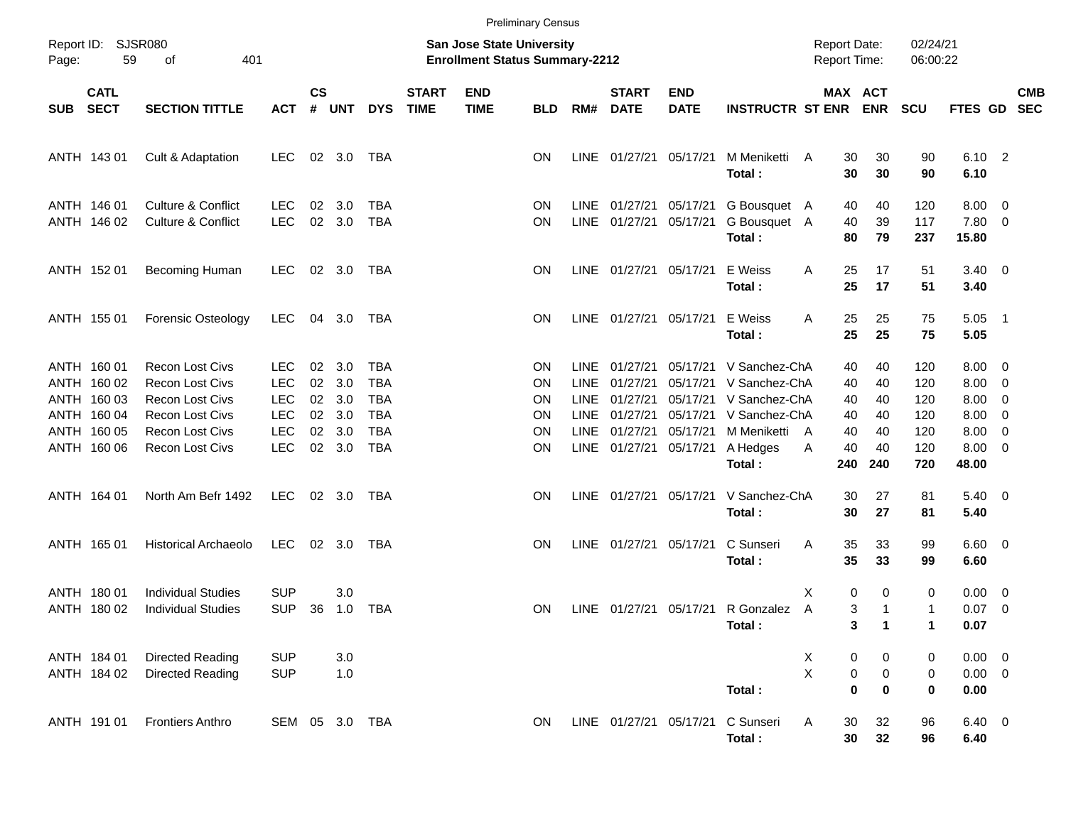Preliminary Census

Report ID: SJSR080

**San Jose State University**
**Enrollment Status Summary-2212**

Report Date: 02/24/21
Report Time: 06:00:22

| SUB | CATL SECT | SECTION TITTLE | ACT | CS # | UNT | DYS | START TIME | END TIME | BLD | RM# | START DATE | END DATE | INSTRUCTR | ST | MAX ENR | ACT ENR | SCU | FTES | GD | CMB SEC |
|---|---|---|---|---|---|---|---|---|---|---|---|---|---|---|---|---|---|---|---|---|
| ANTH | 143 01 | Cult & Adaptation | LEC | 02 | 3.0 | TBA | | | ON | LINE | 01/27/21 | 05/17/21 | M Meniketti | A | 30 | 30 | 90 | 6.10 | 2 | |
| | | | | | | | | | | | | | **Total :** | | **30** | **30** | **90** | **6.10** | | |
| ANTH | 146 01 | Culture & Conflict | LEC | 02 | 3.0 | TBA | | | ON | LINE | 01/27/21 | 05/17/21 | G Bousquet | A | 40 | 40 | 120 | 8.00 | 0 | |
| ANTH | 146 02 | Culture & Conflict | LEC | 02 | 3.0 | TBA | | | ON | LINE | 01/27/21 | 05/17/21 | G Bousquet | A | 40 | 39 | 117 | 7.80 | 0 | |
| | | | | | | | | | | | | | **Total :** | | **80** | **79** | **237** | **15.80** | | |
| ANTH | 152 01 | Becoming Human | LEC | 02 | 3.0 | TBA | | | ON | LINE | 01/27/21 | 05/17/21 | E Weiss | A | 25 | 17 | 51 | 3.40 | 0 | |
| | | | | | | | | | | | | | **Total :** | | **25** | **17** | **51** | **3.40** | | |
| ANTH | 155 01 | Forensic Osteology | LEC | 04 | 3.0 | TBA | | | ON | LINE | 01/27/21 | 05/17/21 | E Weiss | A | 25 | 25 | 75 | 5.05 | 1 | |
| | | | | | | | | | | | | | **Total :** | | **25** | **25** | **75** | **5.05** | | |
| ANTH | 160 01 | Recon Lost Civs | LEC | 02 | 3.0 | TBA | | | ON | LINE | 01/27/21 | 05/17/21 | V Sanchez-Ch | A | 40 | 40 | 120 | 8.00 | 0 | |
| ANTH | 160 02 | Recon Lost Civs | LEC | 02 | 3.0 | TBA | | | ON | LINE | 01/27/21 | 05/17/21 | V Sanchez-Ch | A | 40 | 40 | 120 | 8.00 | 0 | |
| ANTH | 160 03 | Recon Lost Civs | LEC | 02 | 3.0 | TBA | | | ON | LINE | 01/27/21 | 05/17/21 | V Sanchez-Ch | A | 40 | 40 | 120 | 8.00 | 0 | |
| ANTH | 160 04 | Recon Lost Civs | LEC | 02 | 3.0 | TBA | | | ON | LINE | 01/27/21 | 05/17/21 | V Sanchez-Ch | A | 40 | 40 | 120 | 8.00 | 0 | |
| ANTH | 160 05 | Recon Lost Civs | LEC | 02 | 3.0 | TBA | | | ON | LINE | 01/27/21 | 05/17/21 | M Meniketti | A | 40 | 40 | 120 | 8.00 | 0 | |
| ANTH | 160 06 | Recon Lost Civs | LEC | 02 | 3.0 | TBA | | | ON | LINE | 01/27/21 | 05/17/21 | A Hedges | A | 40 | 40 | 120 | 8.00 | 0 | |
| | | | | | | | | | | | | | **Total :** | | **240** | **240** | **720** | **48.00** | | |
| ANTH | 164 01 | North Am Befr 1492 | LEC | 02 | 3.0 | TBA | | | ON | LINE | 01/27/21 | 05/17/21 | V Sanchez-Ch | A | 30 | 27 | 81 | 5.40 | 0 | |
| | | | | | | | | | | | | | **Total :** | | **30** | **27** | **81** | **5.40** | | |
| ANTH | 165 01 | Historical Archaeolo | LEC | 02 | 3.0 | TBA | | | ON | LINE | 01/27/21 | 05/17/21 | C Sunseri | A | 35 | 33 | 99 | 6.60 | 0 | |
| | | | | | | | | | | | | | **Total :** | | **35** | **33** | **99** | **6.60** | | |
| ANTH | 180 01 | Individual Studies | SUP | | 3.0 | | | | | | | | | X | 0 | 0 | 0 | 0.00 | 0 | |
| ANTH | 180 02 | Individual Studies | SUP | 36 | 1.0 | TBA | | | ON | LINE | 01/27/21 | 05/17/21 | R Gonzalez | A | 3 | 1 | 1 | 0.07 | 0 | |
| | | | | | | | | | | | | | **Total :** | | **3** | **1** | **1** | **0.07** | | |
| ANTH | 184 01 | Directed Reading | SUP | | 3.0 | | | | | | | | | X | 0 | 0 | 0 | 0.00 | 0 | |
| ANTH | 184 02 | Directed Reading | SUP | | 1.0 | | | | | | | | | X | 0 | 0 | 0 | 0.00 | 0 | |
| | | | | | | | | | | | | | **Total :** | | **0** | **0** | **0** | **0.00** | | |
| ANTH | 191 01 | Frontiers Anthro | SEM | 05 | 3.0 | TBA | | | ON | LINE | 01/27/21 | 05/17/21 | C Sunseri | A | 30 | 32 | 96 | 6.40 | 0 | |
| | | | | | | | | | | | | | **Total :** | | **30** | **32** | **96** | **6.40** | | |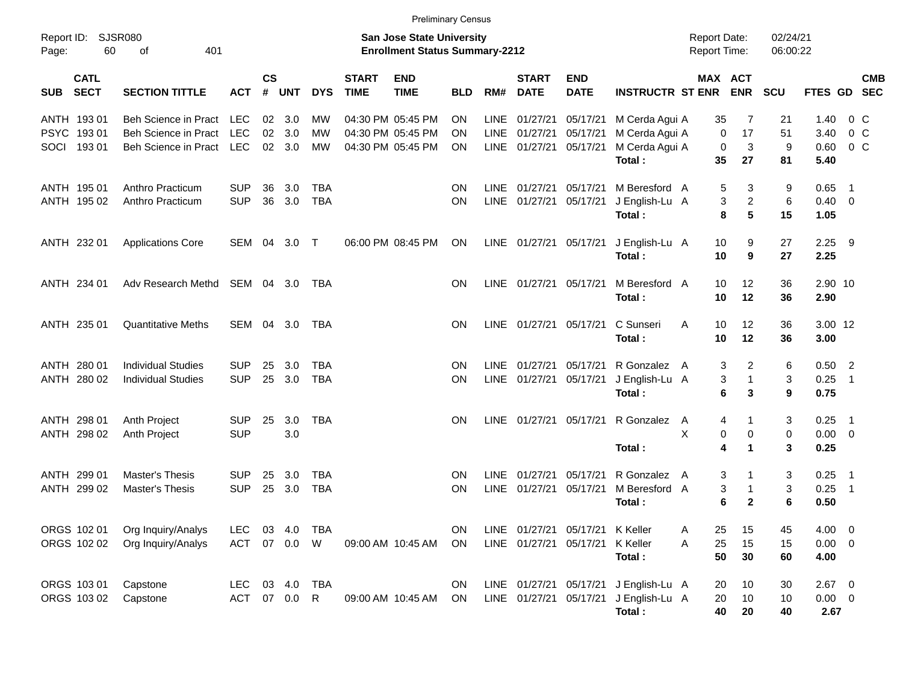Preliminary Census

Report ID: SJSR080

**San Jose State University**
**Enrollment Status Summary-2212**

Report Date: 02/24/21
Report Time: 06:00:22

| SUB | CATL SECT | SECTION TITTLE | ACT | CS # | UNT | DYS | START TIME | END TIME | BLD | RM# | START DATE | END DATE | INSTRUCTR | ST | MAX ENR | ACT ENR | SCU | FTES | GD | CMB SEC |
|---|---|---|---|---|---|---|---|---|---|---|---|---|---|---|---|---|---|---|---|---|
| ANTH | 193 01 | Beh Science in Pract | LEC | 02 | 3.0 | MW | 04:30 PM | 05:45 PM | ON | LINE | 01/27/21 | 05/17/21 | M Cerda Agui | A | 35 | 7 | 21 | 1.40 | 0 | C |
| PSYC | 193 01 | Beh Science in Pract | LEC | 02 | 3.0 | MW | 04:30 PM | 05:45 PM | ON | LINE | 01/27/21 | 05/17/21 | M Cerda Agui | A | 0 | 17 | 51 | 3.40 | 0 | C |
| SOCI | 193 01 | Beh Science in Pract | LEC | 02 | 3.0 | MW | 04:30 PM | 05:45 PM | ON | LINE | 01/27/21 | 05/17/21 | M Cerda Agui | A | 0 | 3 | 9 | 0.60 | 0 | C |
| | | | | | | | | | | | | | **Total :** | | **35** | **27** | **81** | **5.40** | | |
| ANTH | 195 01 | Anthro Practicum | SUP | 36 | 3.0 | TBA | | | ON | LINE | 01/27/21 | 05/17/21 | M Beresford | A | 5 | 3 | 9 | 0.65 | 1 | |
| ANTH | 195 02 | Anthro Practicum | SUP | 36 | 3.0 | TBA | | | ON | LINE | 01/27/21 | 05/17/21 | J English-Lu | A | 3 | 2 | 6 | 0.40 | 0 | |
| | | | | | | | | | | | | | **Total :** | | **8** | **5** | **15** | **1.05** | | |
| ANTH | 232 01 | Applications Core | SEM | 04 | 3.0 | T | 06:00 PM | 08:45 PM | ON | LINE | 01/27/21 | 05/17/21 | J English-Lu | A | 10 | 9 | 27 | 2.25 | 9 | |
| | | | | | | | | | | | | | **Total :** | | **10** | **9** | **27** | **2.25** | | |
| ANTH | 234 01 | Adv Research Methd | SEM | 04 | 3.0 | TBA | | | ON | LINE | 01/27/21 | 05/17/21 | M Beresford | A | 10 | 12 | 36 | 2.90 | 10 | |
| | | | | | | | | | | | | | **Total :** | | **10** | **12** | **36** | **2.90** | | |
| ANTH | 235 01 | Quantitative Meths | SEM | 04 | 3.0 | TBA | | | ON | LINE | 01/27/21 | 05/17/21 | C Sunseri | A | 10 | 12 | 36 | 3.00 | 12 | |
| | | | | | | | | | | | | | **Total :** | | **10** | **12** | **36** | **3.00** | | |
| ANTH | 280 01 | Individual Studies | SUP | 25 | 3.0 | TBA | | | ON | LINE | 01/27/21 | 05/17/21 | R Gonzalez | A | 3 | 2 | 6 | 0.50 | 2 | |
| ANTH | 280 02 | Individual Studies | SUP | 25 | 3.0 | TBA | | | ON | LINE | 01/27/21 | 05/17/21 | J English-Lu | A | 3 | 1 | 3 | 0.25 | 1 | |
| | | | | | | | | | | | | | **Total :** | | **6** | **3** | **9** | **0.75** | | |
| ANTH | 298 01 | Anth Project | SUP | 25 | 3.0 | TBA | | | ON | LINE | 01/27/21 | 05/17/21 | R Gonzalez | A | 4 | 1 | 3 | 0.25 | 1 | |
| ANTH | 298 02 | Anth Project | SUP | | 3.0 | | | | | | | | | X | 0 | 0 | 0 | 0.00 | 0 | |
| | | | | | | | | | | | | | **Total :** | | **4** | **1** | **3** | **0.25** | | |
| ANTH | 299 01 | Master's Thesis | SUP | 25 | 3.0 | TBA | | | ON | LINE | 01/27/21 | 05/17/21 | R Gonzalez | A | 3 | 1 | 3 | 0.25 | 1 | |
| ANTH | 299 02 | Master's Thesis | SUP | 25 | 3.0 | TBA | | | ON | LINE | 01/27/21 | 05/17/21 | M Beresford | A | 3 | 1 | 3 | 0.25 | 1 | |
| | | | | | | | | | | | | | **Total :** | | **6** | **2** | **6** | **0.50** | | |
| ORGS | 102 01 | Org Inquiry/Analys | LEC | 03 | 4.0 | TBA | | | ON | LINE | 01/27/21 | 05/17/21 | K Keller | A | 25 | 15 | 45 | 4.00 | 0 | |
| ORGS | 102 02 | Org Inquiry/Analys | ACT | 07 | 0.0 | W | 09:00 AM | 10:45 AM | ON | LINE | 01/27/21 | 05/17/21 | K Keller | A | 25 | 15 | 15 | 0.00 | 0 | |
| | | | | | | | | | | | | | **Total :** | | **50** | **30** | **60** | **4.00** | | |
| ORGS | 103 01 | Capstone | LEC | 03 | 4.0 | TBA | | | ON | LINE | 01/27/21 | 05/17/21 | J English-Lu | A | 20 | 10 | 30 | 2.67 | 0 | |
| ORGS | 103 02 | Capstone | ACT | 07 | 0.0 | R | 09:00 AM | 10:45 AM | ON | LINE | 01/27/21 | 05/17/21 | J English-Lu | A | 20 | 10 | 10 | 0.00 | 0 | |
| | | | | | | | | | | | | | **Total :** | | **40** | **20** | **40** | **2.67** | | |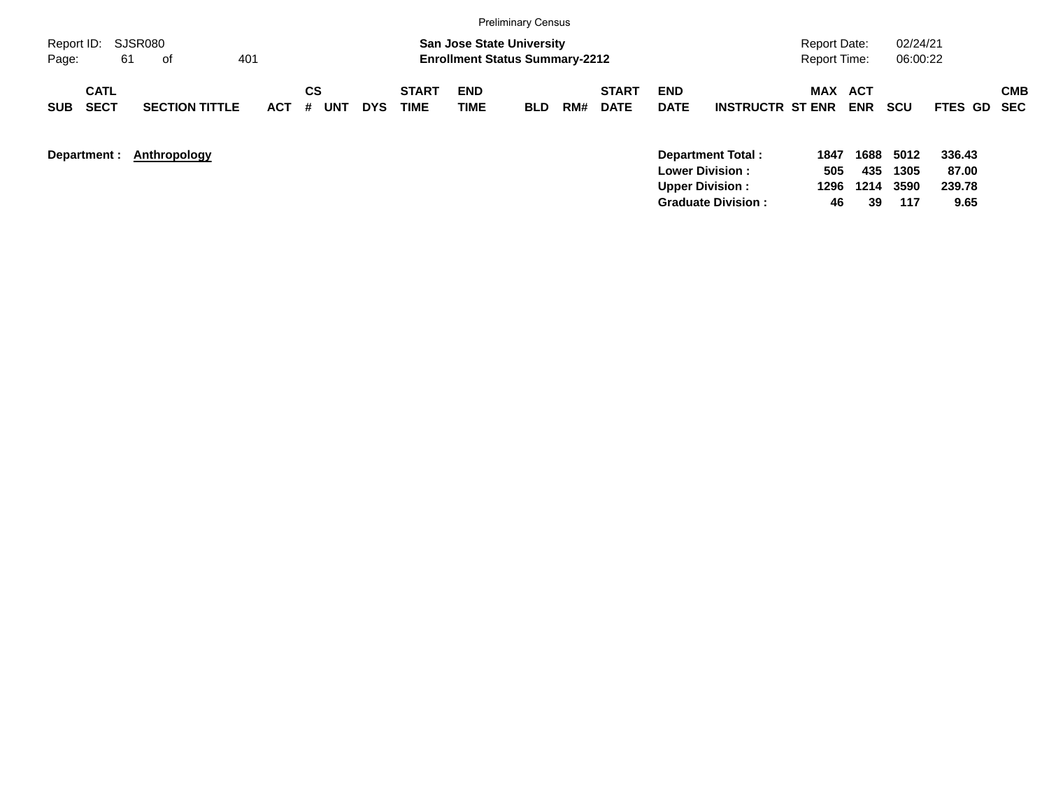Preliminary Census

Report ID: SJSR080

**San Jose State University**
**Enrollment Status Summary-2212**

Report Date: 02/24/21
Report Time: 06:00:22

| SUB | CATL SECT | SECTION TITTLE | ACT | CS # | UNT | DYS | START TIME | END TIME | BLD | RM# | START DATE | END DATE | INSTRUCTR | ST | MAX ENR | ACT ENR | SCU | FTES | GD | CMB SEC |
|---|---|---|---|---|---|---|---|---|---|---|---|---|---|---|---|---|---|---|---|---|

**Department :** **Anthropology**

| | MAX ENR | ACT ENR | SCU | FTES |
|---|---|---|---|---|
| **Department Total :** | 1847 | 1688 | 5012 | 336.43 |
| **Lower Division :** | 505 | 435 | 1305 | 87.00 |
| **Upper Division :** | 1296 | 1214 | 3590 | 239.78 |
| **Graduate Division :** | 46 | 39 | 117 | 9.65 |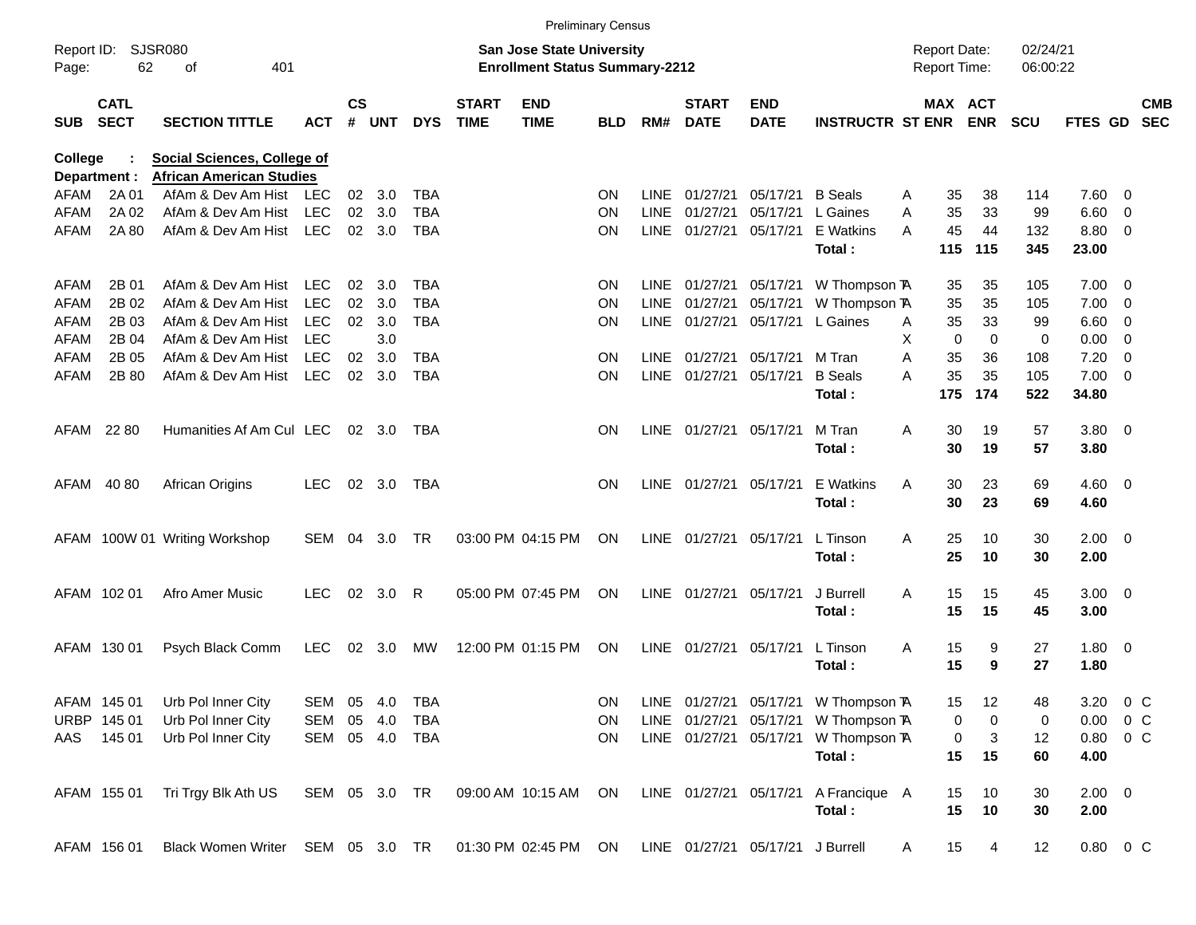Preliminary Census

Report ID: SJSR080
Page: 62 of 401

**San Jose State University**
**Enrollment Status Summary-2212**

Report Date: 02/24/21
Report Time: 06:00:22

**College : Social Sciences, College of**
**Department : African American Studies**

| SUB | CATL SECT | SECTION TITTLE | ACT | CS # | UNT | DYS | START TIME | END TIME | BLD | RM# | START DATE | END DATE | INSTRUCTR | ST | MAX ENR | ACT ENR | SCU | FTES | GD | CMB SEC |
|---|---|---|---|---|---|---|---|---|---|---|---|---|---|---|---|---|---|---|---|---|
| AFAM | 2A 01 | AfAm & Dev Am Hist | LEC | 02 | 3.0 | TBA | | | ON | LINE | 01/27/21 | 05/17/21 | B Seals | A | 35 | 38 | 114 | 7.60 | 0 | |
| AFAM | 2A 02 | AfAm & Dev Am Hist | LEC | 02 | 3.0 | TBA | | | ON | LINE | 01/27/21 | 05/17/21 | L Gaines | A | 35 | 33 | 99 | 6.60 | 0 | |
| AFAM | 2A 80 | AfAm & Dev Am Hist | LEC | 02 | 3.0 | TBA | | | ON | LINE | 01/27/21 | 05/17/21 | E Watkins | A | 45 | 44 | 132 | 8.80 | 0 | |
| | | | | | | | | | | | | | **Total :** | | **115** | **115** | **345** | **23.00** | | |
| AFAM | 2B 01 | AfAm & Dev Am Hist | LEC | 02 | 3.0 | TBA | | | ON | LINE | 01/27/21 | 05/17/21 | W Thompson T | A | 35 | 35 | 105 | 7.00 | 0 | |
| AFAM | 2B 02 | AfAm & Dev Am Hist | LEC | 02 | 3.0 | TBA | | | ON | LINE | 01/27/21 | 05/17/21 | W Thompson T | A | 35 | 35 | 105 | 7.00 | 0 | |
| AFAM | 2B 03 | AfAm & Dev Am Hist | LEC | 02 | 3.0 | TBA | | | ON | LINE | 01/27/21 | 05/17/21 | L Gaines | A | 35 | 33 | 99 | 6.60 | 0 | |
| AFAM | 2B 04 | AfAm & Dev Am Hist | LEC | | 3.0 | | | | | | | | | X | 0 | 0 | 0 | 0.00 | 0 | |
| AFAM | 2B 05 | AfAm & Dev Am Hist | LEC | 02 | 3.0 | TBA | | | ON | LINE | 01/27/21 | 05/17/21 | M Tran | A | 35 | 36 | 108 | 7.20 | 0 | |
| AFAM | 2B 80 | AfAm & Dev Am Hist | LEC | 02 | 3.0 | TBA | | | ON | LINE | 01/27/21 | 05/17/21 | B Seals | A | 35 | 35 | 105 | 7.00 | 0 | |
| | | | | | | | | | | | | | **Total :** | | **175** | **174** | **522** | **34.80** | | |
| AFAM | 22 80 | Humanities Af Am Cul | LEC | 02 | 3.0 | TBA | | | ON | LINE | 01/27/21 | 05/17/21 | M Tran | A | 30 | 19 | 57 | 3.80 | 0 | |
| | | | | | | | | | | | | | **Total :** | | **30** | **19** | **57** | **3.80** | | |
| AFAM | 40 80 | African Origins | LEC | 02 | 3.0 | TBA | | | ON | LINE | 01/27/21 | 05/17/21 | E Watkins | A | 30 | 23 | 69 | 4.60 | 0 | |
| | | | | | | | | | | | | | **Total :** | | **30** | **23** | **69** | **4.60** | | |
| AFAM | 100W 01 | Writing Workshop | SEM | 04 | 3.0 | TR | 03:00 PM | 04:15 PM | ON | LINE | 01/27/21 | 05/17/21 | L Tinson | A | 25 | 10 | 30 | 2.00 | 0 | |
| | | | | | | | | | | | | | **Total :** | | **25** | **10** | **30** | **2.00** | | |
| AFAM | 102 01 | Afro Amer Music | LEC | 02 | 3.0 | R | 05:00 PM | 07:45 PM | ON | LINE | 01/27/21 | 05/17/21 | J Burrell | A | 15 | 15 | 45 | 3.00 | 0 | |
| | | | | | | | | | | | | | **Total :** | | **15** | **15** | **45** | **3.00** | | |
| AFAM | 130 01 | Psych Black Comm | LEC | 02 | 3.0 | MW | 12:00 PM | 01:15 PM | ON | LINE | 01/27/21 | 05/17/21 | L Tinson | A | 15 | 9 | 27 | 1.80 | 0 | |
| | | | | | | | | | | | | | **Total :** | | **15** | **9** | **27** | **1.80** | | |
| AFAM | 145 01 | Urb Pol Inner City | SEM | 05 | 4.0 | TBA | | | ON | LINE | 01/27/21 | 05/17/21 | W Thompson T | A | 15 | 12 | 48 | 3.20 | 0 | C |
| URBP | 145 01 | Urb Pol Inner City | SEM | 05 | 4.0 | TBA | | | ON | LINE | 01/27/21 | 05/17/21 | W Thompson T | A | 0 | 0 | 0 | 0.00 | 0 | C |
| AAS | 145 01 | Urb Pol Inner City | SEM | 05 | 4.0 | TBA | | | ON | LINE | 01/27/21 | 05/17/21 | W Thompson T | A | 0 | 3 | 12 | 0.80 | 0 | C |
| | | | | | | | | | | | | | **Total :** | | **15** | **15** | **60** | **4.00** | | |
| AFAM | 155 01 | Tri Trgy Blk Ath US | SEM | 05 | 3.0 | TR | 09:00 AM | 10:15 AM | ON | LINE | 01/27/21 | 05/17/21 | A Francique | A | 15 | 10 | 30 | 2.00 | 0 | |
| | | | | | | | | | | | | | **Total :** | | **15** | **10** | **30** | **2.00** | | |
| AFAM | 156 01 | Black Women Writer | SEM | 05 | 3.0 | TR | 01:30 PM | 02:45 PM | ON | LINE | 01/27/21 | 05/17/21 | J Burrell | A | 15 | 4 | 12 | 0.80 | 0 | C |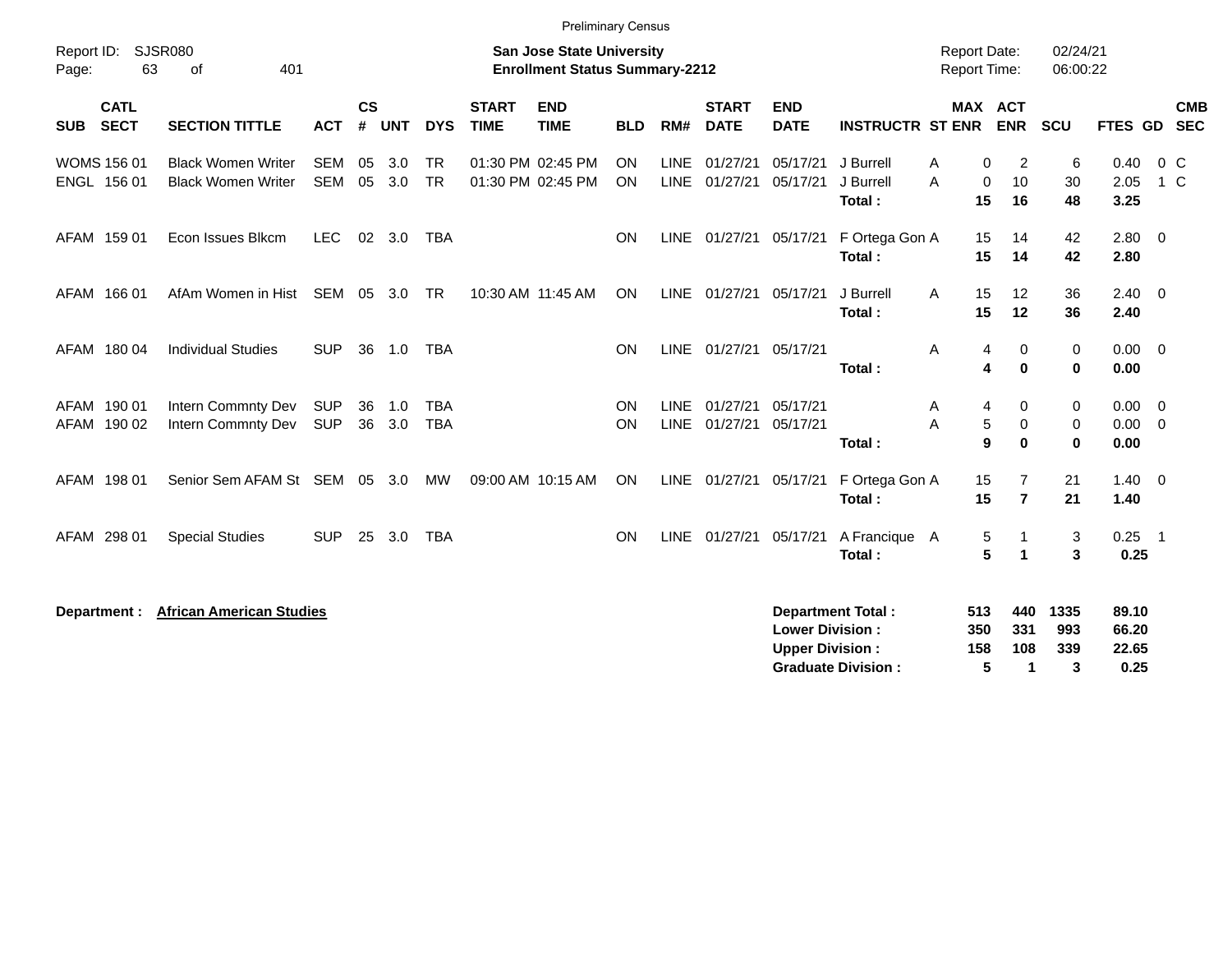Preliminary Census

Report ID: SJSR080

**San Jose State University**
**Enrollment Status Summary-2212**

Report Date: 02/24/21
Report Time: 06:00:22

| SUB | CATL SECT | SECTION TITTLE | ACT | CS # | UNT | DYS | START TIME | END TIME | BLD | RM# | START DATE | END DATE | INSTRUCTR | ST | MAX ENR | ACT ENR | SCU | FTES | GD | CMB SEC |
|---|---|---|---|---|---|---|---|---|---|---|---|---|---|---|---|---|---|---|---|---|
| WOMS | 156 01 | Black Women Writer | SEM | 05 | 3.0 | TR | 01:30 PM | 02:45 PM | ON | LINE | 01/27/21 | 05/17/21 | J Burrell | A | 0 | 2 | 6 | 0.40 | 0 | C |
| ENGL | 156 01 | Black Women Writer | SEM | 05 | 3.0 | TR | 01:30 PM | 02:45 PM | ON | LINE | 01/27/21 | 05/17/21 | J Burrell | A | 0 | 10 | 30 | 2.05 | 1 | C |
| | | | | | | | | | | | | | **Total :** | | **15** | **16** | **48** | **3.25** | | |
| AFAM | 159 01 | Econ Issues Blkcm | LEC | 02 | 3.0 | TBA | | | ON | LINE | 01/27/21 | 05/17/21 | F Ortega Gon | A | 15 | 14 | 42 | 2.80 | 0 | |
| | | | | | | | | | | | | | **Total :** | | **15** | **14** | **42** | **2.80** | | |
| AFAM | 166 01 | AfAm Women in Hist | SEM | 05 | 3.0 | TR | 10:30 AM | 11:45 AM | ON | LINE | 01/27/21 | 05/17/21 | J Burrell | A | 15 | 12 | 36 | 2.40 | 0 | |
| | | | | | | | | | | | | | **Total :** | | **15** | **12** | **36** | **2.40** | | |
| AFAM | 180 04 | Individual Studies | SUP | 36 | 1.0 | TBA | | | ON | LINE | 01/27/21 | 05/17/21 | | A | 4 | 0 | 0 | 0.00 | 0 | |
| | | | | | | | | | | | | | **Total :** | | **4** | **0** | **0** | **0.00** | | |
| AFAM | 190 01 | Intern Commnty Dev | SUP | 36 | 1.0 | TBA | | | ON | LINE | 01/27/21 | 05/17/21 | | A | 4 | 0 | 0 | 0.00 | 0 | |
| AFAM | 190 02 | Intern Commnty Dev | SUP | 36 | 3.0 | TBA | | | ON | LINE | 01/27/21 | 05/17/21 | | A | 5 | 0 | 0 | 0.00 | 0 | |
| | | | | | | | | | | | | | **Total :** | | **9** | **0** | **0** | **0.00** | | |
| AFAM | 198 01 | Senior Sem AFAM St | SEM | 05 | 3.0 | MW | 09:00 AM | 10:15 AM | ON | LINE | 01/27/21 | 05/17/21 | F Ortega Gon | A | 15 | 7 | 21 | 1.40 | 0 | |
| | | | | | | | | | | | | | **Total :** | | **15** | **7** | **21** | **1.40** | | |
| AFAM | 298 01 | Special Studies | SUP | 25 | 3.0 | TBA | | | ON | LINE | 01/27/21 | 05/17/21 | A Francique | A | 5 | 1 | 3 | 0.25 | 1 | |
| | | | | | | | | | | | | | **Total :** | | **5** | **1** | **3** | **0.25** | | |

**Department : African American Studies**

| | MAX ENR | ACT ENR | SCU | FTES |
|---|---|---|---|---|
| **Department Total :** | **513** | **440** | **1335** | **89.10** |
| **Lower Division :** | **350** | **331** | **993** | **66.20** |
| **Upper Division :** | **158** | **108** | **339** | **22.65** |
| **Graduate Division :** | **5** | **1** | **3** | **0.25** |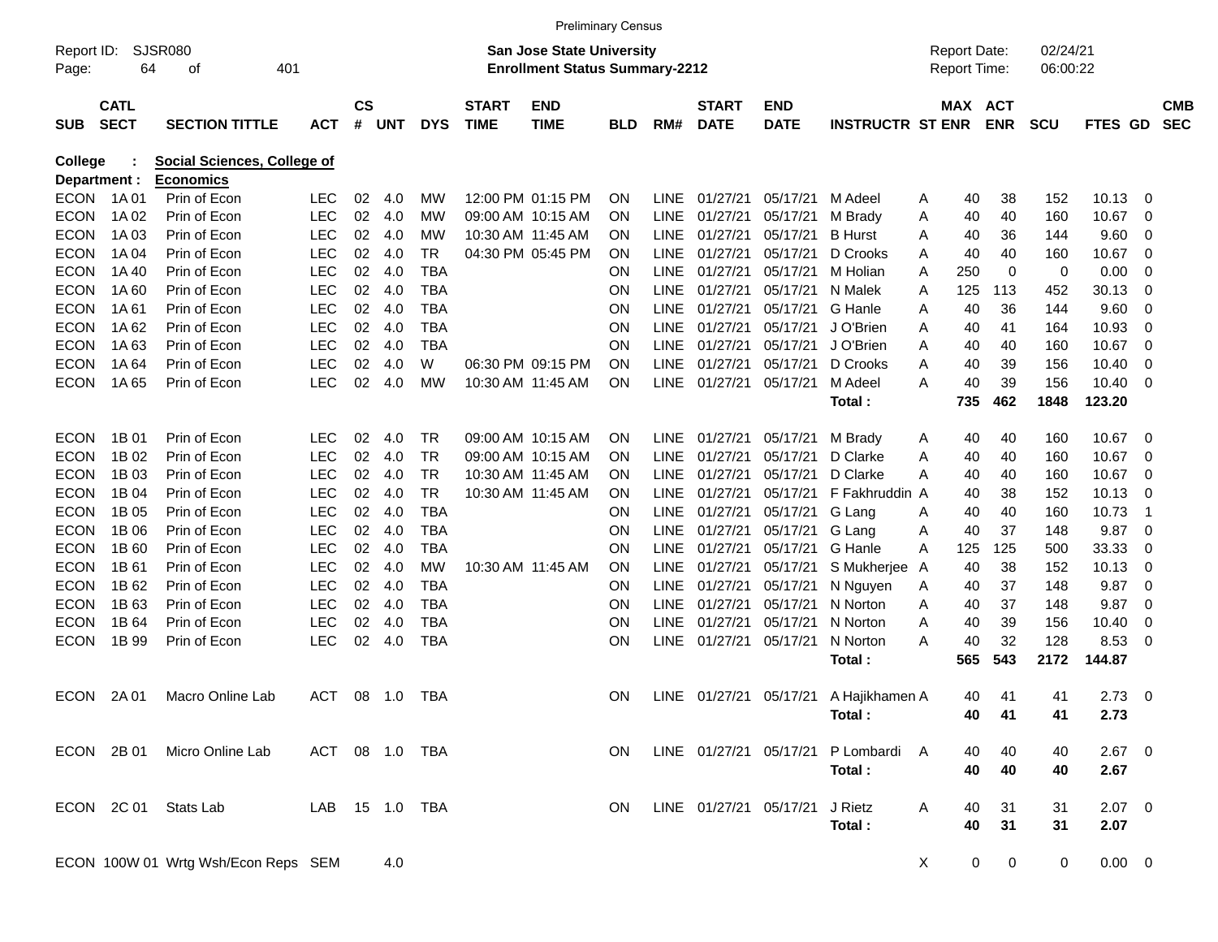Preliminary Census

Report ID: SJSR080

**San Jose State University**
**Enrollment Status Summary-2212**

Report Date: 02/24/21
Report Time: 06:00:22

| SUB | CATL SECT | SECTION TITTLE | ACT | CS # | UNT | DYS | START TIME | END TIME | BLD | RM# | START DATE | END DATE | INSTRUCTR | ST | MAX ENR | ACT ENR | SCU | FTES | GD | CMB SEC |
|---|---|---|---|---|---|---|---|---|---|---|---|---|---|---|---|---|---|---|---|---|
| **College :** | | **Social Sciences, College of** | | | | | | | | | | | | | | | | | | |
| **Department :** | | **Economics** | | | | | | | | | | | | | | | | | | |
| ECON | 1A 01 | Prin of Econ | LEC | 02 | 4.0 | MW | 12:00 PM | 01:15 PM | ON | LINE | 01/27/21 | 05/17/21 | M Adeel | A | 40 | 38 | 152 | 10.13 | 0 | |
| ECON | 1A 02 | Prin of Econ | LEC | 02 | 4.0 | MW | 09:00 AM | 10:15 AM | ON | LINE | 01/27/21 | 05/17/21 | M Brady | A | 40 | 40 | 160 | 10.67 | 0 | |
| ECON | 1A 03 | Prin of Econ | LEC | 02 | 4.0 | MW | 10:30 AM | 11:45 AM | ON | LINE | 01/27/21 | 05/17/21 | B Hurst | A | 40 | 36 | 144 | 9.60 | 0 | |
| ECON | 1A 04 | Prin of Econ | LEC | 02 | 4.0 | TR | 04:30 PM | 05:45 PM | ON | LINE | 01/27/21 | 05/17/21 | D Crooks | A | 40 | 40 | 160 | 10.67 | 0 | |
| ECON | 1A 40 | Prin of Econ | LEC | 02 | 4.0 | TBA | | | ON | LINE | 01/27/21 | 05/17/21 | M Holian | A | 250 | 0 | 0 | 0.00 | 0 | |
| ECON | 1A 60 | Prin of Econ | LEC | 02 | 4.0 | TBA | | | ON | LINE | 01/27/21 | 05/17/21 | N Malek | A | 125 | 113 | 452 | 30.13 | 0 | |
| ECON | 1A 61 | Prin of Econ | LEC | 02 | 4.0 | TBA | | | ON | LINE | 01/27/21 | 05/17/21 | G Hanle | A | 40 | 36 | 144 | 9.60 | 0 | |
| ECON | 1A 62 | Prin of Econ | LEC | 02 | 4.0 | TBA | | | ON | LINE | 01/27/21 | 05/17/21 | J O'Brien | A | 40 | 41 | 164 | 10.93 | 0 | |
| ECON | 1A 63 | Prin of Econ | LEC | 02 | 4.0 | TBA | | | ON | LINE | 01/27/21 | 05/17/21 | J O'Brien | A | 40 | 40 | 160 | 10.67 | 0 | |
| ECON | 1A 64 | Prin of Econ | LEC | 02 | 4.0 | W | 06:30 PM | 09:15 PM | ON | LINE | 01/27/21 | 05/17/21 | D Crooks | A | 40 | 39 | 156 | 10.40 | 0 | |
| ECON | 1A 65 | Prin of Econ | LEC | 02 | 4.0 | MW | 10:30 AM | 11:45 AM | ON | LINE | 01/27/21 | 05/17/21 | M Adeel | A | 40 | 39 | 156 | 10.40 | 0 | |
| | | | | | | | | | | | | | **Total :** | | **735** | **462** | **1848** | **123.20** | | |
| ECON | 1B 01 | Prin of Econ | LEC | 02 | 4.0 | TR | 09:00 AM | 10:15 AM | ON | LINE | 01/27/21 | 05/17/21 | M Brady | A | 40 | 40 | 160 | 10.67 | 0 | |
| ECON | 1B 02 | Prin of Econ | LEC | 02 | 4.0 | TR | 09:00 AM | 10:15 AM | ON | LINE | 01/27/21 | 05/17/21 | D Clarke | A | 40 | 40 | 160 | 10.67 | 0 | |
| ECON | 1B 03 | Prin of Econ | LEC | 02 | 4.0 | TR | 10:30 AM | 11:45 AM | ON | LINE | 01/27/21 | 05/17/21 | D Clarke | A | 40 | 40 | 160 | 10.67 | 0 | |
| ECON | 1B 04 | Prin of Econ | LEC | 02 | 4.0 | TR | 10:30 AM | 11:45 AM | ON | LINE | 01/27/21 | 05/17/21 | F Fakhruddin | A | 40 | 38 | 152 | 10.13 | 0 | |
| ECON | 1B 05 | Prin of Econ | LEC | 02 | 4.0 | TBA | | | ON | LINE | 01/27/21 | 05/17/21 | G Lang | A | 40 | 40 | 160 | 10.73 | 1 | |
| ECON | 1B 06 | Prin of Econ | LEC | 02 | 4.0 | TBA | | | ON | LINE | 01/27/21 | 05/17/21 | G Lang | A | 40 | 37 | 148 | 9.87 | 0 | |
| ECON | 1B 60 | Prin of Econ | LEC | 02 | 4.0 | TBA | | | ON | LINE | 01/27/21 | 05/17/21 | G Hanle | A | 125 | 125 | 500 | 33.33 | 0 | |
| ECON | 1B 61 | Prin of Econ | LEC | 02 | 4.0 | MW | 10:30 AM | 11:45 AM | ON | LINE | 01/27/21 | 05/17/21 | S Mukherjee | A | 40 | 38 | 152 | 10.13 | 0 | |
| ECON | 1B 62 | Prin of Econ | LEC | 02 | 4.0 | TBA | | | ON | LINE | 01/27/21 | 05/17/21 | N Nguyen | A | 40 | 37 | 148 | 9.87 | 0 | |
| ECON | 1B 63 | Prin of Econ | LEC | 02 | 4.0 | TBA | | | ON | LINE | 01/27/21 | 05/17/21 | N Norton | A | 40 | 37 | 148 | 9.87 | 0 | |
| ECON | 1B 64 | Prin of Econ | LEC | 02 | 4.0 | TBA | | | ON | LINE | 01/27/21 | 05/17/21 | N Norton | A | 40 | 39 | 156 | 10.40 | 0 | |
| ECON | 1B 99 | Prin of Econ | LEC | 02 | 4.0 | TBA | | | ON | LINE | 01/27/21 | 05/17/21 | N Norton | A | 40 | 32 | 128 | 8.53 | 0 | |
| | | | | | | | | | | | | | **Total :** | | **565** | **543** | **2172** | **144.87** | | |
| ECON | 2A 01 | Macro Online Lab | ACT | 08 | 1.0 | TBA | | | ON | LINE | 01/27/21 | 05/17/21 | A Hajikhamen | A | 40 | 41 | 41 | 2.73 | 0 | |
| | | | | | | | | | | | | | **Total :** | | **40** | **41** | **41** | **2.73** | | |
| ECON | 2B 01 | Micro Online Lab | ACT | 08 | 1.0 | TBA | | | ON | LINE | 01/27/21 | 05/17/21 | P Lombardi | A | 40 | 40 | 40 | 2.67 | 0 | |
| | | | | | | | | | | | | | **Total :** | | **40** | **40** | **40** | **2.67** | | |
| ECON | 2C 01 | Stats Lab | LAB | 15 | 1.0 | TBA | | | ON | LINE | 01/27/21 | 05/17/21 | J Rietz | A | 40 | 31 | 31 | 2.07 | 0 | |
| | | | | | | | | | | | | | **Total :** | | **40** | **31** | **31** | **2.07** | | |
| ECON | 100W 01 | Wrtg Wsh/Econ Reps | SEM | | 4.0 | | | | | | | | | X | 0 | 0 | 0 | 0.00 | 0 | |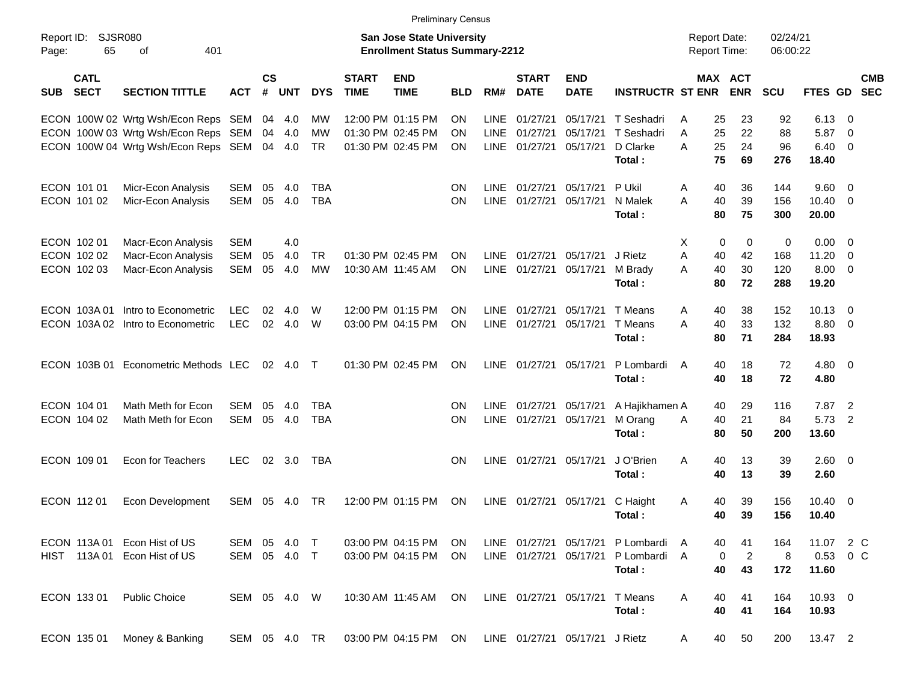Preliminary Census

Report ID: SJSR080

**San Jose State University**
**Enrollment Status Summary-2212**

Report Date: 02/24/21
Report Time: 06:00:22

| SUB | CATL SECT | SECTION TITTLE | ACT | CS # | UNT | DYS | START TIME | END TIME | BLD | RM# | START DATE | END DATE | INSTRUCTR | ST | MAX ENR | ACT ENR | SCU | FTES | GD | CMB SEC |
|---|---|---|---|---|---|---|---|---|---|---|---|---|---|---|---|---|---|---|---|---|
| ECON | 100W 02 | Wrtg Wsh/Econ Reps | SEM | 04 | 4.0 | MW | 12:00 PM | 01:15 PM | ON | LINE | 01/27/21 | 05/17/21 | T Seshadri | A | 25 | 23 | 92 | 6.13 | 0 | |
| ECON | 100W 03 | Wrtg Wsh/Econ Reps | SEM | 04 | 4.0 | MW | 01:30 PM | 02:45 PM | ON | LINE | 01/27/21 | 05/17/21 | T Seshadri | A | 25 | 22 | 88 | 5.87 | 0 | |
| ECON | 100W 04 | Wrtg Wsh/Econ Reps | SEM | 04 | 4.0 | TR | 01:30 PM | 02:45 PM | ON | LINE | 01/27/21 | 05/17/21 | D Clarke | A | 25 | 24 | 96 | 6.40 | 0 | |
| | | | | | | | | | | | | | **Total :** | | **75** | **69** | **276** | **18.40** | | |
| ECON | 101 01 | Micr-Econ Analysis | SEM | 05 | 4.0 | TBA | | | ON | LINE | 01/27/21 | 05/17/21 | P Ukil | A | 40 | 36 | 144 | 9.60 | 0 | |
| ECON | 101 02 | Micr-Econ Analysis | SEM | 05 | 4.0 | TBA | | | ON | LINE | 01/27/21 | 05/17/21 | N Malek | A | 40 | 39 | 156 | 10.40 | 0 | |
| | | | | | | | | | | | | | **Total :** | | **80** | **75** | **300** | **20.00** | | |
| ECON | 102 01 | Macr-Econ Analysis | SEM | | 4.0 | | | | | | | | | X | 0 | 0 | 0 | 0.00 | 0 | |
| ECON | 102 02 | Macr-Econ Analysis | SEM | 05 | 4.0 | TR | 01:30 PM | 02:45 PM | ON | LINE | 01/27/21 | 05/17/21 | J Rietz | A | 40 | 42 | 168 | 11.20 | 0 | |
| ECON | 102 03 | Macr-Econ Analysis | SEM | 05 | 4.0 | MW | 10:30 AM | 11:45 AM | ON | LINE | 01/27/21 | 05/17/21 | M Brady | A | 40 | 30 | 120 | 8.00 | 0 | |
| | | | | | | | | | | | | | **Total :** | | **80** | **72** | **288** | **19.20** | | |
| ECON | 103A 01 | Intro to Econometric | LEC | 02 | 4.0 | W | 12:00 PM | 01:15 PM | ON | LINE | 01/27/21 | 05/17/21 | T Means | A | 40 | 38 | 152 | 10.13 | 0 | |
| ECON | 103A 02 | Intro to Econometric | LEC | 02 | 4.0 | W | 03:00 PM | 04:15 PM | ON | LINE | 01/27/21 | 05/17/21 | T Means | A | 40 | 33 | 132 | 8.80 | 0 | |
| | | | | | | | | | | | | | **Total :** | | **80** | **71** | **284** | **18.93** | | |
| ECON | 103B 01 | Econometric Methods | LEC | 02 | 4.0 | T | 01:30 PM | 02:45 PM | ON | LINE | 01/27/21 | 05/17/21 | P Lombardi | A | 40 | 18 | 72 | 4.80 | 0 | |
| | | | | | | | | | | | | | **Total :** | | **40** | **18** | **72** | **4.80** | | |
| ECON | 104 01 | Math Meth for Econ | SEM | 05 | 4.0 | TBA | | | ON | LINE | 01/27/21 | 05/17/21 | A Hajikhamen | A | 40 | 29 | 116 | 7.87 | 2 | |
| ECON | 104 02 | Math Meth for Econ | SEM | 05 | 4.0 | TBA | | | ON | LINE | 01/27/21 | 05/17/21 | M Orang | A | 40 | 21 | 84 | 5.73 | 2 | |
| | | | | | | | | | | | | | **Total :** | | **80** | **50** | **200** | **13.60** | | |
| ECON | 109 01 | Econ for Teachers | LEC | 02 | 3.0 | TBA | | | ON | LINE | 01/27/21 | 05/17/21 | J O'Brien | A | 40 | 13 | 39 | 2.60 | 0 | |
| | | | | | | | | | | | | | **Total :** | | **40** | **13** | **39** | **2.60** | | |
| ECON | 112 01 | Econ Development | SEM | 05 | 4.0 | TR | 12:00 PM | 01:15 PM | ON | LINE | 01/27/21 | 05/17/21 | C Haight | A | 40 | 39 | 156 | 10.40 | 0 | |
| | | | | | | | | | | | | | **Total :** | | **40** | **39** | **156** | **10.40** | | |
| ECON | 113A 01 | Econ Hist of US | SEM | 05 | 4.0 | T | 03:00 PM | 04:15 PM | ON | LINE | 01/27/21 | 05/17/21 | P Lombardi | A | 40 | 41 | 164 | 11.07 | 2 | C |
| HIST | 113A 01 | Econ Hist of US | SEM | 05 | 4.0 | T | 03:00 PM | 04:15 PM | ON | LINE | 01/27/21 | 05/17/21 | P Lombardi | A | 0 | 2 | 8 | 0.53 | 0 | C |
| | | | | | | | | | | | | | **Total :** | | **40** | **43** | **172** | **11.60** | | |
| ECON | 133 01 | Public Choice | SEM | 05 | 4.0 | W | 10:30 AM | 11:45 AM | ON | LINE | 01/27/21 | 05/17/21 | T Means | A | 40 | 41 | 164 | 10.93 | 0 | |
| | | | | | | | | | | | | | **Total :** | | **40** | **41** | **164** | **10.93** | | |
| ECON | 135 01 | Money & Banking | SEM | 05 | 4.0 | TR | 03:00 PM | 04:15 PM | ON | LINE | 01/27/21 | 05/17/21 | J Rietz | A | 40 | 50 | 200 | 13.47 | 2 | |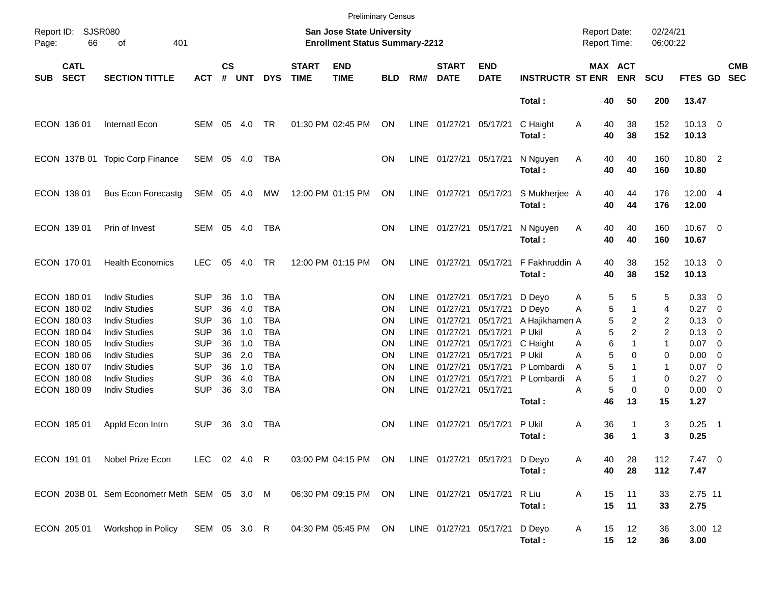Preliminary Census

Report ID: SJSR080 | San Jose State University | Report Date: 02/24/21
Enrollment Status Summary-2212 | Report Time: 06:00:22

| SUB | CATL SECT | SECTION TITTLE | ACT | CS # | UNT | DYS | START TIME | END TIME | BLD | RM# | START DATE | END DATE | INSTRUCTR | ST | MAX ENR | ACT ENR | SCU | FTES | GD | CMB SEC |
|---|---|---|---|---|---|---|---|---|---|---|---|---|---|---|---|---|---|---|---|---|
| | | | | | | | | | | | | | **Total :** | | **40** | **50** | **200** | **13.47** | | |
| ECON | 136 01 | Internatl Econ | SEM | 05 | 4.0 | TR | 01:30 PM | 02:45 PM | ON | LINE | 01/27/21 | 05/17/21 | C Haight | A | 40 | 38 | 152 | 10.13 | 0 | |
| | | | | | | | | | | | | | **Total :** | | **40** | **38** | **152** | **10.13** | | |
| ECON | 137B 01 | Topic Corp Finance | SEM | 05 | 4.0 | TBA | | | ON | LINE | 01/27/21 | 05/17/21 | N Nguyen | A | 40 | 40 | 160 | 10.80 | 2 | |
| | | | | | | | | | | | | | **Total :** | | **40** | **40** | **160** | **10.80** | | |
| ECON | 138 01 | Bus Econ Forecastg | SEM | 05 | 4.0 | MW | 12:00 PM | 01:15 PM | ON | LINE | 01/27/21 | 05/17/21 | S Mukherjee | A | 40 | 44 | 176 | 12.00 | 4 | |
| | | | | | | | | | | | | | **Total :** | | **40** | **44** | **176** | **12.00** | | |
| ECON | 139 01 | Prin of Invest | SEM | 05 | 4.0 | TBA | | | ON | LINE | 01/27/21 | 05/17/21 | N Nguyen | A | 40 | 40 | 160 | 10.67 | 0 | |
| | | | | | | | | | | | | | **Total :** | | **40** | **40** | **160** | **10.67** | | |
| ECON | 170 01 | Health Economics | LEC | 05 | 4.0 | TR | 12:00 PM | 01:15 PM | ON | LINE | 01/27/21 | 05/17/21 | F Fakhruddin | A | 40 | 38 | 152 | 10.13 | 0 | |
| | | | | | | | | | | | | | **Total :** | | **40** | **38** | **152** | **10.13** | | |
| ECON | 180 01 | Indiv Studies | SUP | 36 | 1.0 | TBA | | | ON | LINE | 01/27/21 | 05/17/21 | D Deyo | A | 5 | 5 | 5 | 0.33 | 0 | |
| ECON | 180 02 | Indiv Studies | SUP | 36 | 4.0 | TBA | | | ON | LINE | 01/27/21 | 05/17/21 | D Deyo | A | 5 | 1 | 4 | 0.27 | 0 | |
| ECON | 180 03 | Indiv Studies | SUP | 36 | 1.0 | TBA | | | ON | LINE | 01/27/21 | 05/17/21 | A Hajikhamen | A | 5 | 2 | 2 | 0.13 | 0 | |
| ECON | 180 04 | Indiv Studies | SUP | 36 | 1.0 | TBA | | | ON | LINE | 01/27/21 | 05/17/21 | P Ukil | A | 5 | 2 | 2 | 0.13 | 0 | |
| ECON | 180 05 | Indiv Studies | SUP | 36 | 1.0 | TBA | | | ON | LINE | 01/27/21 | 05/17/21 | C Haight | A | 6 | 1 | 1 | 0.07 | 0 | |
| ECON | 180 06 | Indiv Studies | SUP | 36 | 2.0 | TBA | | | ON | LINE | 01/27/21 | 05/17/21 | P Ukil | A | 5 | 0 | 0 | 0.00 | 0 | |
| ECON | 180 07 | Indiv Studies | SUP | 36 | 1.0 | TBA | | | ON | LINE | 01/27/21 | 05/17/21 | P Lombardi | A | 5 | 1 | 1 | 0.07 | 0 | |
| ECON | 180 08 | Indiv Studies | SUP | 36 | 4.0 | TBA | | | ON | LINE | 01/27/21 | 05/17/21 | P Lombardi | A | 5 | 1 | 0 | 0.27 | 0 | |
| ECON | 180 09 | Indiv Studies | SUP | 36 | 3.0 | TBA | | | ON | LINE | 01/27/21 | 05/17/21 | | A | 5 | 0 | 0 | 0.00 | 0 | |
| | | | | | | | | | | | | | **Total :** | | **46** | **13** | **15** | **1.27** | | |
| ECON | 185 01 | Appld Econ Intrn | SUP | 36 | 3.0 | TBA | | | ON | LINE | 01/27/21 | 05/17/21 | P Ukil | A | 36 | 1 | 3 | 0.25 | 1 | |
| | | | | | | | | | | | | | **Total :** | | **36** | **1** | **3** | **0.25** | | |
| ECON | 191 01 | Nobel Prize Econ | LEC | 02 | 4.0 | R | 03:00 PM | 04:15 PM | ON | LINE | 01/27/21 | 05/17/21 | D Deyo | A | 40 | 28 | 112 | 7.47 | 0 | |
| | | | | | | | | | | | | | **Total :** | | **40** | **28** | **112** | **7.47** | | |
| ECON | 203B 01 | Sem Econometr Meth | SEM | 05 | 3.0 | M | 06:30 PM | 09:15 PM | ON | LINE | 01/27/21 | 05/17/21 | R Liu | A | 15 | 11 | 33 | 2.75 | 11 | |
| | | | | | | | | | | | | | **Total :** | | **15** | **11** | **33** | **2.75** | | |
| ECON | 205 01 | Workshop in Policy | SEM | 05 | 3.0 | R | 04:30 PM | 05:45 PM | ON | LINE | 01/27/21 | 05/17/21 | D Deyo | A | 15 | 12 | 36 | 3.00 | 12 | |
| | | | | | | | | | | | | | **Total :** | | **15** | **12** | **36** | **3.00** | | |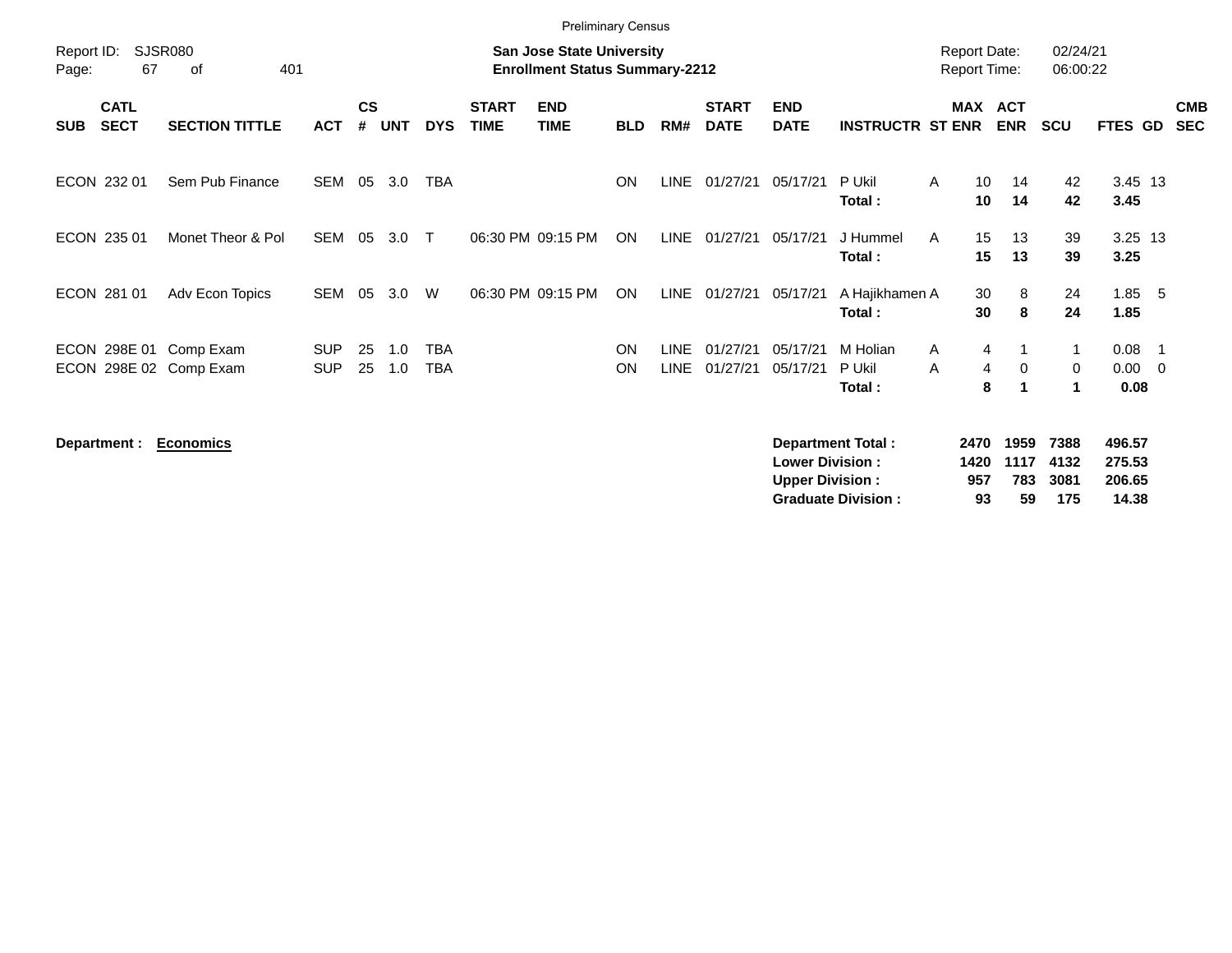Preliminary Census

Report ID: SJSR080

**San Jose State University**
**Enrollment Status Summary-2212**

Report Date: 02/24/21
Report Time: 06:00:22

| SUB | CATL SECT | SECTION TITTLE | ACT | CS # | UNT | DYS | START TIME | END TIME | BLD | RM# | START DATE | END DATE | INSTRUCTR | ST | MAX ENR | ACT ENR | SCU | FTES | GD | CMB SEC |
|---|---|---|---|---|---|---|---|---|---|---|---|---|---|---|---|---|---|---|---|---|
| ECON | 232 01 | Sem Pub Finance | SEM | 05 | 3.0 | TBA | | | ON | LINE | 01/27/21 | 05/17/21 | P Ukil | A | 10 | 14 | 42 | 3.45 | 13 | |
| | | | | | | | | | | | | | **Total :** | | **10** | **14** | **42** | **3.45** | | |
| ECON | 235 01 | Monet Theor & Pol | SEM | 05 | 3.0 | T | 06:30 PM | 09:15 PM | ON | LINE | 01/27/21 | 05/17/21 | J Hummel | A | 15 | 13 | 39 | 3.25 | 13 | |
| | | | | | | | | | | | | | **Total :** | | **15** | **13** | **39** | **3.25** | | |
| ECON | 281 01 | Adv Econ Topics | SEM | 05 | 3.0 | W | 06:30 PM | 09:15 PM | ON | LINE | 01/27/21 | 05/17/21 | A Hajikhamen | A | 30 | 8 | 24 | 1.85 | 5 | |
| | | | | | | | | | | | | | **Total :** | | **30** | **8** | **24** | **1.85** | | |
| ECON | 298E 01 | Comp Exam | SUP | 25 | 1.0 | TBA | | | ON | LINE | 01/27/21 | 05/17/21 | M Holian | A | 4 | 1 | 1 | 0.08 | 1 | |
| ECON | 298E 02 | Comp Exam | SUP | 25 | 1.0 | TBA | | | ON | LINE | 01/27/21 | 05/17/21 | P Ukil | A | 4 | 0 | 0 | 0.00 | 0 | |
| | | | | | | | | | | | | | **Total :** | | **8** | **1** | **1** | **0.08** | | |

**Department :** **Economics**

| | MAX ENR | ACT ENR | SCU | FTES |
|---|---|---|---|---|
| **Department Total :** | **2470** | **1959** | **7388** | **496.57** |
| **Lower Division :** | **1420** | **1117** | **4132** | **275.53** |
| **Upper Division :** | **957** | **783** | **3081** | **206.65** |
| **Graduate Division :** | **93** | **59** | **175** | **14.38** |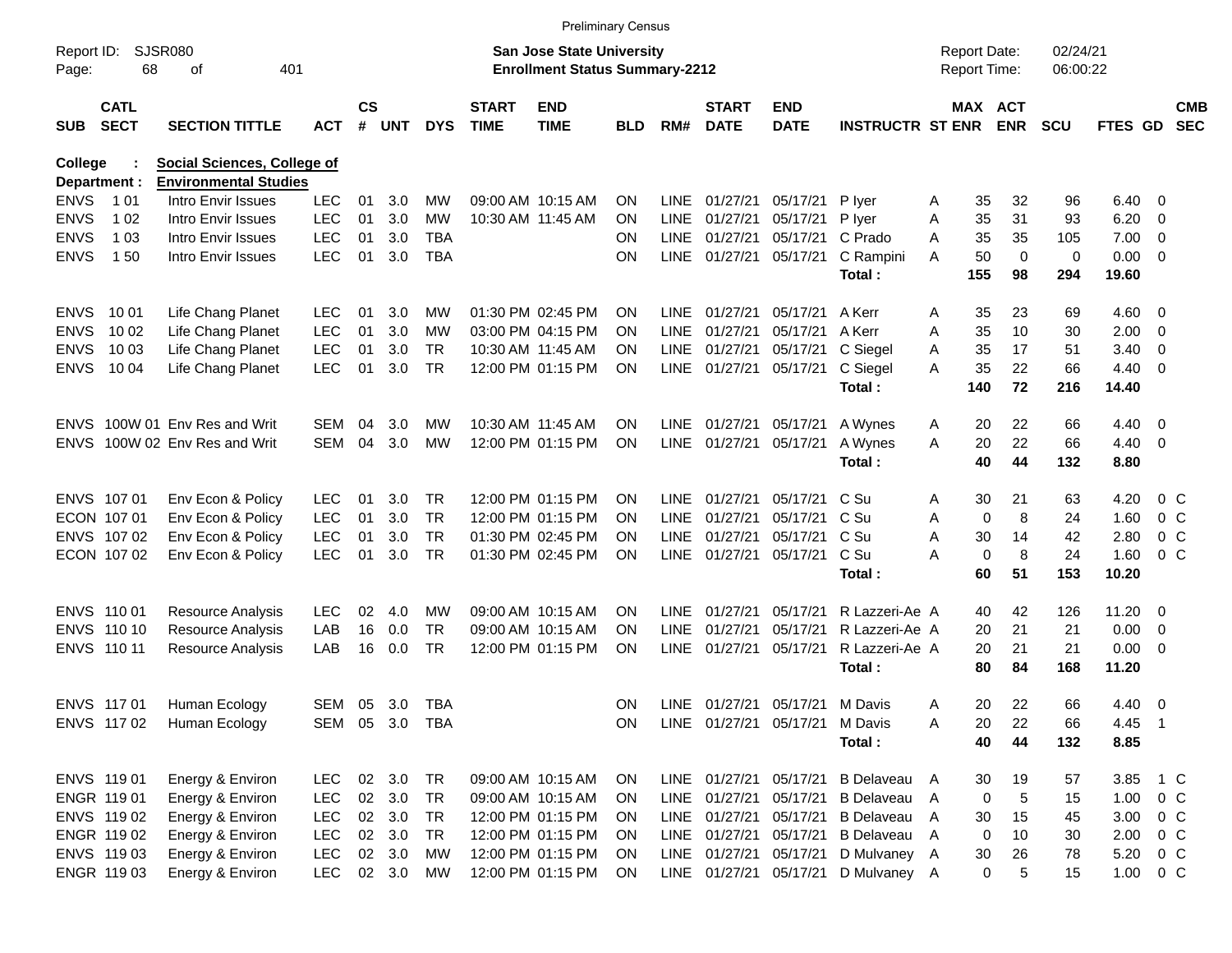Preliminary Census

Report ID: SJSR080

**San Jose State University**
**Enrollment Status Summary-2212**

Report Date: 02/24/21
Report Time: 06:00:22

College : **Social Sciences, College of**
Department : **Environmental Studies**

| SUB | CATL SECT | SECTION TITTLE | ACT | CS # | UNT | DYS | START TIME | END TIME | BLD | RM# | START DATE | END DATE | INSTRUCTR | ST | MAX ENR | ACT ENR | SCU | FTES | GD | CMB SEC |
|---|---|---|---|---|---|---|---|---|---|---|---|---|---|---|---|---|---|---|---|---|
| ENVS | 1 01 | Intro Envir Issues | LEC | 01 | 3.0 | MW | 09:00 AM | 10:15 AM | ON | LINE | 01/27/21 | 05/17/21 | P Iyer | A | 35 | 32 | 96 | 6.40 | 0 | |
| ENVS | 1 02 | Intro Envir Issues | LEC | 01 | 3.0 | MW | 10:30 AM | 11:45 AM | ON | LINE | 01/27/21 | 05/17/21 | P Iyer | A | 35 | 31 | 93 | 6.20 | 0 | |
| ENVS | 1 03 | Intro Envir Issues | LEC | 01 | 3.0 | TBA | | | ON | LINE | 01/27/21 | 05/17/21 | C Prado | A | 35 | 35 | 105 | 7.00 | 0 | |
| ENVS | 1 50 | Intro Envir Issues | LEC | 01 | 3.0 | TBA | | | ON | LINE | 01/27/21 | 05/17/21 | C Rampini | A | 50 | 0 | 0 | 0.00 | 0 | |
| | | | | | | | | | | | | | **Total :** | | **155** | **98** | **294** | **19.60** | | |
| ENVS | 10 01 | Life Chang Planet | LEC | 01 | 3.0 | MW | 01:30 PM | 02:45 PM | ON | LINE | 01/27/21 | 05/17/21 | A Kerr | A | 35 | 23 | 69 | 4.60 | 0 | |
| ENVS | 10 02 | Life Chang Planet | LEC | 01 | 3.0 | MW | 03:00 PM | 04:15 PM | ON | LINE | 01/27/21 | 05/17/21 | A Kerr | A | 35 | 10 | 30 | 2.00 | 0 | |
| ENVS | 10 03 | Life Chang Planet | LEC | 01 | 3.0 | TR | 10:30 AM | 11:45 AM | ON | LINE | 01/27/21 | 05/17/21 | C Siegel | A | 35 | 17 | 51 | 3.40 | 0 | |
| ENVS | 10 04 | Life Chang Planet | LEC | 01 | 3.0 | TR | 12:00 PM | 01:15 PM | ON | LINE | 01/27/21 | 05/17/21 | C Siegel | A | 35 | 22 | 66 | 4.40 | 0 | |
| | | | | | | | | | | | | | **Total :** | | **140** | **72** | **216** | **14.40** | | |
| ENVS | 100W 01 | Env Res and Writ | SEM | 04 | 3.0 | MW | 10:30 AM | 11:45 AM | ON | LINE | 01/27/21 | 05/17/21 | A Wynes | A | 20 | 22 | 66 | 4.40 | 0 | |
| ENVS | 100W 02 | Env Res and Writ | SEM | 04 | 3.0 | MW | 12:00 PM | 01:15 PM | ON | LINE | 01/27/21 | 05/17/21 | A Wynes | A | 20 | 22 | 66 | 4.40 | 0 | |
| | | | | | | | | | | | | | **Total :** | | **40** | **44** | **132** | **8.80** | | |
| ENVS | 107 01 | Env Econ & Policy | LEC | 01 | 3.0 | TR | 12:00 PM | 01:15 PM | ON | LINE | 01/27/21 | 05/17/21 | C Su | A | 30 | 21 | 63 | 4.20 | 0 | C |
| ECON | 107 01 | Env Econ & Policy | LEC | 01 | 3.0 | TR | 12:00 PM | 01:15 PM | ON | LINE | 01/27/21 | 05/17/21 | C Su | A | 0 | 8 | 24 | 1.60 | 0 | C |
| ENVS | 107 02 | Env Econ & Policy | LEC | 01 | 3.0 | TR | 01:30 PM | 02:45 PM | ON | LINE | 01/27/21 | 05/17/21 | C Su | A | 30 | 14 | 42 | 2.80 | 0 | C |
| ECON | 107 02 | Env Econ & Policy | LEC | 01 | 3.0 | TR | 01:30 PM | 02:45 PM | ON | LINE | 01/27/21 | 05/17/21 | C Su | A | 0 | 8 | 24 | 1.60 | 0 | C |
| | | | | | | | | | | | | | **Total :** | | **60** | **51** | **153** | **10.20** | | |
| ENVS | 110 01 | Resource Analysis | LEC | 02 | 4.0 | MW | 09:00 AM | 10:15 AM | ON | LINE | 01/27/21 | 05/17/21 | R Lazzeri-Ae | A | 40 | 42 | 126 | 11.20 | 0 | |
| ENVS | 110 10 | Resource Analysis | LAB | 16 | 0.0 | TR | 09:00 AM | 10:15 AM | ON | LINE | 01/27/21 | 05/17/21 | R Lazzeri-Ae | A | 20 | 21 | 21 | 0.00 | 0 | |
| ENVS | 110 11 | Resource Analysis | LAB | 16 | 0.0 | TR | 12:00 PM | 01:15 PM | ON | LINE | 01/27/21 | 05/17/21 | R Lazzeri-Ae | A | 20 | 21 | 21 | 0.00 | 0 | |
| | | | | | | | | | | | | | **Total :** | | **80** | **84** | **168** | **11.20** | | |
| ENVS | 117 01 | Human Ecology | SEM | 05 | 3.0 | TBA | | | ON | LINE | 01/27/21 | 05/17/21 | M Davis | A | 20 | 22 | 66 | 4.40 | 0 | |
| ENVS | 117 02 | Human Ecology | SEM | 05 | 3.0 | TBA | | | ON | LINE | 01/27/21 | 05/17/21 | M Davis | A | 20 | 22 | 66 | 4.45 | 1 | |
| | | | | | | | | | | | | | **Total :** | | **40** | **44** | **132** | **8.85** | | |
| ENVS | 119 01 | Energy & Environ | LEC | 02 | 3.0 | TR | 09:00 AM | 10:15 AM | ON | LINE | 01/27/21 | 05/17/21 | B Delaveau | A | 30 | 19 | 57 | 3.85 | 1 | C |
| ENGR | 119 01 | Energy & Environ | LEC | 02 | 3.0 | TR | 09:00 AM | 10:15 AM | ON | LINE | 01/27/21 | 05/17/21 | B Delaveau | A | 0 | 5 | 15 | 1.00 | 0 | C |
| ENVS | 119 02 | Energy & Environ | LEC | 02 | 3.0 | TR | 12:00 PM | 01:15 PM | ON | LINE | 01/27/21 | 05/17/21 | B Delaveau | A | 30 | 15 | 45 | 3.00 | 0 | C |
| ENGR | 119 02 | Energy & Environ | LEC | 02 | 3.0 | TR | 12:00 PM | 01:15 PM | ON | LINE | 01/27/21 | 05/17/21 | B Delaveau | A | 0 | 10 | 30 | 2.00 | 0 | C |
| ENVS | 119 03 | Energy & Environ | LEC | 02 | 3.0 | MW | 12:00 PM | 01:15 PM | ON | LINE | 01/27/21 | 05/17/21 | D Mulvaney | A | 30 | 26 | 78 | 5.20 | 0 | C |
| ENGR | 119 03 | Energy & Environ | LEC | 02 | 3.0 | MW | 12:00 PM | 01:15 PM | ON | LINE | 01/27/21 | 05/17/21 | D Mulvaney | A | 0 | 5 | 15 | 1.00 | 0 | C |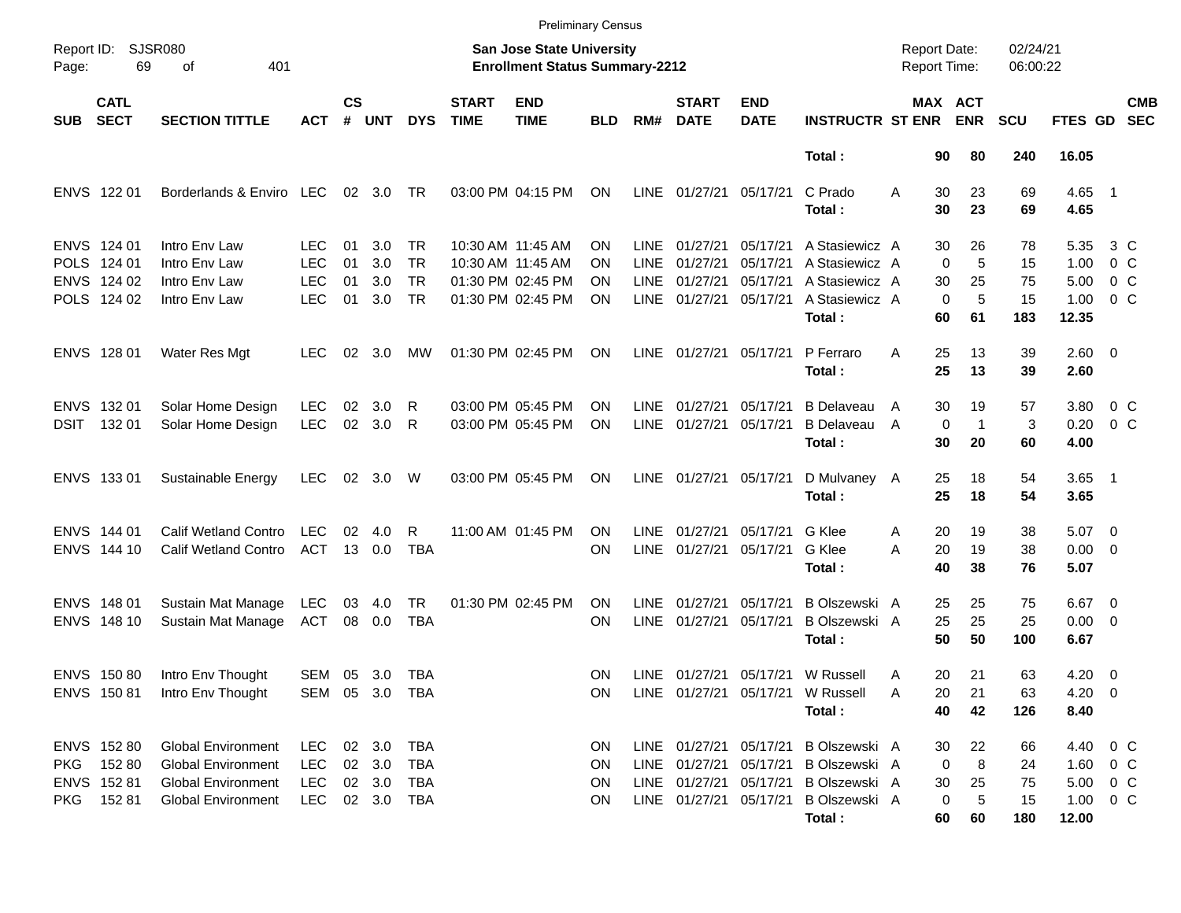Preliminary Census

Report ID: SJSR080

**San Jose State University**
**Enrollment Status Summary-2212**

Report Date: 02/24/21
Report Time: 06:00:22

| SUB | CATL SECT | SECTION TITTLE | ACT | CS # | UNT | DYS | START TIME | END TIME | BLD | RM# | START DATE | END DATE | INSTRUCTR | ST | MAX ENR | ACT ENR | SCU | FTES | GD | CMB SEC |
|---|---|---|---|---|---|---|---|---|---|---|---|---|---|---|---|---|---|---|---|---|
| | | | | | | | | | | | | | **Total :** | | **90** | **80** | **240** | **16.05** | | |
| ENVS | 122 01 | Borderlands & Enviro | LEC | 02 | 3.0 | TR | 03:00 PM | 04:15 PM | ON | LINE | 01/27/21 | 05/17/21 | C Prado | A | 30 | 23 | 69 | 4.65 | 1 | |
| | | | | | | | | | | | | | **Total :** | | **30** | **23** | **69** | **4.65** | | |
| ENVS | 124 01 | Intro Env Law | LEC | 01 | 3.0 | TR | 10:30 AM | 11:45 AM | ON | LINE | 01/27/21 | 05/17/21 | A Stasiewicz | A | 30 | 26 | 78 | 5.35 | 3 | C |
| POLS | 124 01 | Intro Env Law | LEC | 01 | 3.0 | TR | 10:30 AM | 11:45 AM | ON | LINE | 01/27/21 | 05/17/21 | A Stasiewicz | A | 0 | 5 | 15 | 1.00 | 0 | C |
| ENVS | 124 02 | Intro Env Law | LEC | 01 | 3.0 | TR | 01:30 PM | 02:45 PM | ON | LINE | 01/27/21 | 05/17/21 | A Stasiewicz | A | 30 | 25 | 75 | 5.00 | 0 | C |
| POLS | 124 02 | Intro Env Law | LEC | 01 | 3.0 | TR | 01:30 PM | 02:45 PM | ON | LINE | 01/27/21 | 05/17/21 | A Stasiewicz | A | 0 | 5 | 15 | 1.00 | 0 | C |
| | | | | | | | | | | | | | **Total :** | | **60** | **61** | **183** | **12.35** | | |
| ENVS | 128 01 | Water Res Mgt | LEC | 02 | 3.0 | MW | 01:30 PM | 02:45 PM | ON | LINE | 01/27/21 | 05/17/21 | P Ferraro | A | 25 | 13 | 39 | 2.60 | 0 | |
| | | | | | | | | | | | | | **Total :** | | **25** | **13** | **39** | **2.60** | | |
| ENVS | 132 01 | Solar Home Design | LEC | 02 | 3.0 | R | 03:00 PM | 05:45 PM | ON | LINE | 01/27/21 | 05/17/21 | B Delaveau | A | 30 | 19 | 57 | 3.80 | 0 | C |
| DSIT | 132 01 | Solar Home Design | LEC | 02 | 3.0 | R | 03:00 PM | 05:45 PM | ON | LINE | 01/27/21 | 05/17/21 | B Delaveau | A | 0 | 1 | 3 | 0.20 | 0 | C |
| | | | | | | | | | | | | | **Total :** | | **30** | **20** | **60** | **4.00** | | |
| ENVS | 133 01 | Sustainable Energy | LEC | 02 | 3.0 | W | 03:00 PM | 05:45 PM | ON | LINE | 01/27/21 | 05/17/21 | D Mulvaney | A | 25 | 18 | 54 | 3.65 | 1 | |
| | | | | | | | | | | | | | **Total :** | | **25** | **18** | **54** | **3.65** | | |
| ENVS | 144 01 | Calif Wetland Contro | LEC | 02 | 4.0 | R | 11:00 AM | 01:45 PM | ON | LINE | 01/27/21 | 05/17/21 | G Klee | A | 20 | 19 | 38 | 5.07 | 0 | |
| ENVS | 144 10 | Calif Wetland Contro | ACT | 13 | 0.0 | TBA | | | ON | LINE | 01/27/21 | 05/17/21 | G Klee | A | 20 | 19 | 38 | 0.00 | 0 | |
| | | | | | | | | | | | | | **Total :** | | **40** | **38** | **76** | **5.07** | | |
| ENVS | 148 01 | Sustain Mat Manage | LEC | 03 | 4.0 | TR | 01:30 PM | 02:45 PM | ON | LINE | 01/27/21 | 05/17/21 | B Olszewski | A | 25 | 25 | 75 | 6.67 | 0 | |
| ENVS | 148 10 | Sustain Mat Manage | ACT | 08 | 0.0 | TBA | | | ON | LINE | 01/27/21 | 05/17/21 | B Olszewski | A | 25 | 25 | 25 | 0.00 | 0 | |
| | | | | | | | | | | | | | **Total :** | | **50** | **50** | **100** | **6.67** | | |
| ENVS | 150 80 | Intro Env Thought | SEM | 05 | 3.0 | TBA | | | ON | LINE | 01/27/21 | 05/17/21 | W Russell | A | 20 | 21 | 63 | 4.20 | 0 | |
| ENVS | 150 81 | Intro Env Thought | SEM | 05 | 3.0 | TBA | | | ON | LINE | 01/27/21 | 05/17/21 | W Russell | A | 20 | 21 | 63 | 4.20 | 0 | |
| | | | | | | | | | | | | | **Total :** | | **40** | **42** | **126** | **8.40** | | |
| ENVS | 152 80 | Global Environment | LEC | 02 | 3.0 | TBA | | | ON | LINE | 01/27/21 | 05/17/21 | B Olszewski | A | 30 | 22 | 66 | 4.40 | 0 | C |
| PKG | 152 80 | Global Environment | LEC | 02 | 3.0 | TBA | | | ON | LINE | 01/27/21 | 05/17/21 | B Olszewski | A | 0 | 8 | 24 | 1.60 | 0 | C |
| ENVS | 152 81 | Global Environment | LEC | 02 | 3.0 | TBA | | | ON | LINE | 01/27/21 | 05/17/21 | B Olszewski | A | 30 | 25 | 75 | 5.00 | 0 | C |
| PKG | 152 81 | Global Environment | LEC | 02 | 3.0 | TBA | | | ON | LINE | 01/27/21 | 05/17/21 | B Olszewski | A | 0 | 5 | 15 | 1.00 | 0 | C |
| | | | | | | | | | | | | | **Total :** | | **60** | **60** | **180** | **12.00** | | |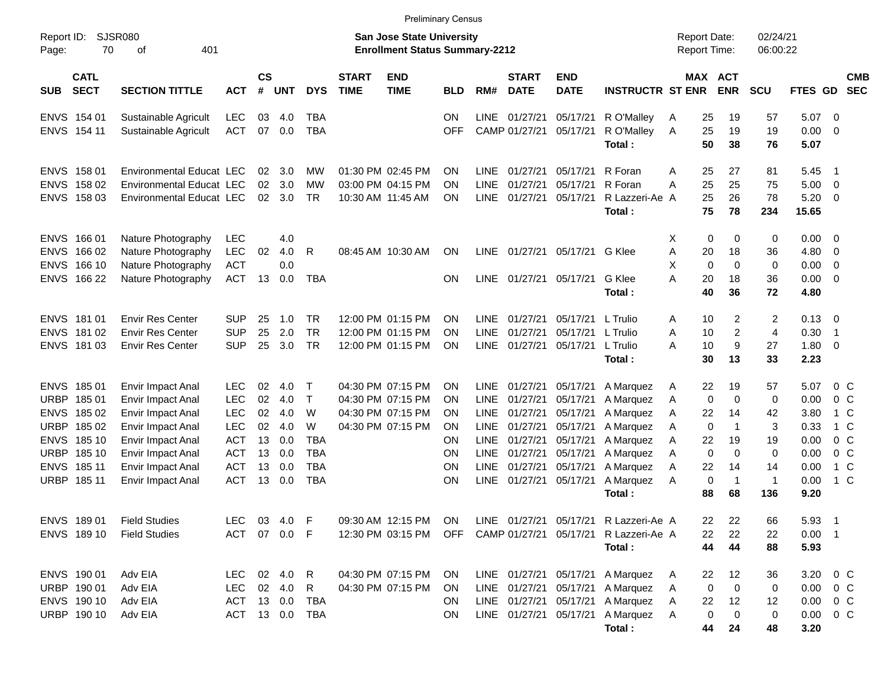Preliminary Census

Report ID: SJSR080

**San Jose State University**
**Enrollment Status Summary-2212**

Report Date: 02/24/21
Report Time: 06:00:22

| SUB | CATL SECT | SECTION TITTLE | ACT | CS # | UNT | DYS | START TIME | END TIME | BLD | RM# | START DATE | END DATE | INSTRUCTR | ST | MAX ENR | ACT ENR | SCU | FTES | GD | CMB SEC |
|---|---|---|---|---|---|---|---|---|---|---|---|---|---|---|---|---|---|---|---|---|
| ENVS | 154 01 | Sustainable Agricult | LEC | 03 | 4.0 | TBA | | | ON | LINE | 01/27/21 | 05/17/21 | R O'Malley | A | 25 | 19 | 57 | 5.07 | 0 | |
| ENVS | 154 11 | Sustainable Agricult | ACT | 07 | 0.0 | TBA | | | OFF | CAMP | 01/27/21 | 05/17/21 | R O'Malley | A | 25 | 19 | 19 | 0.00 | 0 | |
| | | | | | | | | | | | | | **Total :** | | **50** | **38** | **76** | **5.07** | | |
| ENVS | 158 01 | Environmental Educat | LEC | 02 | 3.0 | MW | 01:30 PM | 02:45 PM | ON | LINE | 01/27/21 | 05/17/21 | R Foran | A | 25 | 27 | 81 | 5.45 | 1 | |
| ENVS | 158 02 | Environmental Educat | LEC | 02 | 3.0 | MW | 03:00 PM | 04:15 PM | ON | LINE | 01/27/21 | 05/17/21 | R Foran | A | 25 | 25 | 75 | 5.00 | 0 | |
| ENVS | 158 03 | Environmental Educat | LEC | 02 | 3.0 | TR | 10:30 AM | 11:45 AM | ON | LINE | 01/27/21 | 05/17/21 | R Lazzeri-Ae | A | 25 | 26 | 78 | 5.20 | 0 | |
| | | | | | | | | | | | | | **Total :** | | **75** | **78** | **234** | **15.65** | | |
| ENVS | 166 01 | Nature Photography | LEC | | 4.0 | | | | | | | | | X | 0 | 0 | 0 | 0.00 | 0 | |
| ENVS | 166 02 | Nature Photography | LEC | 02 | 4.0 | R | 08:45 AM | 10:30 AM | ON | LINE | 01/27/21 | 05/17/21 | G Klee | A | 20 | 18 | 36 | 4.80 | 0 | |
| ENVS | 166 10 | Nature Photography | ACT | | 0.0 | | | | | | | | | X | 0 | 0 | 0 | 0.00 | 0 | |
| ENVS | 166 22 | Nature Photography | ACT | 13 | 0.0 | TBA | | | ON | LINE | 01/27/21 | 05/17/21 | G Klee | A | 20 | 18 | 36 | 0.00 | 0 | |
| | | | | | | | | | | | | | **Total :** | | **40** | **36** | **72** | **4.80** | | |
| ENVS | 181 01 | Envir Res Center | SUP | 25 | 1.0 | TR | 12:00 PM | 01:15 PM | ON | LINE | 01/27/21 | 05/17/21 | L Trulio | A | 10 | 2 | 2 | 0.13 | 0 | |
| ENVS | 181 02 | Envir Res Center | SUP | 25 | 2.0 | TR | 12:00 PM | 01:15 PM | ON | LINE | 01/27/21 | 05/17/21 | L Trulio | A | 10 | 2 | 4 | 0.30 | 1 | |
| ENVS | 181 03 | Envir Res Center | SUP | 25 | 3.0 | TR | 12:00 PM | 01:15 PM | ON | LINE | 01/27/21 | 05/17/21 | L Trulio | A | 10 | 9 | 27 | 1.80 | 0 | |
| | | | | | | | | | | | | | **Total :** | | **30** | **13** | **33** | **2.23** | | |
| ENVS | 185 01 | Envir Impact Anal | LEC | 02 | 4.0 | T | 04:30 PM | 07:15 PM | ON | LINE | 01/27/21 | 05/17/21 | A Marquez | A | 22 | 19 | 57 | 5.07 | 0 | C |
| URBP | 185 01 | Envir Impact Anal | LEC | 02 | 4.0 | T | 04:30 PM | 07:15 PM | ON | LINE | 01/27/21 | 05/17/21 | A Marquez | A | 0 | 0 | 0 | 0.00 | 0 | C |
| ENVS | 185 02 | Envir Impact Anal | LEC | 02 | 4.0 | W | 04:30 PM | 07:15 PM | ON | LINE | 01/27/21 | 05/17/21 | A Marquez | A | 22 | 14 | 42 | 3.80 | 1 | C |
| URBP | 185 02 | Envir Impact Anal | LEC | 02 | 4.0 | W | 04:30 PM | 07:15 PM | ON | LINE | 01/27/21 | 05/17/21 | A Marquez | A | 0 | 1 | 3 | 0.33 | 1 | C |
| ENVS | 185 10 | Envir Impact Anal | ACT | 13 | 0.0 | TBA | | | ON | LINE | 01/27/21 | 05/17/21 | A Marquez | A | 22 | 19 | 19 | 0.00 | 0 | C |
| URBP | 185 10 | Envir Impact Anal | ACT | 13 | 0.0 | TBA | | | ON | LINE | 01/27/21 | 05/17/21 | A Marquez | A | 0 | 0 | 0 | 0.00 | 0 | C |
| ENVS | 185 11 | Envir Impact Anal | ACT | 13 | 0.0 | TBA | | | ON | LINE | 01/27/21 | 05/17/21 | A Marquez | A | 22 | 14 | 14 | 0.00 | 1 | C |
| URBP | 185 11 | Envir Impact Anal | ACT | 13 | 0.0 | TBA | | | ON | LINE | 01/27/21 | 05/17/21 | A Marquez | A | 0 | 1 | 1 | 0.00 | 1 | C |
| | | | | | | | | | | | | | **Total :** | | **88** | **68** | **136** | **9.20** | | |
| ENVS | 189 01 | Field Studies | LEC | 03 | 4.0 | F | 09:30 AM | 12:15 PM | ON | LINE | 01/27/21 | 05/17/21 | R Lazzeri-Ae | A | 22 | 22 | 66 | 5.93 | 1 | |
| ENVS | 189 10 | Field Studies | ACT | 07 | 0.0 | F | 12:30 PM | 03:15 PM | OFF | CAMP | 01/27/21 | 05/17/21 | R Lazzeri-Ae | A | 22 | 22 | 22 | 0.00 | 1 | |
| | | | | | | | | | | | | | **Total :** | | **44** | **44** | **88** | **5.93** | | |
| ENVS | 190 01 | Adv EIA | LEC | 02 | 4.0 | R | 04:30 PM | 07:15 PM | ON | LINE | 01/27/21 | 05/17/21 | A Marquez | A | 22 | 12 | 36 | 3.20 | 0 | C |
| URBP | 190 01 | Adv EIA | LEC | 02 | 4.0 | R | 04:30 PM | 07:15 PM | ON | LINE | 01/27/21 | 05/17/21 | A Marquez | A | 0 | 0 | 0 | 0.00 | 0 | C |
| ENVS | 190 10 | Adv EIA | ACT | 13 | 0.0 | TBA | | | ON | LINE | 01/27/21 | 05/17/21 | A Marquez | A | 22 | 12 | 12 | 0.00 | 0 | C |
| URBP | 190 10 | Adv EIA | ACT | 13 | 0.0 | TBA | | | ON | LINE | 01/27/21 | 05/17/21 | A Marquez | A | 0 | 0 | 0 | 0.00 | 0 | C |
| | | | | | | | | | | | | | **Total :** | | **44** | **24** | **48** | **3.20** | | |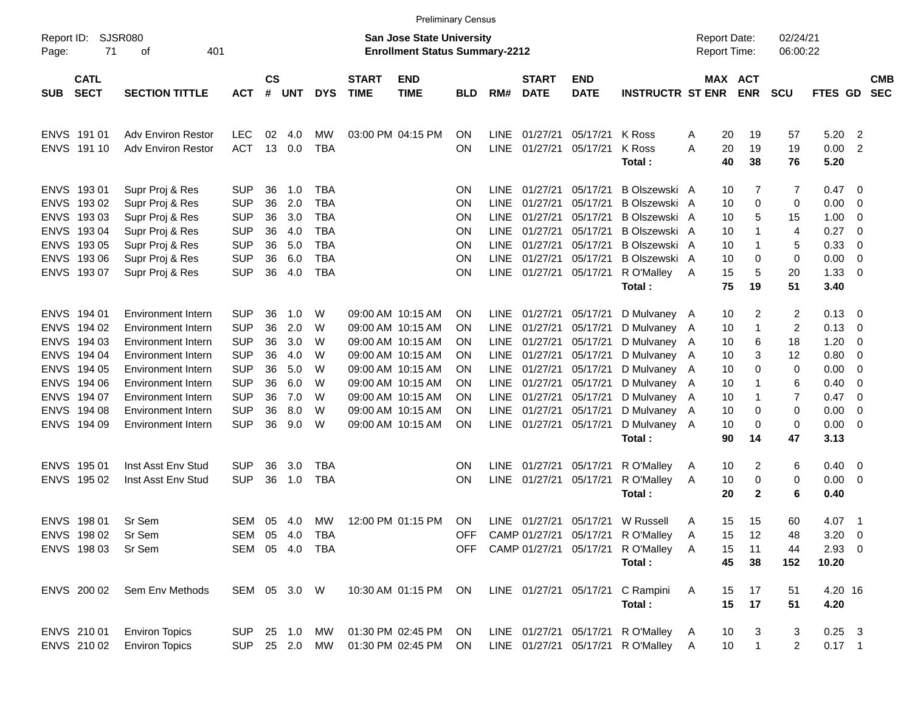Preliminary Census

Report ID: SJSR080

**San Jose State University**
**Enrollment Status Summary-2212**

Report Date: 02/24/21
Report Time: 06:00:22

| SUB | CATL SECT | SECTION TITTLE | ACT | CS # | UNT | DYS | START TIME | END TIME | BLD | RM# | START DATE | END DATE | INSTRUCTR | ST | MAX ENR | ACT ENR | SCU | FTES | GD | CMB SEC |
|---|---|---|---|---|---|---|---|---|---|---|---|---|---|---|---|---|---|---|---|---|
| ENVS | 191 01 | Adv Environ Restor | LEC | 02 | 4.0 | MW | 03:00 PM | 04:15 PM | ON | LINE | 01/27/21 | 05/17/21 | K Ross | A | 20 | 19 | 57 | 5.20 | 2 | |
| ENVS | 191 10 | Adv Environ Restor | ACT | 13 | 0.0 | TBA | | | ON | LINE | 01/27/21 | 05/17/21 | K Ross | A | 20 | 19 | 19 | 0.00 | 2 | |
| | | | | | | | | | | | | | **Total :** | | **40** | **38** | **76** | **5.20** | | |
| ENVS | 193 01 | Supr Proj & Res | SUP | 36 | 1.0 | TBA | | | ON | LINE | 01/27/21 | 05/17/21 | B Olszewski | A | 10 | 7 | 7 | 0.47 | 0 | |
| ENVS | 193 02 | Supr Proj & Res | SUP | 36 | 2.0 | TBA | | | ON | LINE | 01/27/21 | 05/17/21 | B Olszewski | A | 10 | 0 | 0 | 0.00 | 0 | |
| ENVS | 193 03 | Supr Proj & Res | SUP | 36 | 3.0 | TBA | | | ON | LINE | 01/27/21 | 05/17/21 | B Olszewski | A | 10 | 5 | 15 | 1.00 | 0 | |
| ENVS | 193 04 | Supr Proj & Res | SUP | 36 | 4.0 | TBA | | | ON | LINE | 01/27/21 | 05/17/21 | B Olszewski | A | 10 | 1 | 4 | 0.27 | 0 | |
| ENVS | 193 05 | Supr Proj & Res | SUP | 36 | 5.0 | TBA | | | ON | LINE | 01/27/21 | 05/17/21 | B Olszewski | A | 10 | 1 | 5 | 0.33 | 0 | |
| ENVS | 193 06 | Supr Proj & Res | SUP | 36 | 6.0 | TBA | | | ON | LINE | 01/27/21 | 05/17/21 | B Olszewski | A | 10 | 0 | 0 | 0.00 | 0 | |
| ENVS | 193 07 | Supr Proj & Res | SUP | 36 | 4.0 | TBA | | | ON | LINE | 01/27/21 | 05/17/21 | R O'Malley | A | 15 | 5 | 20 | 1.33 | 0 | |
| | | | | | | | | | | | | | **Total :** | | **75** | **19** | **51** | **3.40** | | |
| ENVS | 194 01 | Environment Intern | SUP | 36 | 1.0 | W | 09:00 AM | 10:15 AM | ON | LINE | 01/27/21 | 05/17/21 | D Mulvaney | A | 10 | 2 | 2 | 0.13 | 0 | |
| ENVS | 194 02 | Environment Intern | SUP | 36 | 2.0 | W | 09:00 AM | 10:15 AM | ON | LINE | 01/27/21 | 05/17/21 | D Mulvaney | A | 10 | 1 | 2 | 0.13 | 0 | |
| ENVS | 194 03 | Environment Intern | SUP | 36 | 3.0 | W | 09:00 AM | 10:15 AM | ON | LINE | 01/27/21 | 05/17/21 | D Mulvaney | A | 10 | 6 | 18 | 1.20 | 0 | |
| ENVS | 194 04 | Environment Intern | SUP | 36 | 4.0 | W | 09:00 AM | 10:15 AM | ON | LINE | 01/27/21 | 05/17/21 | D Mulvaney | A | 10 | 3 | 12 | 0.80 | 0 | |
| ENVS | 194 05 | Environment Intern | SUP | 36 | 5.0 | W | 09:00 AM | 10:15 AM | ON | LINE | 01/27/21 | 05/17/21 | D Mulvaney | A | 10 | 0 | 0 | 0.00 | 0 | |
| ENVS | 194 06 | Environment Intern | SUP | 36 | 6.0 | W | 09:00 AM | 10:15 AM | ON | LINE | 01/27/21 | 05/17/21 | D Mulvaney | A | 10 | 1 | 6 | 0.40 | 0 | |
| ENVS | 194 07 | Environment Intern | SUP | 36 | 7.0 | W | 09:00 AM | 10:15 AM | ON | LINE | 01/27/21 | 05/17/21 | D Mulvaney | A | 10 | 1 | 7 | 0.47 | 0 | |
| ENVS | 194 08 | Environment Intern | SUP | 36 | 8.0 | W | 09:00 AM | 10:15 AM | ON | LINE | 01/27/21 | 05/17/21 | D Mulvaney | A | 10 | 0 | 0 | 0.00 | 0 | |
| ENVS | 194 09 | Environment Intern | SUP | 36 | 9.0 | W | 09:00 AM | 10:15 AM | ON | LINE | 01/27/21 | 05/17/21 | D Mulvaney | A | 10 | 0 | 0 | 0.00 | 0 | |
| | | | | | | | | | | | | | **Total :** | | **90** | **14** | **47** | **3.13** | | |
| ENVS | 195 01 | Inst Asst Env Stud | SUP | 36 | 3.0 | TBA | | | ON | LINE | 01/27/21 | 05/17/21 | R O'Malley | A | 10 | 2 | 6 | 0.40 | 0 | |
| ENVS | 195 02 | Inst Asst Env Stud | SUP | 36 | 1.0 | TBA | | | ON | LINE | 01/27/21 | 05/17/21 | R O'Malley | A | 10 | 0 | 0 | 0.00 | 0 | |
| | | | | | | | | | | | | | **Total :** | | **20** | **2** | **6** | **0.40** | | |
| ENVS | 198 01 | Sr Sem | SEM | 05 | 4.0 | MW | 12:00 PM | 01:15 PM | ON | LINE | 01/27/21 | 05/17/21 | W Russell | A | 15 | 15 | 60 | 4.07 | 1 | |
| ENVS | 198 02 | Sr Sem | SEM | 05 | 4.0 | TBA | | | OFF | CAMP | 01/27/21 | 05/17/21 | R O'Malley | A | 15 | 12 | 48 | 3.20 | 0 | |
| ENVS | 198 03 | Sr Sem | SEM | 05 | 4.0 | TBA | | | OFF | CAMP | 01/27/21 | 05/17/21 | R O'Malley | A | 15 | 11 | 44 | 2.93 | 0 | |
| | | | | | | | | | | | | | **Total :** | | **45** | **38** | **152** | **10.20** | | |
| ENVS | 200 02 | Sem Env Methods | SEM | 05 | 3.0 | W | 10:30 AM | 01:15 PM | ON | LINE | 01/27/21 | 05/17/21 | C Rampini | A | 15 | 17 | 51 | 4.20 | 16 | |
| | | | | | | | | | | | | | **Total :** | | **15** | **17** | **51** | **4.20** | | |
| ENVS | 210 01 | Environ Topics | SUP | 25 | 1.0 | MW | 01:30 PM | 02:45 PM | ON | LINE | 01/27/21 | 05/17/21 | R O'Malley | A | 10 | 3 | 3 | 0.25 | 3 | |
| ENVS | 210 02 | Environ Topics | SUP | 25 | 2.0 | MW | 01:30 PM | 02:45 PM | ON | LINE | 01/27/21 | 05/17/21 | R O'Malley | A | 10 | 1 | 2 | 0.17 | 1 | |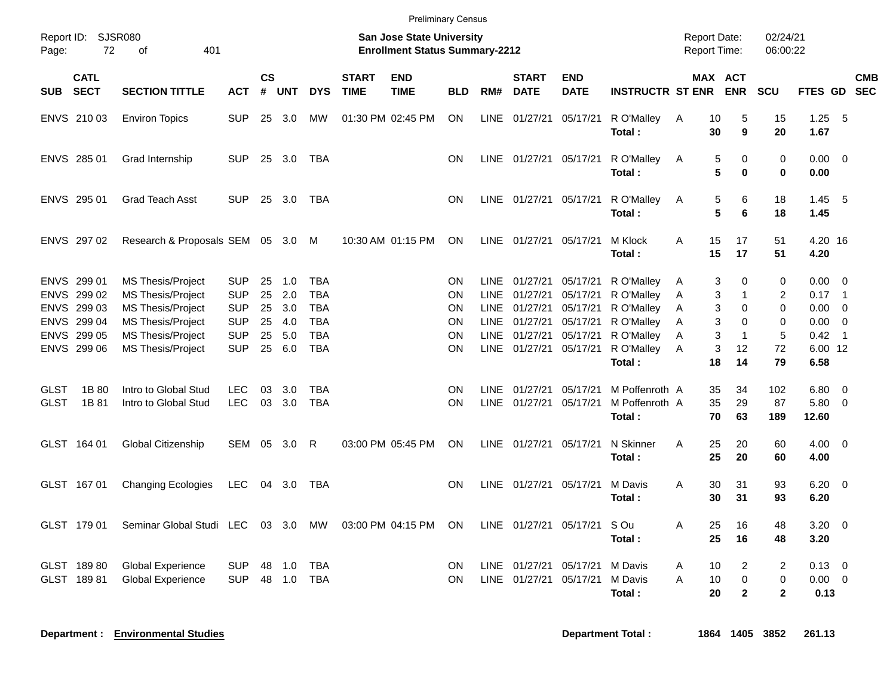Preliminary Census

Report ID: SJSR080

**San Jose State University**
**Enrollment Status Summary-2212**

Report Date: 02/24/21
Report Time: 06:00:22

| SUB | CATL SECT | SECTION TITTLE | ACT | CS # | UNT | DYS | START TIME | END TIME | BLD | RM# | START DATE | END DATE | INSTRUCTR | ST | MAX ENR | ACT ENR | SCU | FTES | GD | CMB SEC |
|---|---|---|---|---|---|---|---|---|---|---|---|---|---|---|---|---|---|---|---|---|
| ENVS | 210 03 | Environ Topics | SUP | 25 | 3.0 | MW | 01:30 PM | 02:45 PM | ON | LINE | 01/27/21 | 05/17/21 | R O'Malley | A | 10 | 5 | 15 | 1.25 | 5 | |
| | | | | | | | | | | | | | **Total :** | | **30** | **9** | **20** | **1.67** | | |
| ENVS | 285 01 | Grad Internship | SUP | 25 | 3.0 | TBA | | | ON | LINE | 01/27/21 | 05/17/21 | R O'Malley | A | 5 | 0 | 0 | 0.00 | 0 | |
| | | | | | | | | | | | | | **Total :** | | **5** | **0** | **0** | **0.00** | | |
| ENVS | 295 01 | Grad Teach Asst | SUP | 25 | 3.0 | TBA | | | ON | LINE | 01/27/21 | 05/17/21 | R O'Malley | A | 5 | 6 | 18 | 1.45 | 5 | |
| | | | | | | | | | | | | | **Total :** | | **5** | **6** | **18** | **1.45** | | |
| ENVS | 297 02 | Research & Proposals | SEM | 05 | 3.0 | M | 10:30 AM | 01:15 PM | ON | LINE | 01/27/21 | 05/17/21 | M Klock | A | 15 | 17 | 51 | 4.20 | 16 | |
| | | | | | | | | | | | | | **Total :** | | **15** | **17** | **51** | **4.20** | | |
| ENVS | 299 01 | MS Thesis/Project | SUP | 25 | 1.0 | TBA | | | ON | LINE | 01/27/21 | 05/17/21 | R O'Malley | A | 3 | 0 | 0 | 0.00 | 0 | |
| ENVS | 299 02 | MS Thesis/Project | SUP | 25 | 2.0 | TBA | | | ON | LINE | 01/27/21 | 05/17/21 | R O'Malley | A | 3 | 1 | 2 | 0.17 | 1 | |
| ENVS | 299 03 | MS Thesis/Project | SUP | 25 | 3.0 | TBA | | | ON | LINE | 01/27/21 | 05/17/21 | R O'Malley | A | 3 | 0 | 0 | 0.00 | 0 | |
| ENVS | 299 04 | MS Thesis/Project | SUP | 25 | 4.0 | TBA | | | ON | LINE | 01/27/21 | 05/17/21 | R O'Malley | A | 3 | 0 | 0 | 0.00 | 0 | |
| ENVS | 299 05 | MS Thesis/Project | SUP | 25 | 5.0 | TBA | | | ON | LINE | 01/27/21 | 05/17/21 | R O'Malley | A | 3 | 1 | 5 | 0.42 | 1 | |
| ENVS | 299 06 | MS Thesis/Project | SUP | 25 | 6.0 | TBA | | | ON | LINE | 01/27/21 | 05/17/21 | R O'Malley | A | 3 | 12 | 72 | 6.00 | 12 | |
| | | | | | | | | | | | | | **Total :** | | **18** | **14** | **79** | **6.58** | | |
| GLST | 1B 80 | Intro to Global Stud | LEC | 03 | 3.0 | TBA | | | ON | LINE | 01/27/21 | 05/17/21 | M Poffenroth | A | 35 | 34 | 102 | 6.80 | 0 | |
| GLST | 1B 81 | Intro to Global Stud | LEC | 03 | 3.0 | TBA | | | ON | LINE | 01/27/21 | 05/17/21 | M Poffenroth | A | 35 | 29 | 87 | 5.80 | 0 | |
| | | | | | | | | | | | | | **Total :** | | **70** | **63** | **189** | **12.60** | | |
| GLST | 164 01 | Global Citizenship | SEM | 05 | 3.0 | R | 03:00 PM | 05:45 PM | ON | LINE | 01/27/21 | 05/17/21 | N Skinner | A | 25 | 20 | 60 | 4.00 | 0 | |
| | | | | | | | | | | | | | **Total :** | | **25** | **20** | **60** | **4.00** | | |
| GLST | 167 01 | Changing Ecologies | LEC | 04 | 3.0 | TBA | | | ON | LINE | 01/27/21 | 05/17/21 | M Davis | A | 30 | 31 | 93 | 6.20 | 0 | |
| | | | | | | | | | | | | | **Total :** | | **30** | **31** | **93** | **6.20** | | |
| GLST | 179 01 | Seminar Global Studi | LEC | 03 | 3.0 | MW | 03:00 PM | 04:15 PM | ON | LINE | 01/27/21 | 05/17/21 | S Ou | A | 25 | 16 | 48 | 3.20 | 0 | |
| | | | | | | | | | | | | | **Total :** | | **25** | **16** | **48** | **3.20** | | |
| GLST | 189 80 | Global Experience | SUP | 48 | 1.0 | TBA | | | ON | LINE | 01/27/21 | 05/17/21 | M Davis | A | 10 | 2 | 2 | 0.13 | 0 | |
| GLST | 189 81 | Global Experience | SUP | 48 | 1.0 | TBA | | | ON | LINE | 01/27/21 | 05/17/21 | M Davis | A | 10 | 0 | 0 | 0.00 | 0 | |
| | | | | | | | | | | | | | **Total :** | | **20** | **2** | **2** | **0.13** | | |

**Department :** **Environmental Studies** **Department Total :** **1864** **1405** **3852** **261.13**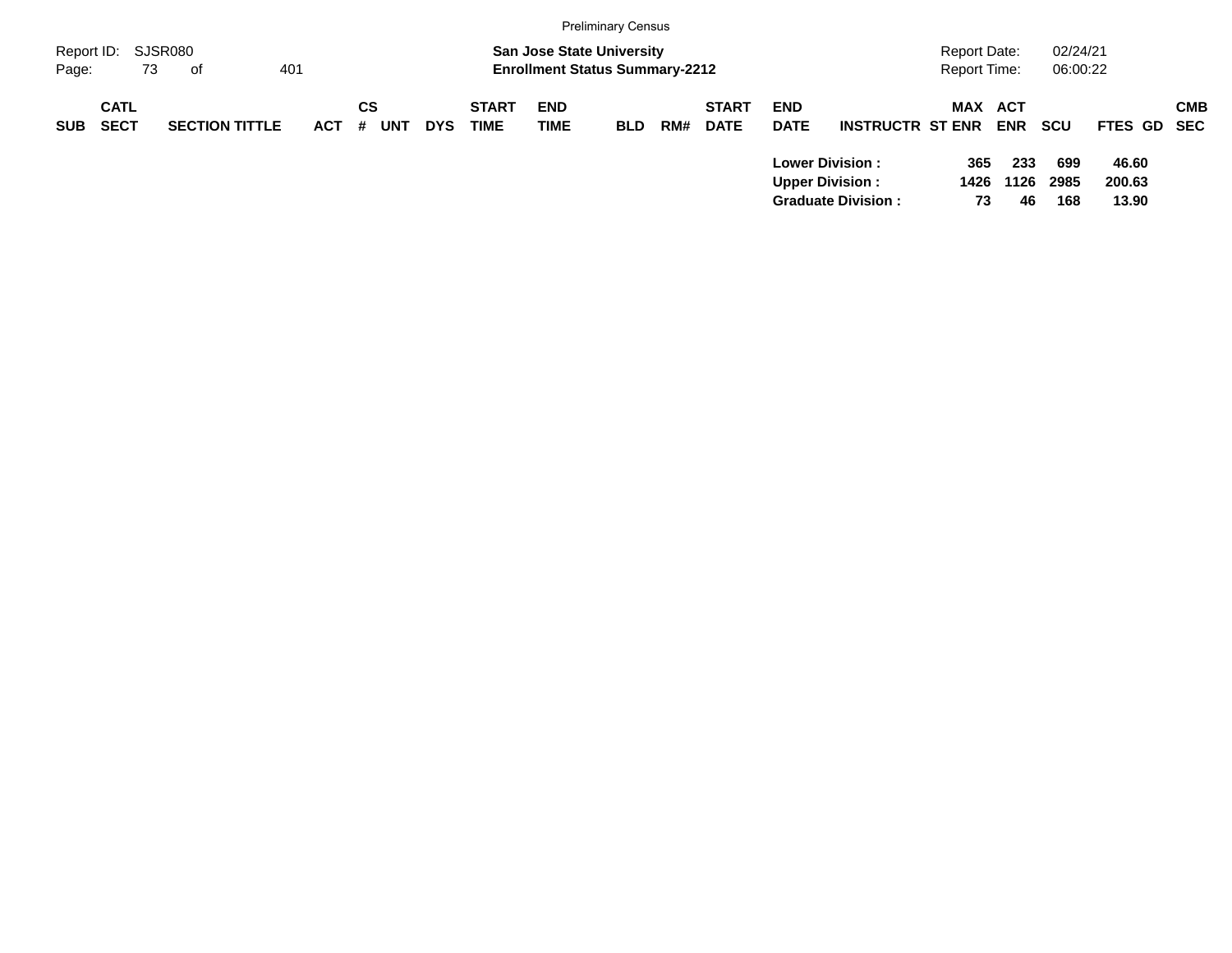Preliminary Census

Report ID: SJSR080

**San Jose State University**
**Enrollment Status Summary-2212**

Report Date: 02/24/21
Report Time: 06:00:22

| SUB | CATL SECT | SECTION TITTLE | ACT | CS # | UNT | DYS | START TIME | END TIME | BLD | RM# | START DATE | END DATE | INSTRUCTR | ST | MAX ENR | ACT ENR | SCU | FTES | GD | CMB SEC |
|---|---|---|---|---|---|---|---|---|---|---|---|---|---|---|---|---|---|---|---|---|
| | | | | | | | | | | | | **Lower Division :** | | | **365** | **233** | **699** | **46.60** | | |
| | | | | | | | | | | | | **Upper Division :** | | | **1426** | **1126** | **2985** | **200.63** | | |
| | | | | | | | | | | | | **Graduate Division :** | | | **73** | **46** | **168** | **13.90** | | |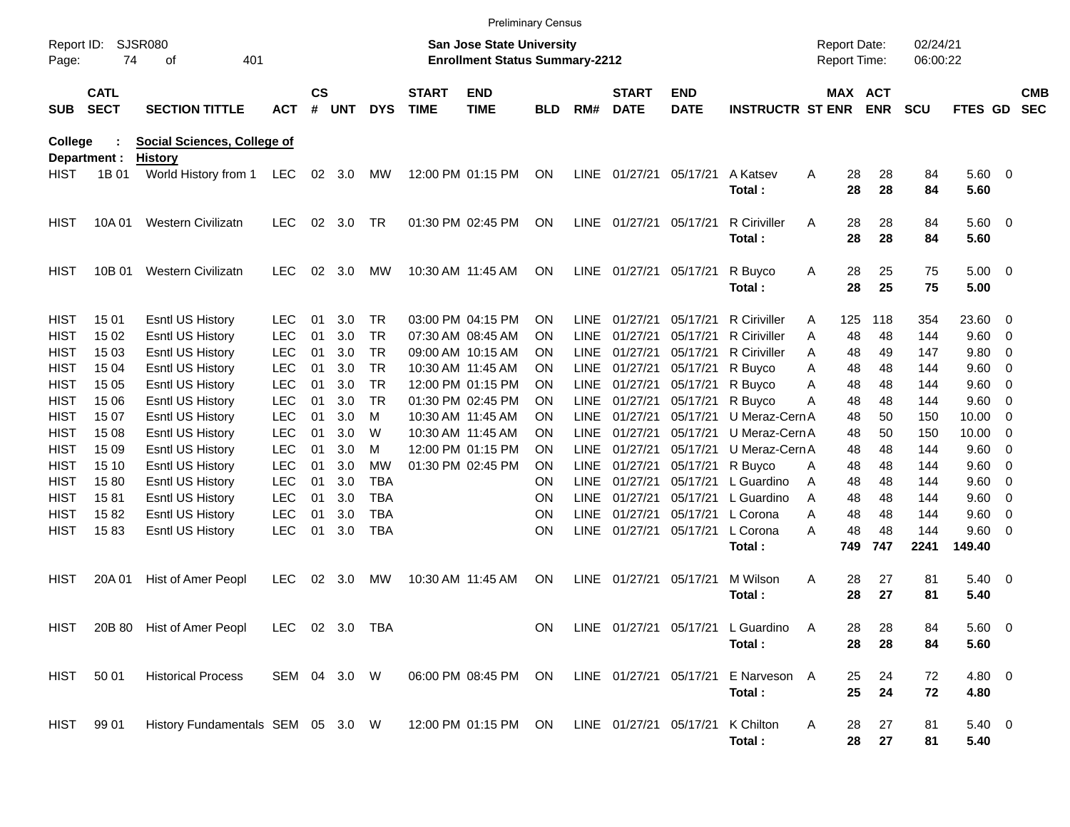Preliminary Census

Report ID: SJSR080
Page: 74 of 401

**San Jose State University**
**Enrollment Status Summary-2212**

Report Date: 02/24/21
Report Time: 06:00:22

**College : Social Sciences, College of**
**Department : History**

| SUB | CATL SECT | SECTION TITTLE | ACT | CS # | UNT | DYS | START TIME | END TIME | BLD | RM# | START DATE | END DATE | INSTRUCTR | ST | MAX ENR | ACT ENR | SCU | FTES | GD | CMB SEC |
|---|---|---|---|---|---|---|---|---|---|---|---|---|---|---|---|---|---|---|---|---|
| HIST | 1B 01 | World History from 1 | LEC | 02 | 3.0 | MW | 12:00 PM | 01:15 PM | ON | LINE | 01/27/21 | 05/17/21 | A Katsev | A | 28 | 28 | 84 | 5.60 | 0 | |
| | | | | | | | | | | | | | **Total :** | | **28** | **28** | **84** | **5.60** | | |
| HIST | 10A 01 | Western Civilizatn | LEC | 02 | 3.0 | TR | 01:30 PM | 02:45 PM | ON | LINE | 01/27/21 | 05/17/21 | R Ciriviller | A | 28 | 28 | 84 | 5.60 | 0 | |
| | | | | | | | | | | | | | **Total :** | | **28** | **28** | **84** | **5.60** | | |
| HIST | 10B 01 | Western Civilizatn | LEC | 02 | 3.0 | MW | 10:30 AM | 11:45 AM | ON | LINE | 01/27/21 | 05/17/21 | R Buyco | A | 28 | 25 | 75 | 5.00 | 0 | |
| | | | | | | | | | | | | | **Total :** | | **28** | **25** | **75** | **5.00** | | |
| HIST | 15 01 | Esntl US History | LEC | 01 | 3.0 | TR | 03:00 PM | 04:15 PM | ON | LINE | 01/27/21 | 05/17/21 | R Ciriviller | A | 125 | 118 | 354 | 23.60 | 0 | |
| HIST | 15 02 | Esntl US History | LEC | 01 | 3.0 | TR | 07:30 AM | 08:45 AM | ON | LINE | 01/27/21 | 05/17/21 | R Ciriviller | A | 48 | 48 | 144 | 9.60 | 0 | |
| HIST | 15 03 | Esntl US History | LEC | 01 | 3.0 | TR | 09:00 AM | 10:15 AM | ON | LINE | 01/27/21 | 05/17/21 | R Ciriviller | A | 48 | 49 | 147 | 9.80 | 0 | |
| HIST | 15 04 | Esntl US History | LEC | 01 | 3.0 | TR | 10:30 AM | 11:45 AM | ON | LINE | 01/27/21 | 05/17/21 | R Buyco | A | 48 | 48 | 144 | 9.60 | 0 | |
| HIST | 15 05 | Esntl US History | LEC | 01 | 3.0 | TR | 12:00 PM | 01:15 PM | ON | LINE | 01/27/21 | 05/17/21 | R Buyco | A | 48 | 48 | 144 | 9.60 | 0 | |
| HIST | 15 06 | Esntl US History | LEC | 01 | 3.0 | TR | 01:30 PM | 02:45 PM | ON | LINE | 01/27/21 | 05/17/21 | R Buyco | A | 48 | 48 | 144 | 9.60 | 0 | |
| HIST | 15 07 | Esntl US History | LEC | 01 | 3.0 | M | 10:30 AM | 11:45 AM | ON | LINE | 01/27/21 | 05/17/21 | U Meraz-Cern | A | 48 | 50 | 150 | 10.00 | 0 | |
| HIST | 15 08 | Esntl US History | LEC | 01 | 3.0 | W | 10:30 AM | 11:45 AM | ON | LINE | 01/27/21 | 05/17/21 | U Meraz-Cern | A | 48 | 50 | 150 | 10.00 | 0 | |
| HIST | 15 09 | Esntl US History | LEC | 01 | 3.0 | M | 12:00 PM | 01:15 PM | ON | LINE | 01/27/21 | 05/17/21 | U Meraz-Cern | A | 48 | 48 | 144 | 9.60 | 0 | |
| HIST | 15 10 | Esntl US History | LEC | 01 | 3.0 | MW | 01:30 PM | 02:45 PM | ON | LINE | 01/27/21 | 05/17/21 | R Buyco | A | 48 | 48 | 144 | 9.60 | 0 | |
| HIST | 15 80 | Esntl US History | LEC | 01 | 3.0 | TBA | | | ON | LINE | 01/27/21 | 05/17/21 | L Guardino | A | 48 | 48 | 144 | 9.60 | 0 | |
| HIST | 15 81 | Esntl US History | LEC | 01 | 3.0 | TBA | | | ON | LINE | 01/27/21 | 05/17/21 | L Guardino | A | 48 | 48 | 144 | 9.60 | 0 | |
| HIST | 15 82 | Esntl US History | LEC | 01 | 3.0 | TBA | | | ON | LINE | 01/27/21 | 05/17/21 | L Corona | A | 48 | 48 | 144 | 9.60 | 0 | |
| HIST | 15 83 | Esntl US History | LEC | 01 | 3.0 | TBA | | | ON | LINE | 01/27/21 | 05/17/21 | L Corona | A | 48 | 48 | 144 | 9.60 | 0 | |
| | | | | | | | | | | | | | **Total :** | | **749** | **747** | **2241** | **149.40** | | |
| HIST | 20A 01 | Hist of Amer Peopl | LEC | 02 | 3.0 | MW | 10:30 AM | 11:45 AM | ON | LINE | 01/27/21 | 05/17/21 | M Wilson | A | 28 | 27 | 81 | 5.40 | 0 | |
| | | | | | | | | | | | | | **Total :** | | **28** | **27** | **81** | **5.40** | | |
| HIST | 20B 80 | Hist of Amer Peopl | LEC | 02 | 3.0 | TBA | | | ON | LINE | 01/27/21 | 05/17/21 | L Guardino | A | 28 | 28 | 84 | 5.60 | 0 | |
| | | | | | | | | | | | | | **Total :** | | **28** | **28** | **84** | **5.60** | | |
| HIST | 50 01 | Historical Process | SEM | 04 | 3.0 | W | 06:00 PM | 08:45 PM | ON | LINE | 01/27/21 | 05/17/21 | E Narveson | A | 25 | 24 | 72 | 4.80 | 0 | |
| | | | | | | | | | | | | | **Total :** | | **25** | **24** | **72** | **4.80** | | |
| HIST | 99 01 | History Fundamentals | SEM | 05 | 3.0 | W | 12:00 PM | 01:15 PM | ON | LINE | 01/27/21 | 05/17/21 | K Chilton | A | 28 | 27 | 81 | 5.40 | 0 | |
| | | | | | | | | | | | | | **Total :** | | **28** | **27** | **81** | **5.40** | | |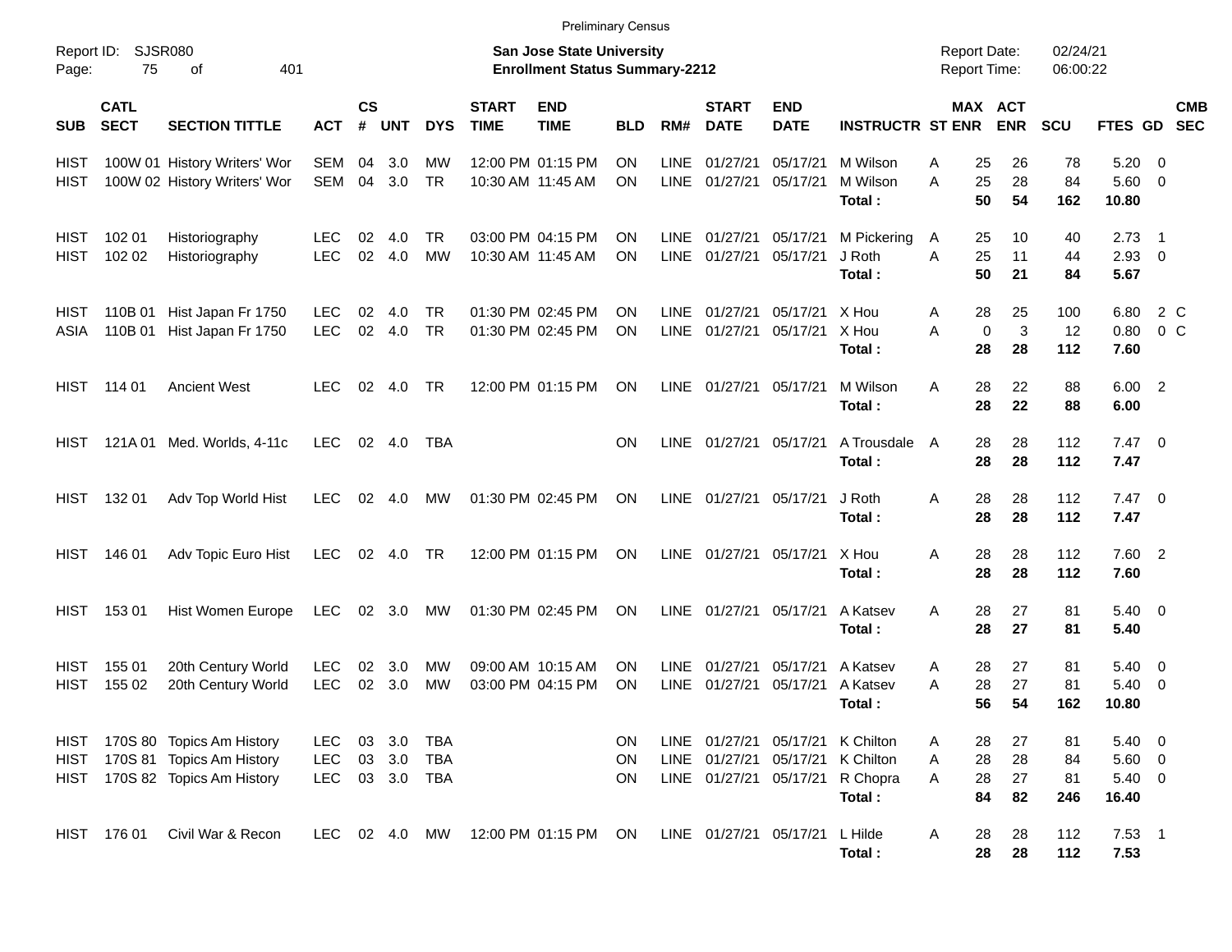Preliminary Census

Report ID: SJSR080

**San Jose State University**
**Enrollment Status Summary-2212**

Report Date: 02/24/21
Report Time: 06:00:22

| SUB | CATL SECT | SECTION TITTLE | ACT | CS # | UNT | DYS | START TIME | END TIME | BLD | RM# | START DATE | END DATE | INSTRUCTR | ST | MAX ENR | ACT ENR | SCU | FTES | GD | CMB SEC |
|---|---|---|---|---|---|---|---|---|---|---|---|---|---|---|---|---|---|---|---|---|
| HIST | 100W 01 | History Writers' Wor | SEM | 04 | 3.0 | MW | 12:00 PM | 01:15 PM | ON | LINE | 01/27/21 | 05/17/21 | M Wilson | A | 25 | 26 | 78 | 5.20 | 0 | |
| HIST | 100W 02 | History Writers' Wor | SEM | 04 | 3.0 | TR | 10:30 AM | 11:45 AM | ON | LINE | 01/27/21 | 05/17/21 | M Wilson | A | 25 | 28 | 84 | 5.60 | 0 | |
| | | | | | | | | | | | | | **Total :** | | **50** | **54** | **162** | **10.80** | | |
| HIST | 102 01 | Historiography | LEC | 02 | 4.0 | TR | 03:00 PM | 04:15 PM | ON | LINE | 01/27/21 | 05/17/21 | M Pickering | A | 25 | 10 | 40 | 2.73 | 1 | |
| HIST | 102 02 | Historiography | LEC | 02 | 4.0 | MW | 10:30 AM | 11:45 AM | ON | LINE | 01/27/21 | 05/17/21 | J Roth | A | 25 | 11 | 44 | 2.93 | 0 | |
| | | | | | | | | | | | | | **Total :** | | **50** | **21** | **84** | **5.67** | | |
| HIST | 110B 01 | Hist Japan Fr 1750 | LEC | 02 | 4.0 | TR | 01:30 PM | 02:45 PM | ON | LINE | 01/27/21 | 05/17/21 | X Hou | A | 28 | 25 | 100 | 6.80 | 2 | C |
| ASIA | 110B 01 | Hist Japan Fr 1750 | LEC | 02 | 4.0 | TR | 01:30 PM | 02:45 PM | ON | LINE | 01/27/21 | 05/17/21 | X Hou | A | 0 | 3 | 12 | 0.80 | 0 | C |
| | | | | | | | | | | | | | **Total :** | | **28** | **28** | **112** | **7.60** | | |
| HIST | 114 01 | Ancient West | LEC | 02 | 4.0 | TR | 12:00 PM | 01:15 PM | ON | LINE | 01/27/21 | 05/17/21 | M Wilson | A | 28 | 22 | 88 | 6.00 | 2 | |
| | | | | | | | | | | | | | **Total :** | | **28** | **22** | **88** | **6.00** | | |
| HIST | 121A 01 | Med. Worlds, 4-11c | LEC | 02 | 4.0 | TBA | | | ON | LINE | 01/27/21 | 05/17/21 | A Trousdale | A | 28 | 28 | 112 | 7.47 | 0 | |
| | | | | | | | | | | | | | **Total :** | | **28** | **28** | **112** | **7.47** | | |
| HIST | 132 01 | Adv Top World Hist | LEC | 02 | 4.0 | MW | 01:30 PM | 02:45 PM | ON | LINE | 01/27/21 | 05/17/21 | J Roth | A | 28 | 28 | 112 | 7.47 | 0 | |
| | | | | | | | | | | | | | **Total :** | | **28** | **28** | **112** | **7.47** | | |
| HIST | 146 01 | Adv Topic Euro Hist | LEC | 02 | 4.0 | TR | 12:00 PM | 01:15 PM | ON | LINE | 01/27/21 | 05/17/21 | X Hou | A | 28 | 28 | 112 | 7.60 | 2 | |
| | | | | | | | | | | | | | **Total :** | | **28** | **28** | **112** | **7.60** | | |
| HIST | 153 01 | Hist Women Europe | LEC | 02 | 3.0 | MW | 01:30 PM | 02:45 PM | ON | LINE | 01/27/21 | 05/17/21 | A Katsev | A | 28 | 27 | 81 | 5.40 | 0 | |
| | | | | | | | | | | | | | **Total :** | | **28** | **27** | **81** | **5.40** | | |
| HIST | 155 01 | 20th Century World | LEC | 02 | 3.0 | MW | 09:00 AM | 10:15 AM | ON | LINE | 01/27/21 | 05/17/21 | A Katsev | A | 28 | 27 | 81 | 5.40 | 0 | |
| HIST | 155 02 | 20th Century World | LEC | 02 | 3.0 | MW | 03:00 PM | 04:15 PM | ON | LINE | 01/27/21 | 05/17/21 | A Katsev | A | 28 | 27 | 81 | 5.40 | 0 | |
| | | | | | | | | | | | | | **Total :** | | **56** | **54** | **162** | **10.80** | | |
| HIST | 170S 80 | Topics Am History | LEC | 03 | 3.0 | TBA | | | ON | LINE | 01/27/21 | 05/17/21 | K Chilton | A | 28 | 27 | 81 | 5.40 | 0 | |
| HIST | 170S 81 | Topics Am History | LEC | 03 | 3.0 | TBA | | | ON | LINE | 01/27/21 | 05/17/21 | K Chilton | A | 28 | 28 | 84 | 5.60 | 0 | |
| HIST | 170S 82 | Topics Am History | LEC | 03 | 3.0 | TBA | | | ON | LINE | 01/27/21 | 05/17/21 | R Chopra | A | 28 | 27 | 81 | 5.40 | 0 | |
| | | | | | | | | | | | | | **Total :** | | **84** | **82** | **246** | **16.40** | | |
| HIST | 176 01 | Civil War & Recon | LEC | 02 | 4.0 | MW | 12:00 PM | 01:15 PM | ON | LINE | 01/27/21 | 05/17/21 | L Hilde | A | 28 | 28 | 112 | 7.53 | 1 | |
| | | | | | | | | | | | | | **Total :** | | **28** | **28** | **112** | **7.53** | | |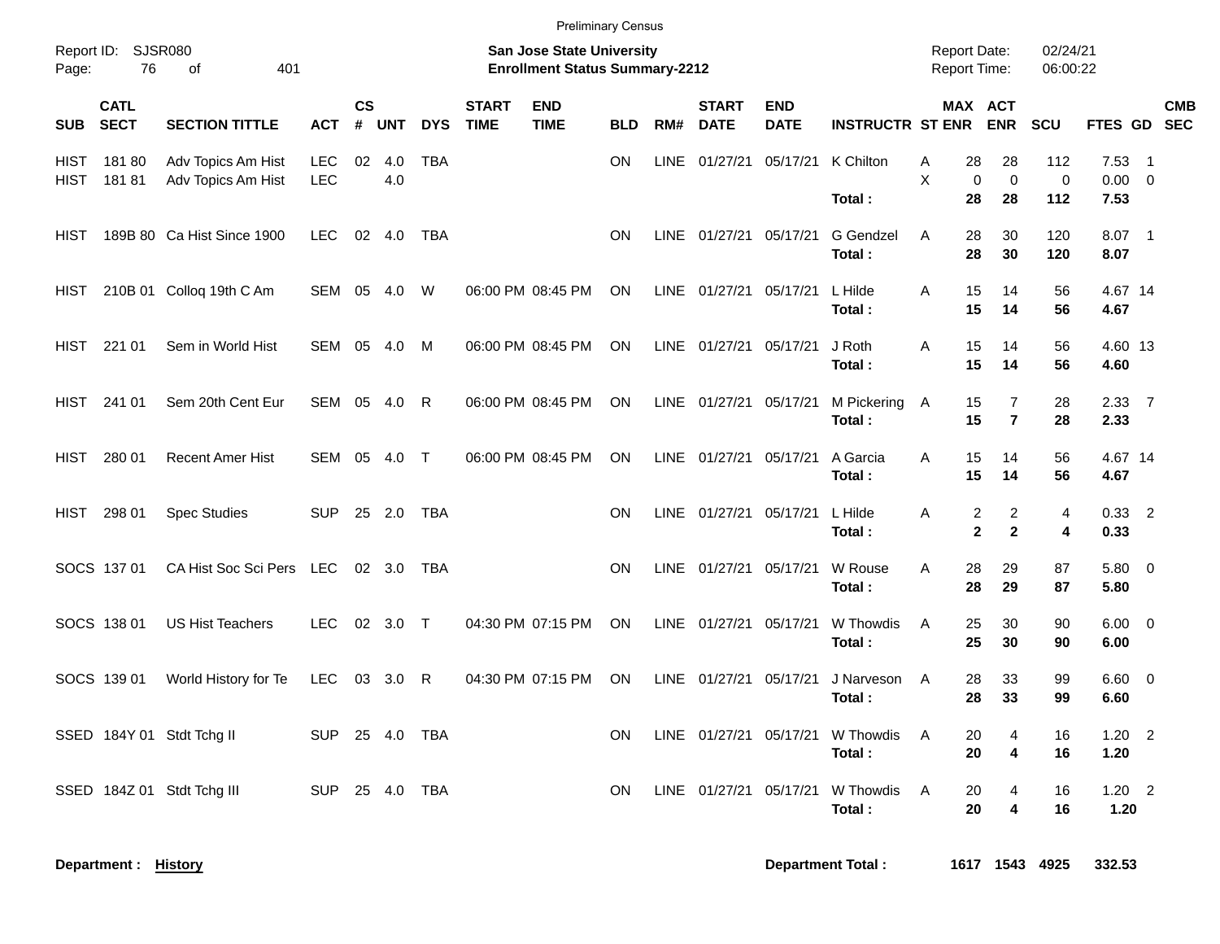Preliminary Census

Report ID: SJSR080
Page: 76 of 401

**San Jose State University**
**Enrollment Status Summary-2212**

Report Date: 02/24/21
Report Time: 06:00:22

| SUB | CATL SECT | SECTION TITTLE | ACT | CS # | UNT | DYS | START TIME | END TIME | BLD | RM# | START DATE | END DATE | INSTRUCTR | ST | MAX ENR | ACT ENR | SCU | FTES | GD | CMB SEC |
|---|---|---|---|---|---|---|---|---|---|---|---|---|---|---|---|---|---|---|---|---|
| HIST | 181 80 | Adv Topics Am Hist | LEC | 02 | 4.0 | TBA | | | ON | LINE | 01/27/21 | 05/17/21 | K Chilton | A | 28 | 28 | 112 | 7.53 | 1 | |
| HIST | 181 81 | Adv Topics Am Hist | LEC | | 4.0 | | | | | | | | | X | 0 | 0 | 0 | 0.00 | 0 | |
| | | | | | | | | | | | | | **Total :** | | **28** | **28** | **112** | **7.53** | | |
| HIST | 189B 80 | Ca Hist Since 1900 | LEC | 02 | 4.0 | TBA | | | ON | LINE | 01/27/21 | 05/17/21 | G Gendzel | A | 28 | 30 | 120 | 8.07 | 1 | |
| | | | | | | | | | | | | | **Total :** | | **28** | **30** | **120** | **8.07** | | |
| HIST | 210B 01 | Colloq 19th C Am | SEM | 05 | 4.0 | W | 06:00 PM | 08:45 PM | ON | LINE | 01/27/21 | 05/17/21 | L Hilde | A | 15 | 14 | 56 | 4.67 | 14 | |
| | | | | | | | | | | | | | **Total :** | | **15** | **14** | **56** | **4.67** | | |
| HIST | 221 01 | Sem in World Hist | SEM | 05 | 4.0 | M | 06:00 PM | 08:45 PM | ON | LINE | 01/27/21 | 05/17/21 | J Roth | A | 15 | 14 | 56 | 4.60 | 13 | |
| | | | | | | | | | | | | | **Total :** | | **15** | **14** | **56** | **4.60** | | |
| HIST | 241 01 | Sem 20th Cent Eur | SEM | 05 | 4.0 | R | 06:00 PM | 08:45 PM | ON | LINE | 01/27/21 | 05/17/21 | M Pickering | A | 15 | 7 | 28 | 2.33 | 7 | |
| | | | | | | | | | | | | | **Total :** | | **15** | **7** | **28** | **2.33** | | |
| HIST | 280 01 | Recent Amer Hist | SEM | 05 | 4.0 | T | 06:00 PM | 08:45 PM | ON | LINE | 01/27/21 | 05/17/21 | A Garcia | A | 15 | 14 | 56 | 4.67 | 14 | |
| | | | | | | | | | | | | | **Total :** | | **15** | **14** | **56** | **4.67** | | |
| HIST | 298 01 | Spec Studies | SUP | 25 | 2.0 | TBA | | | ON | LINE | 01/27/21 | 05/17/21 | L Hilde | A | 2 | 2 | 4 | 0.33 | 2 | |
| | | | | | | | | | | | | | **Total :** | | **2** | **2** | **4** | **0.33** | | |
| SOCS | 137 01 | CA Hist Soc Sci Pers | LEC | 02 | 3.0 | TBA | | | ON | LINE | 01/27/21 | 05/17/21 | W Rouse | A | 28 | 29 | 87 | 5.80 | 0 | |
| | | | | | | | | | | | | | **Total :** | | **28** | **29** | **87** | **5.80** | | |
| SOCS | 138 01 | US Hist Teachers | LEC | 02 | 3.0 | T | 04:30 PM | 07:15 PM | ON | LINE | 01/27/21 | 05/17/21 | W Thowdis | A | 25 | 30 | 90 | 6.00 | 0 | |
| | | | | | | | | | | | | | **Total :** | | **25** | **30** | **90** | **6.00** | | |
| SOCS | 139 01 | World History for Te | LEC | 03 | 3.0 | R | 04:30 PM | 07:15 PM | ON | LINE | 01/27/21 | 05/17/21 | J Narveson | A | 28 | 33 | 99 | 6.60 | 0 | |
| | | | | | | | | | | | | | **Total :** | | **28** | **33** | **99** | **6.60** | | |
| SSED | 184Y 01 | Stdt Tchg II | SUP | 25 | 4.0 | TBA | | | ON | LINE | 01/27/21 | 05/17/21 | W Thowdis | A | 20 | 4 | 16 | 1.20 | 2 | |
| | | | | | | | | | | | | | **Total :** | | **20** | **4** | **16** | **1.20** | | |
| SSED | 184Z 01 | Stdt Tchg III | SUP | 25 | 4.0 | TBA | | | ON | LINE | 01/27/21 | 05/17/21 | W Thowdis | A | 20 | 4 | 16 | 1.20 | 2 | |
| | | | | | | | | | | | | | **Total :** | | **20** | **4** | **16** | **1.20** | | |

**Department : History** | **Department Total :** | **1617** | **1543** | **4925** | **332.53**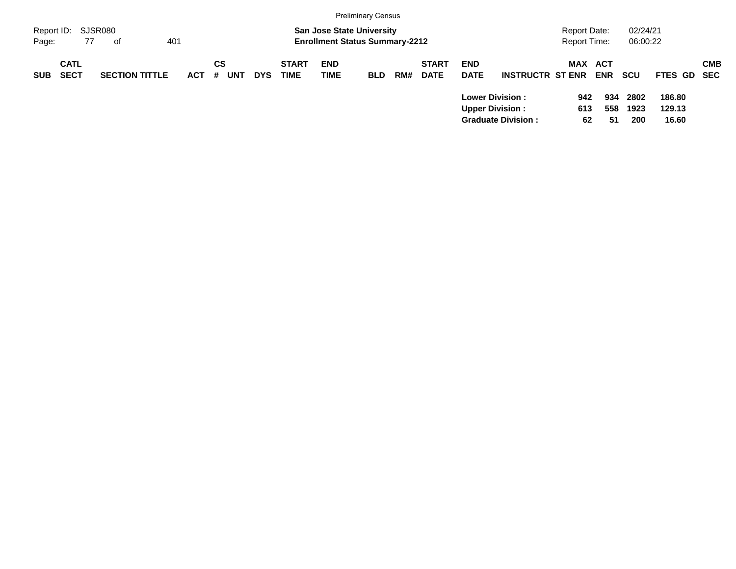| SUB | CATL SECT | SECTION TITTLE | ACT | CS # | UNT | DYS | START TIME | END TIME | BLD | RM# | START DATE | END DATE | INSTRUCTR | ST | MAX ENR | ACT ENR | SCU | FTES | GD | CMB SEC |
|---|---|---|---|---|---|---|---|---|---|---|---|---|---|---|---|---|---|---|---|---|
| | | | | | | | | | | | | **Lower Division :** | | | **942** | **934** | **2802** | **186.80** | | |
| | | | | | | | | | | | | **Upper Division :** | | | **613** | **558** | **1923** | **129.13** | | |
| | | | | | | | | | | | | **Graduate Division :** | | | **62** | **51** | **200** | **16.60** | | |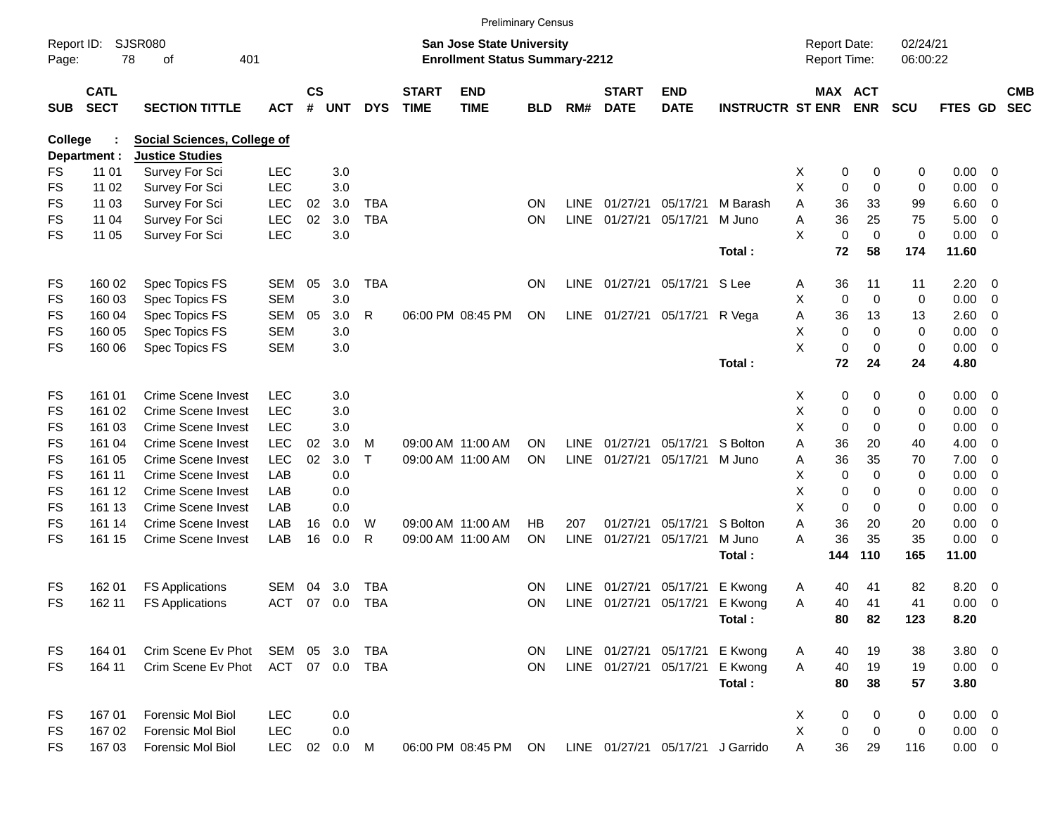Preliminary Census

Report ID: SJSR080
Page: 78 of 401

**San Jose State University**
**Enrollment Status Summary-2212**

Report Date: 02/24/21
Report Time: 06:00:22

**College : Social Sciences, College of**
**Department : Justice Studies**

| SUB | CATL SECT | SECTION TITTLE | ACT | CS # | UNT | DYS | START TIME | END TIME | BLD | RM# | START DATE | END DATE | INSTRUCTR | ST | MAX ENR | ACT ENR | SCU | FTES | GD | CMB SEC |
|---|---|---|---|---|---|---|---|---|---|---|---|---|---|---|---|---|---|---|---|---|
| FS | 11 01 | Survey For Sci | LEC | | 3.0 | | | | | | | | | X | 0 | 0 | 0 | 0.00 | 0 | |
| FS | 11 02 | Survey For Sci | LEC | | 3.0 | | | | | | | | | X | 0 | 0 | 0 | 0.00 | 0 | |
| FS | 11 03 | Survey For Sci | LEC | 02 | 3.0 | TBA | | | ON | LINE | 01/27/21 | 05/17/21 | M Barash | A | 36 | 33 | 99 | 6.60 | 0 | |
| FS | 11 04 | Survey For Sci | LEC | 02 | 3.0 | TBA | | | ON | LINE | 01/27/21 | 05/17/21 | M Juno | A | 36 | 25 | 75 | 5.00 | 0 | |
| FS | 11 05 | Survey For Sci | LEC | | 3.0 | | | | | | | | | X | 0 | 0 | 0 | 0.00 | 0 | |
| | | | | | | | | | | | | | **Total :** | | **72** | **58** | **174** | **11.60** | | |
| FS | 160 02 | Spec Topics FS | SEM | 05 | 3.0 | TBA | | | ON | LINE | 01/27/21 | 05/17/21 | S Lee | A | 36 | 11 | 11 | 2.20 | 0 | |
| FS | 160 03 | Spec Topics FS | SEM | | 3.0 | | | | | | | | | X | 0 | 0 | 0 | 0.00 | 0 | |
| FS | 160 04 | Spec Topics FS | SEM | 05 | 3.0 | R | 06:00 PM | 08:45 PM | ON | LINE | 01/27/21 | 05/17/21 | R Vega | A | 36 | 13 | 13 | 2.60 | 0 | |
| FS | 160 05 | Spec Topics FS | SEM | | 3.0 | | | | | | | | | X | 0 | 0 | 0 | 0.00 | 0 | |
| FS | 160 06 | Spec Topics FS | SEM | | 3.0 | | | | | | | | | X | 0 | 0 | 0 | 0.00 | 0 | |
| | | | | | | | | | | | | | **Total :** | | **72** | **24** | **24** | **4.80** | | |
| FS | 161 01 | Crime Scene Invest | LEC | | 3.0 | | | | | | | | | X | 0 | 0 | 0 | 0.00 | 0 | |
| FS | 161 02 | Crime Scene Invest | LEC | | 3.0 | | | | | | | | | X | 0 | 0 | 0 | 0.00 | 0 | |
| FS | 161 03 | Crime Scene Invest | LEC | | 3.0 | | | | | | | | | X | 0 | 0 | 0 | 0.00 | 0 | |
| FS | 161 04 | Crime Scene Invest | LEC | 02 | 3.0 | M | 09:00 AM | 11:00 AM | ON | LINE | 01/27/21 | 05/17/21 | S Bolton | A | 36 | 20 | 40 | 4.00 | 0 | |
| FS | 161 05 | Crime Scene Invest | LEC | 02 | 3.0 | T | 09:00 AM | 11:00 AM | ON | LINE | 01/27/21 | 05/17/21 | M Juno | A | 36 | 35 | 70 | 7.00 | 0 | |
| FS | 161 11 | Crime Scene Invest | LAB | | 0.0 | | | | | | | | | X | 0 | 0 | 0 | 0.00 | 0 | |
| FS | 161 12 | Crime Scene Invest | LAB | | 0.0 | | | | | | | | | X | 0 | 0 | 0 | 0.00 | 0 | |
| FS | 161 13 | Crime Scene Invest | LAB | | 0.0 | | | | | | | | | X | 0 | 0 | 0 | 0.00 | 0 | |
| FS | 161 14 | Crime Scene Invest | LAB | 16 | 0.0 | W | 09:00 AM | 11:00 AM | HB | 207 | 01/27/21 | 05/17/21 | S Bolton | A | 36 | 20 | 20 | 0.00 | 0 | |
| FS | 161 15 | Crime Scene Invest | LAB | 16 | 0.0 | R | 09:00 AM | 11:00 AM | ON | LINE | 01/27/21 | 05/17/21 | M Juno | A | 36 | 35 | 35 | 0.00 | 0 | |
| | | | | | | | | | | | | | **Total :** | | **144** | **110** | **165** | **11.00** | | |
| FS | 162 01 | FS Applications | SEM | 04 | 3.0 | TBA | | | ON | LINE | 01/27/21 | 05/17/21 | E Kwong | A | 40 | 41 | 82 | 8.20 | 0 | |
| FS | 162 11 | FS Applications | ACT | 07 | 0.0 | TBA | | | ON | LINE | 01/27/21 | 05/17/21 | E Kwong | A | 40 | 41 | 41 | 0.00 | 0 | |
| | | | | | | | | | | | | | **Total :** | | **80** | **82** | **123** | **8.20** | | |
| FS | 164 01 | Crim Scene Ev Phot | SEM | 05 | 3.0 | TBA | | | ON | LINE | 01/27/21 | 05/17/21 | E Kwong | A | 40 | 19 | 38 | 3.80 | 0 | |
| FS | 164 11 | Crim Scene Ev Phot | ACT | 07 | 0.0 | TBA | | | ON | LINE | 01/27/21 | 05/17/21 | E Kwong | A | 40 | 19 | 19 | 0.00 | 0 | |
| | | | | | | | | | | | | | **Total :** | | **80** | **38** | **57** | **3.80** | | |
| FS | 167 01 | Forensic Mol Biol | LEC | | 0.0 | | | | | | | | | X | 0 | 0 | 0 | 0.00 | 0 | |
| FS | 167 02 | Forensic Mol Biol | LEC | | 0.0 | | | | | | | | | X | 0 | 0 | 0 | 0.00 | 0 | |
| FS | 167 03 | Forensic Mol Biol | LEC | 02 | 0.0 | M | 06:00 PM | 08:45 PM | ON | LINE | 01/27/21 | 05/17/21 | J Garrido | A | 36 | 29 | 116 | 0.00 | 0 | |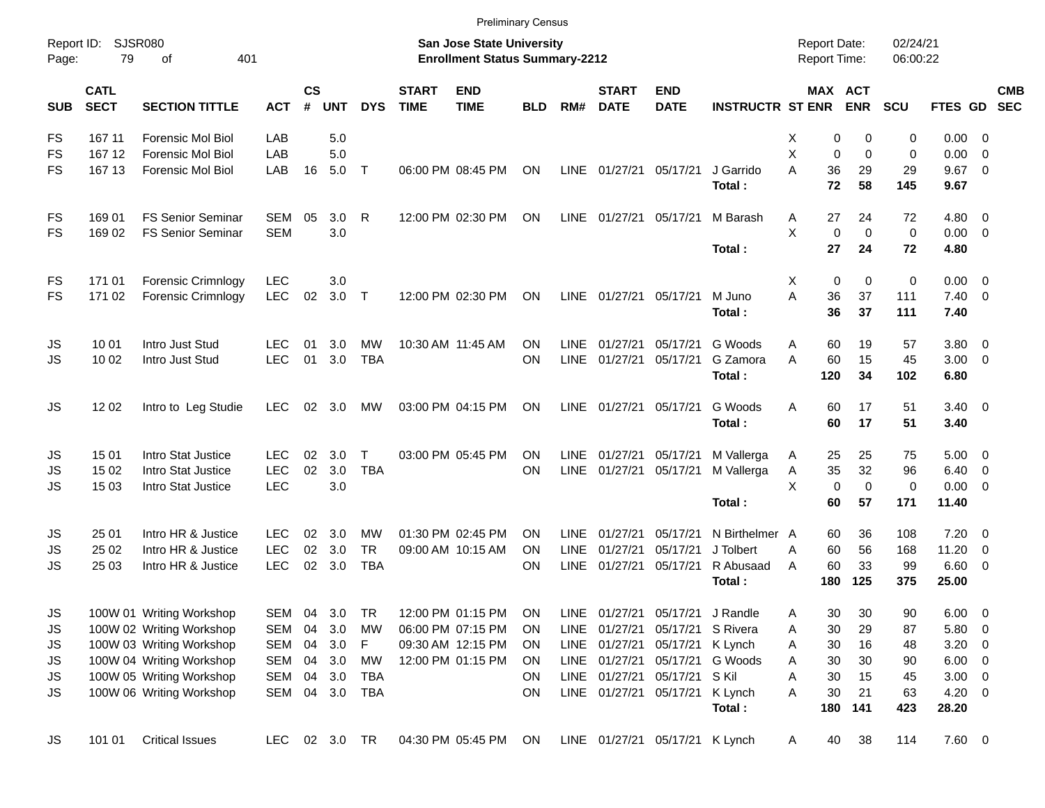Preliminary Census

Report ID: SJSR080

**San Jose State University**
**Enrollment Status Summary-2212**

Report Date: 02/24/21
Report Time: 06:00:22

| SUB | CATL SECT | SECTION TITTLE | ACT | CS # | UNT | DYS | START TIME | END TIME | BLD | RM# | START DATE | END DATE | INSTRUCTR | ST | MAX ENR | ACT ENR | SCU | FTES | GD | CMB SEC |
|---|---|---|---|---|---|---|---|---|---|---|---|---|---|---|---|---|---|---|---|---|
| FS | 167 11 | Forensic Mol Biol | LAB | | 5.0 | | | | | | | | | X | 0 | 0 | 0 | 0.00 | 0 | |
| FS | 167 12 | Forensic Mol Biol | LAB | | 5.0 | | | | | | | | | X | 0 | 0 | 0 | 0.00 | 0 | |
| FS | 167 13 | Forensic Mol Biol | LAB | 16 | 5.0 | T | 06:00 PM | 08:45 PM | ON | LINE | 01/27/21 | 05/17/21 | J Garrido | A | 36 | 29 | 29 | 9.67 | 0 | |
| | | | | | | | | | | | | | **Total :** | | **72** | **58** | **145** | **9.67** | | |
| FS | 169 01 | FS Senior Seminar | SEM | 05 | 3.0 | R | 12:00 PM | 02:30 PM | ON | LINE | 01/27/21 | 05/17/21 | M Barash | A | 27 | 24 | 72 | 4.80 | 0 | |
| FS | 169 02 | FS Senior Seminar | SEM | | 3.0 | | | | | | | | | X | 0 | 0 | 0 | 0.00 | 0 | |
| | | | | | | | | | | | | | **Total :** | | **27** | **24** | **72** | **4.80** | | |
| FS | 171 01 | Forensic Crimnlogy | LEC | | 3.0 | | | | | | | | | X | 0 | 0 | 0 | 0.00 | 0 | |
| FS | 171 02 | Forensic Crimnlogy | LEC | 02 | 3.0 | T | 12:00 PM | 02:30 PM | ON | LINE | 01/27/21 | 05/17/21 | M Juno | A | 36 | 37 | 111 | 7.40 | 0 | |
| | | | | | | | | | | | | | **Total :** | | **36** | **37** | **111** | **7.40** | | |
| JS | 10 01 | Intro Just Stud | LEC | 01 | 3.0 | MW | 10:30 AM | 11:45 AM | ON | LINE | 01/27/21 | 05/17/21 | G Woods | A | 60 | 19 | 57 | 3.80 | 0 | |
| JS | 10 02 | Intro Just Stud | LEC | 01 | 3.0 | TBA | | | ON | LINE | 01/27/21 | 05/17/21 | G Zamora | A | 60 | 15 | 45 | 3.00 | 0 | |
| | | | | | | | | | | | | | **Total :** | | **120** | **34** | **102** | **6.80** | | |
| JS | 12 02 | Intro to Leg Studie | LEC | 02 | 3.0 | MW | 03:00 PM | 04:15 PM | ON | LINE | 01/27/21 | 05/17/21 | G Woods | A | 60 | 17 | 51 | 3.40 | 0 | |
| | | | | | | | | | | | | | **Total :** | | **60** | **17** | **51** | **3.40** | | |
| JS | 15 01 | Intro Stat Justice | LEC | 02 | 3.0 | T | 03:00 PM | 05:45 PM | ON | LINE | 01/27/21 | 05/17/21 | M Vallerga | A | 25 | 25 | 75 | 5.00 | 0 | |
| JS | 15 02 | Intro Stat Justice | LEC | 02 | 3.0 | TBA | | | ON | LINE | 01/27/21 | 05/17/21 | M Vallerga | A | 35 | 32 | 96 | 6.40 | 0 | |
| JS | 15 03 | Intro Stat Justice | LEC | | 3.0 | | | | | | | | | X | 0 | 0 | 0 | 0.00 | 0 | |
| | | | | | | | | | | | | | **Total :** | | **60** | **57** | **171** | **11.40** | | |
| JS | 25 01 | Intro HR & Justice | LEC | 02 | 3.0 | MW | 01:30 PM | 02:45 PM | ON | LINE | 01/27/21 | 05/17/21 | N Birthelmer | A | 60 | 36 | 108 | 7.20 | 0 | |
| JS | 25 02 | Intro HR & Justice | LEC | 02 | 3.0 | TR | 09:00 AM | 10:15 AM | ON | LINE | 01/27/21 | 05/17/21 | J Tolbert | A | 60 | 56 | 168 | 11.20 | 0 | |
| JS | 25 03 | Intro HR & Justice | LEC | 02 | 3.0 | TBA | | | ON | LINE | 01/27/21 | 05/17/21 | R Abusaad | A | 60 | 33 | 99 | 6.60 | 0 | |
| | | | | | | | | | | | | | **Total :** | | **180** | **125** | **375** | **25.00** | | |
| JS | 100W 01 | Writing Workshop | SEM | 04 | 3.0 | TR | 12:00 PM | 01:15 PM | ON | LINE | 01/27/21 | 05/17/21 | J Randle | A | 30 | 30 | 90 | 6.00 | 0 | |
| JS | 100W 02 | Writing Workshop | SEM | 04 | 3.0 | MW | 06:00 PM | 07:15 PM | ON | LINE | 01/27/21 | 05/17/21 | S Rivera | A | 30 | 29 | 87 | 5.80 | 0 | |
| JS | 100W 03 | Writing Workshop | SEM | 04 | 3.0 | F | 09:30 AM | 12:15 PM | ON | LINE | 01/27/21 | 05/17/21 | K Lynch | A | 30 | 16 | 48 | 3.20 | 0 | |
| JS | 100W 04 | Writing Workshop | SEM | 04 | 3.0 | MW | 12:00 PM | 01:15 PM | ON | LINE | 01/27/21 | 05/17/21 | G Woods | A | 30 | 30 | 90 | 6.00 | 0 | |
| JS | 100W 05 | Writing Workshop | SEM | 04 | 3.0 | TBA | | | ON | LINE | 01/27/21 | 05/17/21 | S Kil | A | 30 | 15 | 45 | 3.00 | 0 | |
| JS | 100W 06 | Writing Workshop | SEM | 04 | 3.0 | TBA | | | ON | LINE | 01/27/21 | 05/17/21 | K Lynch | A | 30 | 21 | 63 | 4.20 | 0 | |
| | | | | | | | | | | | | | **Total :** | | **180** | **141** | **423** | **28.20** | | |
| JS | 101 01 | Critical Issues | LEC | 02 | 3.0 | TR | 04:30 PM | 05:45 PM | ON | LINE | 01/27/21 | 05/17/21 | K Lynch | A | 40 | 38 | 114 | 7.60 | 0 | |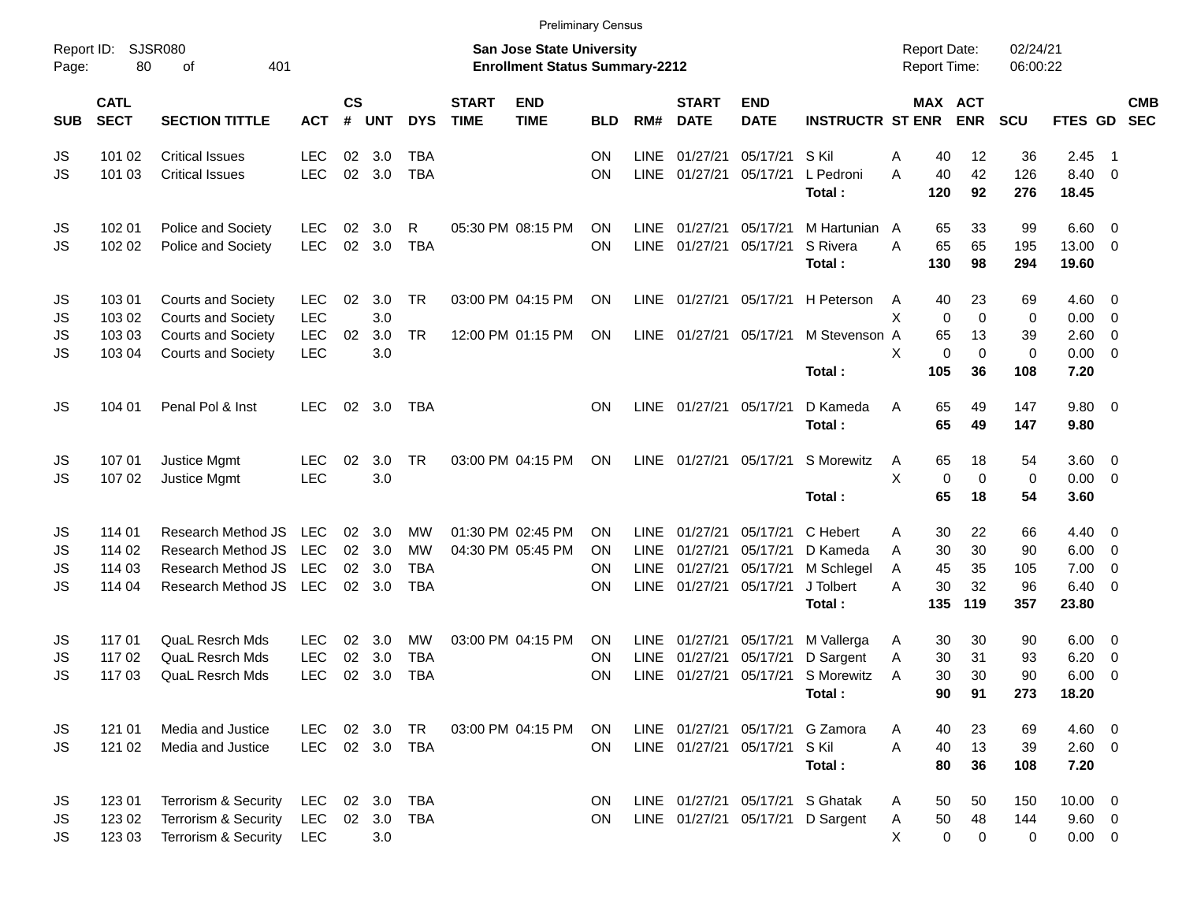Preliminary Census

Report ID: SJSR080
Page: 80 of 401

**San Jose State University**
**Enrollment Status Summary-2212**

Report Date: 02/24/21
Report Time: 06:00:22

| SUB | CATL SECT | SECTION TITTLE | ACT | CS # | UNT | DYS | START TIME | END TIME | BLD | RM# | START DATE | END DATE | INSTRUCTR | ST | MAX ENR | ACT ENR | SCU | FTES | GD | CMB SEC |
|---|---|---|---|---|---|---|---|---|---|---|---|---|---|---|---|---|---|---|---|---|
| JS | 101 02 | Critical Issues | LEC | 02 | 3.0 | TBA | | | ON | LINE | 01/27/21 | 05/17/21 | S Kil | A | 40 | 12 | 36 | 2.45 | 1 | |
| JS | 101 03 | Critical Issues | LEC | 02 | 3.0 | TBA | | | ON | LINE | 01/27/21 | 05/17/21 | L Pedroni | A | 40 | 42 | 126 | 8.40 | 0 | |
| | | | | | | | | | | | | | **Total :** | | **120** | **92** | **276** | **18.45** | | |
| JS | 102 01 | Police and Society | LEC | 02 | 3.0 | R | 05:30 PM | 08:15 PM | ON | LINE | 01/27/21 | 05/17/21 | M Hartunian | A | 65 | 33 | 99 | 6.60 | 0 | |
| JS | 102 02 | Police and Society | LEC | 02 | 3.0 | TBA | | | ON | LINE | 01/27/21 | 05/17/21 | S Rivera | A | 65 | 65 | 195 | 13.00 | 0 | |
| | | | | | | | | | | | | | **Total :** | | **130** | **98** | **294** | **19.60** | | |
| JS | 103 01 | Courts and Society | LEC | 02 | 3.0 | TR | 03:00 PM | 04:15 PM | ON | LINE | 01/27/21 | 05/17/21 | H Peterson | A | 40 | 23 | 69 | 4.60 | 0 | |
| JS | 103 02 | Courts and Society | LEC | | 3.0 | | | | | | | | | X | 0 | 0 | 0 | 0.00 | 0 | |
| JS | 103 03 | Courts and Society | LEC | 02 | 3.0 | TR | 12:00 PM | 01:15 PM | ON | LINE | 01/27/21 | 05/17/21 | M Stevenson | A | 65 | 13 | 39 | 2.60 | 0 | |
| JS | 103 04 | Courts and Society | LEC | | 3.0 | | | | | | | | | X | 0 | 0 | 0 | 0.00 | 0 | |
| | | | | | | | | | | | | | **Total :** | | **105** | **36** | **108** | **7.20** | | |
| JS | 104 01 | Penal Pol & Inst | LEC | 02 | 3.0 | TBA | | | ON | LINE | 01/27/21 | 05/17/21 | D Kameda | A | 65 | 49 | 147 | 9.80 | 0 | |
| | | | | | | | | | | | | | **Total :** | | **65** | **49** | **147** | **9.80** | | |
| JS | 107 01 | Justice Mgmt | LEC | 02 | 3.0 | TR | 03:00 PM | 04:15 PM | ON | LINE | 01/27/21 | 05/17/21 | S Morewitz | A | 65 | 18 | 54 | 3.60 | 0 | |
| JS | 107 02 | Justice Mgmt | LEC | | 3.0 | | | | | | | | | X | 0 | 0 | 0 | 0.00 | 0 | |
| | | | | | | | | | | | | | **Total :** | | **65** | **18** | **54** | **3.60** | | |
| JS | 114 01 | Research Method JS | LEC | 02 | 3.0 | MW | 01:30 PM | 02:45 PM | ON | LINE | 01/27/21 | 05/17/21 | C Hebert | A | 30 | 22 | 66 | 4.40 | 0 | |
| JS | 114 02 | Research Method JS | LEC | 02 | 3.0 | MW | 04:30 PM | 05:45 PM | ON | LINE | 01/27/21 | 05/17/21 | D Kameda | A | 30 | 30 | 90 | 6.00 | 0 | |
| JS | 114 03 | Research Method JS | LEC | 02 | 3.0 | TBA | | | ON | LINE | 01/27/21 | 05/17/21 | M Schlegel | A | 45 | 35 | 105 | 7.00 | 0 | |
| JS | 114 04 | Research Method JS | LEC | 02 | 3.0 | TBA | | | ON | LINE | 01/27/21 | 05/17/21 | J Tolbert | A | 30 | 32 | 96 | 6.40 | 0 | |
| | | | | | | | | | | | | | **Total :** | | **135** | **119** | **357** | **23.80** | | |
| JS | 117 01 | QuaL Resrch Mds | LEC | 02 | 3.0 | MW | 03:00 PM | 04:15 PM | ON | LINE | 01/27/21 | 05/17/21 | M Vallerga | A | 30 | 30 | 90 | 6.00 | 0 | |
| JS | 117 02 | QuaL Resrch Mds | LEC | 02 | 3.0 | TBA | | | ON | LINE | 01/27/21 | 05/17/21 | D Sargent | A | 30 | 31 | 93 | 6.20 | 0 | |
| JS | 117 03 | QuaL Resrch Mds | LEC | 02 | 3.0 | TBA | | | ON | LINE | 01/27/21 | 05/17/21 | S Morewitz | A | 30 | 30 | 90 | 6.00 | 0 | |
| | | | | | | | | | | | | | **Total :** | | **90** | **91** | **273** | **18.20** | | |
| JS | 121 01 | Media and Justice | LEC | 02 | 3.0 | TR | 03:00 PM | 04:15 PM | ON | LINE | 01/27/21 | 05/17/21 | G Zamora | A | 40 | 23 | 69 | 4.60 | 0 | |
| JS | 121 02 | Media and Justice | LEC | 02 | 3.0 | TBA | | | ON | LINE | 01/27/21 | 05/17/21 | S Kil | A | 40 | 13 | 39 | 2.60 | 0 | |
| | | | | | | | | | | | | | **Total :** | | **80** | **36** | **108** | **7.20** | | |
| JS | 123 01 | Terrorism & Security | LEC | 02 | 3.0 | TBA | | | ON | LINE | 01/27/21 | 05/17/21 | S Ghatak | A | 50 | 50 | 150 | 10.00 | 0 | |
| JS | 123 02 | Terrorism & Security | LEC | 02 | 3.0 | TBA | | | ON | LINE | 01/27/21 | 05/17/21 | D Sargent | A | 50 | 48 | 144 | 9.60 | 0 | |
| JS | 123 03 | Terrorism & Security | LEC | | 3.0 | | | | | | | | | X | 0 | 0 | 0 | 0.00 | 0 | |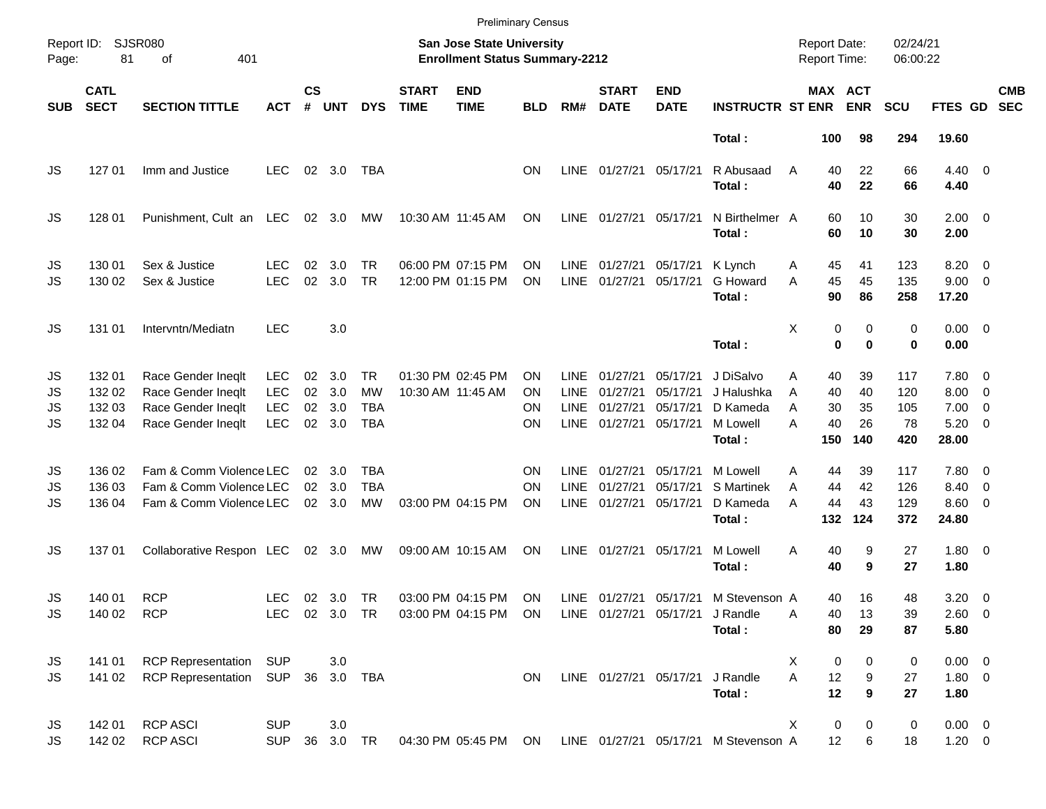Preliminary Census

Report ID: SJSR080

**San Jose State University**
**Enrollment Status Summary-2212**

Report Date: 02/24/21
Report Time: 06:00:22

| SUB | CATL SECT | SECTION TITTLE | ACT | CS # | UNT | DYS | START TIME | END TIME | BLD | RM# | START DATE | END DATE | INSTRUCTR | ST | MAX ENR | ACT ENR | SCU | FTES | GD | CMB SEC |
|---|---|---|---|---|---|---|---|---|---|---|---|---|---|---|---|---|---|---|---|---|
| | | | | | | | | | | | | | **Total :** | | **100** | **98** | **294** | **19.60** | | |
| JS | 127 01 | Imm and Justice | LEC | 02 | 3.0 | TBA | | | ON | LINE | 01/27/21 | 05/17/21 | R Abusaad | A | 40 | 22 | 66 | 4.40 | 0 | |
| | | | | | | | | | | | | | **Total :** | | **40** | **22** | **66** | **4.40** | | |
| JS | 128 01 | Punishment, Cult an | LEC | 02 | 3.0 | MW | 10:30 AM | 11:45 AM | ON | LINE | 01/27/21 | 05/17/21 | N Birthelmer | A | 60 | 10 | 30 | 2.00 | 0 | |
| | | | | | | | | | | | | | **Total :** | | **60** | **10** | **30** | **2.00** | | |
| JS | 130 01 | Sex & Justice | LEC | 02 | 3.0 | TR | 06:00 PM | 07:15 PM | ON | LINE | 01/27/21 | 05/17/21 | K Lynch | A | 45 | 41 | 123 | 8.20 | 0 | |
| JS | 130 02 | Sex & Justice | LEC | 02 | 3.0 | TR | 12:00 PM | 01:15 PM | ON | LINE | 01/27/21 | 05/17/21 | G Howard | A | 45 | 45 | 135 | 9.00 | 0 | |
| | | | | | | | | | | | | | **Total :** | | **90** | **86** | **258** | **17.20** | | |
| JS | 131 01 | Intervntn/Mediatn | LEC | | 3.0 | | | | | | | | | X | 0 | 0 | 0 | 0.00 | 0 | |
| | | | | | | | | | | | | | **Total :** | | **0** | **0** | **0** | **0.00** | | |
| JS | 132 01 | Race Gender Ineqlt | LEC | 02 | 3.0 | TR | 01:30 PM | 02:45 PM | ON | LINE | 01/27/21 | 05/17/21 | J DiSalvo | A | 40 | 39 | 117 | 7.80 | 0 | |
| JS | 132 02 | Race Gender Ineqlt | LEC | 02 | 3.0 | MW | 10:30 AM | 11:45 AM | ON | LINE | 01/27/21 | 05/17/21 | J Halushka | A | 40 | 40 | 120 | 8.00 | 0 | |
| JS | 132 03 | Race Gender Ineqlt | LEC | 02 | 3.0 | TBA | | | ON | LINE | 01/27/21 | 05/17/21 | D Kameda | A | 30 | 35 | 105 | 7.00 | 0 | |
| JS | 132 04 | Race Gender Ineqlt | LEC | 02 | 3.0 | TBA | | | ON | LINE | 01/27/21 | 05/17/21 | M Lowell | A | 40 | 26 | 78 | 5.20 | 0 | |
| | | | | | | | | | | | | | **Total :** | | **150** | **140** | **420** | **28.00** | | |
| JS | 136 02 | Fam & Comm Violence | LEC | 02 | 3.0 | TBA | | | ON | LINE | 01/27/21 | 05/17/21 | M Lowell | A | 44 | 39 | 117 | 7.80 | 0 | |
| JS | 136 03 | Fam & Comm Violence | LEC | 02 | 3.0 | TBA | | | ON | LINE | 01/27/21 | 05/17/21 | S Martinek | A | 44 | 42 | 126 | 8.40 | 0 | |
| JS | 136 04 | Fam & Comm Violence | LEC | 02 | 3.0 | MW | 03:00 PM | 04:15 PM | ON | LINE | 01/27/21 | 05/17/21 | D Kameda | A | 44 | 43 | 129 | 8.60 | 0 | |
| | | | | | | | | | | | | | **Total :** | | **132** | **124** | **372** | **24.80** | | |
| JS | 137 01 | Collaborative Respon | LEC | 02 | 3.0 | MW | 09:00 AM | 10:15 AM | ON | LINE | 01/27/21 | 05/17/21 | M Lowell | A | 40 | 9 | 27 | 1.80 | 0 | |
| | | | | | | | | | | | | | **Total :** | | **40** | **9** | **27** | **1.80** | | |
| JS | 140 01 | RCP | LEC | 02 | 3.0 | TR | 03:00 PM | 04:15 PM | ON | LINE | 01/27/21 | 05/17/21 | M Stevenson | A | 40 | 16 | 48 | 3.20 | 0 | |
| JS | 140 02 | RCP | LEC | 02 | 3.0 | TR | 03:00 PM | 04:15 PM | ON | LINE | 01/27/21 | 05/17/21 | J Randle | A | 40 | 13 | 39 | 2.60 | 0 | |
| | | | | | | | | | | | | | **Total :** | | **80** | **29** | **87** | **5.80** | | |
| JS | 141 01 | RCP Representation | SUP | | 3.0 | | | | | | | | | X | 0 | 0 | 0 | 0.00 | 0 | |
| JS | 141 02 | RCP Representation | SUP | 36 | 3.0 | TBA | | | ON | LINE | 01/27/21 | 05/17/21 | J Randle | A | 12 | 9 | 27 | 1.80 | 0 | |
| | | | | | | | | | | | | | **Total :** | | **12** | **9** | **27** | **1.80** | | |
| JS | 142 01 | RCP ASCI | SUP | | 3.0 | | | | | | | | | X | 0 | 0 | 0 | 0.00 | 0 | |
| JS | 142 02 | RCP ASCI | SUP | 36 | 3.0 | TR | 04:30 PM | 05:45 PM | ON | LINE | 01/27/21 | 05/17/21 | M Stevenson | A | 12 | 6 | 18 | 1.20 | 0 | |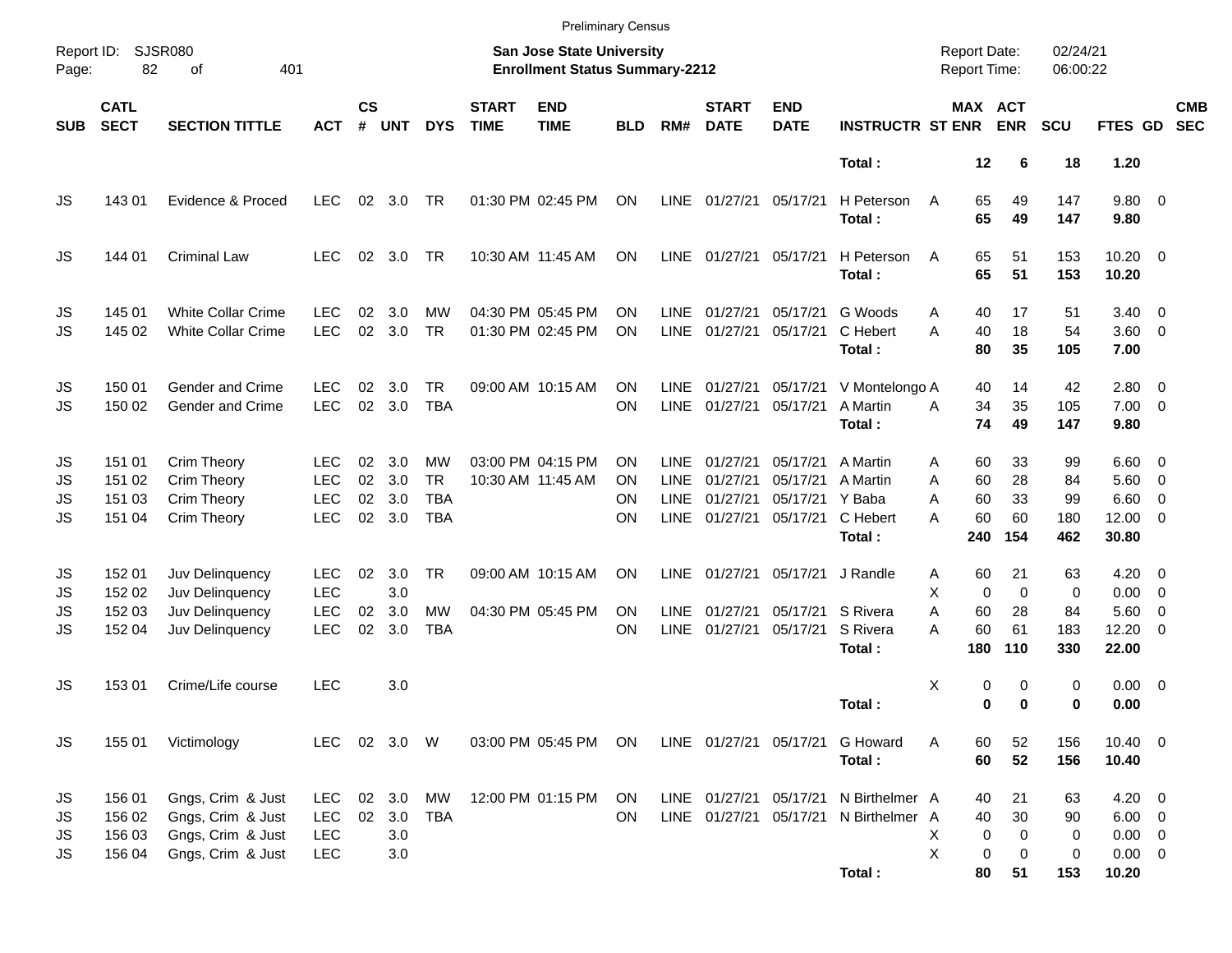Preliminary Census

Report ID: SJSR080

**San Jose State University**
**Enrollment Status Summary-2212**

Report Date: 02/24/21
Report Time: 06:00:22

| SUB | CATL SECT | SECTION TITTLE | ACT | CS # | UNT | DYS | START TIME | END TIME | BLD | RM# | START DATE | END DATE | INSTRUCTR | ST | MAX ENR | ACT ENR | SCU | FTES | GD | CMB SEC |
|---|---|---|---|---|---|---|---|---|---|---|---|---|---|---|---|---|---|---|---|---|
| | | | | | | | | | | | | | **Total :** | | **12** | **6** | **18** | **1.20** | | |
| JS | 143 01 | Evidence & Proced | LEC | 02 | 3.0 | TR | 01:30 PM | 02:45 PM | ON | LINE | 01/27/21 | 05/17/21 | H Peterson | A | 65 | 49 | 147 | 9.80 | 0 | |
| | | | | | | | | | | | | | **Total :** | | **65** | **49** | **147** | **9.80** | | |
| JS | 144 01 | Criminal Law | LEC | 02 | 3.0 | TR | 10:30 AM | 11:45 AM | ON | LINE | 01/27/21 | 05/17/21 | H Peterson | A | 65 | 51 | 153 | 10.20 | 0 | |
| | | | | | | | | | | | | | **Total :** | | **65** | **51** | **153** | **10.20** | | |
| JS | 145 01 | White Collar Crime | LEC | 02 | 3.0 | MW | 04:30 PM | 05:45 PM | ON | LINE | 01/27/21 | 05/17/21 | G Woods | A | 40 | 17 | 51 | 3.40 | 0 | |
| JS | 145 02 | White Collar Crime | LEC | 02 | 3.0 | TR | 01:30 PM | 02:45 PM | ON | LINE | 01/27/21 | 05/17/21 | C Hebert | A | 40 | 18 | 54 | 3.60 | 0 | |
| | | | | | | | | | | | | | **Total :** | | **80** | **35** | **105** | **7.00** | | |
| JS | 150 01 | Gender and Crime | LEC | 02 | 3.0 | TR | 09:00 AM | 10:15 AM | ON | LINE | 01/27/21 | 05/17/21 | V Montelongo | A | 40 | 14 | 42 | 2.80 | 0 | |
| JS | 150 02 | Gender and Crime | LEC | 02 | 3.0 | TBA | | | ON | LINE | 01/27/21 | 05/17/21 | A Martin | A | 34 | 35 | 105 | 7.00 | 0 | |
| | | | | | | | | | | | | | **Total :** | | **74** | **49** | **147** | **9.80** | | |
| JS | 151 01 | Crim Theory | LEC | 02 | 3.0 | MW | 03:00 PM | 04:15 PM | ON | LINE | 01/27/21 | 05/17/21 | A Martin | A | 60 | 33 | 99 | 6.60 | 0 | |
| JS | 151 02 | Crim Theory | LEC | 02 | 3.0 | TR | 10:30 AM | 11:45 AM | ON | LINE | 01/27/21 | 05/17/21 | A Martin | A | 60 | 28 | 84 | 5.60 | 0 | |
| JS | 151 03 | Crim Theory | LEC | 02 | 3.0 | TBA | | | ON | LINE | 01/27/21 | 05/17/21 | Y Baba | A | 60 | 33 | 99 | 6.60 | 0 | |
| JS | 151 04 | Crim Theory | LEC | 02 | 3.0 | TBA | | | ON | LINE | 01/27/21 | 05/17/21 | C Hebert | A | 60 | 60 | 180 | 12.00 | 0 | |
| | | | | | | | | | | | | | **Total :** | | **240** | **154** | **462** | **30.80** | | |
| JS | 152 01 | Juv Delinquency | LEC | 02 | 3.0 | TR | 09:00 AM | 10:15 AM | ON | LINE | 01/27/21 | 05/17/21 | J Randle | A | 60 | 21 | 63 | 4.20 | 0 | |
| JS | 152 02 | Juv Delinquency | LEC | | 3.0 | | | | | | | | | X | 0 | 0 | 0 | 0.00 | 0 | |
| JS | 152 03 | Juv Delinquency | LEC | 02 | 3.0 | MW | 04:30 PM | 05:45 PM | ON | LINE | 01/27/21 | 05/17/21 | S Rivera | A | 60 | 28 | 84 | 5.60 | 0 | |
| JS | 152 04 | Juv Delinquency | LEC | 02 | 3.0 | TBA | | | ON | LINE | 01/27/21 | 05/17/21 | S Rivera | A | 60 | 61 | 183 | 12.20 | 0 | |
| | | | | | | | | | | | | | **Total :** | | **180** | **110** | **330** | **22.00** | | |
| JS | 153 01 | Crime/Life course | LEC | | 3.0 | | | | | | | | | X | 0 | 0 | 0 | 0.00 | 0 | |
| | | | | | | | | | | | | | **Total :** | | **0** | **0** | **0** | **0.00** | | |
| JS | 155 01 | Victimology | LEC | 02 | 3.0 | W | 03:00 PM | 05:45 PM | ON | LINE | 01/27/21 | 05/17/21 | G Howard | A | 60 | 52 | 156 | 10.40 | 0 | |
| | | | | | | | | | | | | | **Total :** | | **60** | **52** | **156** | **10.40** | | |
| JS | 156 01 | Gngs, Crim & Just | LEC | 02 | 3.0 | MW | 12:00 PM | 01:15 PM | ON | LINE | 01/27/21 | 05/17/21 | N Birthelmer | A | 40 | 21 | 63 | 4.20 | 0 | |
| JS | 156 02 | Gngs, Crim & Just | LEC | 02 | 3.0 | TBA | | | ON | LINE | 01/27/21 | 05/17/21 | N Birthelmer | A | 40 | 30 | 90 | 6.00 | 0 | |
| JS | 156 03 | Gngs, Crim & Just | LEC | | 3.0 | | | | | | | | | X | 0 | 0 | 0 | 0.00 | 0 | |
| JS | 156 04 | Gngs, Crim & Just | LEC | | 3.0 | | | | | | | | | X | 0 | 0 | 0 | 0.00 | 0 | |
| | | | | | | | | | | | | | **Total :** | | **80** | **51** | **153** | **10.20** | | |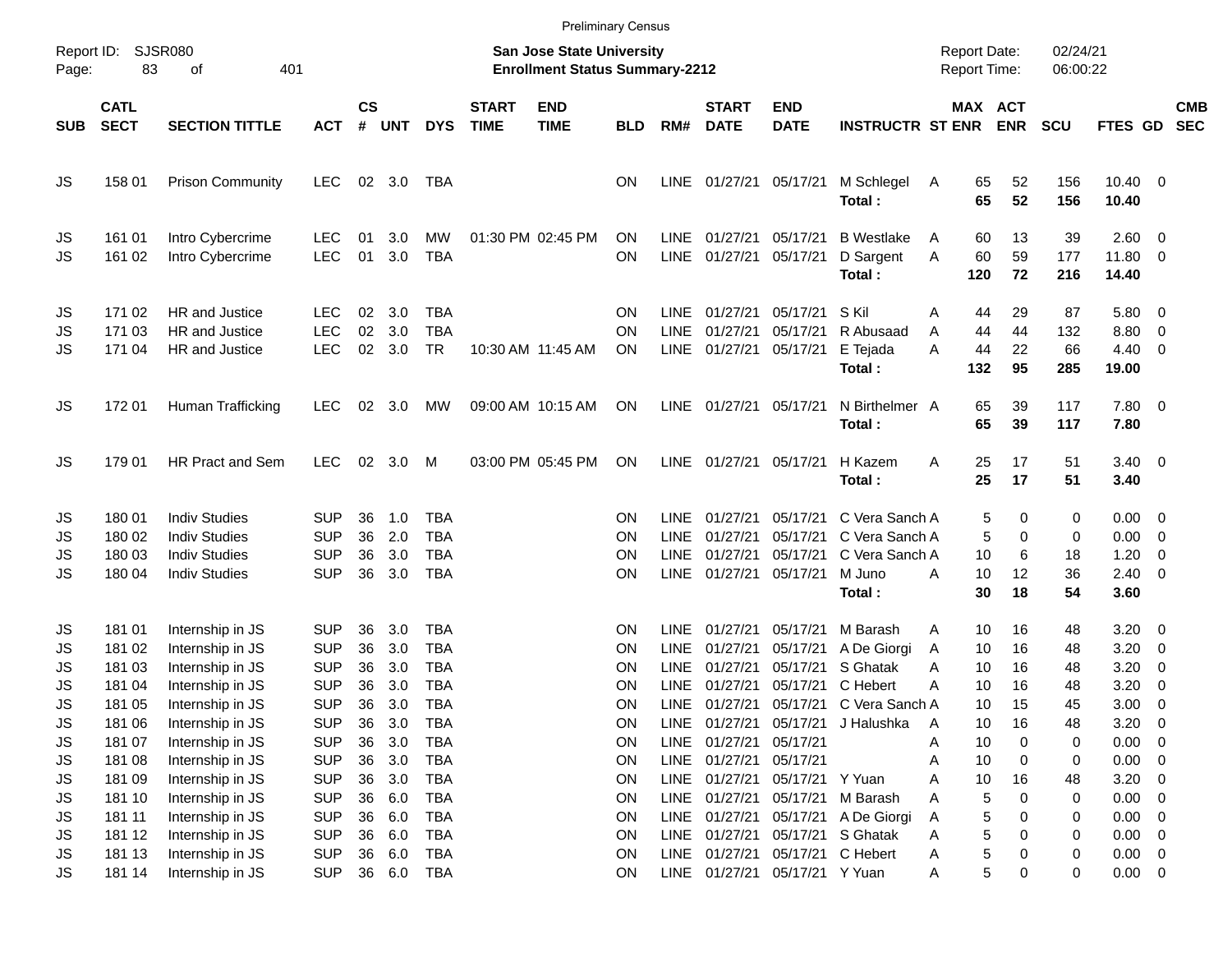Preliminary Census

Report ID: SJSR080

**San Jose State University**
**Enrollment Status Summary-2212**

Report Date: 02/24/21
Report Time: 06:00:22

| SUB | CATL SECT | SECTION TITTLE | ACT | CS # | UNT | DYS | START TIME | END TIME | BLD | RM# | START DATE | END DATE | INSTRUCTR | ST | MAX ENR | ACT ENR | SCU | FTES | GD | CMB SEC |
|---|---|---|---|---|---|---|---|---|---|---|---|---|---|---|---|---|---|---|---|---|
| JS | 158 01 | Prison Community | LEC | 02 | 3.0 | TBA | | | ON | LINE | 01/27/21 | 05/17/21 | M Schlegel | A | 65 | 52 | 156 | 10.40 | 0 | |
| | | | | | | | | | | | | | **Total :** | | **65** | **52** | **156** | **10.40** | | |
| JS | 161 01 | Intro Cybercrime | LEC | 01 | 3.0 | MW | 01:30 PM | 02:45 PM | ON | LINE | 01/27/21 | 05/17/21 | B Westlake | A | 60 | 13 | 39 | 2.60 | 0 | |
| JS | 161 02 | Intro Cybercrime | LEC | 01 | 3.0 | TBA | | | ON | LINE | 01/27/21 | 05/17/21 | D Sargent | A | 60 | 59 | 177 | 11.80 | 0 | |
| | | | | | | | | | | | | | **Total :** | | **120** | **72** | **216** | **14.40** | | |
| JS | 171 02 | HR and Justice | LEC | 02 | 3.0 | TBA | | | ON | LINE | 01/27/21 | 05/17/21 | S Kil | A | 44 | 29 | 87 | 5.80 | 0 | |
| JS | 171 03 | HR and Justice | LEC | 02 | 3.0 | TBA | | | ON | LINE | 01/27/21 | 05/17/21 | R Abusaad | A | 44 | 44 | 132 | 8.80 | 0 | |
| JS | 171 04 | HR and Justice | LEC | 02 | 3.0 | TR | 10:30 AM | 11:45 AM | ON | LINE | 01/27/21 | 05/17/21 | E Tejada | A | 44 | 22 | 66 | 4.40 | 0 | |
| | | | | | | | | | | | | | **Total :** | | **132** | **95** | **285** | **19.00** | | |
| JS | 172 01 | Human Trafficking | LEC | 02 | 3.0 | MW | 09:00 AM | 10:15 AM | ON | LINE | 01/27/21 | 05/17/21 | N Birthelmer | A | 65 | 39 | 117 | 7.80 | 0 | |
| | | | | | | | | | | | | | **Total :** | | **65** | **39** | **117** | **7.80** | | |
| JS | 179 01 | HR Pract and Sem | LEC | 02 | 3.0 | M | 03:00 PM | 05:45 PM | ON | LINE | 01/27/21 | 05/17/21 | H Kazem | A | 25 | 17 | 51 | 3.40 | 0 | |
| | | | | | | | | | | | | | **Total :** | | **25** | **17** | **51** | **3.40** | | |
| JS | 180 01 | Indiv Studies | SUP | 36 | 1.0 | TBA | | | ON | LINE | 01/27/21 | 05/17/21 | C Vera Sanch | A | 5 | 0 | 0 | 0.00 | 0 | |
| JS | 180 02 | Indiv Studies | SUP | 36 | 2.0 | TBA | | | ON | LINE | 01/27/21 | 05/17/21 | C Vera Sanch | A | 5 | 0 | 0 | 0.00 | 0 | |
| JS | 180 03 | Indiv Studies | SUP | 36 | 3.0 | TBA | | | ON | LINE | 01/27/21 | 05/17/21 | C Vera Sanch | A | 10 | 6 | 18 | 1.20 | 0 | |
| JS | 180 04 | Indiv Studies | SUP | 36 | 3.0 | TBA | | | ON | LINE | 01/27/21 | 05/17/21 | M Juno | A | 10 | 12 | 36 | 2.40 | 0 | |
| | | | | | | | | | | | | | **Total :** | | **30** | **18** | **54** | **3.60** | | |
| JS | 181 01 | Internship in JS | SUP | 36 | 3.0 | TBA | | | ON | LINE | 01/27/21 | 05/17/21 | M Barash | A | 10 | 16 | 48 | 3.20 | 0 | |
| JS | 181 02 | Internship in JS | SUP | 36 | 3.0 | TBA | | | ON | LINE | 01/27/21 | 05/17/21 | A De Giorgi | A | 10 | 16 | 48 | 3.20 | 0 | |
| JS | 181 03 | Internship in JS | SUP | 36 | 3.0 | TBA | | | ON | LINE | 01/27/21 | 05/17/21 | S Ghatak | A | 10 | 16 | 48 | 3.20 | 0 | |
| JS | 181 04 | Internship in JS | SUP | 36 | 3.0 | TBA | | | ON | LINE | 01/27/21 | 05/17/21 | C Hebert | A | 10 | 16 | 48 | 3.20 | 0 | |
| JS | 181 05 | Internship in JS | SUP | 36 | 3.0 | TBA | | | ON | LINE | 01/27/21 | 05/17/21 | C Vera Sanch | A | 10 | 15 | 45 | 3.00 | 0 | |
| JS | 181 06 | Internship in JS | SUP | 36 | 3.0 | TBA | | | ON | LINE | 01/27/21 | 05/17/21 | J Halushka | A | 10 | 16 | 48 | 3.20 | 0 | |
| JS | 181 07 | Internship in JS | SUP | 36 | 3.0 | TBA | | | ON | LINE | 01/27/21 | 05/17/21 | | A | 10 | 0 | 0 | 0.00 | 0 | |
| JS | 181 08 | Internship in JS | SUP | 36 | 3.0 | TBA | | | ON | LINE | 01/27/21 | 05/17/21 | | A | 10 | 0 | 0 | 0.00 | 0 | |
| JS | 181 09 | Internship in JS | SUP | 36 | 3.0 | TBA | | | ON | LINE | 01/27/21 | 05/17/21 | Y Yuan | A | 10 | 16 | 48 | 3.20 | 0 | |
| JS | 181 10 | Internship in JS | SUP | 36 | 6.0 | TBA | | | ON | LINE | 01/27/21 | 05/17/21 | M Barash | A | 5 | 0 | 0 | 0.00 | 0 | |
| JS | 181 11 | Internship in JS | SUP | 36 | 6.0 | TBA | | | ON | LINE | 01/27/21 | 05/17/21 | A De Giorgi | A | 5 | 0 | 0 | 0.00 | 0 | |
| JS | 181 12 | Internship in JS | SUP | 36 | 6.0 | TBA | | | ON | LINE | 01/27/21 | 05/17/21 | S Ghatak | A | 5 | 0 | 0 | 0.00 | 0 | |
| JS | 181 13 | Internship in JS | SUP | 36 | 6.0 | TBA | | | ON | LINE | 01/27/21 | 05/17/21 | C Hebert | A | 5 | 0 | 0 | 0.00 | 0 | |
| JS | 181 14 | Internship in JS | SUP | 36 | 6.0 | TBA | | | ON | LINE | 01/27/21 | 05/17/21 | Y Yuan | A | 5 | 0 | 0 | 0.00 | 0 | |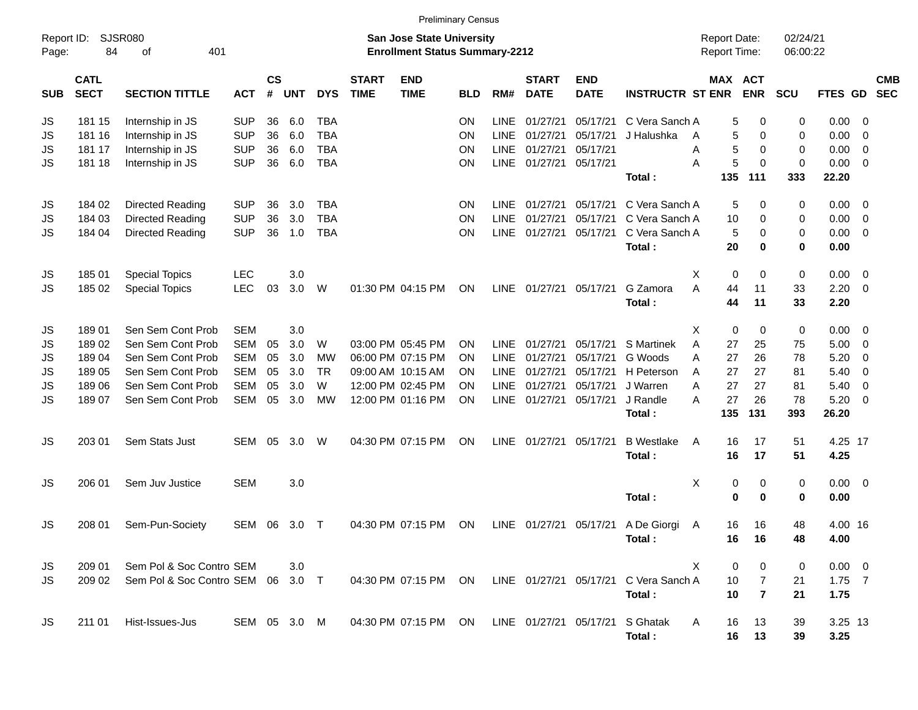Preliminary Census

Report ID: SJSR080
Page: 84 of 401

**San Jose State University**
**Enrollment Status Summary-2212**

Report Date: 02/24/21
Report Time: 06:00:22

| SUB | CATL SECT | SECTION TITTLE | ACT | CS # | UNT | DYS | START TIME | END TIME | BLD | RM# | START DATE | END DATE | INSTRUCTR | ST | MAX ENR | ACT ENR | SCU | FTES | GD | CMB SEC |
|---|---|---|---|---|---|---|---|---|---|---|---|---|---|---|---|---|---|---|---|---|
| JS | 181 15 | Internship in JS | SUP | 36 | 6.0 | TBA | | | ON | LINE | 01/27/21 | 05/17/21 | C Vera Sanch | A | 5 | 0 | 0 | 0.00 | 0 | |
| JS | 181 16 | Internship in JS | SUP | 36 | 6.0 | TBA | | | ON | LINE | 01/27/21 | 05/17/21 | J Halushka | A | 5 | 0 | 0 | 0.00 | 0 | |
| JS | 181 17 | Internship in JS | SUP | 36 | 6.0 | TBA | | | ON | LINE | 01/27/21 | 05/17/21 | | A | 5 | 0 | 0 | 0.00 | 0 | |
| JS | 181 18 | Internship in JS | SUP | 36 | 6.0 | TBA | | | ON | LINE | 01/27/21 | 05/17/21 | | A | 5 | 0 | 0 | 0.00 | 0 | |
| | | | | | | | | | | | | | **Total :** | | **135** | **111** | **333** | **22.20** | | |
| JS | 184 02 | Directed Reading | SUP | 36 | 3.0 | TBA | | | ON | LINE | 01/27/21 | 05/17/21 | C Vera Sanch | A | 5 | 0 | 0 | 0.00 | 0 | |
| JS | 184 03 | Directed Reading | SUP | 36 | 3.0 | TBA | | | ON | LINE | 01/27/21 | 05/17/21 | C Vera Sanch | A | 10 | 0 | 0 | 0.00 | 0 | |
| JS | 184 04 | Directed Reading | SUP | 36 | 1.0 | TBA | | | ON | LINE | 01/27/21 | 05/17/21 | C Vera Sanch | A | 5 | 0 | 0 | 0.00 | 0 | |
| | | | | | | | | | | | | | **Total :** | | **20** | **0** | **0** | **0.00** | | |
| JS | 185 01 | Special Topics | LEC | | 3.0 | | | | | | | | | X | 0 | 0 | 0 | 0.00 | 0 | |
| JS | 185 02 | Special Topics | LEC | 03 | 3.0 | W | 01:30 PM | 04:15 PM | ON | LINE | 01/27/21 | 05/17/21 | G Zamora | A | 44 | 11 | 33 | 2.20 | 0 | |
| | | | | | | | | | | | | | **Total :** | | **44** | **11** | **33** | **2.20** | | |
| JS | 189 01 | Sen Sem Cont Prob | SEM | | 3.0 | | | | | | | | | X | 0 | 0 | 0 | 0.00 | 0 | |
| JS | 189 02 | Sen Sem Cont Prob | SEM | 05 | 3.0 | W | 03:00 PM | 05:45 PM | ON | LINE | 01/27/21 | 05/17/21 | S Martinek | A | 27 | 25 | 75 | 5.00 | 0 | |
| JS | 189 04 | Sen Sem Cont Prob | SEM | 05 | 3.0 | MW | 06:00 PM | 07:15 PM | ON | LINE | 01/27/21 | 05/17/21 | G Woods | A | 27 | 26 | 78 | 5.20 | 0 | |
| JS | 189 05 | Sen Sem Cont Prob | SEM | 05 | 3.0 | TR | 09:00 AM | 10:15 AM | ON | LINE | 01/27/21 | 05/17/21 | H Peterson | A | 27 | 27 | 81 | 5.40 | 0 | |
| JS | 189 06 | Sen Sem Cont Prob | SEM | 05 | 3.0 | W | 12:00 PM | 02:45 PM | ON | LINE | 01/27/21 | 05/17/21 | J Warren | A | 27 | 27 | 81 | 5.40 | 0 | |
| JS | 189 07 | Sen Sem Cont Prob | SEM | 05 | 3.0 | MW | 12:00 PM | 01:16 PM | ON | LINE | 01/27/21 | 05/17/21 | J Randle | A | 27 | 26 | 78 | 5.20 | 0 | |
| | | | | | | | | | | | | | **Total :** | | **135** | **131** | **393** | **26.20** | | |
| JS | 203 01 | Sem Stats Just | SEM | 05 | 3.0 | W | 04:30 PM | 07:15 PM | ON | LINE | 01/27/21 | 05/17/21 | B Westlake | A | 16 | 17 | 51 | 4.25 | 17 | |
| | | | | | | | | | | | | | **Total :** | | **16** | **17** | **51** | **4.25** | | |
| JS | 206 01 | Sem Juv Justice | SEM | | 3.0 | | | | | | | | | X | 0 | 0 | 0 | 0.00 | 0 | |
| | | | | | | | | | | | | | **Total :** | | **0** | **0** | **0** | **0.00** | | |
| JS | 208 01 | Sem-Pun-Society | SEM | 06 | 3.0 | T | 04:30 PM | 07:15 PM | ON | LINE | 01/27/21 | 05/17/21 | A De Giorgi | A | 16 | 16 | 48 | 4.00 | 16 | |
| | | | | | | | | | | | | | **Total :** | | **16** | **16** | **48** | **4.00** | | |
| JS | 209 01 | Sem Pol & Soc Contro | SEM | | 3.0 | | | | | | | | | X | 0 | 0 | 0 | 0.00 | 0 | |
| JS | 209 02 | Sem Pol & Soc Contro | SEM | 06 | 3.0 | T | 04:30 PM | 07:15 PM | ON | LINE | 01/27/21 | 05/17/21 | C Vera Sanch | A | 10 | 7 | 21 | 1.75 | 7 | |
| | | | | | | | | | | | | | **Total :** | | **10** | **7** | **21** | **1.75** | | |
| JS | 211 01 | Hist-Issues-Jus | SEM | 05 | 3.0 | M | 04:30 PM | 07:15 PM | ON | LINE | 01/27/21 | 05/17/21 | S Ghatak | A | 16 | 13 | 39 | 3.25 | 13 | |
| | | | | | | | | | | | | | **Total :** | | **16** | **13** | **39** | **3.25** | | |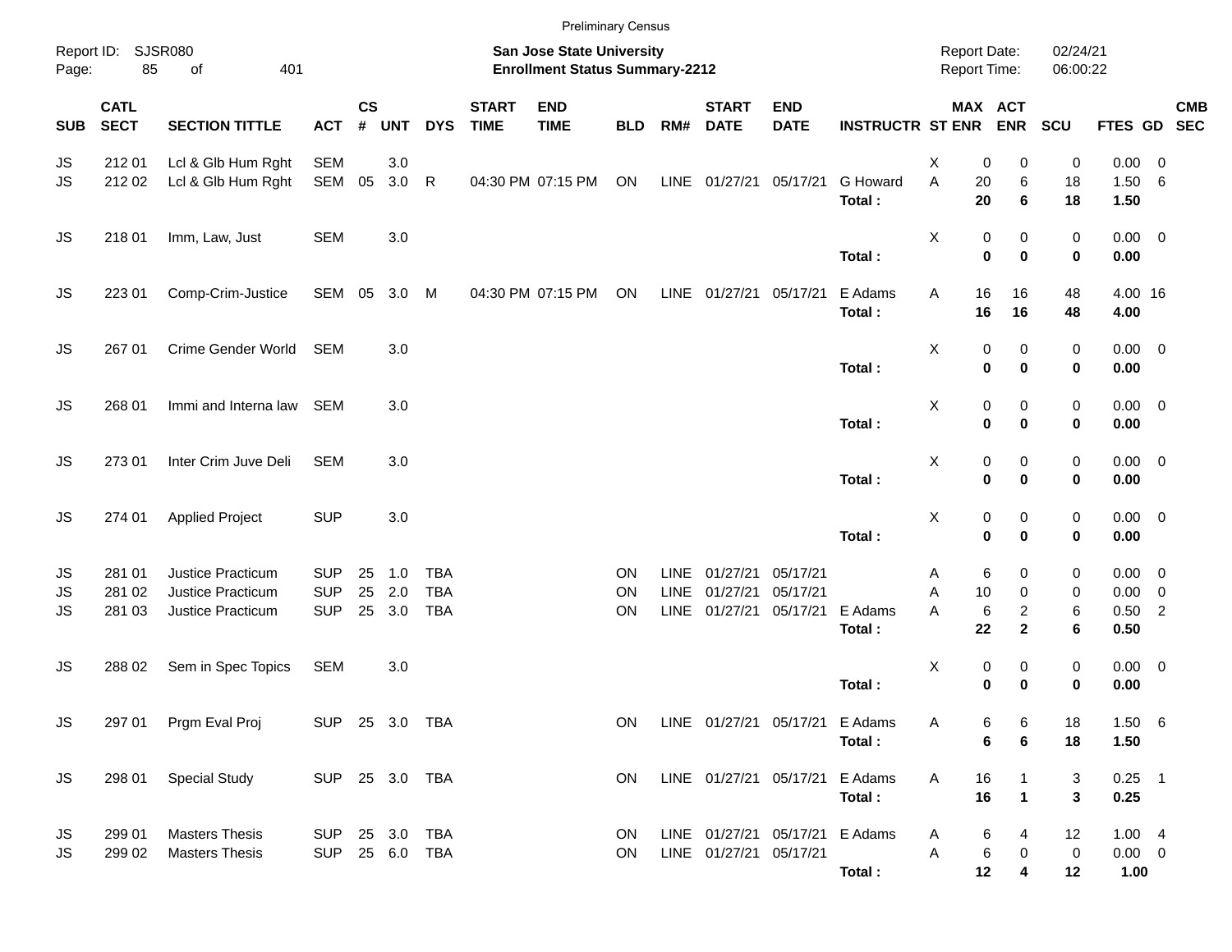Preliminary Census

Report ID: SJSR080

**San Jose State University**
**Enrollment Status Summary-2212**

Report Date: 02/24/21
Report Time: 06:00:22

| SUB | CATL SECT | SECTION TITTLE | ACT | CS # | UNT | DYS | START TIME | END TIME | BLD | RM# | START DATE | END DATE | INSTRUCTR | ST | MAX ENR | ACT ENR | SCU | FTES | GD | CMB SEC |
|---|---|---|---|---|---|---|---|---|---|---|---|---|---|---|---|---|---|---|---|---|
| JS | 212 01 | Lcl & Glb Hum Rght | SEM | | 3.0 | | | | | | | | | X | 0 | 0 | 0 | 0.00 | 0 | |
| JS | 212 02 | Lcl & Glb Hum Rght | SEM | 05 | 3.0 | R | 04:30 PM | 07:15 PM | ON | LINE | 01/27/21 | 05/17/21 | G Howard | A | 20 | 6 | 18 | 1.50 | 6 | |
| | | | | | | | | | | | | | **Total :** | | **20** | **6** | **18** | **1.50** | | |
| JS | 218 01 | Imm, Law, Just | SEM | | 3.0 | | | | | | | | | X | 0 | 0 | 0 | 0.00 | 0 | |
| | | | | | | | | | | | | | **Total :** | | **0** | **0** | **0** | **0.00** | | |
| JS | 223 01 | Comp-Crim-Justice | SEM | 05 | 3.0 | M | 04:30 PM | 07:15 PM | ON | LINE | 01/27/21 | 05/17/21 | E Adams | A | 16 | 16 | 48 | 4.00 | 16 | |
| | | | | | | | | | | | | | **Total :** | | **16** | **16** | **48** | **4.00** | | |
| JS | 267 01 | Crime Gender World | SEM | | 3.0 | | | | | | | | | X | 0 | 0 | 0 | 0.00 | 0 | |
| | | | | | | | | | | | | | **Total :** | | **0** | **0** | **0** | **0.00** | | |
| JS | 268 01 | Immi and Interna law | SEM | | 3.0 | | | | | | | | | X | 0 | 0 | 0 | 0.00 | 0 | |
| | | | | | | | | | | | | | **Total :** | | **0** | **0** | **0** | **0.00** | | |
| JS | 273 01 | Inter Crim Juve Deli | SEM | | 3.0 | | | | | | | | | X | 0 | 0 | 0 | 0.00 | 0 | |
| | | | | | | | | | | | | | **Total :** | | **0** | **0** | **0** | **0.00** | | |
| JS | 274 01 | Applied Project | SUP | | 3.0 | | | | | | | | | X | 0 | 0 | 0 | 0.00 | 0 | |
| | | | | | | | | | | | | | **Total :** | | **0** | **0** | **0** | **0.00** | | |
| JS | 281 01 | Justice Practicum | SUP | 25 | 1.0 | TBA | | | ON | LINE | 01/27/21 | 05/17/21 | | A | 6 | 0 | 0 | 0.00 | 0 | |
| JS | 281 02 | Justice Practicum | SUP | 25 | 2.0 | TBA | | | ON | LINE | 01/27/21 | 05/17/21 | | A | 10 | 0 | 0 | 0.00 | 0 | |
| JS | 281 03 | Justice Practicum | SUP | 25 | 3.0 | TBA | | | ON | LINE | 01/27/21 | 05/17/21 | E Adams | A | 6 | 2 | 6 | 0.50 | 2 | |
| | | | | | | | | | | | | | **Total :** | | **22** | **2** | **6** | **0.50** | | |
| JS | 288 02 | Sem in Spec Topics | SEM | | 3.0 | | | | | | | | | X | 0 | 0 | 0 | 0.00 | 0 | |
| | | | | | | | | | | | | | **Total :** | | **0** | **0** | **0** | **0.00** | | |
| JS | 297 01 | Prgm Eval Proj | SUP | 25 | 3.0 | TBA | | | ON | LINE | 01/27/21 | 05/17/21 | E Adams | A | 6 | 6 | 18 | 1.50 | 6 | |
| | | | | | | | | | | | | | **Total :** | | **6** | **6** | **18** | **1.50** | | |
| JS | 298 01 | Special Study | SUP | 25 | 3.0 | TBA | | | ON | LINE | 01/27/21 | 05/17/21 | E Adams | A | 16 | 1 | 3 | 0.25 | 1 | |
| | | | | | | | | | | | | | **Total :** | | **16** | **1** | **3** | **0.25** | | |
| JS | 299 01 | Masters Thesis | SUP | 25 | 3.0 | TBA | | | ON | LINE | 01/27/21 | 05/17/21 | E Adams | A | 6 | 4 | 12 | 1.00 | 4 | |
| JS | 299 02 | Masters Thesis | SUP | 25 | 6.0 | TBA | | | ON | LINE | 01/27/21 | 05/17/21 | | A | 6 | 0 | 0 | 0.00 | 0 | |
| | | | | | | | | | | | | | **Total :** | | **12** | **4** | **12** | **1.00** | | |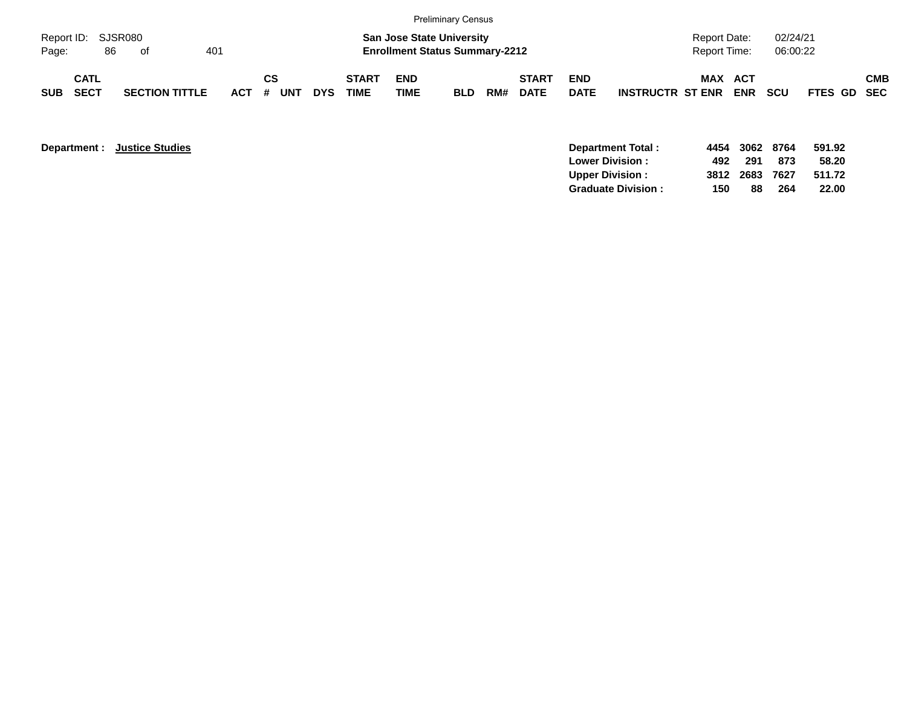| SUB | CATL SECT | SECTION TITTLE | ACT | CS # | UNT | DYS | START TIME | END TIME | BLD | RM# | START DATE | END DATE | INSTRUCTR | ST | MAX ENR | ACT ENR | SCU | FTES | GD | CMB SEC |
|---|---|---|---|---|---|---|---|---|---|---|---|---|---|---|---|---|---|---|---|---|

**Department :** **Justice Studies**

| | MAX ENR | ACT ENR | SCU | FTES |
|---|---|---|---|---|
| **Department Total :** | **4454** | **3062** | **8764** | **591.92** |
| **Lower Division :** | **492** | **291** | **873** | **58.20** |
| **Upper Division :** | **3812** | **2683** | **7627** | **511.72** |
| **Graduate Division :** | **150** | **88** | **264** | **22.00** |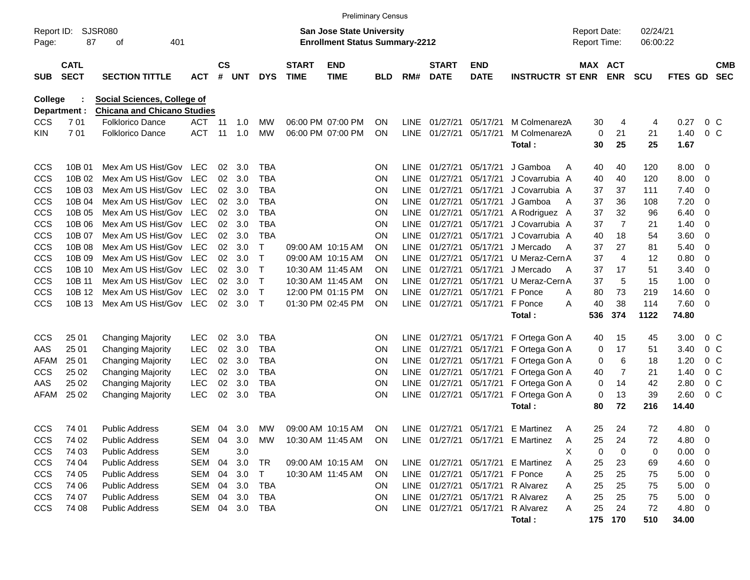Preliminary Census

Report ID: SJSR080
Page: 87 of 401

**San Jose State University**
**Enrollment Status Summary-2212**

Report Date: 02/24/21
Report Time: 06:00:22

**College : Social Sciences, College of**
**Department : Chicana and Chicano Studies**

| SUB | CATL SECT | SECTION TITTLE | ACT | CS # | UNT | DYS | START TIME | END TIME | BLD | RM# | START DATE | END DATE | INSTRUCTR | ST | MAX ENR | ACT ENR | SCU | FTES | GD | CMB SEC |
|---|---|---|---|---|---|---|---|---|---|---|---|---|---|---|---|---|---|---|---|---|
| CCS | 7 01 | Folklorico Dance | ACT | 11 | 1.0 | MW | 06:00 PM | 07:00 PM | ON | LINE | 01/27/21 | 05/17/21 | M Colmenarez | A | 30 | 4 | 4 | 0.27 | 0 | C |
| KIN | 7 01 | Folklorico Dance | ACT | 11 | 1.0 | MW | 06:00 PM | 07:00 PM | ON | LINE | 01/27/21 | 05/17/21 | M Colmenarez | A | 0 | 21 | 21 | 1.40 | 0 | C |
| | | | | | | | | | | | | | **Total :** | | **30** | **25** | **25** | **1.67** | | |
| CCS | 10B 01 | Mex Am US Hist/Gov | LEC | 02 | 3.0 | TBA | | | ON | LINE | 01/27/21 | 05/17/21 | J Gamboa | A | 40 | 40 | 120 | 8.00 | 0 | |
| CCS | 10B 02 | Mex Am US Hist/Gov | LEC | 02 | 3.0 | TBA | | | ON | LINE | 01/27/21 | 05/17/21 | J Covarrubia | A | 40 | 40 | 120 | 8.00 | 0 | |
| CCS | 10B 03 | Mex Am US Hist/Gov | LEC | 02 | 3.0 | TBA | | | ON | LINE | 01/27/21 | 05/17/21 | J Covarrubia | A | 37 | 37 | 111 | 7.40 | 0 | |
| CCS | 10B 04 | Mex Am US Hist/Gov | LEC | 02 | 3.0 | TBA | | | ON | LINE | 01/27/21 | 05/17/21 | J Gamboa | A | 37 | 36 | 108 | 7.20 | 0 | |
| CCS | 10B 05 | Mex Am US Hist/Gov | LEC | 02 | 3.0 | TBA | | | ON | LINE | 01/27/21 | 05/17/21 | A Rodriguez | A | 37 | 32 | 96 | 6.40 | 0 | |
| CCS | 10B 06 | Mex Am US Hist/Gov | LEC | 02 | 3.0 | TBA | | | ON | LINE | 01/27/21 | 05/17/21 | J Covarrubia | A | 37 | 7 | 21 | 1.40 | 0 | |
| CCS | 10B 07 | Mex Am US Hist/Gov | LEC | 02 | 3.0 | TBA | | | ON | LINE | 01/27/21 | 05/17/21 | J Covarrubia | A | 40 | 18 | 54 | 3.60 | 0 | |
| CCS | 10B 08 | Mex Am US Hist/Gov | LEC | 02 | 3.0 | T | 09:00 AM | 10:15 AM | ON | LINE | 01/27/21 | 05/17/21 | J Mercado | A | 37 | 27 | 81 | 5.40 | 0 | |
| CCS | 10B 09 | Mex Am US Hist/Gov | LEC | 02 | 3.0 | T | 09:00 AM | 10:15 AM | ON | LINE | 01/27/21 | 05/17/21 | U Meraz-Cern | A | 37 | 4 | 12 | 0.80 | 0 | |
| CCS | 10B 10 | Mex Am US Hist/Gov | LEC | 02 | 3.0 | T | 10:30 AM | 11:45 AM | ON | LINE | 01/27/21 | 05/17/21 | J Mercado | A | 37 | 17 | 51 | 3.40 | 0 | |
| CCS | 10B 11 | Mex Am US Hist/Gov | LEC | 02 | 3.0 | T | 10:30 AM | 11:45 AM | ON | LINE | 01/27/21 | 05/17/21 | U Meraz-Cern | A | 37 | 5 | 15 | 1.00 | 0 | |
| CCS | 10B 12 | Mex Am US Hist/Gov | LEC | 02 | 3.0 | T | 12:00 PM | 01:15 PM | ON | LINE | 01/27/21 | 05/17/21 | F Ponce | A | 80 | 73 | 219 | 14.60 | 0 | |
| CCS | 10B 13 | Mex Am US Hist/Gov | LEC | 02 | 3.0 | T | 01:30 PM | 02:45 PM | ON | LINE | 01/27/21 | 05/17/21 | F Ponce | A | 40 | 38 | 114 | 7.60 | 0 | |
| | | | | | | | | | | | | | **Total :** | | **536** | **374** | **1122** | **74.80** | | |
| CCS | 25 01 | Changing Majority | LEC | 02 | 3.0 | TBA | | | ON | LINE | 01/27/21 | 05/17/21 | F Ortega Gon | A | 40 | 15 | 45 | 3.00 | 0 | C |
| AAS | 25 01 | Changing Majority | LEC | 02 | 3.0 | TBA | | | ON | LINE | 01/27/21 | 05/17/21 | F Ortega Gon | A | 0 | 17 | 51 | 3.40 | 0 | C |
| AFAM | 25 01 | Changing Majority | LEC | 02 | 3.0 | TBA | | | ON | LINE | 01/27/21 | 05/17/21 | F Ortega Gon | A | 0 | 6 | 18 | 1.20 | 0 | C |
| CCS | 25 02 | Changing Majority | LEC | 02 | 3.0 | TBA | | | ON | LINE | 01/27/21 | 05/17/21 | F Ortega Gon | A | 40 | 7 | 21 | 1.40 | 0 | C |
| AAS | 25 02 | Changing Majority | LEC | 02 | 3.0 | TBA | | | ON | LINE | 01/27/21 | 05/17/21 | F Ortega Gon | A | 0 | 14 | 42 | 2.80 | 0 | C |
| AFAM | 25 02 | Changing Majority | LEC | 02 | 3.0 | TBA | | | ON | LINE | 01/27/21 | 05/17/21 | F Ortega Gon | A | 0 | 13 | 39 | 2.60 | 0 | C |
| | | | | | | | | | | | | | **Total :** | | **80** | **72** | **216** | **14.40** | | |
| CCS | 74 01 | Public Address | SEM | 04 | 3.0 | MW | 09:00 AM | 10:15 AM | ON | LINE | 01/27/21 | 05/17/21 | E Martinez | A | 25 | 24 | 72 | 4.80 | 0 | |
| CCS | 74 02 | Public Address | SEM | 04 | 3.0 | MW | 10:30 AM | 11:45 AM | ON | LINE | 01/27/21 | 05/17/21 | E Martinez | A | 25 | 24 | 72 | 4.80 | 0 | |
| CCS | 74 03 | Public Address | SEM | | 3.0 | | | | | | | | | X | 0 | 0 | 0 | 0.00 | 0 | |
| CCS | 74 04 | Public Address | SEM | 04 | 3.0 | TR | 09:00 AM | 10:15 AM | ON | LINE | 01/27/21 | 05/17/21 | E Martinez | A | 25 | 23 | 69 | 4.60 | 0 | |
| CCS | 74 05 | Public Address | SEM | 04 | 3.0 | T | 10:30 AM | 11:45 AM | ON | LINE | 01/27/21 | 05/17/21 | F Ponce | A | 25 | 25 | 75 | 5.00 | 0 | |
| CCS | 74 06 | Public Address | SEM | 04 | 3.0 | TBA | | | ON | LINE | 01/27/21 | 05/17/21 | R Alvarez | A | 25 | 25 | 75 | 5.00 | 0 | |
| CCS | 74 07 | Public Address | SEM | 04 | 3.0 | TBA | | | ON | LINE | 01/27/21 | 05/17/21 | R Alvarez | A | 25 | 25 | 75 | 5.00 | 0 | |
| CCS | 74 08 | Public Address | SEM | 04 | 3.0 | TBA | | | ON | LINE | 01/27/21 | 05/17/21 | R Alvarez | A | 25 | 24 | 72 | 4.80 | 0 | |
| | | | | | | | | | | | | | **Total :** | | **175** | **170** | **510** | **34.00** | | |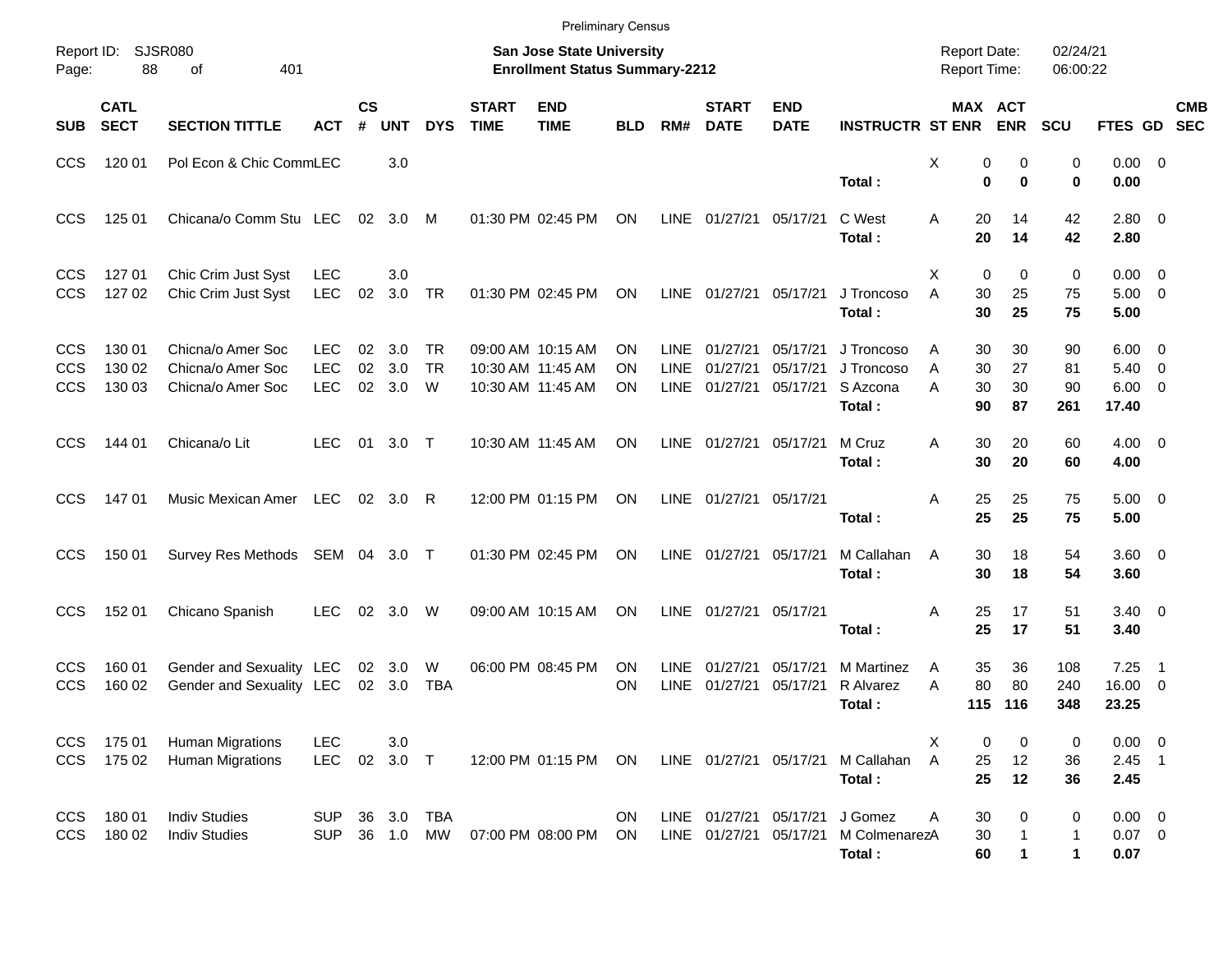Preliminary Census

Report ID: SJSR080
Page: 88 of 401

**San Jose State University**
**Enrollment Status Summary-2212**

Report Date: 02/24/21
Report Time: 06:00:22

| SUB | CATL SECT | SECTION TITTLE | ACT | CS # | UNT | DYS | START TIME | END TIME | BLD | RM# | START DATE | END DATE | INSTRUCTR | ST | MAX ENR | ACT ENR | SCU | FTES | GD | CMB SEC |
|---|---|---|---|---|---|---|---|---|---|---|---|---|---|---|---|---|---|---|---|---|
| CCS | 120 01 | Pol Econ & Chic Comm | LEC | | 3.0 | | | | | | | | | X | 0 | 0 | 0 | 0.00 | 0 | |
| | | | | | | | | | | | | | **Total :** | | **0** | **0** | **0** | **0.00** | | |
| CCS | 125 01 | Chicana/o Comm Stu | LEC | 02 | 3.0 | M | 01:30 PM | 02:45 PM | ON | LINE | 01/27/21 | 05/17/21 | C West | A | 20 | 14 | 42 | 2.80 | 0 | |
| | | | | | | | | | | | | | **Total :** | | **20** | **14** | **42** | **2.80** | | |
| CCS | 127 01 | Chic Crim Just Syst | LEC | | 3.0 | | | | | | | | | X | 0 | 0 | 0 | 0.00 | 0 | |
| CCS | 127 02 | Chic Crim Just Syst | LEC | 02 | 3.0 | TR | 01:30 PM | 02:45 PM | ON | LINE | 01/27/21 | 05/17/21 | J Troncoso | A | 30 | 25 | 75 | 5.00 | 0 | |
| | | | | | | | | | | | | | **Total :** | | **30** | **25** | **75** | **5.00** | | |
| CCS | 130 01 | Chicna/o Amer Soc | LEC | 02 | 3.0 | TR | 09:00 AM | 10:15 AM | ON | LINE | 01/27/21 | 05/17/21 | J Troncoso | A | 30 | 30 | 90 | 6.00 | 0 | |
| CCS | 130 02 | Chicna/o Amer Soc | LEC | 02 | 3.0 | TR | 10:30 AM | 11:45 AM | ON | LINE | 01/27/21 | 05/17/21 | J Troncoso | A | 30 | 27 | 81 | 5.40 | 0 | |
| CCS | 130 03 | Chicna/o Amer Soc | LEC | 02 | 3.0 | W | 10:30 AM | 11:45 AM | ON | LINE | 01/27/21 | 05/17/21 | S Azcona | A | 30 | 30 | 90 | 6.00 | 0 | |
| | | | | | | | | | | | | | **Total :** | | **90** | **87** | **261** | **17.40** | | |
| CCS | 144 01 | Chicana/o Lit | LEC | 01 | 3.0 | T | 10:30 AM | 11:45 AM | ON | LINE | 01/27/21 | 05/17/21 | M Cruz | A | 30 | 20 | 60 | 4.00 | 0 | |
| | | | | | | | | | | | | | **Total :** | | **30** | **20** | **60** | **4.00** | | |
| CCS | 147 01 | Music Mexican Amer | LEC | 02 | 3.0 | R | 12:00 PM | 01:15 PM | ON | LINE | 01/27/21 | 05/17/21 | | A | 25 | 25 | 75 | 5.00 | 0 | |
| | | | | | | | | | | | | | **Total :** | | **25** | **25** | **75** | **5.00** | | |
| CCS | 150 01 | Survey Res Methods | SEM | 04 | 3.0 | T | 01:30 PM | 02:45 PM | ON | LINE | 01/27/21 | 05/17/21 | M Callahan | A | 30 | 18 | 54 | 3.60 | 0 | |
| | | | | | | | | | | | | | **Total :** | | **30** | **18** | **54** | **3.60** | | |
| CCS | 152 01 | Chicano Spanish | LEC | 02 | 3.0 | W | 09:00 AM | 10:15 AM | ON | LINE | 01/27/21 | 05/17/21 | | A | 25 | 17 | 51 | 3.40 | 0 | |
| | | | | | | | | | | | | | **Total :** | | **25** | **17** | **51** | **3.40** | | |
| CCS | 160 01 | Gender and Sexuality | LEC | 02 | 3.0 | W | 06:00 PM | 08:45 PM | ON | LINE | 01/27/21 | 05/17/21 | M Martinez | A | 35 | 36 | 108 | 7.25 | 1 | |
| CCS | 160 02 | Gender and Sexuality | LEC | 02 | 3.0 | TBA | | | ON | LINE | 01/27/21 | 05/17/21 | R Alvarez | A | 80 | 80 | 240 | 16.00 | 0 | |
| | | | | | | | | | | | | | **Total :** | | **115** | **116** | **348** | **23.25** | | |
| CCS | 175 01 | Human Migrations | LEC | | 3.0 | | | | | | | | | X | 0 | 0 | 0 | 0.00 | 0 | |
| CCS | 175 02 | Human Migrations | LEC | 02 | 3.0 | T | 12:00 PM | 01:15 PM | ON | LINE | 01/27/21 | 05/17/21 | M Callahan | A | 25 | 12 | 36 | 2.45 | 1 | |
| | | | | | | | | | | | | | **Total :** | | **25** | **12** | **36** | **2.45** | | |
| CCS | 180 01 | Indiv Studies | SUP | 36 | 3.0 | TBA | | | ON | LINE | 01/27/21 | 05/17/21 | J Gomez | A | 30 | 0 | 0 | 0.00 | 0 | |
| CCS | 180 02 | Indiv Studies | SUP | 36 | 1.0 | MW | 07:00 PM | 08:00 PM | ON | LINE | 01/27/21 | 05/17/21 | M Colmenarez | A | 30 | 1 | 1 | 0.07 | 0 | |
| | | | | | | | | | | | | | **Total :** | | **60** | **1** | **1** | **0.07** | | |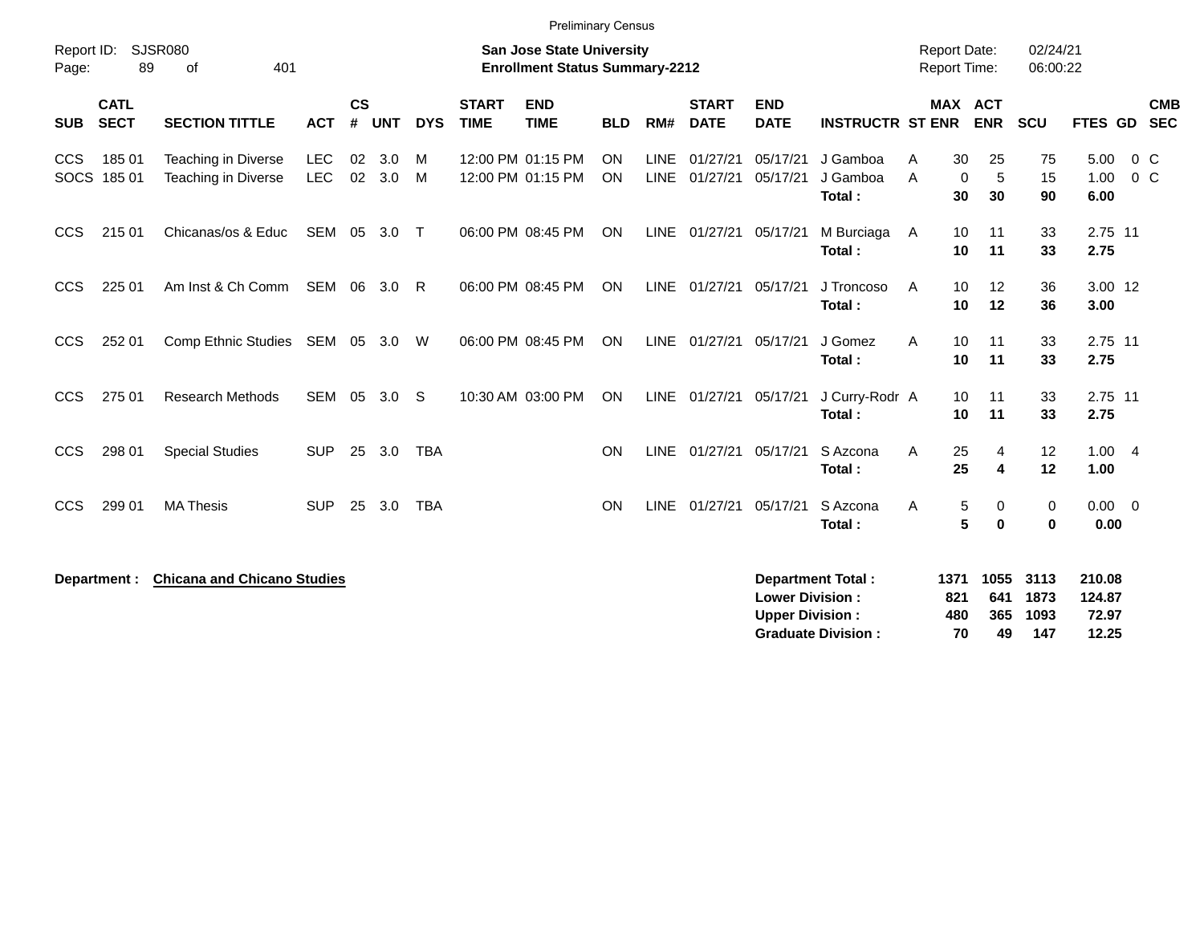Preliminary Census

Report ID: SJSR080

**San Jose State University**
**Enrollment Status Summary-2212**

Report Date: 02/24/21
Report Time: 06:00:22

| SUB | CATL SECT | SECTION TITTLE | ACT | CS # | UNT | DYS | START TIME | END TIME | BLD | RM# | START DATE | END DATE | INSTRUCTR | ST | MAX ENR | ACT ENR | SCU | FTES | GD | CMB SEC |
|---|---|---|---|---|---|---|---|---|---|---|---|---|---|---|---|---|---|---|---|---|
| CCS | 185 01 | Teaching in Diverse | LEC | 02 | 3.0 | M | 12:00 PM | 01:15 PM | ON | LINE | 01/27/21 | 05/17/21 | J Gamboa | A | 30 | 25 | 75 | 5.00 | 0 | C |
| SOCS | 185 01 | Teaching in Diverse | LEC | 02 | 3.0 | M | 12:00 PM | 01:15 PM | ON | LINE | 01/27/21 | 05/17/21 | J Gamboa | A | 0 | 5 | 15 | 1.00 | 0 | C |
| | | | | | | | | | | | | | **Total :** | | **30** | **30** | **90** | **6.00** | | |
| CCS | 215 01 | Chicanas/os & Educ | SEM | 05 | 3.0 | T | 06:00 PM | 08:45 PM | ON | LINE | 01/27/21 | 05/17/21 | M Burciaga | A | 10 | 11 | 33 | 2.75 | 11 | |
| | | | | | | | | | | | | | **Total :** | | **10** | **11** | **33** | **2.75** | | |
| CCS | 225 01 | Am Inst & Ch Comm | SEM | 06 | 3.0 | R | 06:00 PM | 08:45 PM | ON | LINE | 01/27/21 | 05/17/21 | J Troncoso | A | 10 | 12 | 36 | 3.00 | 12 | |
| | | | | | | | | | | | | | **Total :** | | **10** | **12** | **36** | **3.00** | | |
| CCS | 252 01 | Comp Ethnic Studies | SEM | 05 | 3.0 | W | 06:00 PM | 08:45 PM | ON | LINE | 01/27/21 | 05/17/21 | J Gomez | A | 10 | 11 | 33 | 2.75 | 11 | |
| | | | | | | | | | | | | | **Total :** | | **10** | **11** | **33** | **2.75** | | |
| CCS | 275 01 | Research Methods | SEM | 05 | 3.0 | S | 10:30 AM | 03:00 PM | ON | LINE | 01/27/21 | 05/17/21 | J Curry-Rodr | A | 10 | 11 | 33 | 2.75 | 11 | |
| | | | | | | | | | | | | | **Total :** | | **10** | **11** | **33** | **2.75** | | |
| CCS | 298 01 | Special Studies | SUP | 25 | 3.0 | TBA | | | ON | LINE | 01/27/21 | 05/17/21 | S Azcona | A | 25 | 4 | 12 | 1.00 | 4 | |
| | | | | | | | | | | | | | **Total :** | | **25** | **4** | **12** | **1.00** | | |
| CCS | 299 01 | MA Thesis | SUP | 25 | 3.0 | TBA | | | ON | LINE | 01/27/21 | 05/17/21 | S Azcona | A | 5 | 0 | 0 | 0.00 | 0 | |
| | | | | | | | | | | | | | **Total :** | | **5** | **0** | **0** | **0.00** | | |

**Department : Chicana and Chicano Studies**

| | MAX ENR | ACT ENR | SCU | FTES |
|---|---|---|---|---|
| **Department Total :** | **1371** | **1055** | **3113** | **210.08** |
| **Lower Division :** | **821** | **641** | **1873** | **124.87** |
| **Upper Division :** | **480** | **365** | **1093** | **72.97** |
| **Graduate Division :** | **70** | **49** | **147** | **12.25** |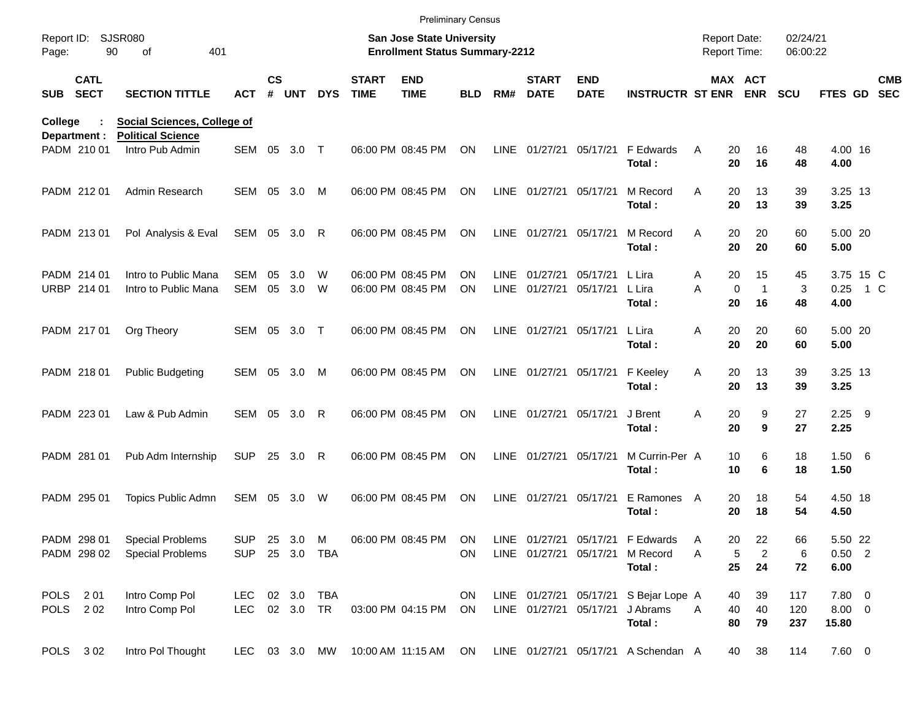Preliminary Census

Report ID: SJSR080
Page: 90 of 401

**San Jose State University**
**Enrollment Status Summary-2212**

Report Date: 02/24/21
Report Time: 06:00:22

**College : Social Sciences, College of**
**Department : Political Science**

| SUB | CATL SECT | SECTION TITTLE | ACT | CS # | UNT | DYS | START TIME | END TIME | BLD | RM# | START DATE | END DATE | INSTRUCTR | ST | MAX ENR | ACT ENR | SCU | FTES | GD | CMB SEC |
|---|---|---|---|---|---|---|---|---|---|---|---|---|---|---|---|---|---|---|---|---|
| PADM | 210 01 | Intro Pub Admin | SEM | 05 | 3.0 | T | 06:00 PM | 08:45 PM | ON | LINE | 01/27/21 | 05/17/21 | F Edwards | A | 20 | 16 | 48 | 4.00 | 16 | |
| | | | | | | | | | | | | | **Total :** | | **20** | **16** | **48** | **4.00** | | |
| PADM | 212 01 | Admin Research | SEM | 05 | 3.0 | M | 06:00 PM | 08:45 PM | ON | LINE | 01/27/21 | 05/17/21 | M Record | A | 20 | 13 | 39 | 3.25 | 13 | |
| | | | | | | | | | | | | | **Total :** | | **20** | **13** | **39** | **3.25** | | |
| PADM | 213 01 | Pol Analysis & Eval | SEM | 05 | 3.0 | R | 06:00 PM | 08:45 PM | ON | LINE | 01/27/21 | 05/17/21 | M Record | A | 20 | 20 | 60 | 5.00 | 20 | |
| | | | | | | | | | | | | | **Total :** | | **20** | **20** | **60** | **5.00** | | |
| PADM | 214 01 | Intro to Public Mana | SEM | 05 | 3.0 | W | 06:00 PM | 08:45 PM | ON | LINE | 01/27/21 | 05/17/21 | L Lira | A | 20 | 15 | 45 | 3.75 | 15 | C |
| URBP | 214 01 | Intro to Public Mana | SEM | 05 | 3.0 | W | 06:00 PM | 08:45 PM | ON | LINE | 01/27/21 | 05/17/21 | L Lira | A | 0 | 1 | 3 | 0.25 | 1 | C |
| | | | | | | | | | | | | | **Total :** | | **20** | **16** | **48** | **4.00** | | |
| PADM | 217 01 | Org Theory | SEM | 05 | 3.0 | T | 06:00 PM | 08:45 PM | ON | LINE | 01/27/21 | 05/17/21 | L Lira | A | 20 | 20 | 60 | 5.00 | 20 | |
| | | | | | | | | | | | | | **Total :** | | **20** | **20** | **60** | **5.00** | | |
| PADM | 218 01 | Public Budgeting | SEM | 05 | 3.0 | M | 06:00 PM | 08:45 PM | ON | LINE | 01/27/21 | 05/17/21 | F Keeley | A | 20 | 13 | 39 | 3.25 | 13 | |
| | | | | | | | | | | | | | **Total :** | | **20** | **13** | **39** | **3.25** | | |
| PADM | 223 01 | Law & Pub Admin | SEM | 05 | 3.0 | R | 06:00 PM | 08:45 PM | ON | LINE | 01/27/21 | 05/17/21 | J Brent | A | 20 | 9 | 27 | 2.25 | 9 | |
| | | | | | | | | | | | | | **Total :** | | **20** | **9** | **27** | **2.25** | | |
| PADM | 281 01 | Pub Adm Internship | SUP | 25 | 3.0 | R | 06:00 PM | 08:45 PM | ON | LINE | 01/27/21 | 05/17/21 | M Currin-Per | A | 10 | 6 | 18 | 1.50 | 6 | |
| | | | | | | | | | | | | | **Total :** | | **10** | **6** | **18** | **1.50** | | |
| PADM | 295 01 | Topics Public Admn | SEM | 05 | 3.0 | W | 06:00 PM | 08:45 PM | ON | LINE | 01/27/21 | 05/17/21 | E Ramones | A | 20 | 18 | 54 | 4.50 | 18 | |
| | | | | | | | | | | | | | **Total :** | | **20** | **18** | **54** | **4.50** | | |
| PADM | 298 01 | Special Problems | SUP | 25 | 3.0 | M | 06:00 PM | 08:45 PM | ON | LINE | 01/27/21 | 05/17/21 | F Edwards | A | 20 | 22 | 66 | 5.50 | 22 | |
| PADM | 298 02 | Special Problems | SUP | 25 | 3.0 | TBA | | | ON | LINE | 01/27/21 | 05/17/21 | M Record | A | 5 | 2 | 6 | 0.50 | 2 | |
| | | | | | | | | | | | | | **Total :** | | **25** | **24** | **72** | **6.00** | | |
| POLS | 2 01 | Intro Comp Pol | LEC | 02 | 3.0 | TBA | | | ON | LINE | 01/27/21 | 05/17/21 | S Bejar Lope | A | 40 | 39 | 117 | 7.80 | 0 | |
| POLS | 2 02 | Intro Comp Pol | LEC | 02 | 3.0 | TR | 03:00 PM | 04:15 PM | ON | LINE | 01/27/21 | 05/17/21 | J Abrams | A | 40 | 40 | 120 | 8.00 | 0 | |
| | | | | | | | | | | | | | **Total :** | | **80** | **79** | **237** | **15.80** | | |
| POLS | 3 02 | Intro Pol Thought | LEC | 03 | 3.0 | MW | 10:00 AM | 11:15 AM | ON | LINE | 01/27/21 | 05/17/21 | A Schendan | A | 40 | 38 | 114 | 7.60 | 0 | |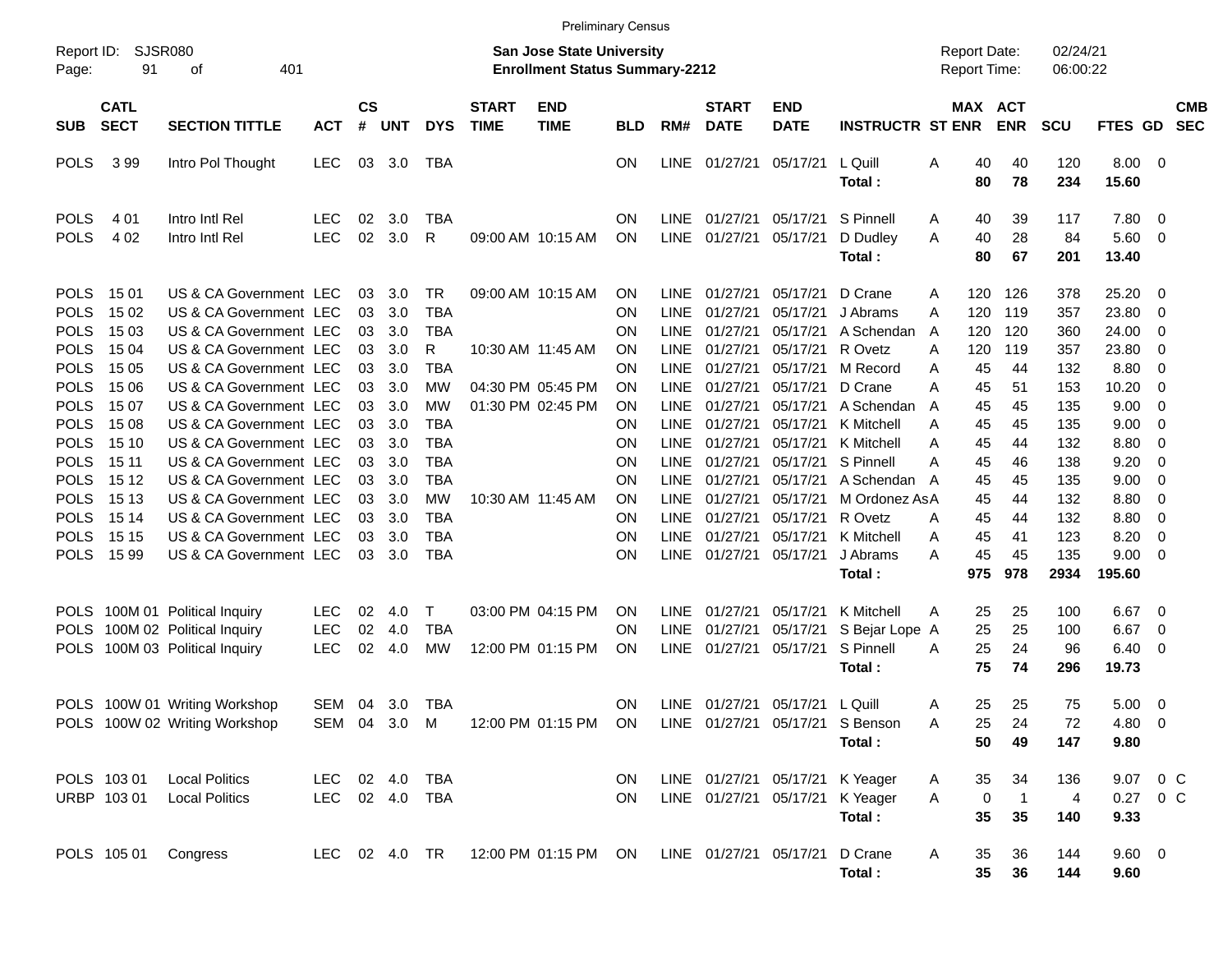Preliminary Census

Report ID: SJSR080

**San Jose State University**
**Enrollment Status Summary-2212**

Report Date: 02/24/21
Report Time: 06:00:22

| SUB | CATL SECT | SECTION TITTLE | ACT | CS # | UNT | DYS | START TIME | END TIME | BLD | RM# | START DATE | END DATE | INSTRUCTR | ST | MAX ENR | ACT ENR | SCU | FTES | GD | CMB SEC |
|---|---|---|---|---|---|---|---|---|---|---|---|---|---|---|---|---|---|---|---|---|
| POLS | 3 99 | Intro Pol Thought | LEC | 03 | 3.0 | TBA | | | ON | LINE | 01/27/21 | 05/17/21 | L Quill | A | 40 | 40 | 120 | 8.00 | 0 | |
| | | | | | | | | | | | | | **Total :** | | **80** | **78** | **234** | **15.60** | | |
| POLS | 4 01 | Intro Intl Rel | LEC | 02 | 3.0 | TBA | | | ON | LINE | 01/27/21 | 05/17/21 | S Pinnell | A | 40 | 39 | 117 | 7.80 | 0 | |
| POLS | 4 02 | Intro Intl Rel | LEC | 02 | 3.0 | R | 09:00 AM | 10:15 AM | ON | LINE | 01/27/21 | 05/17/21 | D Dudley | A | 40 | 28 | 84 | 5.60 | 0 | |
| | | | | | | | | | | | | | **Total :** | | **80** | **67** | **201** | **13.40** | | |
| POLS | 15 01 | US & CA Government | LEC | 03 | 3.0 | TR | 09:00 AM | 10:15 AM | ON | LINE | 01/27/21 | 05/17/21 | D Crane | A | 120 | 126 | 378 | 25.20 | 0 | |
| POLS | 15 02 | US & CA Government | LEC | 03 | 3.0 | TBA | | | ON | LINE | 01/27/21 | 05/17/21 | J Abrams | A | 120 | 119 | 357 | 23.80 | 0 | |
| POLS | 15 03 | US & CA Government | LEC | 03 | 3.0 | TBA | | | ON | LINE | 01/27/21 | 05/17/21 | A Schendan | A | 120 | 120 | 360 | 24.00 | 0 | |
| POLS | 15 04 | US & CA Government | LEC | 03 | 3.0 | R | 10:30 AM | 11:45 AM | ON | LINE | 01/27/21 | 05/17/21 | R Ovetz | A | 120 | 119 | 357 | 23.80 | 0 | |
| POLS | 15 05 | US & CA Government | LEC | 03 | 3.0 | TBA | | | ON | LINE | 01/27/21 | 05/17/21 | M Record | A | 45 | 44 | 132 | 8.80 | 0 | |
| POLS | 15 06 | US & CA Government | LEC | 03 | 3.0 | MW | 04:30 PM | 05:45 PM | ON | LINE | 01/27/21 | 05/17/21 | D Crane | A | 45 | 51 | 153 | 10.20 | 0 | |
| POLS | 15 07 | US & CA Government | LEC | 03 | 3.0 | MW | 01:30 PM | 02:45 PM | ON | LINE | 01/27/21 | 05/17/21 | A Schendan | A | 45 | 45 | 135 | 9.00 | 0 | |
| POLS | 15 08 | US & CA Government | LEC | 03 | 3.0 | TBA | | | ON | LINE | 01/27/21 | 05/17/21 | K Mitchell | A | 45 | 45 | 135 | 9.00 | 0 | |
| POLS | 15 10 | US & CA Government | LEC | 03 | 3.0 | TBA | | | ON | LINE | 01/27/21 | 05/17/21 | K Mitchell | A | 45 | 44 | 132 | 8.80 | 0 | |
| POLS | 15 11 | US & CA Government | LEC | 03 | 3.0 | TBA | | | ON | LINE | 01/27/21 | 05/17/21 | S Pinnell | A | 45 | 46 | 138 | 9.20 | 0 | |
| POLS | 15 12 | US & CA Government | LEC | 03 | 3.0 | TBA | | | ON | LINE | 01/27/21 | 05/17/21 | A Schendan | A | 45 | 45 | 135 | 9.00 | 0 | |
| POLS | 15 13 | US & CA Government | LEC | 03 | 3.0 | MW | 10:30 AM | 11:45 AM | ON | LINE | 01/27/21 | 05/17/21 | M Ordonez As | A | 45 | 44 | 132 | 8.80 | 0 | |
| POLS | 15 14 | US & CA Government | LEC | 03 | 3.0 | TBA | | | ON | LINE | 01/27/21 | 05/17/21 | R Ovetz | A | 45 | 44 | 132 | 8.80 | 0 | |
| POLS | 15 15 | US & CA Government | LEC | 03 | 3.0 | TBA | | | ON | LINE | 01/27/21 | 05/17/21 | K Mitchell | A | 45 | 41 | 123 | 8.20 | 0 | |
| POLS | 15 99 | US & CA Government | LEC | 03 | 3.0 | TBA | | | ON | LINE | 01/27/21 | 05/17/21 | J Abrams | A | 45 | 45 | 135 | 9.00 | 0 | |
| | | | | | | | | | | | | | **Total :** | | **975** | **978** | **2934** | **195.60** | | |
| POLS | 100M 01 | Political Inquiry | LEC | 02 | 4.0 | T | 03:00 PM | 04:15 PM | ON | LINE | 01/27/21 | 05/17/21 | K Mitchell | A | 25 | 25 | 100 | 6.67 | 0 | |
| POLS | 100M 02 | Political Inquiry | LEC | 02 | 4.0 | TBA | | | ON | LINE | 01/27/21 | 05/17/21 | S Bejar Lope | A | 25 | 25 | 100 | 6.67 | 0 | |
| POLS | 100M 03 | Political Inquiry | LEC | 02 | 4.0 | MW | 12:00 PM | 01:15 PM | ON | LINE | 01/27/21 | 05/17/21 | S Pinnell | A | 25 | 24 | 96 | 6.40 | 0 | |
| | | | | | | | | | | | | | **Total :** | | **75** | **74** | **296** | **19.73** | | |
| POLS | 100W 01 | Writing Workshop | SEM | 04 | 3.0 | TBA | | | ON | LINE | 01/27/21 | 05/17/21 | L Quill | A | 25 | 25 | 75 | 5.00 | 0 | |
| POLS | 100W 02 | Writing Workshop | SEM | 04 | 3.0 | M | 12:00 PM | 01:15 PM | ON | LINE | 01/27/21 | 05/17/21 | S Benson | A | 25 | 24 | 72 | 4.80 | 0 | |
| | | | | | | | | | | | | | **Total :** | | **50** | **49** | **147** | **9.80** | | |
| POLS | 103 01 | Local Politics | LEC | 02 | 4.0 | TBA | | | ON | LINE | 01/27/21 | 05/17/21 | K Yeager | A | 35 | 34 | 136 | 9.07 | 0 | C |
| URBP | 103 01 | Local Politics | LEC | 02 | 4.0 | TBA | | | ON | LINE | 01/27/21 | 05/17/21 | K Yeager | A | 0 | 1 | 4 | 0.27 | 0 | C |
| | | | | | | | | | | | | | **Total :** | | **35** | **35** | **140** | **9.33** | | |
| POLS | 105 01 | Congress | LEC | 02 | 4.0 | TR | 12:00 PM | 01:15 PM | ON | LINE | 01/27/21 | 05/17/21 | D Crane | A | 35 | 36 | 144 | 9.60 | 0 | |
| | | | | | | | | | | | | | **Total :** | | **35** | **36** | **144** | **9.60** | | |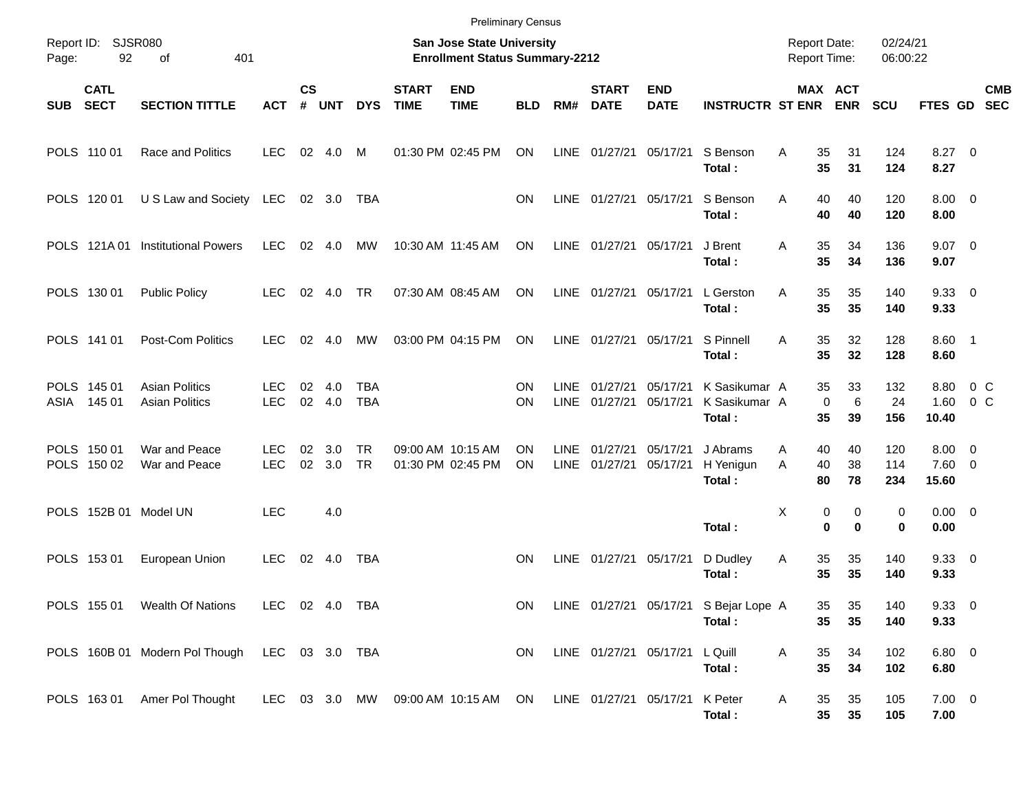Preliminary Census

Report ID: SJSR080
Page: 92 of 401

**San Jose State University**
**Enrollment Status Summary-2212**

Report Date: 02/24/21
Report Time: 06:00:22

| SUB | CATL SECT | SECTION TITTLE | ACT | CS # | UNT | DYS | START TIME | END TIME | BLD | RM# | START DATE | END DATE | INSTRUCTR | ST | MAX ENR | ACT ENR | SCU | FTES | GD | CMB SEC |
|---|---|---|---|---|---|---|---|---|---|---|---|---|---|---|---|---|---|---|---|---|
| POLS | 110 01 | Race and Politics | LEC | 02 | 4.0 | M | 01:30 PM | 02:45 PM | ON | LINE | 01/27/21 | 05/17/21 | S Benson | A | 35 | 31 | 124 | 8.27 | 0 | |
| | | | | | | | | | | | | | **Total :** | | **35** | **31** | **124** | **8.27** | | |
| POLS | 120 01 | U S Law and Society | LEC | 02 | 3.0 | TBA | | | ON | LINE | 01/27/21 | 05/17/21 | S Benson | A | 40 | 40 | 120 | 8.00 | 0 | |
| | | | | | | | | | | | | | **Total :** | | **40** | **40** | **120** | **8.00** | | |
| POLS | 121A 01 | Institutional Powers | LEC | 02 | 4.0 | MW | 10:30 AM | 11:45 AM | ON | LINE | 01/27/21 | 05/17/21 | J Brent | A | 35 | 34 | 136 | 9.07 | 0 | |
| | | | | | | | | | | | | | **Total :** | | **35** | **34** | **136** | **9.07** | | |
| POLS | 130 01 | Public Policy | LEC | 02 | 4.0 | TR | 07:30 AM | 08:45 AM | ON | LINE | 01/27/21 | 05/17/21 | L Gerston | A | 35 | 35 | 140 | 9.33 | 0 | |
| | | | | | | | | | | | | | **Total :** | | **35** | **35** | **140** | **9.33** | | |
| POLS | 141 01 | Post-Com Politics | LEC | 02 | 4.0 | MW | 03:00 PM | 04:15 PM | ON | LINE | 01/27/21 | 05/17/21 | S Pinnell | A | 35 | 32 | 128 | 8.60 | 1 | |
| | | | | | | | | | | | | | **Total :** | | **35** | **32** | **128** | **8.60** | | |
| POLS | 145 01 | Asian Politics | LEC | 02 | 4.0 | TBA | | | ON | LINE | 01/27/21 | 05/17/21 | K Sasikumar | A | 35 | 33 | 132 | 8.80 | 0 | C |
| ASIA | 145 01 | Asian Politics | LEC | 02 | 4.0 | TBA | | | ON | LINE | 01/27/21 | 05/17/21 | K Sasikumar | A | 0 | 6 | 24 | 1.60 | 0 | C |
| | | | | | | | | | | | | | **Total :** | | **35** | **39** | **156** | **10.40** | | |
| POLS | 150 01 | War and Peace | LEC | 02 | 3.0 | TR | 09:00 AM | 10:15 AM | ON | LINE | 01/27/21 | 05/17/21 | J Abrams | A | 40 | 40 | 120 | 8.00 | 0 | |
| POLS | 150 02 | War and Peace | LEC | 02 | 3.0 | TR | 01:30 PM | 02:45 PM | ON | LINE | 01/27/21 | 05/17/21 | H Yenigun | A | 40 | 38 | 114 | 7.60 | 0 | |
| | | | | | | | | | | | | | **Total :** | | **80** | **78** | **234** | **15.60** | | |
| POLS | 152B 01 | Model UN | LEC | | 4.0 | | | | | | | | | X | 0 | 0 | 0 | 0.00 | 0 | |
| | | | | | | | | | | | | | **Total :** | | **0** | **0** | **0** | **0.00** | | |
| POLS | 153 01 | European Union | LEC | 02 | 4.0 | TBA | | | ON | LINE | 01/27/21 | 05/17/21 | D Dudley | A | 35 | 35 | 140 | 9.33 | 0 | |
| | | | | | | | | | | | | | **Total :** | | **35** | **35** | **140** | **9.33** | | |
| POLS | 155 01 | Wealth Of Nations | LEC | 02 | 4.0 | TBA | | | ON | LINE | 01/27/21 | 05/17/21 | S Bejar Lope | A | 35 | 35 | 140 | 9.33 | 0 | |
| | | | | | | | | | | | | | **Total :** | | **35** | **35** | **140** | **9.33** | | |
| POLS | 160B 01 | Modern Pol Though | LEC | 03 | 3.0 | TBA | | | ON | LINE | 01/27/21 | 05/17/21 | L Quill | A | 35 | 34 | 102 | 6.80 | 0 | |
| | | | | | | | | | | | | | **Total :** | | **35** | **34** | **102** | **6.80** | | |
| POLS | 163 01 | Amer Pol Thought | LEC | 03 | 3.0 | MW | 09:00 AM | 10:15 AM | ON | LINE | 01/27/21 | 05/17/21 | K Peter | A | 35 | 35 | 105 | 7.00 | 0 | |
| | | | | | | | | | | | | | **Total :** | | **35** | **35** | **105** | **7.00** | | |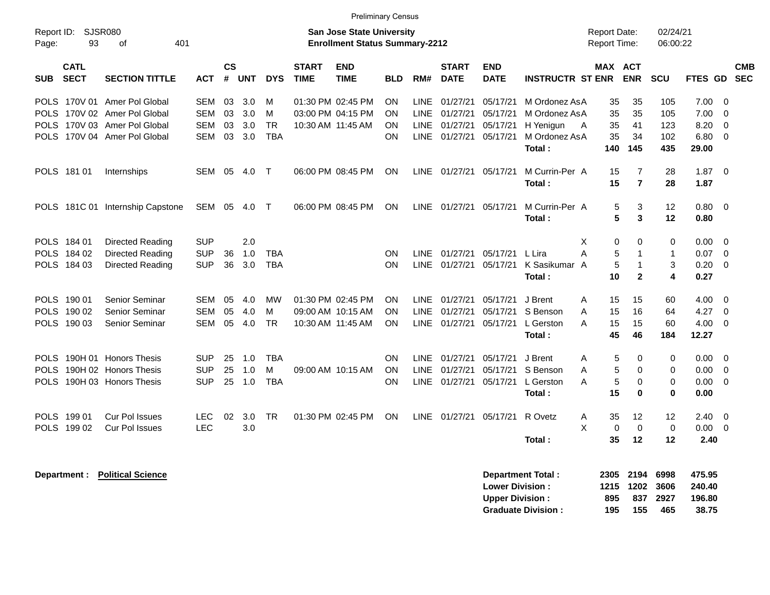Preliminary Census

Report ID: SJSR080

**San Jose State University**
**Enrollment Status Summary-2212**

Report Date: 02/24/21
Report Time: 06:00:22

| SUB | CATL SECT | SECTION TITTLE | ACT | CS # | UNT | DYS | START TIME | END TIME | BLD | RM# | START DATE | END DATE | INSTRUCTR | ST | MAX ENR | ACT ENR | SCU | FTES | GD | CMB SEC |
|---|---|---|---|---|---|---|---|---|---|---|---|---|---|---|---|---|---|---|---|---|
| POLS | 170V 01 | Amer Pol Global | SEM | 03 | 3.0 | M | 01:30 PM | 02:45 PM | ON | LINE | 01/27/21 | 05/17/21 | M Ordonez As | A | 35 | 35 | 105 | 7.00 | 0 | |
| POLS | 170V 02 | Amer Pol Global | SEM | 03 | 3.0 | M | 03:00 PM | 04:15 PM | ON | LINE | 01/27/21 | 05/17/21 | M Ordonez As | A | 35 | 35 | 105 | 7.00 | 0 | |
| POLS | 170V 03 | Amer Pol Global | SEM | 03 | 3.0 | TR | 10:30 AM | 11:45 AM | ON | LINE | 01/27/21 | 05/17/21 | H Yenigun | A | 35 | 41 | 123 | 8.20 | 0 | |
| POLS | 170V 04 | Amer Pol Global | SEM | 03 | 3.0 | TBA | | | ON | LINE | 01/27/21 | 05/17/21 | M Ordonez As | A | 35 | 34 | 102 | 6.80 | 0 | |
| | | | | | | | | | | | | | **Total :** | | **140** | **145** | **435** | **29.00** | | |
| POLS | 181 01 | Internships | SEM | 05 | 4.0 | T | 06:00 PM | 08:45 PM | ON | LINE | 01/27/21 | 05/17/21 | M Currin-Per | A | 15 | 7 | 28 | 1.87 | 0 | |
| | | | | | | | | | | | | | **Total :** | | **15** | **7** | **28** | **1.87** | | |
| POLS | 181C 01 | Internship Capstone | SEM | 05 | 4.0 | T | 06:00 PM | 08:45 PM | ON | LINE | 01/27/21 | 05/17/21 | M Currin-Per | A | 5 | 3 | 12 | 0.80 | 0 | |
| | | | | | | | | | | | | | **Total :** | | **5** | **3** | **12** | **0.80** | | |
| POLS | 184 01 | Directed Reading | SUP | | 2.0 | | | | | | | | | X | 0 | 0 | 0 | 0.00 | 0 | |
| POLS | 184 02 | Directed Reading | SUP | 36 | 1.0 | TBA | | | ON | LINE | 01/27/21 | 05/17/21 | L Lira | A | 5 | 1 | 1 | 0.07 | 0 | |
| POLS | 184 03 | Directed Reading | SUP | 36 | 3.0 | TBA | | | ON | LINE | 01/27/21 | 05/17/21 | K Sasikumar | A | 5 | 1 | 3 | 0.20 | 0 | |
| | | | | | | | | | | | | | **Total :** | | **10** | **2** | **4** | **0.27** | | |
| POLS | 190 01 | Senior Seminar | SEM | 05 | 4.0 | MW | 01:30 PM | 02:45 PM | ON | LINE | 01/27/21 | 05/17/21 | J Brent | A | 15 | 15 | 60 | 4.00 | 0 | |
| POLS | 190 02 | Senior Seminar | SEM | 05 | 4.0 | M | 09:00 AM | 10:15 AM | ON | LINE | 01/27/21 | 05/17/21 | S Benson | A | 15 | 16 | 64 | 4.27 | 0 | |
| POLS | 190 03 | Senior Seminar | SEM | 05 | 4.0 | TR | 10:30 AM | 11:45 AM | ON | LINE | 01/27/21 | 05/17/21 | L Gerston | A | 15 | 15 | 60 | 4.00 | 0 | |
| | | | | | | | | | | | | | **Total :** | | **45** | **46** | **184** | **12.27** | | |
| POLS | 190H 01 | Honors Thesis | SUP | 25 | 1.0 | TBA | | | ON | LINE | 01/27/21 | 05/17/21 | J Brent | A | 5 | 0 | 0 | 0.00 | 0 | |
| POLS | 190H 02 | Honors Thesis | SUP | 25 | 1.0 | M | 09:00 AM | 10:15 AM | ON | LINE | 01/27/21 | 05/17/21 | S Benson | A | 5 | 0 | 0 | 0.00 | 0 | |
| POLS | 190H 03 | Honors Thesis | SUP | 25 | 1.0 | TBA | | | ON | LINE | 01/27/21 | 05/17/21 | L Gerston | A | 5 | 0 | 0 | 0.00 | 0 | |
| | | | | | | | | | | | | | **Total :** | | **15** | **0** | **0** | **0.00** | | |
| POLS | 199 01 | Cur Pol Issues | LEC | 02 | 3.0 | TR | 01:30 PM | 02:45 PM | ON | LINE | 01/27/21 | 05/17/21 | R Ovetz | A | 35 | 12 | 12 | 2.40 | 0 | |
| POLS | 199 02 | Cur Pol Issues | LEC | | 3.0 | | | | | | | | | X | 0 | 0 | 0 | 0.00 | 0 | |
| | | | | | | | | | | | | | **Total :** | | **35** | **12** | **12** | **2.40** | | |

**Department : Political Science**

| | MAX ENR | ACT ENR | SCU | FTES |
|---|---|---|---|---|
| **Department Total :** | **2305** | **2194** | **6998** | **475.95** |
| **Lower Division :** | **1215** | **1202** | **3606** | **240.40** |
| **Upper Division :** | **895** | **837** | **2927** | **196.80** |
| **Graduate Division :** | **195** | **155** | **465** | **38.75** |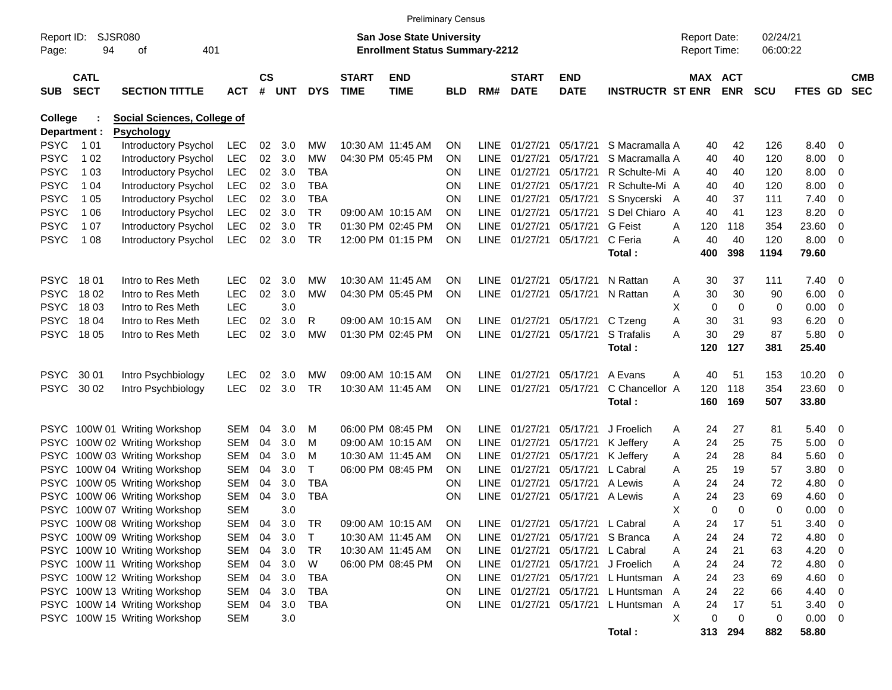Preliminary Census

Report ID: SJSR080
Page: 94 of 401

**San Jose State University**
**Enrollment Status Summary-2212**

Report Date: 02/24/21
Report Time: 06:00:22

**College : Social Sciences, College of**
**Department : Psychology**

| SUB | CATL SECT | SECTION TITTLE | ACT | CS # | UNT | DYS | START TIME | END TIME | BLD | RM# | START DATE | END DATE | INSTRUCTR | ST | MAX ENR | ACT ENR | SCU | FTES | GD | CMB SEC |
|---|---|---|---|---|---|---|---|---|---|---|---|---|---|---|---|---|---|---|---|---|
| PSYC | 1 01 | Introductory Psychol | LEC | 02 | 3.0 | MW | 10:30 AM | 11:45 AM | ON | LINE | 01/27/21 | 05/17/21 | S Macramalla | A | 40 | 42 | 126 | 8.40 | 0 | |
| PSYC | 1 02 | Introductory Psychol | LEC | 02 | 3.0 | MW | 04:30 PM | 05:45 PM | ON | LINE | 01/27/21 | 05/17/21 | S Macramalla | A | 40 | 40 | 120 | 8.00 | 0 | |
| PSYC | 1 03 | Introductory Psychol | LEC | 02 | 3.0 | TBA | | | ON | LINE | 01/27/21 | 05/17/21 | R Schulte-Mi | A | 40 | 40 | 120 | 8.00 | 0 | |
| PSYC | 1 04 | Introductory Psychol | LEC | 02 | 3.0 | TBA | | | ON | LINE | 01/27/21 | 05/17/21 | R Schulte-Mi | A | 40 | 40 | 120 | 8.00 | 0 | |
| PSYC | 1 05 | Introductory Psychol | LEC | 02 | 3.0 | TBA | | | ON | LINE | 01/27/21 | 05/17/21 | S Snycerski | A | 40 | 37 | 111 | 7.40 | 0 | |
| PSYC | 1 06 | Introductory Psychol | LEC | 02 | 3.0 | TR | 09:00 AM | 10:15 AM | ON | LINE | 01/27/21 | 05/17/21 | S Del Chiaro | A | 40 | 41 | 123 | 8.20 | 0 | |
| PSYC | 1 07 | Introductory Psychol | LEC | 02 | 3.0 | TR | 01:30 PM | 02:45 PM | ON | LINE | 01/27/21 | 05/17/21 | G Feist | A | 120 | 118 | 354 | 23.60 | 0 | |
| PSYC | 1 08 | Introductory Psychol | LEC | 02 | 3.0 | TR | 12:00 PM | 01:15 PM | ON | LINE | 01/27/21 | 05/17/21 | C Feria | A | 40 | 40 | 120 | 8.00 | 0 | |
| | | | | | | | | | | | | | **Total :** | | **400** | **398** | **1194** | **79.60** | | |
| PSYC | 18 01 | Intro to Res Meth | LEC | 02 | 3.0 | MW | 10:30 AM | 11:45 AM | ON | LINE | 01/27/21 | 05/17/21 | N Rattan | A | 30 | 37 | 111 | 7.40 | 0 | |
| PSYC | 18 02 | Intro to Res Meth | LEC | 02 | 3.0 | MW | 04:30 PM | 05:45 PM | ON | LINE | 01/27/21 | 05/17/21 | N Rattan | A | 30 | 30 | 90 | 6.00 | 0 | |
| PSYC | 18 03 | Intro to Res Meth | LEC | | 3.0 | | | | | | | | | X | 0 | 0 | 0 | 0.00 | 0 | |
| PSYC | 18 04 | Intro to Res Meth | LEC | 02 | 3.0 | R | 09:00 AM | 10:15 AM | ON | LINE | 01/27/21 | 05/17/21 | C Tzeng | A | 30 | 31 | 93 | 6.20 | 0 | |
| PSYC | 18 05 | Intro to Res Meth | LEC | 02 | 3.0 | MW | 01:30 PM | 02:45 PM | ON | LINE | 01/27/21 | 05/17/21 | S Trafalis | A | 30 | 29 | 87 | 5.80 | 0 | |
| | | | | | | | | | | | | | **Total :** | | **120** | **127** | **381** | **25.40** | | |
| PSYC | 30 01 | Intro Psychbiology | LEC | 02 | 3.0 | MW | 09:00 AM | 10:15 AM | ON | LINE | 01/27/21 | 05/17/21 | A Evans | A | 40 | 51 | 153 | 10.20 | 0 | |
| PSYC | 30 02 | Intro Psychbiology | LEC | 02 | 3.0 | TR | 10:30 AM | 11:45 AM | ON | LINE | 01/27/21 | 05/17/21 | C Chancellor | A | 120 | 118 | 354 | 23.60 | 0 | |
| | | | | | | | | | | | | | **Total :** | | **160** | **169** | **507** | **33.80** | | |
| PSYC | 100W 01 | Writing Workshop | SEM | 04 | 3.0 | M | 06:00 PM | 08:45 PM | ON | LINE | 01/27/21 | 05/17/21 | J Froelich | A | 24 | 27 | 81 | 5.40 | 0 | |
| PSYC | 100W 02 | Writing Workshop | SEM | 04 | 3.0 | M | 09:00 AM | 10:15 AM | ON | LINE | 01/27/21 | 05/17/21 | K Jeffery | A | 24 | 25 | 75 | 5.00 | 0 | |
| PSYC | 100W 03 | Writing Workshop | SEM | 04 | 3.0 | M | 10:30 AM | 11:45 AM | ON | LINE | 01/27/21 | 05/17/21 | K Jeffery | A | 24 | 28 | 84 | 5.60 | 0 | |
| PSYC | 100W 04 | Writing Workshop | SEM | 04 | 3.0 | T | 06:00 PM | 08:45 PM | ON | LINE | 01/27/21 | 05/17/21 | L Cabral | A | 25 | 19 | 57 | 3.80 | 0 | |
| PSYC | 100W 05 | Writing Workshop | SEM | 04 | 3.0 | TBA | | | ON | LINE | 01/27/21 | 05/17/21 | A Lewis | A | 24 | 24 | 72 | 4.80 | 0 | |
| PSYC | 100W 06 | Writing Workshop | SEM | 04 | 3.0 | TBA | | | ON | LINE | 01/27/21 | 05/17/21 | A Lewis | A | 24 | 23 | 69 | 4.60 | 0 | |
| PSYC | 100W 07 | Writing Workshop | SEM | | 3.0 | | | | | | | | | X | 0 | 0 | 0 | 0.00 | 0 | |
| PSYC | 100W 08 | Writing Workshop | SEM | 04 | 3.0 | TR | 09:00 AM | 10:15 AM | ON | LINE | 01/27/21 | 05/17/21 | L Cabral | A | 24 | 17 | 51 | 3.40 | 0 | |
| PSYC | 100W 09 | Writing Workshop | SEM | 04 | 3.0 | T | 10:30 AM | 11:45 AM | ON | LINE | 01/27/21 | 05/17/21 | S Branca | A | 24 | 24 | 72 | 4.80 | 0 | |
| PSYC | 100W 10 | Writing Workshop | SEM | 04 | 3.0 | TR | 10:30 AM | 11:45 AM | ON | LINE | 01/27/21 | 05/17/21 | L Cabral | A | 24 | 21 | 63 | 4.20 | 0 | |
| PSYC | 100W 11 | Writing Workshop | SEM | 04 | 3.0 | W | 06:00 PM | 08:45 PM | ON | LINE | 01/27/21 | 05/17/21 | J Froelich | A | 24 | 24 | 72 | 4.80 | 0 | |
| PSYC | 100W 12 | Writing Workshop | SEM | 04 | 3.0 | TBA | | | ON | LINE | 01/27/21 | 05/17/21 | L Huntsman | A | 24 | 23 | 69 | 4.60 | 0 | |
| PSYC | 100W 13 | Writing Workshop | SEM | 04 | 3.0 | TBA | | | ON | LINE | 01/27/21 | 05/17/21 | L Huntsman | A | 24 | 22 | 66 | 4.40 | 0 | |
| PSYC | 100W 14 | Writing Workshop | SEM | 04 | 3.0 | TBA | | | ON | LINE | 01/27/21 | 05/17/21 | L Huntsman | A | 24 | 17 | 51 | 3.40 | 0 | |
| PSYC | 100W 15 | Writing Workshop | SEM | | 3.0 | | | | | | | | | X | 0 | 0 | 0 | 0.00 | 0 | |
| | | | | | | | | | | | | | **Total :** | | **313** | **294** | **882** | **58.80** | | |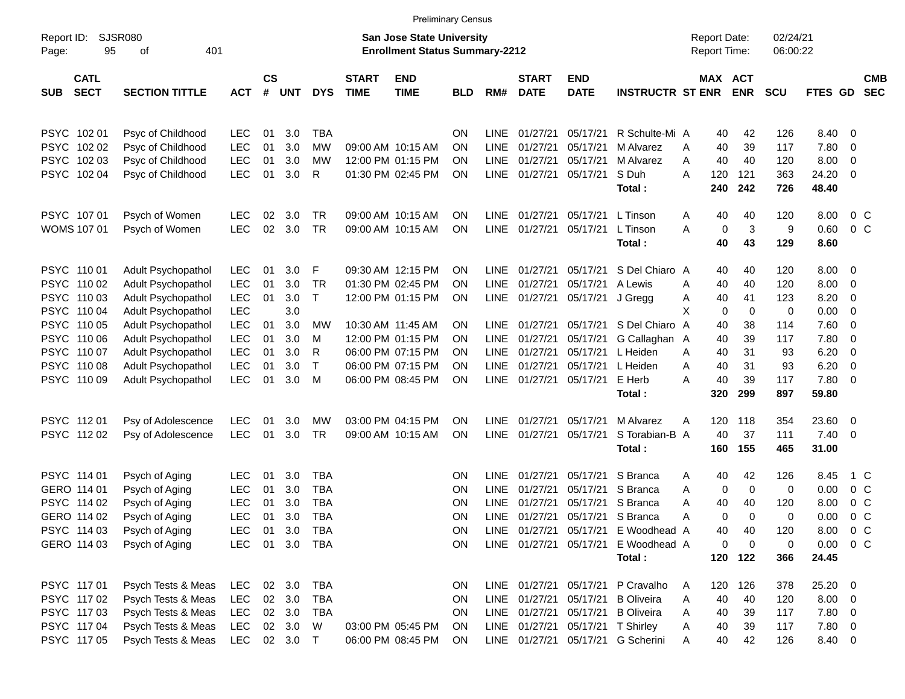Preliminary Census

Report ID: SJSR080
Page: 95 of 401

**San Jose State University**
**Enrollment Status Summary-2212**

Report Date: 02/24/21
Report Time: 06:00:22

| SUB | CATL SECT | SECTION TITTLE | ACT | CS # | UNT | DYS | START TIME | END TIME | BLD | RM# | START DATE | END DATE | INSTRUCTR | ST | MAX ENR | ACT ENR | SCU | FTES | GD | CMB SEC |
|---|---|---|---|---|---|---|---|---|---|---|---|---|---|---|---|---|---|---|---|---|
| PSYC | 102 01 | Psyc of Childhood | LEC | 01 | 3.0 | TBA | | | ON | LINE | 01/27/21 | 05/17/21 | R Schulte-Mi | A | 40 | 42 | 126 | 8.40 | 0 | |
| PSYC | 102 02 | Psyc of Childhood | LEC | 01 | 3.0 | MW | 09:00 AM | 10:15 AM | ON | LINE | 01/27/21 | 05/17/21 | M Alvarez | A | 40 | 39 | 117 | 7.80 | 0 | |
| PSYC | 102 03 | Psyc of Childhood | LEC | 01 | 3.0 | MW | 12:00 PM | 01:15 PM | ON | LINE | 01/27/21 | 05/17/21 | M Alvarez | A | 40 | 40 | 120 | 8.00 | 0 | |
| PSYC | 102 04 | Psyc of Childhood | LEC | 01 | 3.0 | R | 01:30 PM | 02:45 PM | ON | LINE | 01/27/21 | 05/17/21 | S Duh | A | 120 | 121 | 363 | 24.20 | 0 | |
| | | | | | | | | | | | | | **Total :** | | **240** | **242** | **726** | **48.40** | | |
| PSYC | 107 01 | Psych of Women | LEC | 02 | 3.0 | TR | 09:00 AM | 10:15 AM | ON | LINE | 01/27/21 | 05/17/21 | L Tinson | A | 40 | 40 | 120 | 8.00 | 0 | C |
| WOMS | 107 01 | Psych of Women | LEC | 02 | 3.0 | TR | 09:00 AM | 10:15 AM | ON | LINE | 01/27/21 | 05/17/21 | L Tinson | A | 0 | 3 | 9 | 0.60 | 0 | C |
| | | | | | | | | | | | | | **Total :** | | **40** | **43** | **129** | **8.60** | | |
| PSYC | 110 01 | Adult Psychopathol | LEC | 01 | 3.0 | F | 09:30 AM | 12:15 PM | ON | LINE | 01/27/21 | 05/17/21 | S Del Chiaro | A | 40 | 40 | 120 | 8.00 | 0 | |
| PSYC | 110 02 | Adult Psychopathol | LEC | 01 | 3.0 | TR | 01:30 PM | 02:45 PM | ON | LINE | 01/27/21 | 05/17/21 | A Lewis | A | 40 | 40 | 120 | 8.00 | 0 | |
| PSYC | 110 03 | Adult Psychopathol | LEC | 01 | 3.0 | T | 12:00 PM | 01:15 PM | ON | LINE | 01/27/21 | 05/17/21 | J Gregg | A | 40 | 41 | 123 | 8.20 | 0 | |
| PSYC | 110 04 | Adult Psychopathol | LEC | | 3.0 | | | | | | | | | X | 0 | 0 | 0 | 0.00 | 0 | |
| PSYC | 110 05 | Adult Psychopathol | LEC | 01 | 3.0 | MW | 10:30 AM | 11:45 AM | ON | LINE | 01/27/21 | 05/17/21 | S Del Chiaro | A | 40 | 38 | 114 | 7.60 | 0 | |
| PSYC | 110 06 | Adult Psychopathol | LEC | 01 | 3.0 | M | 12:00 PM | 01:15 PM | ON | LINE | 01/27/21 | 05/17/21 | G Callaghan | A | 40 | 39 | 117 | 7.80 | 0 | |
| PSYC | 110 07 | Adult Psychopathol | LEC | 01 | 3.0 | R | 06:00 PM | 07:15 PM | ON | LINE | 01/27/21 | 05/17/21 | L Heiden | A | 40 | 31 | 93 | 6.20 | 0 | |
| PSYC | 110 08 | Adult Psychopathol | LEC | 01 | 3.0 | T | 06:00 PM | 07:15 PM | ON | LINE | 01/27/21 | 05/17/21 | L Heiden | A | 40 | 31 | 93 | 6.20 | 0 | |
| PSYC | 110 09 | Adult Psychopathol | LEC | 01 | 3.0 | M | 06:00 PM | 08:45 PM | ON | LINE | 01/27/21 | 05/17/21 | E Herb | A | 40 | 39 | 117 | 7.80 | 0 | |
| | | | | | | | | | | | | | **Total :** | | **320** | **299** | **897** | **59.80** | | |
| PSYC | 112 01 | Psy of Adolescence | LEC | 01 | 3.0 | MW | 03:00 PM | 04:15 PM | ON | LINE | 01/27/21 | 05/17/21 | M Alvarez | A | 120 | 118 | 354 | 23.60 | 0 | |
| PSYC | 112 02 | Psy of Adolescence | LEC | 01 | 3.0 | TR | 09:00 AM | 10:15 AM | ON | LINE | 01/27/21 | 05/17/21 | S Torabian-B | A | 40 | 37 | 111 | 7.40 | 0 | |
| | | | | | | | | | | | | | **Total :** | | **160** | **155** | **465** | **31.00** | | |
| PSYC | 114 01 | Psych of Aging | LEC | 01 | 3.0 | TBA | | | ON | LINE | 01/27/21 | 05/17/21 | S Branca | A | 40 | 42 | 126 | 8.45 | 1 | C |
| GERO | 114 01 | Psych of Aging | LEC | 01 | 3.0 | TBA | | | ON | LINE | 01/27/21 | 05/17/21 | S Branca | A | 0 | 0 | 0 | 0.00 | 0 | C |
| PSYC | 114 02 | Psych of Aging | LEC | 01 | 3.0 | TBA | | | ON | LINE | 01/27/21 | 05/17/21 | S Branca | A | 40 | 40 | 120 | 8.00 | 0 | C |
| GERO | 114 02 | Psych of Aging | LEC | 01 | 3.0 | TBA | | | ON | LINE | 01/27/21 | 05/17/21 | S Branca | A | 0 | 0 | 0 | 0.00 | 0 | C |
| PSYC | 114 03 | Psych of Aging | LEC | 01 | 3.0 | TBA | | | ON | LINE | 01/27/21 | 05/17/21 | E Woodhead | A | 40 | 40 | 120 | 8.00 | 0 | C |
| GERO | 114 03 | Psych of Aging | LEC | 01 | 3.0 | TBA | | | ON | LINE | 01/27/21 | 05/17/21 | E Woodhead | A | 0 | 0 | 0 | 0.00 | 0 | C |
| | | | | | | | | | | | | | **Total :** | | **120** | **122** | **366** | **24.45** | | |
| PSYC | 117 01 | Psych Tests & Meas | LEC | 02 | 3.0 | TBA | | | ON | LINE | 01/27/21 | 05/17/21 | P Cravalho | A | 120 | 126 | 378 | 25.20 | 0 | |
| PSYC | 117 02 | Psych Tests & Meas | LEC | 02 | 3.0 | TBA | | | ON | LINE | 01/27/21 | 05/17/21 | B Oliveira | A | 40 | 40 | 120 | 8.00 | 0 | |
| PSYC | 117 03 | Psych Tests & Meas | LEC | 02 | 3.0 | TBA | | | ON | LINE | 01/27/21 | 05/17/21 | B Oliveira | A | 40 | 39 | 117 | 7.80 | 0 | |
| PSYC | 117 04 | Psych Tests & Meas | LEC | 02 | 3.0 | W | 03:00 PM | 05:45 PM | ON | LINE | 01/27/21 | 05/17/21 | T Shirley | A | 40 | 39 | 117 | 7.80 | 0 | |
| PSYC | 117 05 | Psych Tests & Meas | LEC | 02 | 3.0 | T | 06:00 PM | 08:45 PM | ON | LINE | 01/27/21 | 05/17/21 | G Scherini | A | 40 | 42 | 126 | 8.40 | 0 | |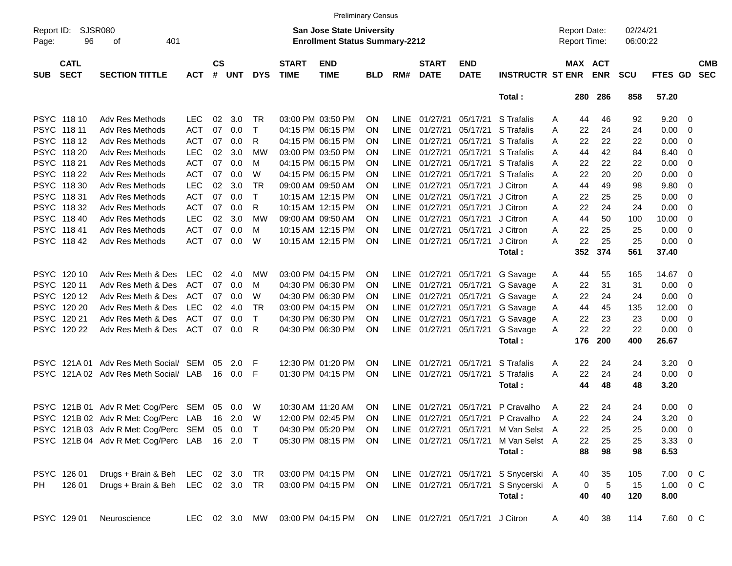Preliminary Census

Report ID: SJSR080

**San Jose State University**
**Enrollment Status Summary-2212**

Report Date: 02/24/21
Report Time: 06:00:22

| SUB | CATL SECT | SECTION TITTLE | ACT | CS # | UNT | DYS | START TIME | END TIME | BLD | RM# | START DATE | END DATE | INSTRUCTR | ST | MAX ENR | ACT ENR | SCU | FTES | GD | CMB SEC |
|---|---|---|---|---|---|---|---|---|---|---|---|---|---|---|---|---|---|---|---|---|
| | | | | | | | | | | | | | **Total :** | | **280** | **286** | **858** | **57.20** | | |
| PSYC | 118 10 | Adv Res Methods | LEC | 02 | 3.0 | TR | 03:00 PM | 03:50 PM | ON | LINE | 01/27/21 | 05/17/21 | S Trafalis | A | 44 | 46 | 92 | 9.20 | 0 | |
| PSYC | 118 11 | Adv Res Methods | ACT | 07 | 0.0 | T | 04:15 PM | 06:15 PM | ON | LINE | 01/27/21 | 05/17/21 | S Trafalis | A | 22 | 24 | 24 | 0.00 | 0 | |
| PSYC | 118 12 | Adv Res Methods | ACT | 07 | 0.0 | R | 04:15 PM | 06:15 PM | ON | LINE | 01/27/21 | 05/17/21 | S Trafalis | A | 22 | 22 | 22 | 0.00 | 0 | |
| PSYC | 118 20 | Adv Res Methods | LEC | 02 | 3.0 | MW | 03:00 PM | 03:50 PM | ON | LINE | 01/27/21 | 05/17/21 | S Trafalis | A | 44 | 42 | 84 | 8.40 | 0 | |
| PSYC | 118 21 | Adv Res Methods | ACT | 07 | 0.0 | M | 04:15 PM | 06:15 PM | ON | LINE | 01/27/21 | 05/17/21 | S Trafalis | A | 22 | 22 | 22 | 0.00 | 0 | |
| PSYC | 118 22 | Adv Res Methods | ACT | 07 | 0.0 | W | 04:15 PM | 06:15 PM | ON | LINE | 01/27/21 | 05/17/21 | S Trafalis | A | 22 | 20 | 20 | 0.00 | 0 | |
| PSYC | 118 30 | Adv Res Methods | LEC | 02 | 3.0 | TR | 09:00 AM | 09:50 AM | ON | LINE | 01/27/21 | 05/17/21 | J Citron | A | 44 | 49 | 98 | 9.80 | 0 | |
| PSYC | 118 31 | Adv Res Methods | ACT | 07 | 0.0 | T | 10:15 AM | 12:15 PM | ON | LINE | 01/27/21 | 05/17/21 | J Citron | A | 22 | 25 | 25 | 0.00 | 0 | |
| PSYC | 118 32 | Adv Res Methods | ACT | 07 | 0.0 | R | 10:15 AM | 12:15 PM | ON | LINE | 01/27/21 | 05/17/21 | J Citron | A | 22 | 24 | 24 | 0.00 | 0 | |
| PSYC | 118 40 | Adv Res Methods | LEC | 02 | 3.0 | MW | 09:00 AM | 09:50 AM | ON | LINE | 01/27/21 | 05/17/21 | J Citron | A | 44 | 50 | 100 | 10.00 | 0 | |
| PSYC | 118 41 | Adv Res Methods | ACT | 07 | 0.0 | M | 10:15 AM | 12:15 PM | ON | LINE | 01/27/21 | 05/17/21 | J Citron | A | 22 | 25 | 25 | 0.00 | 0 | |
| PSYC | 118 42 | Adv Res Methods | ACT | 07 | 0.0 | W | 10:15 AM | 12:15 PM | ON | LINE | 01/27/21 | 05/17/21 | J Citron | A | 22 | 25 | 25 | 0.00 | 0 | |
| | | | | | | | | | | | | | **Total :** | | **352** | **374** | **561** | **37.40** | | |
| PSYC | 120 10 | Adv Res Meth & Des | LEC | 02 | 4.0 | MW | 03:00 PM | 04:15 PM | ON | LINE | 01/27/21 | 05/17/21 | G Savage | A | 44 | 55 | 165 | 14.67 | 0 | |
| PSYC | 120 11 | Adv Res Meth & Des | ACT | 07 | 0.0 | M | 04:30 PM | 06:30 PM | ON | LINE | 01/27/21 | 05/17/21 | G Savage | A | 22 | 31 | 31 | 0.00 | 0 | |
| PSYC | 120 12 | Adv Res Meth & Des | ACT | 07 | 0.0 | W | 04:30 PM | 06:30 PM | ON | LINE | 01/27/21 | 05/17/21 | G Savage | A | 22 | 24 | 24 | 0.00 | 0 | |
| PSYC | 120 20 | Adv Res Meth & Des | LEC | 02 | 4.0 | TR | 03:00 PM | 04:15 PM | ON | LINE | 01/27/21 | 05/17/21 | G Savage | A | 44 | 45 | 135 | 12.00 | 0 | |
| PSYC | 120 21 | Adv Res Meth & Des | ACT | 07 | 0.0 | T | 04:30 PM | 06:30 PM | ON | LINE | 01/27/21 | 05/17/21 | G Savage | A | 22 | 23 | 23 | 0.00 | 0 | |
| PSYC | 120 22 | Adv Res Meth & Des | ACT | 07 | 0.0 | R | 04:30 PM | 06:30 PM | ON | LINE | 01/27/21 | 05/17/21 | G Savage | A | 22 | 22 | 22 | 0.00 | 0 | |
| | | | | | | | | | | | | | **Total :** | | **176** | **200** | **400** | **26.67** | | |
| PSYC | 121A 01 | Adv Res Meth Social/ | SEM | 05 | 2.0 | F | 12:30 PM | 01:20 PM | ON | LINE | 01/27/21 | 05/17/21 | S Trafalis | A | 22 | 24 | 24 | 3.20 | 0 | |
| PSYC | 121A 02 | Adv Res Meth Social/ | LAB | 16 | 0.0 | F | 01:30 PM | 04:15 PM | ON | LINE | 01/27/21 | 05/17/21 | S Trafalis | A | 22 | 24 | 24 | 0.00 | 0 | |
| | | | | | | | | | | | | | **Total :** | | **44** | **48** | **48** | **3.20** | | |
| PSYC | 121B 01 | Adv R Met: Cog/Perc | SEM | 05 | 0.0 | W | 10:30 AM | 11:20 AM | ON | LINE | 01/27/21 | 05/17/21 | P Cravalho | A | 22 | 24 | 24 | 0.00 | 0 | |
| PSYC | 121B 02 | Adv R Met: Cog/Perc | LAB | 16 | 2.0 | W | 12:00 PM | 02:45 PM | ON | LINE | 01/27/21 | 05/17/21 | P Cravalho | A | 22 | 24 | 24 | 3.20 | 0 | |
| PSYC | 121B 03 | Adv R Met: Cog/Perc | SEM | 05 | 0.0 | T | 04:30 PM | 05:20 PM | ON | LINE | 01/27/21 | 05/17/21 | M Van Selst | A | 22 | 25 | 25 | 0.00 | 0 | |
| PSYC | 121B 04 | Adv R Met: Cog/Perc | LAB | 16 | 2.0 | T | 05:30 PM | 08:15 PM | ON | LINE | 01/27/21 | 05/17/21 | M Van Selst | A | 22 | 25 | 25 | 3.33 | 0 | |
| | | | | | | | | | | | | | **Total :** | | **88** | **98** | **98** | **6.53** | | |
| PSYC | 126 01 | Drugs + Brain & Beh | LEC | 02 | 3.0 | TR | 03:00 PM | 04:15 PM | ON | LINE | 01/27/21 | 05/17/21 | S Snycerski | A | 40 | 35 | 105 | 7.00 | 0 | C |
| PH | 126 01 | Drugs + Brain & Beh | LEC | 02 | 3.0 | TR | 03:00 PM | 04:15 PM | ON | LINE | 01/27/21 | 05/17/21 | S Snycerski | A | 0 | 5 | 15 | 1.00 | 0 | C |
| | | | | | | | | | | | | | **Total :** | | **40** | **40** | **120** | **8.00** | | |
| PSYC | 129 01 | Neuroscience | LEC | 02 | 3.0 | MW | 03:00 PM | 04:15 PM | ON | LINE | 01/27/21 | 05/17/21 | J Citron | A | 40 | 38 | 114 | 7.60 | 0 | C |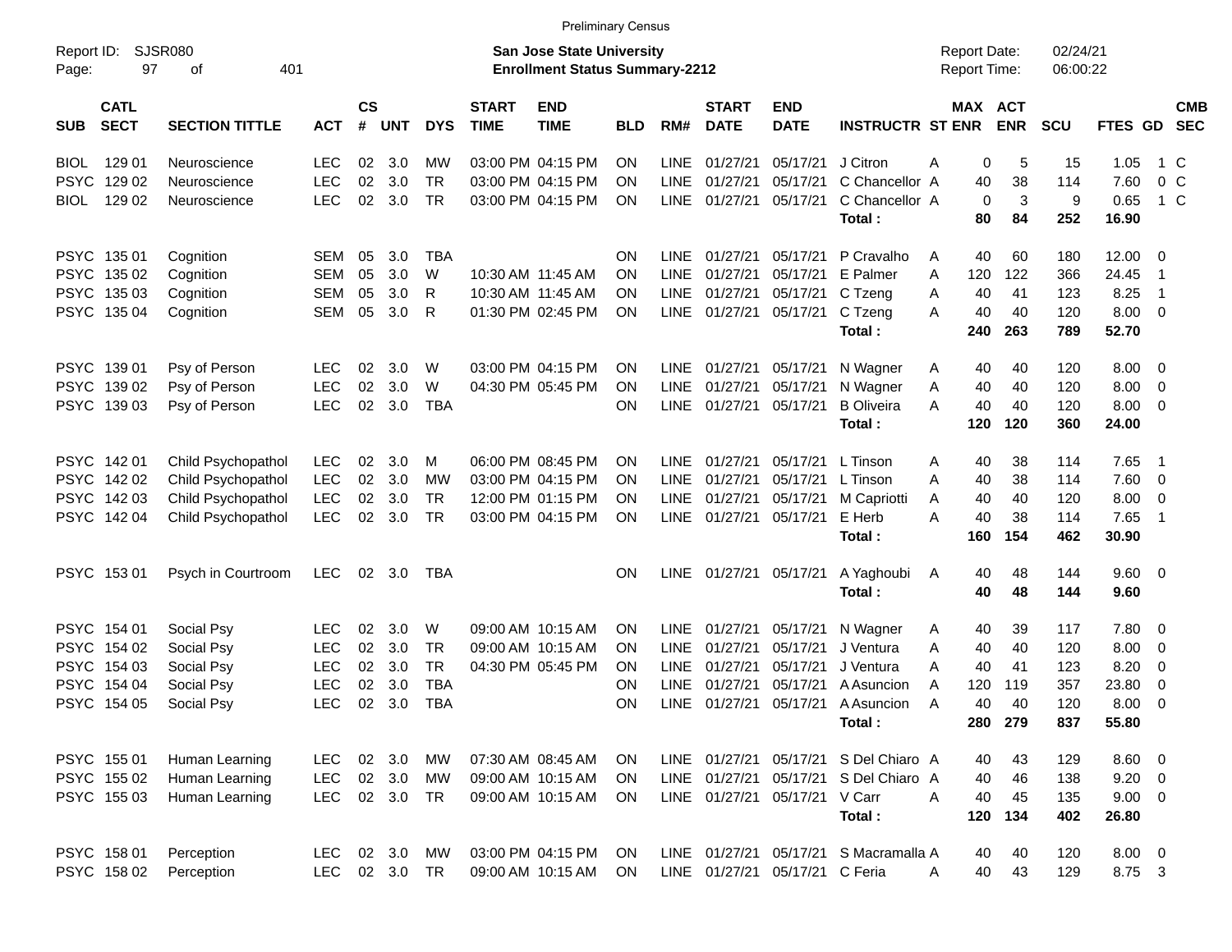Preliminary Census

Report ID: SJSR080

**San Jose State University**
**Enrollment Status Summary-2212**

Report Date: 02/24/21
Report Time: 06:00:22

| SUB | CATL SECT | SECTION TITTLE | ACT | CS # | UNT | DYS | START TIME | END TIME | BLD | RM# | START DATE | END DATE | INSTRUCTR | ST | MAX ENR | ACT ENR | SCU | FTES | GD | CMB SEC |
|---|---|---|---|---|---|---|---|---|---|---|---|---|---|---|---|---|---|---|---|---|
| BIOL | 129 01 | Neuroscience | LEC | 02 | 3.0 | MW | 03:00 PM | 04:15 PM | ON | LINE | 01/27/21 | 05/17/21 | J Citron | A | 0 | 5 | 15 | 1.05 | 1 | C |
| PSYC | 129 02 | Neuroscience | LEC | 02 | 3.0 | TR | 03:00 PM | 04:15 PM | ON | LINE | 01/27/21 | 05/17/21 | C Chancellor | A | 40 | 38 | 114 | 7.60 | 0 | C |
| BIOL | 129 02 | Neuroscience | LEC | 02 | 3.0 | TR | 03:00 PM | 04:15 PM | ON | LINE | 01/27/21 | 05/17/21 | C Chancellor | A | 0 | 3 | 9 | 0.65 | 1 | C |
| | | | | | | | | | | | | | **Total :** | | **80** | **84** | **252** | **16.90** | | |
| PSYC | 135 01 | Cognition | SEM | 05 | 3.0 | TBA | | | ON | LINE | 01/27/21 | 05/17/21 | P Cravalho | A | 40 | 60 | 180 | 12.00 | 0 | |
| PSYC | 135 02 | Cognition | SEM | 05 | 3.0 | W | 10:30 AM | 11:45 AM | ON | LINE | 01/27/21 | 05/17/21 | E Palmer | A | 120 | 122 | 366 | 24.45 | 1 | |
| PSYC | 135 03 | Cognition | SEM | 05 | 3.0 | R | 10:30 AM | 11:45 AM | ON | LINE | 01/27/21 | 05/17/21 | C Tzeng | A | 40 | 41 | 123 | 8.25 | 1 | |
| PSYC | 135 04 | Cognition | SEM | 05 | 3.0 | R | 01:30 PM | 02:45 PM | ON | LINE | 01/27/21 | 05/17/21 | C Tzeng | A | 40 | 40 | 120 | 8.00 | 0 | |
| | | | | | | | | | | | | | **Total :** | | **240** | **263** | **789** | **52.70** | | |
| PSYC | 139 01 | Psy of Person | LEC | 02 | 3.0 | W | 03:00 PM | 04:15 PM | ON | LINE | 01/27/21 | 05/17/21 | N Wagner | A | 40 | 40 | 120 | 8.00 | 0 | |
| PSYC | 139 02 | Psy of Person | LEC | 02 | 3.0 | W | 04:30 PM | 05:45 PM | ON | LINE | 01/27/21 | 05/17/21 | N Wagner | A | 40 | 40 | 120 | 8.00 | 0 | |
| PSYC | 139 03 | Psy of Person | LEC | 02 | 3.0 | TBA | | | ON | LINE | 01/27/21 | 05/17/21 | B Oliveira | A | 40 | 40 | 120 | 8.00 | 0 | |
| | | | | | | | | | | | | | **Total :** | | **120** | **120** | **360** | **24.00** | | |
| PSYC | 142 01 | Child Psychopathol | LEC | 02 | 3.0 | M | 06:00 PM | 08:45 PM | ON | LINE | 01/27/21 | 05/17/21 | L Tinson | A | 40 | 38 | 114 | 7.65 | 1 | |
| PSYC | 142 02 | Child Psychopathol | LEC | 02 | 3.0 | MW | 03:00 PM | 04:15 PM | ON | LINE | 01/27/21 | 05/17/21 | L Tinson | A | 40 | 38 | 114 | 7.60 | 0 | |
| PSYC | 142 03 | Child Psychopathol | LEC | 02 | 3.0 | TR | 12:00 PM | 01:15 PM | ON | LINE | 01/27/21 | 05/17/21 | M Capriotti | A | 40 | 40 | 120 | 8.00 | 0 | |
| PSYC | 142 04 | Child Psychopathol | LEC | 02 | 3.0 | TR | 03:00 PM | 04:15 PM | ON | LINE | 01/27/21 | 05/17/21 | E Herb | A | 40 | 38 | 114 | 7.65 | 1 | |
| | | | | | | | | | | | | | **Total :** | | **160** | **154** | **462** | **30.90** | | |
| PSYC | 153 01 | Psych in Courtroom | LEC | 02 | 3.0 | TBA | | | ON | LINE | 01/27/21 | 05/17/21 | A Yaghoubi | A | 40 | 48 | 144 | 9.60 | 0 | |
| | | | | | | | | | | | | | **Total :** | | **40** | **48** | **144** | **9.60** | | |
| PSYC | 154 01 | Social Psy | LEC | 02 | 3.0 | W | 09:00 AM | 10:15 AM | ON | LINE | 01/27/21 | 05/17/21 | N Wagner | A | 40 | 39 | 117 | 7.80 | 0 | |
| PSYC | 154 02 | Social Psy | LEC | 02 | 3.0 | TR | 09:00 AM | 10:15 AM | ON | LINE | 01/27/21 | 05/17/21 | J Ventura | A | 40 | 40 | 120 | 8.00 | 0 | |
| PSYC | 154 03 | Social Psy | LEC | 02 | 3.0 | TR | 04:30 PM | 05:45 PM | ON | LINE | 01/27/21 | 05/17/21 | J Ventura | A | 40 | 41 | 123 | 8.20 | 0 | |
| PSYC | 154 04 | Social Psy | LEC | 02 | 3.0 | TBA | | | ON | LINE | 01/27/21 | 05/17/21 | A Asuncion | A | 120 | 119 | 357 | 23.80 | 0 | |
| PSYC | 154 05 | Social Psy | LEC | 02 | 3.0 | TBA | | | ON | LINE | 01/27/21 | 05/17/21 | A Asuncion | A | 40 | 40 | 120 | 8.00 | 0 | |
| | | | | | | | | | | | | | **Total :** | | **280** | **279** | **837** | **55.80** | | |
| PSYC | 155 01 | Human Learning | LEC | 02 | 3.0 | MW | 07:30 AM | 08:45 AM | ON | LINE | 01/27/21 | 05/17/21 | S Del Chiaro | A | 40 | 43 | 129 | 8.60 | 0 | |
| PSYC | 155 02 | Human Learning | LEC | 02 | 3.0 | MW | 09:00 AM | 10:15 AM | ON | LINE | 01/27/21 | 05/17/21 | S Del Chiaro | A | 40 | 46 | 138 | 9.20 | 0 | |
| PSYC | 155 03 | Human Learning | LEC | 02 | 3.0 | TR | 09:00 AM | 10:15 AM | ON | LINE | 01/27/21 | 05/17/21 | V Carr | A | 40 | 45 | 135 | 9.00 | 0 | |
| | | | | | | | | | | | | | **Total :** | | **120** | **134** | **402** | **26.80** | | |
| PSYC | 158 01 | Perception | LEC | 02 | 3.0 | MW | 03:00 PM | 04:15 PM | ON | LINE | 01/27/21 | 05/17/21 | S Macramalla | A | 40 | 40 | 120 | 8.00 | 0 | |
| PSYC | 158 02 | Perception | LEC | 02 | 3.0 | TR | 09:00 AM | 10:15 AM | ON | LINE | 01/27/21 | 05/17/21 | C Feria | A | 40 | 43 | 129 | 8.75 | 3 | |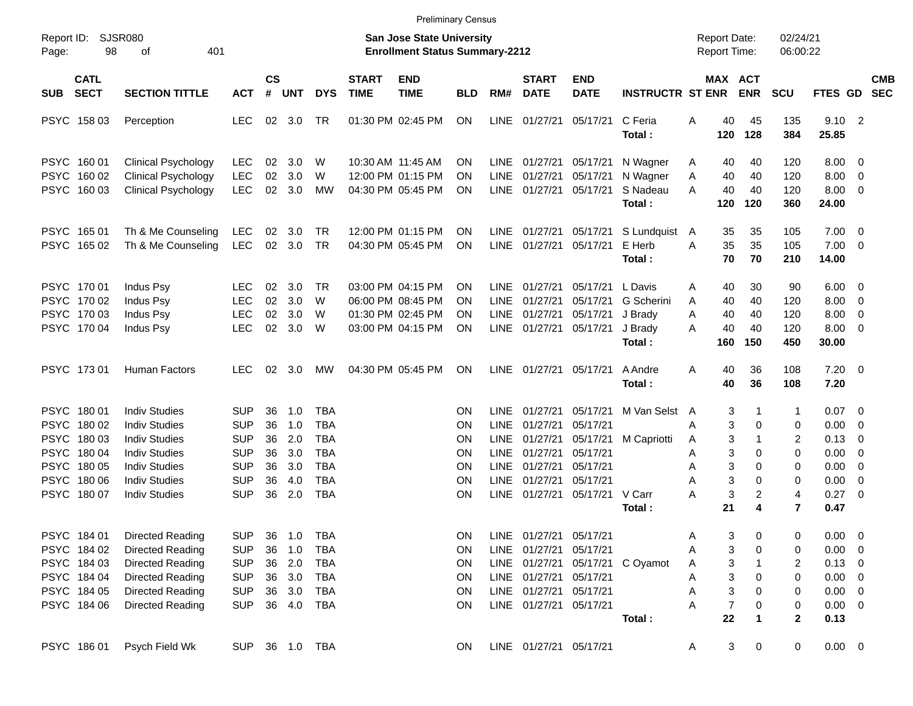Preliminary Census

Report ID: SJSR080
Page: 98 of 401

**San Jose State University**
**Enrollment Status Summary-2212**

Report Date: 02/24/21
Report Time: 06:00:22

| SUB | CATL SECT | SECTION TITTLE | ACT | CS # | UNT | DYS | START TIME | END TIME | BLD | RM# | START DATE | END DATE | INSTRUCTR | ST | MAX ENR | ACT ENR | SCU | FTES | GD | CMB SEC |
|---|---|---|---|---|---|---|---|---|---|---|---|---|---|---|---|---|---|---|---|---|
| PSYC | 158 03 | Perception | LEC | 02 | 3.0 | TR | 01:30 PM | 02:45 PM | ON | LINE | 01/27/21 | 05/17/21 | C Feria | A | 40 | 45 | 135 | 9.10 | 2 | |
| | | | | | | | | | | | | | **Total :** | | **120** | **128** | **384** | **25.85** | | |
| PSYC | 160 01 | Clinical Psychology | LEC | 02 | 3.0 | W | 10:30 AM | 11:45 AM | ON | LINE | 01/27/21 | 05/17/21 | N Wagner | A | 40 | 40 | 120 | 8.00 | 0 | |
| PSYC | 160 02 | Clinical Psychology | LEC | 02 | 3.0 | W | 12:00 PM | 01:15 PM | ON | LINE | 01/27/21 | 05/17/21 | N Wagner | A | 40 | 40 | 120 | 8.00 | 0 | |
| PSYC | 160 03 | Clinical Psychology | LEC | 02 | 3.0 | MW | 04:30 PM | 05:45 PM | ON | LINE | 01/27/21 | 05/17/21 | S Nadeau | A | 40 | 40 | 120 | 8.00 | 0 | |
| | | | | | | | | | | | | | **Total :** | | **120** | **120** | **360** | **24.00** | | |
| PSYC | 165 01 | Th & Me Counseling | LEC | 02 | 3.0 | TR | 12:00 PM | 01:15 PM | ON | LINE | 01/27/21 | 05/17/21 | S Lundquist | A | 35 | 35 | 105 | 7.00 | 0 | |
| PSYC | 165 02 | Th & Me Counseling | LEC | 02 | 3.0 | TR | 04:30 PM | 05:45 PM | ON | LINE | 01/27/21 | 05/17/21 | E Herb | A | 35 | 35 | 105 | 7.00 | 0 | |
| | | | | | | | | | | | | | **Total :** | | **70** | **70** | **210** | **14.00** | | |
| PSYC | 170 01 | Indus Psy | LEC | 02 | 3.0 | TR | 03:00 PM | 04:15 PM | ON | LINE | 01/27/21 | 05/17/21 | L Davis | A | 40 | 30 | 90 | 6.00 | 0 | |
| PSYC | 170 02 | Indus Psy | LEC | 02 | 3.0 | W | 06:00 PM | 08:45 PM | ON | LINE | 01/27/21 | 05/17/21 | G Scherini | A | 40 | 40 | 120 | 8.00 | 0 | |
| PSYC | 170 03 | Indus Psy | LEC | 02 | 3.0 | W | 01:30 PM | 02:45 PM | ON | LINE | 01/27/21 | 05/17/21 | J Brady | A | 40 | 40 | 120 | 8.00 | 0 | |
| PSYC | 170 04 | Indus Psy | LEC | 02 | 3.0 | W | 03:00 PM | 04:15 PM | ON | LINE | 01/27/21 | 05/17/21 | J Brady | A | 40 | 40 | 120 | 8.00 | 0 | |
| | | | | | | | | | | | | | **Total :** | | **160** | **150** | **450** | **30.00** | | |
| PSYC | 173 01 | Human Factors | LEC | 02 | 3.0 | MW | 04:30 PM | 05:45 PM | ON | LINE | 01/27/21 | 05/17/21 | A Andre | A | 40 | 36 | 108 | 7.20 | 0 | |
| | | | | | | | | | | | | | **Total :** | | **40** | **36** | **108** | **7.20** | | |
| PSYC | 180 01 | Indiv Studies | SUP | 36 | 1.0 | TBA | | | ON | LINE | 01/27/21 | 05/17/21 | M Van Selst | A | 3 | 1 | 1 | 0.07 | 0 | |
| PSYC | 180 02 | Indiv Studies | SUP | 36 | 1.0 | TBA | | | ON | LINE | 01/27/21 | 05/17/21 | | A | 3 | 0 | 0 | 0.00 | 0 | |
| PSYC | 180 03 | Indiv Studies | SUP | 36 | 2.0 | TBA | | | ON | LINE | 01/27/21 | 05/17/21 | M Capriotti | A | 3 | 1 | 2 | 0.13 | 0 | |
| PSYC | 180 04 | Indiv Studies | SUP | 36 | 3.0 | TBA | | | ON | LINE | 01/27/21 | 05/17/21 | | A | 3 | 0 | 0 | 0.00 | 0 | |
| PSYC | 180 05 | Indiv Studies | SUP | 36 | 3.0 | TBA | | | ON | LINE | 01/27/21 | 05/17/21 | | A | 3 | 0 | 0 | 0.00 | 0 | |
| PSYC | 180 06 | Indiv Studies | SUP | 36 | 4.0 | TBA | | | ON | LINE | 01/27/21 | 05/17/21 | | A | 3 | 0 | 0 | 0.00 | 0 | |
| PSYC | 180 07 | Indiv Studies | SUP | 36 | 2.0 | TBA | | | ON | LINE | 01/27/21 | 05/17/21 | V Carr | A | 3 | 2 | 4 | 0.27 | 0 | |
| | | | | | | | | | | | | | **Total :** | | **21** | **4** | **7** | **0.47** | | |
| PSYC | 184 01 | Directed Reading | SUP | 36 | 1.0 | TBA | | | ON | LINE | 01/27/21 | 05/17/21 | | A | 3 | 0 | 0 | 0.00 | 0 | |
| PSYC | 184 02 | Directed Reading | SUP | 36 | 1.0 | TBA | | | ON | LINE | 01/27/21 | 05/17/21 | | A | 3 | 0 | 0 | 0.00 | 0 | |
| PSYC | 184 03 | Directed Reading | SUP | 36 | 2.0 | TBA | | | ON | LINE | 01/27/21 | 05/17/21 | C Oyamot | A | 3 | 1 | 2 | 0.13 | 0 | |
| PSYC | 184 04 | Directed Reading | SUP | 36 | 3.0 | TBA | | | ON | LINE | 01/27/21 | 05/17/21 | | A | 3 | 0 | 0 | 0.00 | 0 | |
| PSYC | 184 05 | Directed Reading | SUP | 36 | 3.0 | TBA | | | ON | LINE | 01/27/21 | 05/17/21 | | A | 3 | 0 | 0 | 0.00 | 0 | |
| PSYC | 184 06 | Directed Reading | SUP | 36 | 4.0 | TBA | | | ON | LINE | 01/27/21 | 05/17/21 | | A | 7 | 0 | 0 | 0.00 | 0 | |
| | | | | | | | | | | | | | **Total :** | | **22** | **1** | **2** | **0.13** | | |
| PSYC | 186 01 | Psych Field Wk | SUP | 36 | 1.0 | TBA | | | ON | LINE | 01/27/21 | 05/17/21 | | A | 3 | 0 | 0 | 0.00 | 0 | |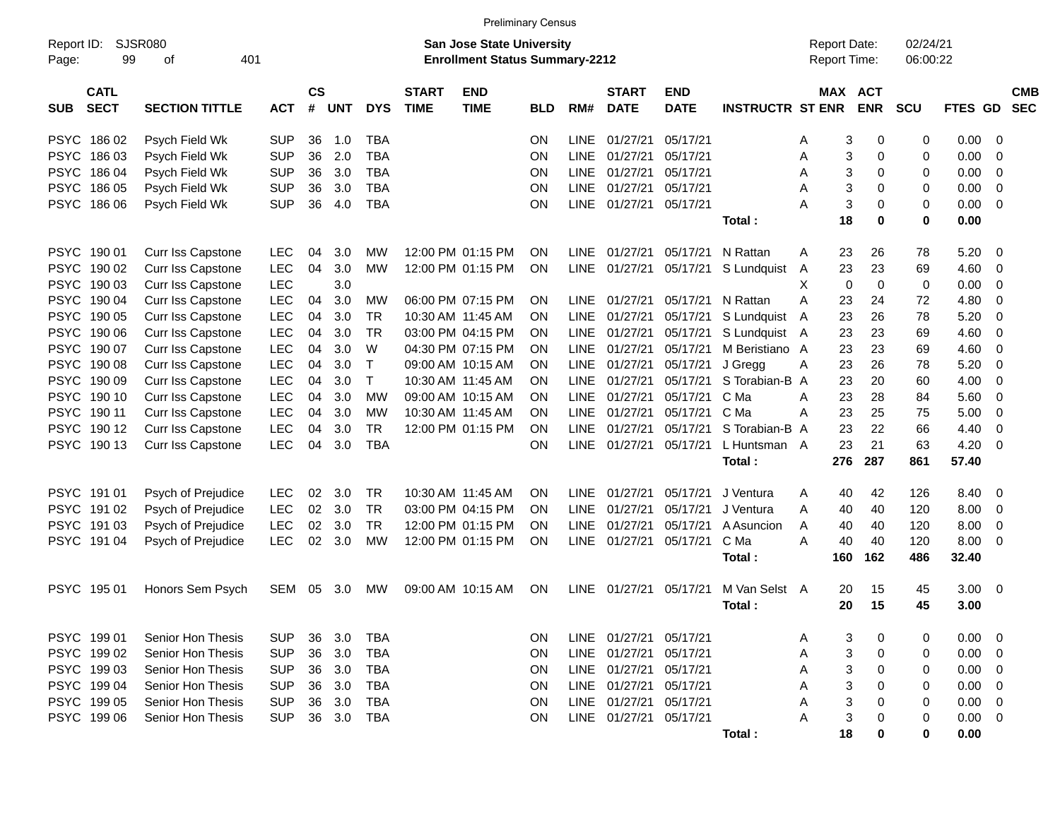Preliminary Census

Report ID: SJSR080
Page: 99 of 401

**San Jose State University**
**Enrollment Status Summary-2212**

Report Date: 02/24/21
Report Time: 06:00:22

| SUB | CATL SECT | SECTION TITTLE | ACT | CS # | UNT | DYS | START TIME | END TIME | BLD | RM# | START DATE | END DATE | INSTRUCTR | ST | MAX ENR | ACT ENR | SCU | FTES | GD | CMB SEC |
|---|---|---|---|---|---|---|---|---|---|---|---|---|---|---|---|---|---|---|---|---|
| PSYC | 186 02 | Psych Field Wk | SUP | 36 | 1.0 | TBA | | | ON | LINE | 01/27/21 | 05/17/21 | | A | 3 | 0 | 0 | 0.00 | 0 | |
| PSYC | 186 03 | Psych Field Wk | SUP | 36 | 2.0 | TBA | | | ON | LINE | 01/27/21 | 05/17/21 | | A | 3 | 0 | 0 | 0.00 | 0 | |
| PSYC | 186 04 | Psych Field Wk | SUP | 36 | 3.0 | TBA | | | ON | LINE | 01/27/21 | 05/17/21 | | A | 3 | 0 | 0 | 0.00 | 0 | |
| PSYC | 186 05 | Psych Field Wk | SUP | 36 | 3.0 | TBA | | | ON | LINE | 01/27/21 | 05/17/21 | | A | 3 | 0 | 0 | 0.00 | 0 | |
| PSYC | 186 06 | Psych Field Wk | SUP | 36 | 4.0 | TBA | | | ON | LINE | 01/27/21 | 05/17/21 | | A | 3 | 0 | 0 | 0.00 | 0 | |
| | | | | | | | | | | | | | **Total :** | | **18** | **0** | **0** | **0.00** | | |
| PSYC | 190 01 | Curr Iss Capstone | LEC | 04 | 3.0 | MW | 12:00 PM | 01:15 PM | ON | LINE | 01/27/21 | 05/17/21 | N Rattan | A | 23 | 26 | 78 | 5.20 | 0 | |
| PSYC | 190 02 | Curr Iss Capstone | LEC | 04 | 3.0 | MW | 12:00 PM | 01:15 PM | ON | LINE | 01/27/21 | 05/17/21 | S Lundquist | A | 23 | 23 | 69 | 4.60 | 0 | |
| PSYC | 190 03 | Curr Iss Capstone | LEC | | 3.0 | | | | | | | | | X | 0 | 0 | 0 | 0.00 | 0 | |
| PSYC | 190 04 | Curr Iss Capstone | LEC | 04 | 3.0 | MW | 06:00 PM | 07:15 PM | ON | LINE | 01/27/21 | 05/17/21 | N Rattan | A | 23 | 24 | 72 | 4.80 | 0 | |
| PSYC | 190 05 | Curr Iss Capstone | LEC | 04 | 3.0 | TR | 10:30 AM | 11:45 AM | ON | LINE | 01/27/21 | 05/17/21 | S Lundquist | A | 23 | 26 | 78 | 5.20 | 0 | |
| PSYC | 190 06 | Curr Iss Capstone | LEC | 04 | 3.0 | TR | 03:00 PM | 04:15 PM | ON | LINE | 01/27/21 | 05/17/21 | S Lundquist | A | 23 | 23 | 69 | 4.60 | 0 | |
| PSYC | 190 07 | Curr Iss Capstone | LEC | 04 | 3.0 | W | 04:30 PM | 07:15 PM | ON | LINE | 01/27/21 | 05/17/21 | M Beristiano | A | 23 | 23 | 69 | 4.60 | 0 | |
| PSYC | 190 08 | Curr Iss Capstone | LEC | 04 | 3.0 | T | 09:00 AM | 10:15 AM | ON | LINE | 01/27/21 | 05/17/21 | J Gregg | A | 23 | 26 | 78 | 5.20 | 0 | |
| PSYC | 190 09 | Curr Iss Capstone | LEC | 04 | 3.0 | T | 10:30 AM | 11:45 AM | ON | LINE | 01/27/21 | 05/17/21 | S Torabian-B | A | 23 | 20 | 60 | 4.00 | 0 | |
| PSYC | 190 10 | Curr Iss Capstone | LEC | 04 | 3.0 | MW | 09:00 AM | 10:15 AM | ON | LINE | 01/27/21 | 05/17/21 | C Ma | A | 23 | 28 | 84 | 5.60 | 0 | |
| PSYC | 190 11 | Curr Iss Capstone | LEC | 04 | 3.0 | MW | 10:30 AM | 11:45 AM | ON | LINE | 01/27/21 | 05/17/21 | C Ma | A | 23 | 25 | 75 | 5.00 | 0 | |
| PSYC | 190 12 | Curr Iss Capstone | LEC | 04 | 3.0 | TR | 12:00 PM | 01:15 PM | ON | LINE | 01/27/21 | 05/17/21 | S Torabian-B | A | 23 | 22 | 66 | 4.40 | 0 | |
| PSYC | 190 13 | Curr Iss Capstone | LEC | 04 | 3.0 | TBA | | | ON | LINE | 01/27/21 | 05/17/21 | L Huntsman | A | 23 | 21 | 63 | 4.20 | 0 | |
| | | | | | | | | | | | | | **Total :** | | **276** | **287** | **861** | **57.40** | | |
| PSYC | 191 01 | Psych of Prejudice | LEC | 02 | 3.0 | TR | 10:30 AM | 11:45 AM | ON | LINE | 01/27/21 | 05/17/21 | J Ventura | A | 40 | 42 | 126 | 8.40 | 0 | |
| PSYC | 191 02 | Psych of Prejudice | LEC | 02 | 3.0 | TR | 03:00 PM | 04:15 PM | ON | LINE | 01/27/21 | 05/17/21 | J Ventura | A | 40 | 40 | 120 | 8.00 | 0 | |
| PSYC | 191 03 | Psych of Prejudice | LEC | 02 | 3.0 | TR | 12:00 PM | 01:15 PM | ON | LINE | 01/27/21 | 05/17/21 | A Asuncion | A | 40 | 40 | 120 | 8.00 | 0 | |
| PSYC | 191 04 | Psych of Prejudice | LEC | 02 | 3.0 | MW | 12:00 PM | 01:15 PM | ON | LINE | 01/27/21 | 05/17/21 | C Ma | A | 40 | 40 | 120 | 8.00 | 0 | |
| | | | | | | | | | | | | | **Total :** | | **160** | **162** | **486** | **32.40** | | |
| PSYC | 195 01 | Honors Sem Psych | SEM | 05 | 3.0 | MW | 09:00 AM | 10:15 AM | ON | LINE | 01/27/21 | 05/17/21 | M Van Selst | A | 20 | 15 | 45 | 3.00 | 0 | |
| | | | | | | | | | | | | | **Total :** | | **20** | **15** | **45** | **3.00** | | |
| PSYC | 199 01 | Senior Hon Thesis | SUP | 36 | 3.0 | TBA | | | ON | LINE | 01/27/21 | 05/17/21 | | A | 3 | 0 | 0 | 0.00 | 0 | |
| PSYC | 199 02 | Senior Hon Thesis | SUP | 36 | 3.0 | TBA | | | ON | LINE | 01/27/21 | 05/17/21 | | A | 3 | 0 | 0 | 0.00 | 0 | |
| PSYC | 199 03 | Senior Hon Thesis | SUP | 36 | 3.0 | TBA | | | ON | LINE | 01/27/21 | 05/17/21 | | A | 3 | 0 | 0 | 0.00 | 0 | |
| PSYC | 199 04 | Senior Hon Thesis | SUP | 36 | 3.0 | TBA | | | ON | LINE | 01/27/21 | 05/17/21 | | A | 3 | 0 | 0 | 0.00 | 0 | |
| PSYC | 199 05 | Senior Hon Thesis | SUP | 36 | 3.0 | TBA | | | ON | LINE | 01/27/21 | 05/17/21 | | A | 3 | 0 | 0 | 0.00 | 0 | |
| PSYC | 199 06 | Senior Hon Thesis | SUP | 36 | 3.0 | TBA | | | ON | LINE | 01/27/21 | 05/17/21 | | A | 3 | 0 | 0 | 0.00 | 0 | |
| | | | | | | | | | | | | | **Total :** | | **18** | **0** | **0** | **0.00** | | |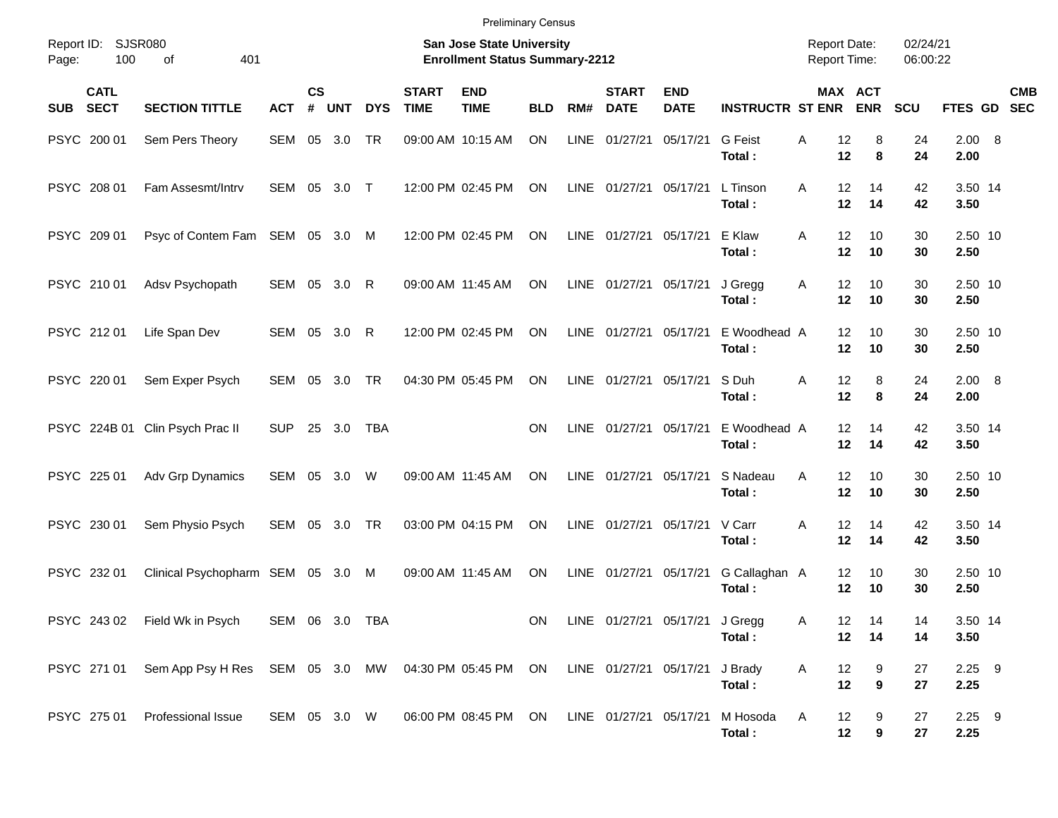Preliminary Census

Report ID: SJSR080

**San Jose State University**
**Enrollment Status Summary-2212**

Report Date: 02/24/21
Report Time: 06:00:22

| SUB | CATL SECT | SECTION TITTLE | ACT | CS # | UNT | DYS | START TIME | END TIME | BLD | RM# | START DATE | END DATE | INSTRUCTR | ST | MAX ENR | ACT ENR | SCU | FTES | GD | CMB SEC |
|---|---|---|---|---|---|---|---|---|---|---|---|---|---|---|---|---|---|---|---|---|
| PSYC | 200 01 | Sem Pers Theory | SEM | 05 | 3.0 | TR | 09:00 AM | 10:15 AM | ON | LINE | 01/27/21 | 05/17/21 | G Feist | A | 12 | 8 | 24 | 2.00 | 8 | |
| | | | | | | | | | | | | | **Total :** | | **12** | **8** | **24** | **2.00** | | |
| PSYC | 208 01 | Fam Assesmt/Intrv | SEM | 05 | 3.0 | T | 12:00 PM | 02:45 PM | ON | LINE | 01/27/21 | 05/17/21 | L Tinson | A | 12 | 14 | 42 | 3.50 | 14 | |
| | | | | | | | | | | | | | **Total :** | | **12** | **14** | **42** | **3.50** | | |
| PSYC | 209 01 | Psyc of Contem Fam | SEM | 05 | 3.0 | M | 12:00 PM | 02:45 PM | ON | LINE | 01/27/21 | 05/17/21 | E Klaw | A | 12 | 10 | 30 | 2.50 | 10 | |
| | | | | | | | | | | | | | **Total :** | | **12** | **10** | **30** | **2.50** | | |
| PSYC | 210 01 | Adsv Psychopath | SEM | 05 | 3.0 | R | 09:00 AM | 11:45 AM | ON | LINE | 01/27/21 | 05/17/21 | J Gregg | A | 12 | 10 | 30 | 2.50 | 10 | |
| | | | | | | | | | | | | | **Total :** | | **12** | **10** | **30** | **2.50** | | |
| PSYC | 212 01 | Life Span Dev | SEM | 05 | 3.0 | R | 12:00 PM | 02:45 PM | ON | LINE | 01/27/21 | 05/17/21 | E Woodhead | A | 12 | 10 | 30 | 2.50 | 10 | |
| | | | | | | | | | | | | | **Total :** | | **12** | **10** | **30** | **2.50** | | |
| PSYC | 220 01 | Sem Exper Psych | SEM | 05 | 3.0 | TR | 04:30 PM | 05:45 PM | ON | LINE | 01/27/21 | 05/17/21 | S Duh | A | 12 | 8 | 24 | 2.00 | 8 | |
| | | | | | | | | | | | | | **Total :** | | **12** | **8** | **24** | **2.00** | | |
| PSYC | 224B 01 | Clin Psych Prac II | SUP | 25 | 3.0 | TBA | | | ON | LINE | 01/27/21 | 05/17/21 | E Woodhead | A | 12 | 14 | 42 | 3.50 | 14 | |
| | | | | | | | | | | | | | **Total :** | | **12** | **14** | **42** | **3.50** | | |
| PSYC | 225 01 | Adv Grp Dynamics | SEM | 05 | 3.0 | W | 09:00 AM | 11:45 AM | ON | LINE | 01/27/21 | 05/17/21 | S Nadeau | A | 12 | 10 | 30 | 2.50 | 10 | |
| | | | | | | | | | | | | | **Total :** | | **12** | **10** | **30** | **2.50** | | |
| PSYC | 230 01 | Sem Physio Psych | SEM | 05 | 3.0 | TR | 03:00 PM | 04:15 PM | ON | LINE | 01/27/21 | 05/17/21 | V Carr | A | 12 | 14 | 42 | 3.50 | 14 | |
| | | | | | | | | | | | | | **Total :** | | **12** | **14** | **42** | **3.50** | | |
| PSYC | 232 01 | Clinical Psychopharm | SEM | 05 | 3.0 | M | 09:00 AM | 11:45 AM | ON | LINE | 01/27/21 | 05/17/21 | G Callaghan | A | 12 | 10 | 30 | 2.50 | 10 | |
| | | | | | | | | | | | | | **Total :** | | **12** | **10** | **30** | **2.50** | | |
| PSYC | 243 02 | Field Wk in Psych | SEM | 06 | 3.0 | TBA | | | ON | LINE | 01/27/21 | 05/17/21 | J Gregg | A | 12 | 14 | 14 | 3.50 | 14 | |
| | | | | | | | | | | | | | **Total :** | | **12** | **14** | **14** | **3.50** | | |
| PSYC | 271 01 | Sem App Psy H Res | SEM | 05 | 3.0 | MW | 04:30 PM | 05:45 PM | ON | LINE | 01/27/21 | 05/17/21 | J Brady | A | 12 | 9 | 27 | 2.25 | 9 | |
| | | | | | | | | | | | | | **Total :** | | **12** | **9** | **27** | **2.25** | | |
| PSYC | 275 01 | Professional Issue | SEM | 05 | 3.0 | W | 06:00 PM | 08:45 PM | ON | LINE | 01/27/21 | 05/17/21 | M Hosoda | A | 12 | 9 | 27 | 2.25 | 9 | |
| | | | | | | | | | | | | | **Total :** | | **12** | **9** | **27** | **2.25** | | |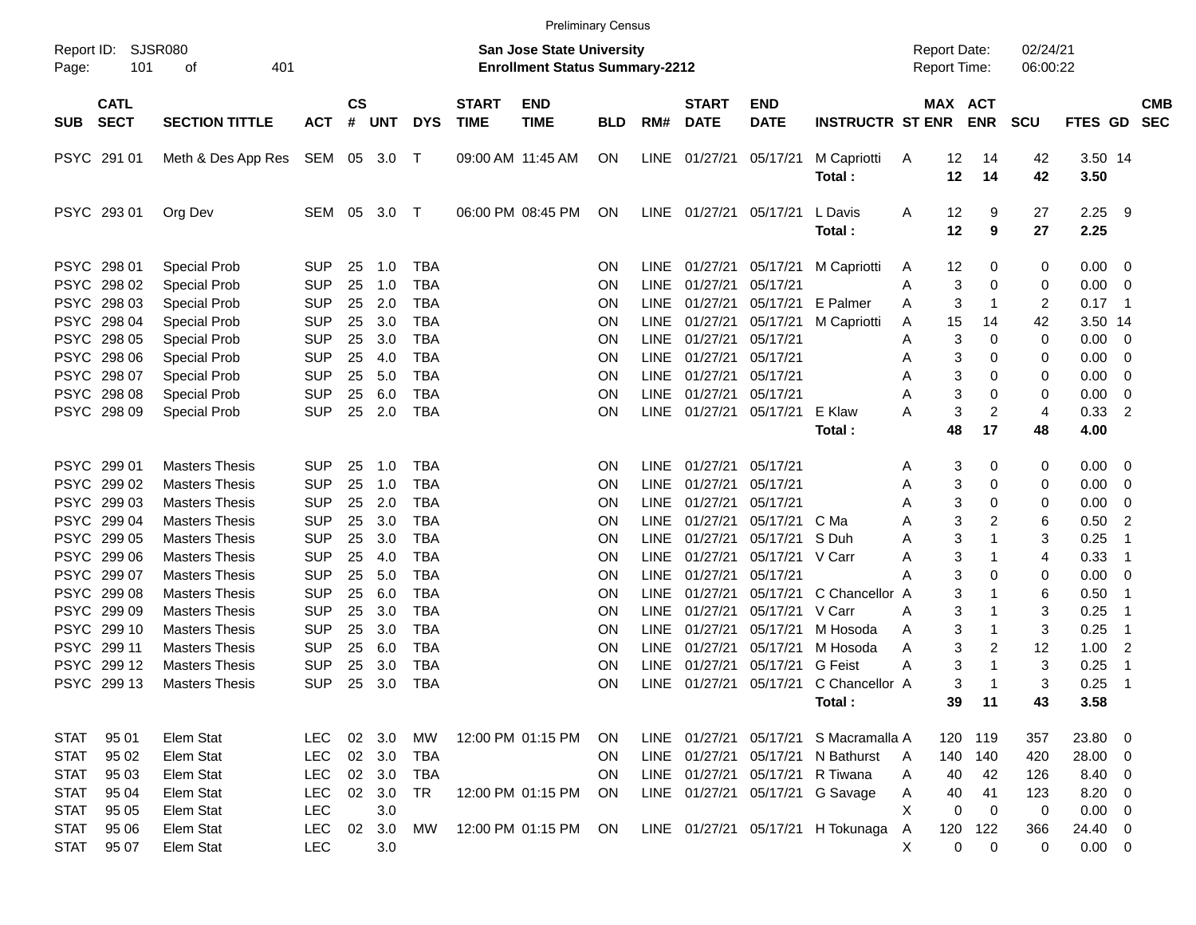Preliminary Census

Report ID: SJSR080

**San Jose State University**
**Enrollment Status Summary-2212**

Report Date: 02/24/21
Report Time: 06:00:22

| SUB | CATL SECT | SECTION TITTLE | ACT | CS # | UNT | DYS | START TIME | END TIME | BLD | RM# | START DATE | END DATE | INSTRUCTR | ST | MAX ENR | ACT ENR | SCU | FTES | GD | CMB SEC |
|---|---|---|---|---|---|---|---|---|---|---|---|---|---|---|---|---|---|---|---|---|
| PSYC | 291 01 | Meth & Des App Res | SEM | 05 | 3.0 | T | 09:00 AM | 11:45 AM | ON | LINE | 01/27/21 | 05/17/21 | M Capriotti | A | 12 | 14 | 42 | 3.50 | 14 | |
| | | | | | | | | | | | | | **Total :** | | **12** | **14** | **42** | **3.50** | | |
| PSYC | 293 01 | Org Dev | SEM | 05 | 3.0 | T | 06:00 PM | 08:45 PM | ON | LINE | 01/27/21 | 05/17/21 | L Davis | A | 12 | 9 | 27 | 2.25 | 9 | |
| | | | | | | | | | | | | | **Total :** | | **12** | **9** | **27** | **2.25** | | |
| PSYC | 298 01 | Special Prob | SUP | 25 | 1.0 | TBA | | | ON | LINE | 01/27/21 | 05/17/21 | M Capriotti | A | 12 | 0 | 0 | 0.00 | 0 | |
| PSYC | 298 02 | Special Prob | SUP | 25 | 1.0 | TBA | | | ON | LINE | 01/27/21 | 05/17/21 | | A | 3 | 0 | 0 | 0.00 | 0 | |
| PSYC | 298 03 | Special Prob | SUP | 25 | 2.0 | TBA | | | ON | LINE | 01/27/21 | 05/17/21 | E Palmer | A | 3 | 1 | 2 | 0.17 | 1 | |
| PSYC | 298 04 | Special Prob | SUP | 25 | 3.0 | TBA | | | ON | LINE | 01/27/21 | 05/17/21 | M Capriotti | A | 15 | 14 | 42 | 3.50 | 14 | |
| PSYC | 298 05 | Special Prob | SUP | 25 | 3.0 | TBA | | | ON | LINE | 01/27/21 | 05/17/21 | | A | 3 | 0 | 0 | 0.00 | 0 | |
| PSYC | 298 06 | Special Prob | SUP | 25 | 4.0 | TBA | | | ON | LINE | 01/27/21 | 05/17/21 | | A | 3 | 0 | 0 | 0.00 | 0 | |
| PSYC | 298 07 | Special Prob | SUP | 25 | 5.0 | TBA | | | ON | LINE | 01/27/21 | 05/17/21 | | A | 3 | 0 | 0 | 0.00 | 0 | |
| PSYC | 298 08 | Special Prob | SUP | 25 | 6.0 | TBA | | | ON | LINE | 01/27/21 | 05/17/21 | | A | 3 | 0 | 0 | 0.00 | 0 | |
| PSYC | 298 09 | Special Prob | SUP | 25 | 2.0 | TBA | | | ON | LINE | 01/27/21 | 05/17/21 | E Klaw | A | 3 | 2 | 4 | 0.33 | 2 | |
| | | | | | | | | | | | | | **Total :** | | **48** | **17** | **48** | **4.00** | | |
| PSYC | 299 01 | Masters Thesis | SUP | 25 | 1.0 | TBA | | | ON | LINE | 01/27/21 | 05/17/21 | | A | 3 | 0 | 0 | 0.00 | 0 | |
| PSYC | 299 02 | Masters Thesis | SUP | 25 | 1.0 | TBA | | | ON | LINE | 01/27/21 | 05/17/21 | | A | 3 | 0 | 0 | 0.00 | 0 | |
| PSYC | 299 03 | Masters Thesis | SUP | 25 | 2.0 | TBA | | | ON | LINE | 01/27/21 | 05/17/21 | | A | 3 | 0 | 0 | 0.00 | 0 | |
| PSYC | 299 04 | Masters Thesis | SUP | 25 | 3.0 | TBA | | | ON | LINE | 01/27/21 | 05/17/21 | C Ma | A | 3 | 2 | 6 | 0.50 | 2 | |
| PSYC | 299 05 | Masters Thesis | SUP | 25 | 3.0 | TBA | | | ON | LINE | 01/27/21 | 05/17/21 | S Duh | A | 3 | 1 | 3 | 0.25 | 1 | |
| PSYC | 299 06 | Masters Thesis | SUP | 25 | 4.0 | TBA | | | ON | LINE | 01/27/21 | 05/17/21 | V Carr | A | 3 | 1 | 4 | 0.33 | 1 | |
| PSYC | 299 07 | Masters Thesis | SUP | 25 | 5.0 | TBA | | | ON | LINE | 01/27/21 | 05/17/21 | | A | 3 | 0 | 0 | 0.00 | 0 | |
| PSYC | 299 08 | Masters Thesis | SUP | 25 | 6.0 | TBA | | | ON | LINE | 01/27/21 | 05/17/21 | C Chancellor | A | 3 | 1 | 6 | 0.50 | 1 | |
| PSYC | 299 09 | Masters Thesis | SUP | 25 | 3.0 | TBA | | | ON | LINE | 01/27/21 | 05/17/21 | V Carr | A | 3 | 1 | 3 | 0.25 | 1 | |
| PSYC | 299 10 | Masters Thesis | SUP | 25 | 3.0 | TBA | | | ON | LINE | 01/27/21 | 05/17/21 | M Hosoda | A | 3 | 1 | 3 | 0.25 | 1 | |
| PSYC | 299 11 | Masters Thesis | SUP | 25 | 6.0 | TBA | | | ON | LINE | 01/27/21 | 05/17/21 | M Hosoda | A | 3 | 2 | 12 | 1.00 | 2 | |
| PSYC | 299 12 | Masters Thesis | SUP | 25 | 3.0 | TBA | | | ON | LINE | 01/27/21 | 05/17/21 | G Feist | A | 3 | 1 | 3 | 0.25 | 1 | |
| PSYC | 299 13 | Masters Thesis | SUP | 25 | 3.0 | TBA | | | ON | LINE | 01/27/21 | 05/17/21 | C Chancellor | A | 3 | 1 | 3 | 0.25 | 1 | |
| | | | | | | | | | | | | | **Total :** | | **39** | **11** | **43** | **3.58** | | |
| STAT | 95 01 | Elem Stat | LEC | 02 | 3.0 | MW | 12:00 PM | 01:15 PM | ON | LINE | 01/27/21 | 05/17/21 | S Macramalla | A | 120 | 119 | 357 | 23.80 | 0 | |
| STAT | 95 02 | Elem Stat | LEC | 02 | 3.0 | TBA | | | ON | LINE | 01/27/21 | 05/17/21 | N Bathurst | A | 140 | 140 | 420 | 28.00 | 0 | |
| STAT | 95 03 | Elem Stat | LEC | 02 | 3.0 | TBA | | | ON | LINE | 01/27/21 | 05/17/21 | R Tiwana | A | 40 | 42 | 126 | 8.40 | 0 | |
| STAT | 95 04 | Elem Stat | LEC | 02 | 3.0 | TR | 12:00 PM | 01:15 PM | ON | LINE | 01/27/21 | 05/17/21 | G Savage | A | 40 | 41 | 123 | 8.20 | 0 | |
| STAT | 95 05 | Elem Stat | LEC | | 3.0 | | | | | | | | | X | 0 | 0 | 0 | 0.00 | 0 | |
| STAT | 95 06 | Elem Stat | LEC | 02 | 3.0 | MW | 12:00 PM | 01:15 PM | ON | LINE | 01/27/21 | 05/17/21 | H Tokunaga | A | 120 | 122 | 366 | 24.40 | 0 | |
| STAT | 95 07 | Elem Stat | LEC | | 3.0 | | | | | | | | | X | 0 | 0 | 0 | 0.00 | 0 | |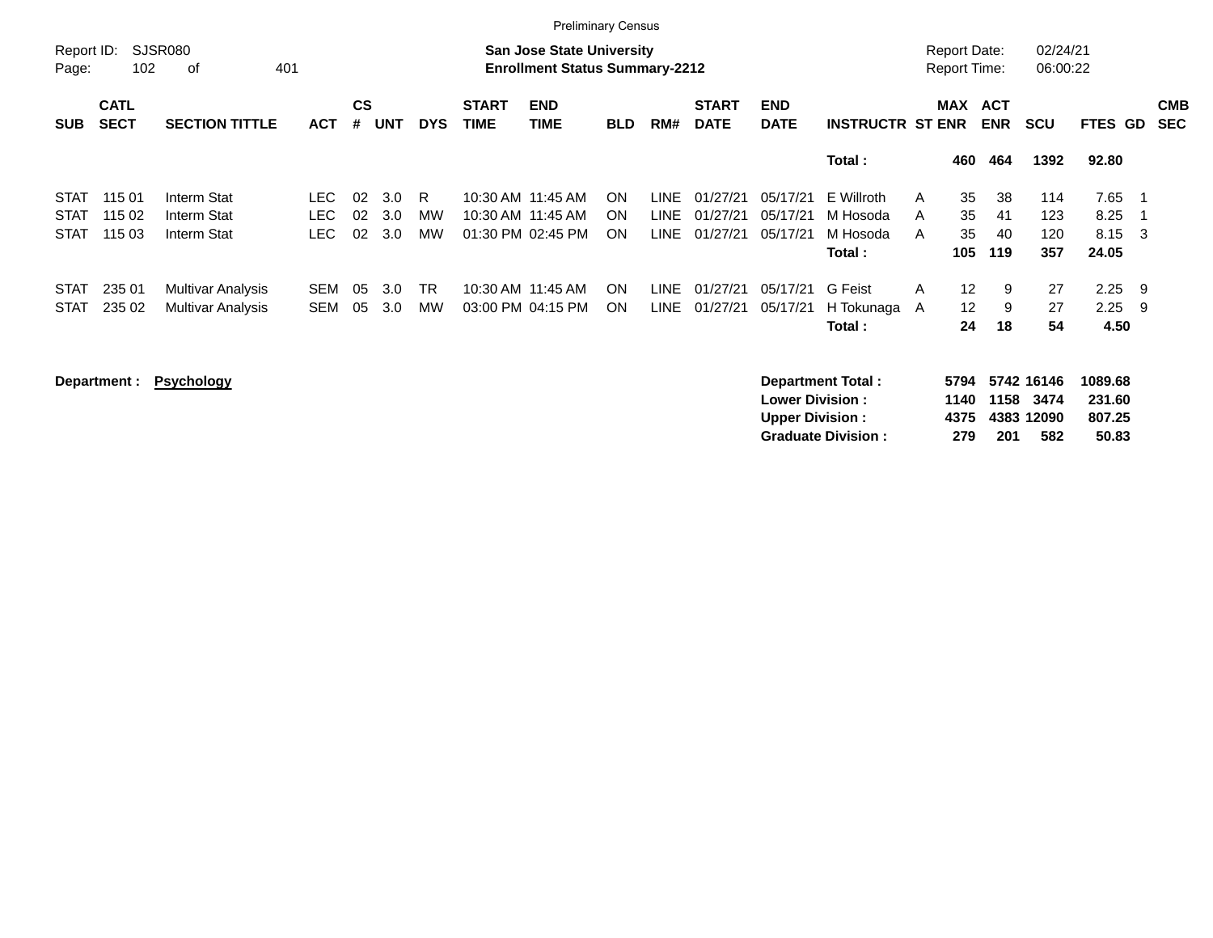Preliminary Census

Report ID: SJSR080

**San Jose State University**
**Enrollment Status Summary-2212**

Report Date: 02/24/21
Report Time: 06:00:22

| SUB | CATL SECT | SECTION TITTLE | ACT | CS # | UNT | DYS | START TIME | END TIME | BLD | RM# | START DATE | END DATE | INSTRUCTR | ST | MAX ENR | ACT ENR | SCU | FTES | GD | CMB SEC |
|---|---|---|---|---|---|---|---|---|---|---|---|---|---|---|---|---|---|---|---|---|
| | | | | | | | | | | | | | **Total :** | | **460** | **464** | **1392** | **92.80** | | |
| STAT | 115 01 | Interm Stat | LEC | 02 | 3.0 | R | 10:30 AM | 11:45 AM | ON | LINE | 01/27/21 | 05/17/21 | E Willroth | A | 35 | 38 | 114 | 7.65 | 1 | |
| STAT | 115 02 | Interm Stat | LEC | 02 | 3.0 | MW | 10:30 AM | 11:45 AM | ON | LINE | 01/27/21 | 05/17/21 | M Hosoda | A | 35 | 41 | 123 | 8.25 | 1 | |
| STAT | 115 03 | Interm Stat | LEC | 02 | 3.0 | MW | 01:30 PM | 02:45 PM | ON | LINE | 01/27/21 | 05/17/21 | M Hosoda | A | 35 | 40 | 120 | 8.15 | 3 | |
| | | | | | | | | | | | | | **Total :** | | **105** | **119** | **357** | **24.05** | | |
| STAT | 235 01 | Multivar Analysis | SEM | 05 | 3.0 | TR | 10:30 AM | 11:45 AM | ON | LINE | 01/27/21 | 05/17/21 | G Feist | A | 12 | 9 | 27 | 2.25 | 9 | |
| STAT | 235 02 | Multivar Analysis | SEM | 05 | 3.0 | MW | 03:00 PM | 04:15 PM | ON | LINE | 01/27/21 | 05/17/21 | H Tokunaga | A | 12 | 9 | 27 | 2.25 | 9 | |
| | | | | | | | | | | | | | **Total :** | | **24** | **18** | **54** | **4.50** | | |

**Department :** **Psychology**

| | MAX ENR | ACT ENR | SCU | FTES |
|---|---|---|---|---|
| **Department Total :** | **5794** | **5742** | **16146** | **1089.68** |
| **Lower Division :** | **1140** | **1158** | **3474** | **231.60** |
| **Upper Division :** | **4375** | **4383** | **12090** | **807.25** |
| **Graduate Division :** | **279** | **201** | **582** | **50.83** |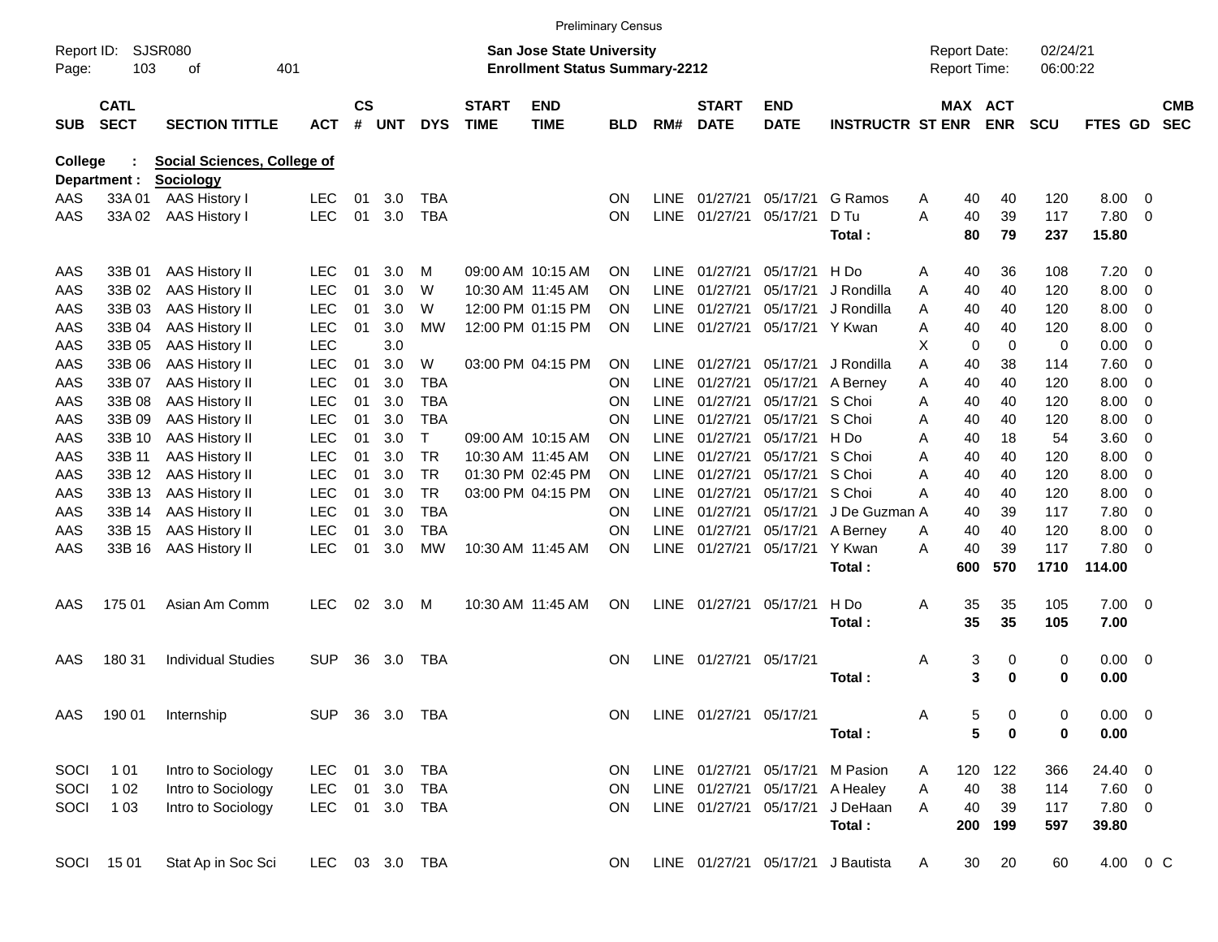Preliminary Census

Report ID: SJSR080
Page: 103 of 401

**San Jose State University**
**Enrollment Status Summary-2212**

Report Date: 02/24/21
Report Time: 06:00:22

**College : Social Sciences, College of**
**Department : Sociology**

| SUB | CATL SECT | SECTION TITTLE | ACT | CS # | UNT | DYS | START TIME | END TIME | BLD | RM# | START DATE | END DATE | INSTRUCTR | ST | MAX ENR | ACT ENR | SCU | FTES | GD | CMB SEC |
|---|---|---|---|---|---|---|---|---|---|---|---|---|---|---|---|---|---|---|---|---|
| AAS | 33A 01 | AAS History I | LEC | 01 | 3.0 | TBA | | | ON | LINE | 01/27/21 | 05/17/21 | G Ramos | A | 40 | 40 | 120 | 8.00 | 0 | |
| AAS | 33A 02 | AAS History I | LEC | 01 | 3.0 | TBA | | | ON | LINE | 01/27/21 | 05/17/21 | D Tu | A | 40 | 39 | 117 | 7.80 | 0 | |
| | | | | | | | | | | | | | **Total :** | | **80** | **79** | **237** | **15.80** | | |
| AAS | 33B 01 | AAS History II | LEC | 01 | 3.0 | M | 09:00 AM | 10:15 AM | ON | LINE | 01/27/21 | 05/17/21 | H Do | A | 40 | 36 | 108 | 7.20 | 0 | |
| AAS | 33B 02 | AAS History II | LEC | 01 | 3.0 | W | 10:30 AM | 11:45 AM | ON | LINE | 01/27/21 | 05/17/21 | J Rondilla | A | 40 | 40 | 120 | 8.00 | 0 | |
| AAS | 33B 03 | AAS History II | LEC | 01 | 3.0 | W | 12:00 PM | 01:15 PM | ON | LINE | 01/27/21 | 05/17/21 | J Rondilla | A | 40 | 40 | 120 | 8.00 | 0 | |
| AAS | 33B 04 | AAS History II | LEC | 01 | 3.0 | MW | 12:00 PM | 01:15 PM | ON | LINE | 01/27/21 | 05/17/21 | Y Kwan | A | 40 | 40 | 120 | 8.00 | 0 | |
| AAS | 33B 05 | AAS History II | LEC | | 3.0 | | | | | | | | | X | 0 | 0 | 0 | 0.00 | 0 | |
| AAS | 33B 06 | AAS History II | LEC | 01 | 3.0 | W | 03:00 PM | 04:15 PM | ON | LINE | 01/27/21 | 05/17/21 | J Rondilla | A | 40 | 38 | 114 | 7.60 | 0 | |
| AAS | 33B 07 | AAS History II | LEC | 01 | 3.0 | TBA | | | ON | LINE | 01/27/21 | 05/17/21 | A Berney | A | 40 | 40 | 120 | 8.00 | 0 | |
| AAS | 33B 08 | AAS History II | LEC | 01 | 3.0 | TBA | | | ON | LINE | 01/27/21 | 05/17/21 | S Choi | A | 40 | 40 | 120 | 8.00 | 0 | |
| AAS | 33B 09 | AAS History II | LEC | 01 | 3.0 | TBA | | | ON | LINE | 01/27/21 | 05/17/21 | S Choi | A | 40 | 40 | 120 | 8.00 | 0 | |
| AAS | 33B 10 | AAS History II | LEC | 01 | 3.0 | T | 09:00 AM | 10:15 AM | ON | LINE | 01/27/21 | 05/17/21 | H Do | A | 40 | 18 | 54 | 3.60 | 0 | |
| AAS | 33B 11 | AAS History II | LEC | 01 | 3.0 | TR | 10:30 AM | 11:45 AM | ON | LINE | 01/27/21 | 05/17/21 | S Choi | A | 40 | 40 | 120 | 8.00 | 0 | |
| AAS | 33B 12 | AAS History II | LEC | 01 | 3.0 | TR | 01:30 PM | 02:45 PM | ON | LINE | 01/27/21 | 05/17/21 | S Choi | A | 40 | 40 | 120 | 8.00 | 0 | |
| AAS | 33B 13 | AAS History II | LEC | 01 | 3.0 | TR | 03:00 PM | 04:15 PM | ON | LINE | 01/27/21 | 05/17/21 | S Choi | A | 40 | 40 | 120 | 8.00 | 0 | |
| AAS | 33B 14 | AAS History II | LEC | 01 | 3.0 | TBA | | | ON | LINE | 01/27/21 | 05/17/21 | J De Guzman | A | 40 | 39 | 117 | 7.80 | 0 | |
| AAS | 33B 15 | AAS History II | LEC | 01 | 3.0 | TBA | | | ON | LINE | 01/27/21 | 05/17/21 | A Berney | A | 40 | 40 | 120 | 8.00 | 0 | |
| AAS | 33B 16 | AAS History II | LEC | 01 | 3.0 | MW | 10:30 AM | 11:45 AM | ON | LINE | 01/27/21 | 05/17/21 | Y Kwan | A | 40 | 39 | 117 | 7.80 | 0 | |
| | | | | | | | | | | | | | **Total :** | | **600** | **570** | **1710** | **114.00** | | |
| AAS | 175 01 | Asian Am Comm | LEC | 02 | 3.0 | M | 10:30 AM | 11:45 AM | ON | LINE | 01/27/21 | 05/17/21 | H Do | A | 35 | 35 | 105 | 7.00 | 0 | |
| | | | | | | | | | | | | | **Total :** | | **35** | **35** | **105** | **7.00** | | |
| AAS | 180 31 | Individual Studies | SUP | 36 | 3.0 | TBA | | | ON | LINE | 01/27/21 | 05/17/21 | | A | 3 | 0 | 0 | 0.00 | 0 | |
| | | | | | | | | | | | | | **Total :** | | **3** | **0** | **0** | **0.00** | | |
| AAS | 190 01 | Internship | SUP | 36 | 3.0 | TBA | | | ON | LINE | 01/27/21 | 05/17/21 | | A | 5 | 0 | 0 | 0.00 | 0 | |
| | | | | | | | | | | | | | **Total :** | | **5** | **0** | **0** | **0.00** | | |
| SOCI | 1 01 | Intro to Sociology | LEC | 01 | 3.0 | TBA | | | ON | LINE | 01/27/21 | 05/17/21 | M Pasion | A | 120 | 122 | 366 | 24.40 | 0 | |
| SOCI | 1 02 | Intro to Sociology | LEC | 01 | 3.0 | TBA | | | ON | LINE | 01/27/21 | 05/17/21 | A Healey | A | 40 | 38 | 114 | 7.60 | 0 | |
| SOCI | 1 03 | Intro to Sociology | LEC | 01 | 3.0 | TBA | | | ON | LINE | 01/27/21 | 05/17/21 | J DeHaan | A | 40 | 39 | 117 | 7.80 | 0 | |
| | | | | | | | | | | | | | **Total :** | | **200** | **199** | **597** | **39.80** | | |
| SOCI | 15 01 | Stat Ap in Soc Sci | LEC | 03 | 3.0 | TBA | | | ON | LINE | 01/27/21 | 05/17/21 | J Bautista | A | 30 | 20 | 60 | 4.00 | 0 | C |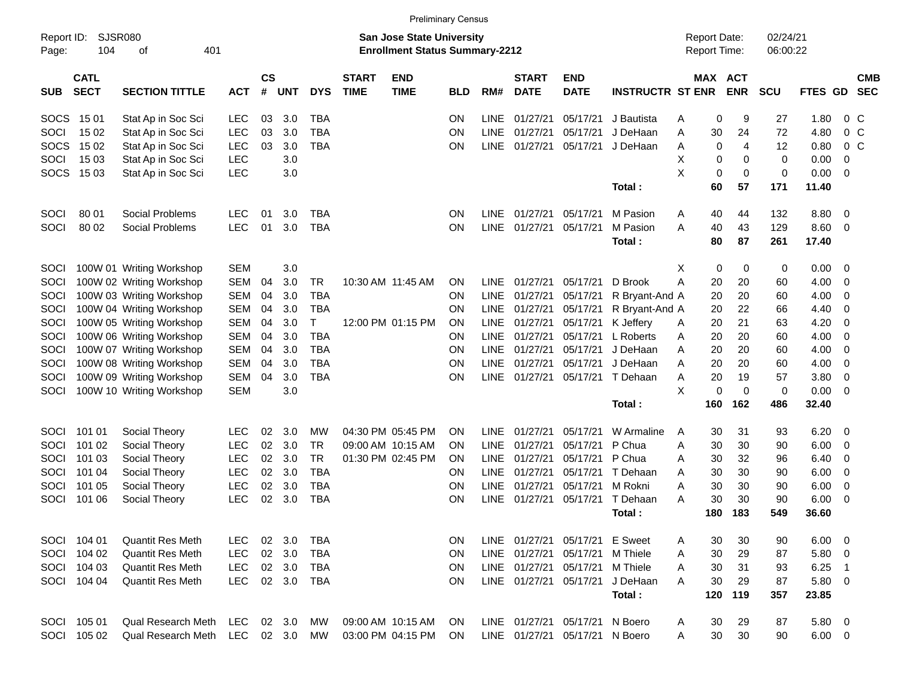Preliminary Census

Report ID: SJSR080

**San Jose State University**
**Enrollment Status Summary-2212**

Report Date: 02/24/21
Report Time: 06:00:22

| SUB | CATL SECT | SECTION TITTLE | ACT | CS # | UNT | DYS | START TIME | END TIME | BLD | RM# | START DATE | END DATE | INSTRUCTR | ST | MAX ENR | ACT ENR | SCU | FTES | GD | CMB SEC |
|---|---|---|---|---|---|---|---|---|---|---|---|---|---|---|---|---|---|---|---|---|
| SOCS | 15 01 | Stat Ap in Soc Sci | LEC | 03 | 3.0 | TBA | | | ON | LINE | 01/27/21 | 05/17/21 | J Bautista | A | 0 | 9 | 27 | 1.80 | 0 | C |
| SOCI | 15 02 | Stat Ap in Soc Sci | LEC | 03 | 3.0 | TBA | | | ON | LINE | 01/27/21 | 05/17/21 | J DeHaan | A | 30 | 24 | 72 | 4.80 | 0 | C |
| SOCS | 15 02 | Stat Ap in Soc Sci | LEC | 03 | 3.0 | TBA | | | ON | LINE | 01/27/21 | 05/17/21 | J DeHaan | A | 0 | 4 | 12 | 0.80 | 0 | C |
| SOCI | 15 03 | Stat Ap in Soc Sci | LEC | | 3.0 | | | | | | | | | X | 0 | 0 | 0 | 0.00 | 0 | |
| SOCS | 15 03 | Stat Ap in Soc Sci | LEC | | 3.0 | | | | | | | | | X | 0 | 0 | 0 | 0.00 | 0 | |
| | | | | | | | | | | | | | **Total :** | | **60** | **57** | **171** | **11.40** | | |
| SOCI | 80 01 | Social Problems | LEC | 01 | 3.0 | TBA | | | ON | LINE | 01/27/21 | 05/17/21 | M Pasion | A | 40 | 44 | 132 | 8.80 | 0 | |
| SOCI | 80 02 | Social Problems | LEC | 01 | 3.0 | TBA | | | ON | LINE | 01/27/21 | 05/17/21 | M Pasion | A | 40 | 43 | 129 | 8.60 | 0 | |
| | | | | | | | | | | | | | **Total :** | | **80** | **87** | **261** | **17.40** | | |
| SOCI | 100W 01 | Writing Workshop | SEM | | 3.0 | | | | | | | | | X | 0 | 0 | 0 | 0.00 | 0 | |
| SOCI | 100W 02 | Writing Workshop | SEM | 04 | 3.0 | TR | 10:30 AM | 11:45 AM | ON | LINE | 01/27/21 | 05/17/21 | D Brook | A | 20 | 20 | 60 | 4.00 | 0 | |
| SOCI | 100W 03 | Writing Workshop | SEM | 04 | 3.0 | TBA | | | ON | LINE | 01/27/21 | 05/17/21 | R Bryant-And | A | 20 | 20 | 60 | 4.00 | 0 | |
| SOCI | 100W 04 | Writing Workshop | SEM | 04 | 3.0 | TBA | | | ON | LINE | 01/27/21 | 05/17/21 | R Bryant-And | A | 20 | 22 | 66 | 4.40 | 0 | |
| SOCI | 100W 05 | Writing Workshop | SEM | 04 | 3.0 | T | 12:00 PM | 01:15 PM | ON | LINE | 01/27/21 | 05/17/21 | K Jeffery | A | 20 | 21 | 63 | 4.20 | 0 | |
| SOCI | 100W 06 | Writing Workshop | SEM | 04 | 3.0 | TBA | | | ON | LINE | 01/27/21 | 05/17/21 | L Roberts | A | 20 | 20 | 60 | 4.00 | 0 | |
| SOCI | 100W 07 | Writing Workshop | SEM | 04 | 3.0 | TBA | | | ON | LINE | 01/27/21 | 05/17/21 | J DeHaan | A | 20 | 20 | 60 | 4.00 | 0 | |
| SOCI | 100W 08 | Writing Workshop | SEM | 04 | 3.0 | TBA | | | ON | LINE | 01/27/21 | 05/17/21 | J DeHaan | A | 20 | 20 | 60 | 4.00 | 0 | |
| SOCI | 100W 09 | Writing Workshop | SEM | 04 | 3.0 | TBA | | | ON | LINE | 01/27/21 | 05/17/21 | T Dehaan | A | 20 | 19 | 57 | 3.80 | 0 | |
| SOCI | 100W 10 | Writing Workshop | SEM | | 3.0 | | | | | | | | | X | 0 | 0 | 0 | 0.00 | 0 | |
| | | | | | | | | | | | | | **Total :** | | **160** | **162** | **486** | **32.40** | | |
| SOCI | 101 01 | Social Theory | LEC | 02 | 3.0 | MW | 04:30 PM | 05:45 PM | ON | LINE | 01/27/21 | 05/17/21 | W Armaline | A | 30 | 31 | 93 | 6.20 | 0 | |
| SOCI | 101 02 | Social Theory | LEC | 02 | 3.0 | TR | 09:00 AM | 10:15 AM | ON | LINE | 01/27/21 | 05/17/21 | P Chua | A | 30 | 30 | 90 | 6.00 | 0 | |
| SOCI | 101 03 | Social Theory | LEC | 02 | 3.0 | TR | 01:30 PM | 02:45 PM | ON | LINE | 01/27/21 | 05/17/21 | P Chua | A | 30 | 32 | 96 | 6.40 | 0 | |
| SOCI | 101 04 | Social Theory | LEC | 02 | 3.0 | TBA | | | ON | LINE | 01/27/21 | 05/17/21 | T Dehaan | A | 30 | 30 | 90 | 6.00 | 0 | |
| SOCI | 101 05 | Social Theory | LEC | 02 | 3.0 | TBA | | | ON | LINE | 01/27/21 | 05/17/21 | M Rokni | A | 30 | 30 | 90 | 6.00 | 0 | |
| SOCI | 101 06 | Social Theory | LEC | 02 | 3.0 | TBA | | | ON | LINE | 01/27/21 | 05/17/21 | T Dehaan | A | 30 | 30 | 90 | 6.00 | 0 | |
| | | | | | | | | | | | | | **Total :** | | **180** | **183** | **549** | **36.60** | | |
| SOCI | 104 01 | Quantit Res Meth | LEC | 02 | 3.0 | TBA | | | ON | LINE | 01/27/21 | 05/17/21 | E Sweet | A | 30 | 30 | 90 | 6.00 | 0 | |
| SOCI | 104 02 | Quantit Res Meth | LEC | 02 | 3.0 | TBA | | | ON | LINE | 01/27/21 | 05/17/21 | M Thiele | A | 30 | 29 | 87 | 5.80 | 0 | |
| SOCI | 104 03 | Quantit Res Meth | LEC | 02 | 3.0 | TBA | | | ON | LINE | 01/27/21 | 05/17/21 | M Thiele | A | 30 | 31 | 93 | 6.25 | 1 | |
| SOCI | 104 04 | Quantit Res Meth | LEC | 02 | 3.0 | TBA | | | ON | LINE | 01/27/21 | 05/17/21 | J DeHaan | A | 30 | 29 | 87 | 5.80 | 0 | |
| | | | | | | | | | | | | | **Total :** | | **120** | **119** | **357** | **23.85** | | |
| SOCI | 105 01 | Qual Research Meth | LEC | 02 | 3.0 | MW | 09:00 AM | 10:15 AM | ON | LINE | 01/27/21 | 05/17/21 | N Boero | A | 30 | 29 | 87 | 5.80 | 0 | |
| SOCI | 105 02 | Qual Research Meth | LEC | 02 | 3.0 | MW | 03:00 PM | 04:15 PM | ON | LINE | 01/27/21 | 05/17/21 | N Boero | A | 30 | 30 | 90 | 6.00 | 0 | |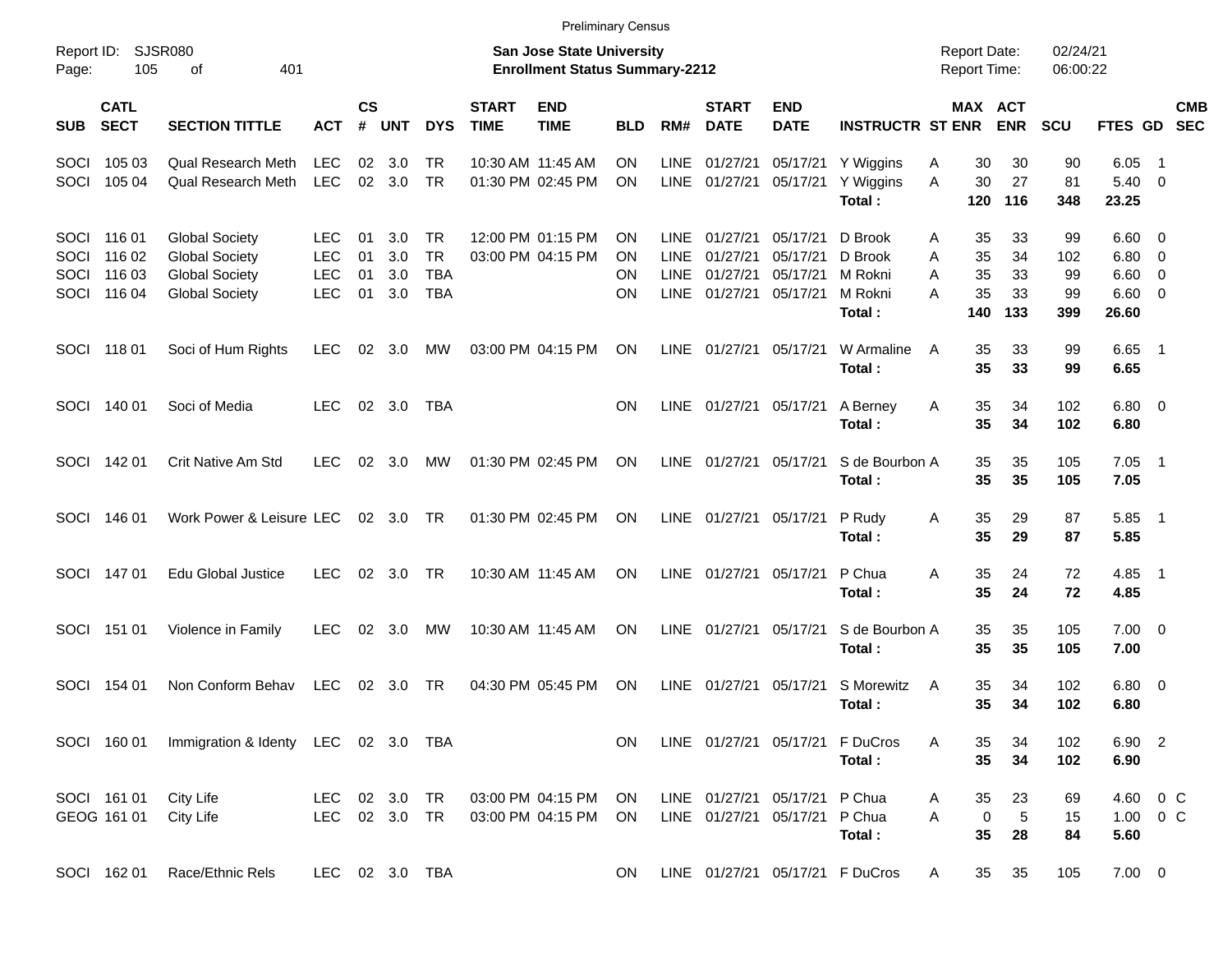Preliminary Census

Report ID: SJSR080
Page: 105 of 401

**San Jose State University**
**Enrollment Status Summary-2212**

Report Date: 02/24/21
Report Time: 06:00:22

| SUB | CATL SECT | SECTION TITTLE | ACT | CS # | UNT | DYS | START TIME | END TIME | BLD | RM# | START DATE | END DATE | INSTRUCTR | ST | MAX ENR | ACT ENR | SCU | FTES | GD | CMB SEC |
|---|---|---|---|---|---|---|---|---|---|---|---|---|---|---|---|---|---|---|---|---|
| SOCI | 105 03 | Qual Research Meth | LEC | 02 | 3.0 | TR | 10:30 AM | 11:45 AM | ON | LINE | 01/27/21 | 05/17/21 | Y Wiggins | A | 30 | 30 | 90 | 6.05 | 1 | |
| SOCI | 105 04 | Qual Research Meth | LEC | 02 | 3.0 | TR | 01:30 PM | 02:45 PM | ON | LINE | 01/27/21 | 05/17/21 | Y Wiggins | A | 30 | 27 | 81 | 5.40 | 0 | |
| | | | | | | | | | | | | | **Total :** | | **120** | **116** | **348** | **23.25** | | |
| SOCI | 116 01 | Global Society | LEC | 01 | 3.0 | TR | 12:00 PM | 01:15 PM | ON | LINE | 01/27/21 | 05/17/21 | D Brook | A | 35 | 33 | 99 | 6.60 | 0 | |
| SOCI | 116 02 | Global Society | LEC | 01 | 3.0 | TR | 03:00 PM | 04:15 PM | ON | LINE | 01/27/21 | 05/17/21 | D Brook | A | 35 | 34 | 102 | 6.80 | 0 | |
| SOCI | 116 03 | Global Society | LEC | 01 | 3.0 | TBA | | | ON | LINE | 01/27/21 | 05/17/21 | M Rokni | A | 35 | 33 | 99 | 6.60 | 0 | |
| SOCI | 116 04 | Global Society | LEC | 01 | 3.0 | TBA | | | ON | LINE | 01/27/21 | 05/17/21 | M Rokni | A | 35 | 33 | 99 | 6.60 | 0 | |
| | | | | | | | | | | | | | **Total :** | | **140** | **133** | **399** | **26.60** | | |
| SOCI | 118 01 | Soci of Hum Rights | LEC | 02 | 3.0 | MW | 03:00 PM | 04:15 PM | ON | LINE | 01/27/21 | 05/17/21 | W Armaline | A | 35 | 33 | 99 | 6.65 | 1 | |
| | | | | | | | | | | | | | **Total :** | | **35** | **33** | **99** | **6.65** | | |
| SOCI | 140 01 | Soci of Media | LEC | 02 | 3.0 | TBA | | | ON | LINE | 01/27/21 | 05/17/21 | A Berney | A | 35 | 34 | 102 | 6.80 | 0 | |
| | | | | | | | | | | | | | **Total :** | | **35** | **34** | **102** | **6.80** | | |
| SOCI | 142 01 | Crit Native Am Std | LEC | 02 | 3.0 | MW | 01:30 PM | 02:45 PM | ON | LINE | 01/27/21 | 05/17/21 | S de Bourbon | A | 35 | 35 | 105 | 7.05 | 1 | |
| | | | | | | | | | | | | | **Total :** | | **35** | **35** | **105** | **7.05** | | |
| SOCI | 146 01 | Work Power & Leisure | LEC | 02 | 3.0 | TR | 01:30 PM | 02:45 PM | ON | LINE | 01/27/21 | 05/17/21 | P Rudy | A | 35 | 29 | 87 | 5.85 | 1 | |
| | | | | | | | | | | | | | **Total :** | | **35** | **29** | **87** | **5.85** | | |
| SOCI | 147 01 | Edu Global Justice | LEC | 02 | 3.0 | TR | 10:30 AM | 11:45 AM | ON | LINE | 01/27/21 | 05/17/21 | P Chua | A | 35 | 24 | 72 | 4.85 | 1 | |
| | | | | | | | | | | | | | **Total :** | | **35** | **24** | **72** | **4.85** | | |
| SOCI | 151 01 | Violence in Family | LEC | 02 | 3.0 | MW | 10:30 AM | 11:45 AM | ON | LINE | 01/27/21 | 05/17/21 | S de Bourbon | A | 35 | 35 | 105 | 7.00 | 0 | |
| | | | | | | | | | | | | | **Total :** | | **35** | **35** | **105** | **7.00** | | |
| SOCI | 154 01 | Non Conform Behav | LEC | 02 | 3.0 | TR | 04:30 PM | 05:45 PM | ON | LINE | 01/27/21 | 05/17/21 | S Morewitz | A | 35 | 34 | 102 | 6.80 | 0 | |
| | | | | | | | | | | | | | **Total :** | | **35** | **34** | **102** | **6.80** | | |
| SOCI | 160 01 | Immigration & Identy | LEC | 02 | 3.0 | TBA | | | ON | LINE | 01/27/21 | 05/17/21 | F DuCros | A | 35 | 34 | 102 | 6.90 | 2 | |
| | | | | | | | | | | | | | **Total :** | | **35** | **34** | **102** | **6.90** | | |
| SOCI | 161 01 | City Life | LEC | 02 | 3.0 | TR | 03:00 PM | 04:15 PM | ON | LINE | 01/27/21 | 05/17/21 | P Chua | A | 35 | 23 | 69 | 4.60 | 0 | C |
| GEOG | 161 01 | City Life | LEC | 02 | 3.0 | TR | 03:00 PM | 04:15 PM | ON | LINE | 01/27/21 | 05/17/21 | P Chua | A | 0 | 5 | 15 | 1.00 | 0 | C |
| | | | | | | | | | | | | | **Total :** | | **35** | **28** | **84** | **5.60** | | |
| SOCI | 162 01 | Race/Ethnic Rels | LEC | 02 | 3.0 | TBA | | | ON | LINE | 01/27/21 | 05/17/21 | F DuCros | A | 35 | 35 | 105 | 7.00 | 0 | |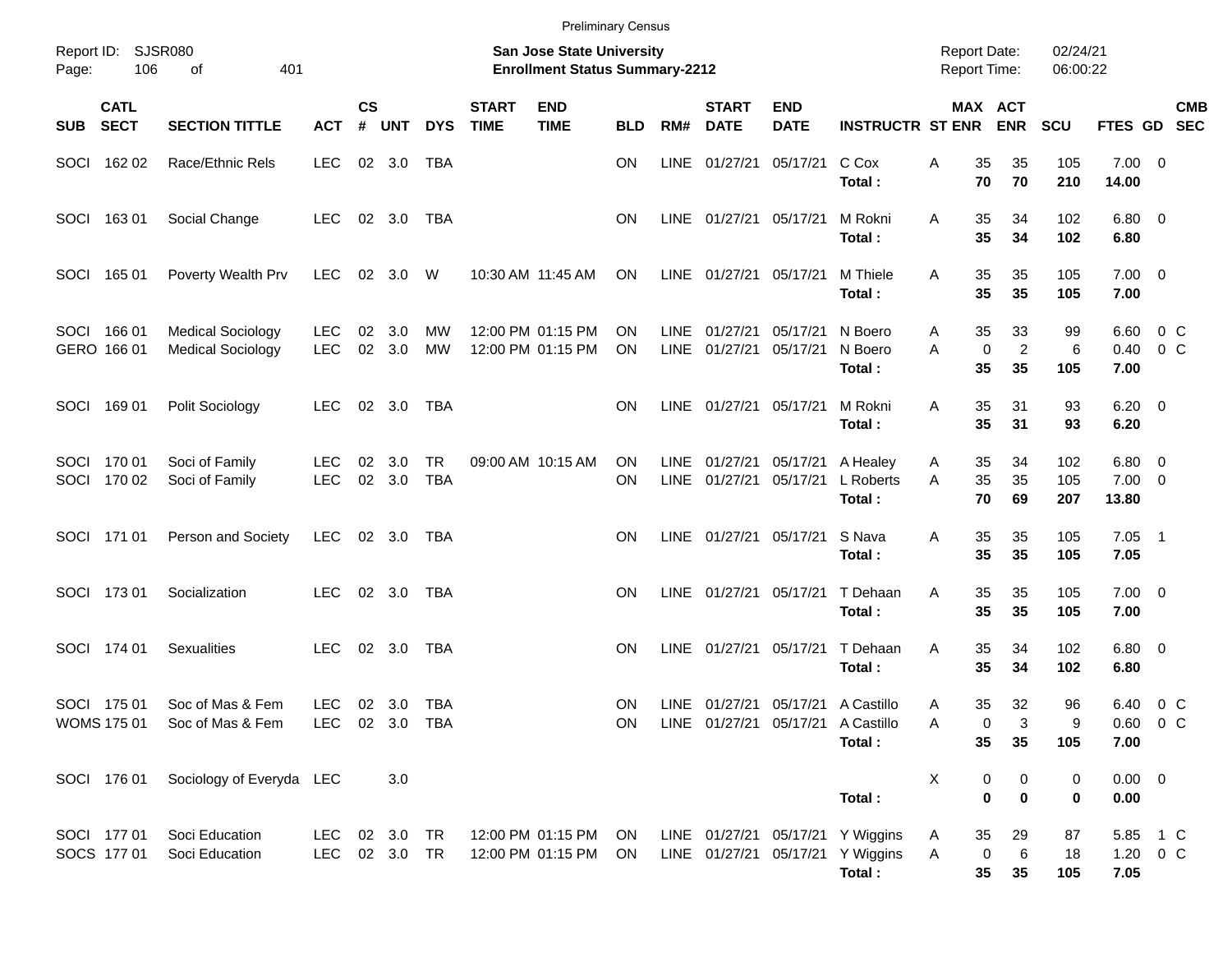Preliminary Census

Report ID: SJSR080

**San Jose State University**
**Enrollment Status Summary-2212**

Report Date: 02/24/21
Report Time: 06:00:22

| SUB | CATL SECT | SECTION TITTLE | ACT | CS # | UNT | DYS | START TIME | END TIME | BLD | RM# | START DATE | END DATE | INSTRUCTR | ST | MAX ENR | ACT ENR | SCU | FTES | GD | CMB SEC |
|---|---|---|---|---|---|---|---|---|---|---|---|---|---|---|---|---|---|---|---|---|
| SOCI | 162 02 | Race/Ethnic Rels | LEC | 02 | 3.0 | TBA | | | ON | LINE | 01/27/21 | 05/17/21 | C Cox | A | 35 | 35 | 105 | 7.00 | 0 | |
| | | | | | | | | | | | | | **Total :** | | **70** | **70** | **210** | **14.00** | | |
| SOCI | 163 01 | Social Change | LEC | 02 | 3.0 | TBA | | | ON | LINE | 01/27/21 | 05/17/21 | M Rokni | A | 35 | 34 | 102 | 6.80 | 0 | |
| | | | | | | | | | | | | | **Total :** | | **35** | **34** | **102** | **6.80** | | |
| SOCI | 165 01 | Poverty Wealth Prv | LEC | 02 | 3.0 | W | 10:30 AM | 11:45 AM | ON | LINE | 01/27/21 | 05/17/21 | M Thiele | A | 35 | 35 | 105 | 7.00 | 0 | |
| | | | | | | | | | | | | | **Total :** | | **35** | **35** | **105** | **7.00** | | |
| SOCI | 166 01 | Medical Sociology | LEC | 02 | 3.0 | MW | 12:00 PM | 01:15 PM | ON | LINE | 01/27/21 | 05/17/21 | N Boero | A | 35 | 33 | 99 | 6.60 | 0 | C |
| GERO | 166 01 | Medical Sociology | LEC | 02 | 3.0 | MW | 12:00 PM | 01:15 PM | ON | LINE | 01/27/21 | 05/17/21 | N Boero | A | 0 | 2 | 6 | 0.40 | 0 | C |
| | | | | | | | | | | | | | **Total :** | | **35** | **35** | **105** | **7.00** | | |
| SOCI | 169 01 | Polit Sociology | LEC | 02 | 3.0 | TBA | | | ON | LINE | 01/27/21 | 05/17/21 | M Rokni | A | 35 | 31 | 93 | 6.20 | 0 | |
| | | | | | | | | | | | | | **Total :** | | **35** | **31** | **93** | **6.20** | | |
| SOCI | 170 01 | Soci of Family | LEC | 02 | 3.0 | TR | 09:00 AM | 10:15 AM | ON | LINE | 01/27/21 | 05/17/21 | A Healey | A | 35 | 34 | 102 | 6.80 | 0 | |
| SOCI | 170 02 | Soci of Family | LEC | 02 | 3.0 | TBA | | | ON | LINE | 01/27/21 | 05/17/21 | L Roberts | A | 35 | 35 | 105 | 7.00 | 0 | |
| | | | | | | | | | | | | | **Total :** | | **70** | **69** | **207** | **13.80** | | |
| SOCI | 171 01 | Person and Society | LEC | 02 | 3.0 | TBA | | | ON | LINE | 01/27/21 | 05/17/21 | S Nava | A | 35 | 35 | 105 | 7.05 | 1 | |
| | | | | | | | | | | | | | **Total :** | | **35** | **35** | **105** | **7.05** | | |
| SOCI | 173 01 | Socialization | LEC | 02 | 3.0 | TBA | | | ON | LINE | 01/27/21 | 05/17/21 | T Dehaan | A | 35 | 35 | 105 | 7.00 | 0 | |
| | | | | | | | | | | | | | **Total :** | | **35** | **35** | **105** | **7.00** | | |
| SOCI | 174 01 | Sexualities | LEC | 02 | 3.0 | TBA | | | ON | LINE | 01/27/21 | 05/17/21 | T Dehaan | A | 35 | 34 | 102 | 6.80 | 0 | |
| | | | | | | | | | | | | | **Total :** | | **35** | **34** | **102** | **6.80** | | |
| SOCI | 175 01 | Soc of Mas & Fem | LEC | 02 | 3.0 | TBA | | | ON | LINE | 01/27/21 | 05/17/21 | A Castillo | A | 35 | 32 | 96 | 6.40 | 0 | C |
| WOMS | 175 01 | Soc of Mas & Fem | LEC | 02 | 3.0 | TBA | | | ON | LINE | 01/27/21 | 05/17/21 | A Castillo | A | 0 | 3 | 9 | 0.60 | 0 | C |
| | | | | | | | | | | | | | **Total :** | | **35** | **35** | **105** | **7.00** | | |
| SOCI | 176 01 | Sociology of Everyda | LEC | | 3.0 | | | | | | | | | X | 0 | 0 | 0 | 0.00 | 0 | |
| | | | | | | | | | | | | | **Total :** | | **0** | **0** | **0** | **0.00** | | |
| SOCI | 177 01 | Soci Education | LEC | 02 | 3.0 | TR | 12:00 PM | 01:15 PM | ON | LINE | 01/27/21 | 05/17/21 | Y Wiggins | A | 35 | 29 | 87 | 5.85 | 1 | C |
| SOCS | 177 01 | Soci Education | LEC | 02 | 3.0 | TR | 12:00 PM | 01:15 PM | ON | LINE | 01/27/21 | 05/17/21 | Y Wiggins | A | 0 | 6 | 18 | 1.20 | 0 | C |
| | | | | | | | | | | | | | **Total :** | | **35** | **35** | **105** | **7.05** | | |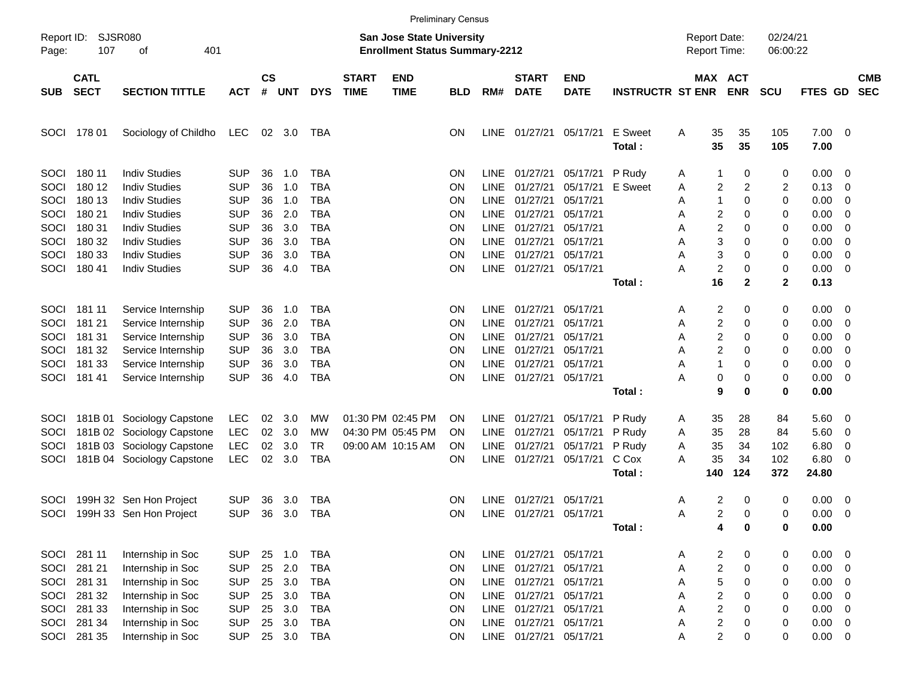Preliminary Census

Report ID: SJSR080
Page: 107 of 401

**San Jose State University**
**Enrollment Status Summary-2212**

Report Date: 02/24/21
Report Time: 06:00:22

| SUB | CATL SECT | SECTION TITTLE | ACT | CS # | UNT | DYS | START TIME | END TIME | BLD | RM# | START DATE | END DATE | INSTRUCTR | ST | MAX ENR | ACT ENR | SCU | FTES | GD | CMB SEC |
|---|---|---|---|---|---|---|---|---|---|---|---|---|---|---|---|---|---|---|---|---|
| SOCI | 178 01 | Sociology of Childho | LEC | 02 | 3.0 | TBA | | | ON | LINE | 01/27/21 | 05/17/21 | E Sweet | A | 35 | 35 | 105 | 7.00 | 0 | |
| | | | | | | | | | | | | | **Total :** | | **35** | **35** | **105** | **7.00** | | |
| SOCI | 180 11 | Indiv Studies | SUP | 36 | 1.0 | TBA | | | ON | LINE | 01/27/21 | 05/17/21 | P Rudy | A | 1 | 0 | 0 | 0.00 | 0 | |
| SOCI | 180 12 | Indiv Studies | SUP | 36 | 1.0 | TBA | | | ON | LINE | 01/27/21 | 05/17/21 | E Sweet | A | 2 | 2 | 2 | 0.13 | 0 | |
| SOCI | 180 13 | Indiv Studies | SUP | 36 | 1.0 | TBA | | | ON | LINE | 01/27/21 | 05/17/21 | | A | 1 | 0 | 0 | 0.00 | 0 | |
| SOCI | 180 21 | Indiv Studies | SUP | 36 | 2.0 | TBA | | | ON | LINE | 01/27/21 | 05/17/21 | | A | 2 | 0 | 0 | 0.00 | 0 | |
| SOCI | 180 31 | Indiv Studies | SUP | 36 | 3.0 | TBA | | | ON | LINE | 01/27/21 | 05/17/21 | | A | 2 | 0 | 0 | 0.00 | 0 | |
| SOCI | 180 32 | Indiv Studies | SUP | 36 | 3.0 | TBA | | | ON | LINE | 01/27/21 | 05/17/21 | | A | 3 | 0 | 0 | 0.00 | 0 | |
| SOCI | 180 33 | Indiv Studies | SUP | 36 | 3.0 | TBA | | | ON | LINE | 01/27/21 | 05/17/21 | | A | 3 | 0 | 0 | 0.00 | 0 | |
| SOCI | 180 41 | Indiv Studies | SUP | 36 | 4.0 | TBA | | | ON | LINE | 01/27/21 | 05/17/21 | | A | 2 | 0 | 0 | 0.00 | 0 | |
| | | | | | | | | | | | | | **Total :** | | **16** | **2** | **2** | **0.13** | | |
| SOCI | 181 11 | Service Internship | SUP | 36 | 1.0 | TBA | | | ON | LINE | 01/27/21 | 05/17/21 | | A | 2 | 0 | 0 | 0.00 | 0 | |
| SOCI | 181 21 | Service Internship | SUP | 36 | 2.0 | TBA | | | ON | LINE | 01/27/21 | 05/17/21 | | A | 2 | 0 | 0 | 0.00 | 0 | |
| SOCI | 181 31 | Service Internship | SUP | 36 | 3.0 | TBA | | | ON | LINE | 01/27/21 | 05/17/21 | | A | 2 | 0 | 0 | 0.00 | 0 | |
| SOCI | 181 32 | Service Internship | SUP | 36 | 3.0 | TBA | | | ON | LINE | 01/27/21 | 05/17/21 | | A | 2 | 0 | 0 | 0.00 | 0 | |
| SOCI | 181 33 | Service Internship | SUP | 36 | 3.0 | TBA | | | ON | LINE | 01/27/21 | 05/17/21 | | A | 1 | 0 | 0 | 0.00 | 0 | |
| SOCI | 181 41 | Service Internship | SUP | 36 | 4.0 | TBA | | | ON | LINE | 01/27/21 | 05/17/21 | | A | 0 | 0 | 0 | 0.00 | 0 | |
| | | | | | | | | | | | | | **Total :** | | **9** | **0** | **0** | **0.00** | | |
| SOCI | 181B 01 | Sociology Capstone | LEC | 02 | 3.0 | MW | 01:30 PM | 02:45 PM | ON | LINE | 01/27/21 | 05/17/21 | P Rudy | A | 35 | 28 | 84 | 5.60 | 0 | |
| SOCI | 181B 02 | Sociology Capstone | LEC | 02 | 3.0 | MW | 04:30 PM | 05:45 PM | ON | LINE | 01/27/21 | 05/17/21 | P Rudy | A | 35 | 28 | 84 | 5.60 | 0 | |
| SOCI | 181B 03 | Sociology Capstone | LEC | 02 | 3.0 | TR | 09:00 AM | 10:15 AM | ON | LINE | 01/27/21 | 05/17/21 | P Rudy | A | 35 | 34 | 102 | 6.80 | 0 | |
| SOCI | 181B 04 | Sociology Capstone | LEC | 02 | 3.0 | TBA | | | ON | LINE | 01/27/21 | 05/17/21 | C Cox | A | 35 | 34 | 102 | 6.80 | 0 | |
| | | | | | | | | | | | | | **Total :** | | **140** | **124** | **372** | **24.80** | | |
| SOCI | 199H 32 | Sen Hon Project | SUP | 36 | 3.0 | TBA | | | ON | LINE | 01/27/21 | 05/17/21 | | A | 2 | 0 | 0 | 0.00 | 0 | |
| SOCI | 199H 33 | Sen Hon Project | SUP | 36 | 3.0 | TBA | | | ON | LINE | 01/27/21 | 05/17/21 | | A | 2 | 0 | 0 | 0.00 | 0 | |
| | | | | | | | | | | | | | **Total :** | | **4** | **0** | **0** | **0.00** | | |
| SOCI | 281 11 | Internship in Soc | SUP | 25 | 1.0 | TBA | | | ON | LINE | 01/27/21 | 05/17/21 | | A | 2 | 0 | 0 | 0.00 | 0 | |
| SOCI | 281 21 | Internship in Soc | SUP | 25 | 2.0 | TBA | | | ON | LINE | 01/27/21 | 05/17/21 | | A | 2 | 0 | 0 | 0.00 | 0 | |
| SOCI | 281 31 | Internship in Soc | SUP | 25 | 3.0 | TBA | | | ON | LINE | 01/27/21 | 05/17/21 | | A | 5 | 0 | 0 | 0.00 | 0 | |
| SOCI | 281 32 | Internship in Soc | SUP | 25 | 3.0 | TBA | | | ON | LINE | 01/27/21 | 05/17/21 | | A | 2 | 0 | 0 | 0.00 | 0 | |
| SOCI | 281 33 | Internship in Soc | SUP | 25 | 3.0 | TBA | | | ON | LINE | 01/27/21 | 05/17/21 | | A | 2 | 0 | 0 | 0.00 | 0 | |
| SOCI | 281 34 | Internship in Soc | SUP | 25 | 3.0 | TBA | | | ON | LINE | 01/27/21 | 05/17/21 | | A | 2 | 0 | 0 | 0.00 | 0 | |
| SOCI | 281 35 | Internship in Soc | SUP | 25 | 3.0 | TBA | | | ON | LINE | 01/27/21 | 05/17/21 | | A | 2 | 0 | 0 | 0.00 | 0 | |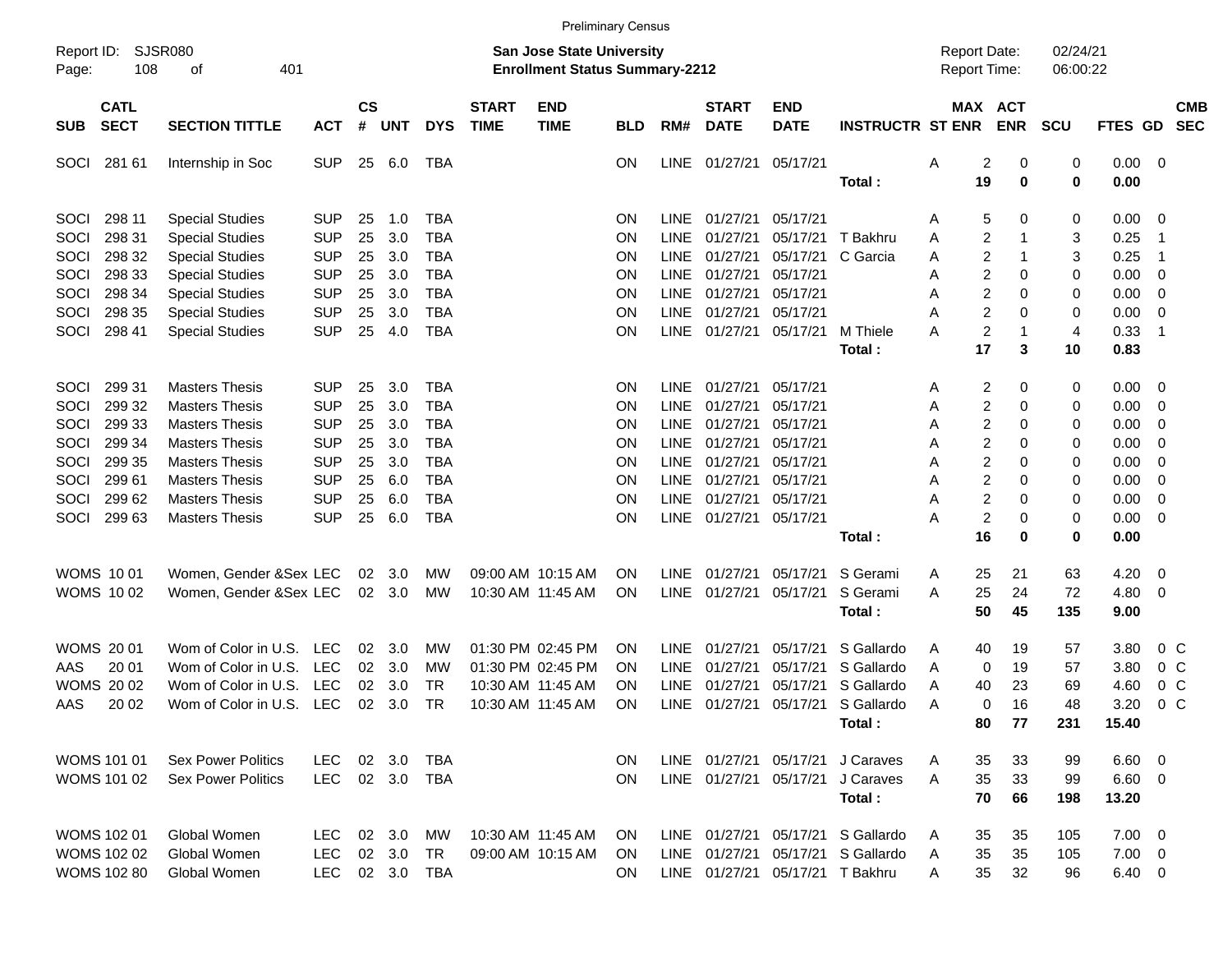Preliminary Census

Report ID: SJSR080 | **San Jose State University** | Report Date: 02/24/21
**Enrollment Status Summary-2212** | Report Time: 06:00:22

| SUB | CATL SECT | SECTION TITTLE | ACT | CS # | UNT | DYS | START TIME | END TIME | BLD | RM# | START DATE | END DATE | INSTRUCTR | ST | MAX ENR | ACT ENR | SCU | FTES | GD | CMB SEC |
|---|---|---|---|---|---|---|---|---|---|---|---|---|---|---|---|---|---|---|---|---|
| SOCI | 281 61 | Internship in Soc | SUP | 25 | 6.0 | TBA | | | ON | LINE | 01/27/21 | 05/17/21 | | A | 2 | 0 | 0 | 0.00 | 0 | |
| | | | | | | | | | | | | | **Total :** | | **19** | **0** | **0** | **0.00** | | |
| SOCI | 298 11 | Special Studies | SUP | 25 | 1.0 | TBA | | | ON | LINE | 01/27/21 | 05/17/21 | | A | 5 | 0 | 0 | 0.00 | 0 | |
| SOCI | 298 31 | Special Studies | SUP | 25 | 3.0 | TBA | | | ON | LINE | 01/27/21 | 05/17/21 | T Bakhru | A | 2 | 1 | 3 | 0.25 | 1 | |
| SOCI | 298 32 | Special Studies | SUP | 25 | 3.0 | TBA | | | ON | LINE | 01/27/21 | 05/17/21 | C Garcia | A | 2 | 1 | 3 | 0.25 | 1 | |
| SOCI | 298 33 | Special Studies | SUP | 25 | 3.0 | TBA | | | ON | LINE | 01/27/21 | 05/17/21 | | A | 2 | 0 | 0 | 0.00 | 0 | |
| SOCI | 298 34 | Special Studies | SUP | 25 | 3.0 | TBA | | | ON | LINE | 01/27/21 | 05/17/21 | | A | 2 | 0 | 0 | 0.00 | 0 | |
| SOCI | 298 35 | Special Studies | SUP | 25 | 3.0 | TBA | | | ON | LINE | 01/27/21 | 05/17/21 | | A | 2 | 0 | 0 | 0.00 | 0 | |
| SOCI | 298 41 | Special Studies | SUP | 25 | 4.0 | TBA | | | ON | LINE | 01/27/21 | 05/17/21 | M Thiele | A | 2 | 1 | 4 | 0.33 | 1 | |
| | | | | | | | | | | | | | **Total :** | | **17** | **3** | **10** | **0.83** | | |
| SOCI | 299 31 | Masters Thesis | SUP | 25 | 3.0 | TBA | | | ON | LINE | 01/27/21 | 05/17/21 | | A | 2 | 0 | 0 | 0.00 | 0 | |
| SOCI | 299 32 | Masters Thesis | SUP | 25 | 3.0 | TBA | | | ON | LINE | 01/27/21 | 05/17/21 | | A | 2 | 0 | 0 | 0.00 | 0 | |
| SOCI | 299 33 | Masters Thesis | SUP | 25 | 3.0 | TBA | | | ON | LINE | 01/27/21 | 05/17/21 | | A | 2 | 0 | 0 | 0.00 | 0 | |
| SOCI | 299 34 | Masters Thesis | SUP | 25 | 3.0 | TBA | | | ON | LINE | 01/27/21 | 05/17/21 | | A | 2 | 0 | 0 | 0.00 | 0 | |
| SOCI | 299 35 | Masters Thesis | SUP | 25 | 3.0 | TBA | | | ON | LINE | 01/27/21 | 05/17/21 | | A | 2 | 0 | 0 | 0.00 | 0 | |
| SOCI | 299 61 | Masters Thesis | SUP | 25 | 6.0 | TBA | | | ON | LINE | 01/27/21 | 05/17/21 | | A | 2 | 0 | 0 | 0.00 | 0 | |
| SOCI | 299 62 | Masters Thesis | SUP | 25 | 6.0 | TBA | | | ON | LINE | 01/27/21 | 05/17/21 | | A | 2 | 0 | 0 | 0.00 | 0 | |
| SOCI | 299 63 | Masters Thesis | SUP | 25 | 6.0 | TBA | | | ON | LINE | 01/27/21 | 05/17/21 | | A | 2 | 0 | 0 | 0.00 | 0 | |
| | | | | | | | | | | | | | **Total :** | | **16** | **0** | **0** | **0.00** | | |
| WOMS | 10 01 | Women, Gender &Sex | LEC | 02 | 3.0 | MW | 09:00 AM | 10:15 AM | ON | LINE | 01/27/21 | 05/17/21 | S Gerami | A | 25 | 21 | 63 | 4.20 | 0 | |
| WOMS | 10 02 | Women, Gender &Sex | LEC | 02 | 3.0 | MW | 10:30 AM | 11:45 AM | ON | LINE | 01/27/21 | 05/17/21 | S Gerami | A | 25 | 24 | 72 | 4.80 | 0 | |
| | | | | | | | | | | | | | **Total :** | | **50** | **45** | **135** | **9.00** | | |
| WOMS | 20 01 | Wom of Color in U.S. | LEC | 02 | 3.0 | MW | 01:30 PM | 02:45 PM | ON | LINE | 01/27/21 | 05/17/21 | S Gallardo | A | 40 | 19 | 57 | 3.80 | 0 | C |
| AAS | 20 01 | Wom of Color in U.S. | LEC | 02 | 3.0 | MW | 01:30 PM | 02:45 PM | ON | LINE | 01/27/21 | 05/17/21 | S Gallardo | A | 0 | 19 | 57 | 3.80 | 0 | C |
| WOMS | 20 02 | Wom of Color in U.S. | LEC | 02 | 3.0 | TR | 10:30 AM | 11:45 AM | ON | LINE | 01/27/21 | 05/17/21 | S Gallardo | A | 40 | 23 | 69 | 4.60 | 0 | C |
| AAS | 20 02 | Wom of Color in U.S. | LEC | 02 | 3.0 | TR | 10:30 AM | 11:45 AM | ON | LINE | 01/27/21 | 05/17/21 | S Gallardo | A | 0 | 16 | 48 | 3.20 | 0 | C |
| | | | | | | | | | | | | | **Total :** | | **80** | **77** | **231** | **15.40** | | |
| WOMS | 101 01 | Sex Power Politics | LEC | 02 | 3.0 | TBA | | | ON | LINE | 01/27/21 | 05/17/21 | J Caraves | A | 35 | 33 | 99 | 6.60 | 0 | |
| WOMS | 101 02 | Sex Power Politics | LEC | 02 | 3.0 | TBA | | | ON | LINE | 01/27/21 | 05/17/21 | J Caraves | A | 35 | 33 | 99 | 6.60 | 0 | |
| | | | | | | | | | | | | | **Total :** | | **70** | **66** | **198** | **13.20** | | |
| WOMS | 102 01 | Global Women | LEC | 02 | 3.0 | MW | 10:30 AM | 11:45 AM | ON | LINE | 01/27/21 | 05/17/21 | S Gallardo | A | 35 | 35 | 105 | 7.00 | 0 | |
| WOMS | 102 02 | Global Women | LEC | 02 | 3.0 | TR | 09:00 AM | 10:15 AM | ON | LINE | 01/27/21 | 05/17/21 | S Gallardo | A | 35 | 35 | 105 | 7.00 | 0 | |
| WOMS | 102 80 | Global Women | LEC | 02 | 3.0 | TBA | | | ON | LINE | 01/27/21 | 05/17/21 | T Bakhru | A | 35 | 32 | 96 | 6.40 | 0 | |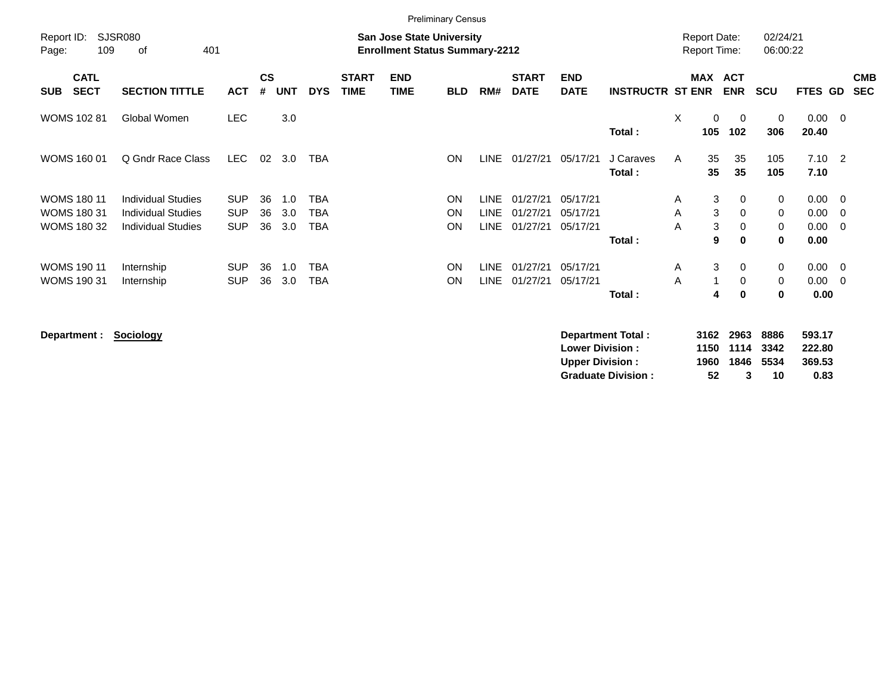Preliminary Census

Report ID: SJSR080
**San Jose State University**
**Enrollment Status Summary-2212**
Report Date: 02/24/21
Report Time: 06:00:22

| SUB | CATL SECT | SECTION TITTLE | ACT | CS # | UNT | DYS | START TIME | END TIME | BLD | RM# | START DATE | END DATE | INSTRUCTR | ST | MAX ENR | ACT ENR | SCU | FTES | GD | CMB SEC |
|---|---|---|---|---|---|---|---|---|---|---|---|---|---|---|---|---|---|---|---|---|
| WOMS | 102 81 | Global Women | LEC | | 3.0 | | | | | | | | | X | 0 | 0 | 0 | 0.00 | 0 | |
| | | | | | | | | | | | | | **Total :** | | **105** | **102** | **306** | **20.40** | | |
| WOMS | 160 01 | Q Gndr Race Class | LEC | 02 | 3.0 | TBA | | | ON | LINE | 01/27/21 | 05/17/21 | J Caraves | A | 35 | 35 | 105 | 7.10 | 2 | |
| | | | | | | | | | | | | | **Total :** | | **35** | **35** | **105** | **7.10** | | |
| WOMS | 180 11 | Individual Studies | SUP | 36 | 1.0 | TBA | | | ON | LINE | 01/27/21 | 05/17/21 | | A | 3 | 0 | 0 | 0.00 | 0 | |
| WOMS | 180 31 | Individual Studies | SUP | 36 | 3.0 | TBA | | | ON | LINE | 01/27/21 | 05/17/21 | | A | 3 | 0 | 0 | 0.00 | 0 | |
| WOMS | 180 32 | Individual Studies | SUP | 36 | 3.0 | TBA | | | ON | LINE | 01/27/21 | 05/17/21 | | A | 3 | 0 | 0 | 0.00 | 0 | |
| | | | | | | | | | | | | | **Total :** | | **9** | **0** | **0** | **0.00** | | |
| WOMS | 190 11 | Internship | SUP | 36 | 1.0 | TBA | | | ON | LINE | 01/27/21 | 05/17/21 | | A | 3 | 0 | 0 | 0.00 | 0 | |
| WOMS | 190 31 | Internship | SUP | 36 | 3.0 | TBA | | | ON | LINE | 01/27/21 | 05/17/21 | | A | 1 | 0 | 0 | 0.00 | 0 | |
| | | | | | | | | | | | | | **Total :** | | **4** | **0** | **0** | **0.00** | | |

**Department :** **Sociology**

| | MAX ENR | ACT ENR | SCU | FTES |
|---|---|---|---|---|
| **Department Total :** | **3162** | **2963** | **8886** | **593.17** |
| **Lower Division :** | **1150** | **1114** | **3342** | **222.80** |
| **Upper Division :** | **1960** | **1846** | **5534** | **369.53** |
| **Graduate Division :** | **52** | **3** | **10** | **0.83** |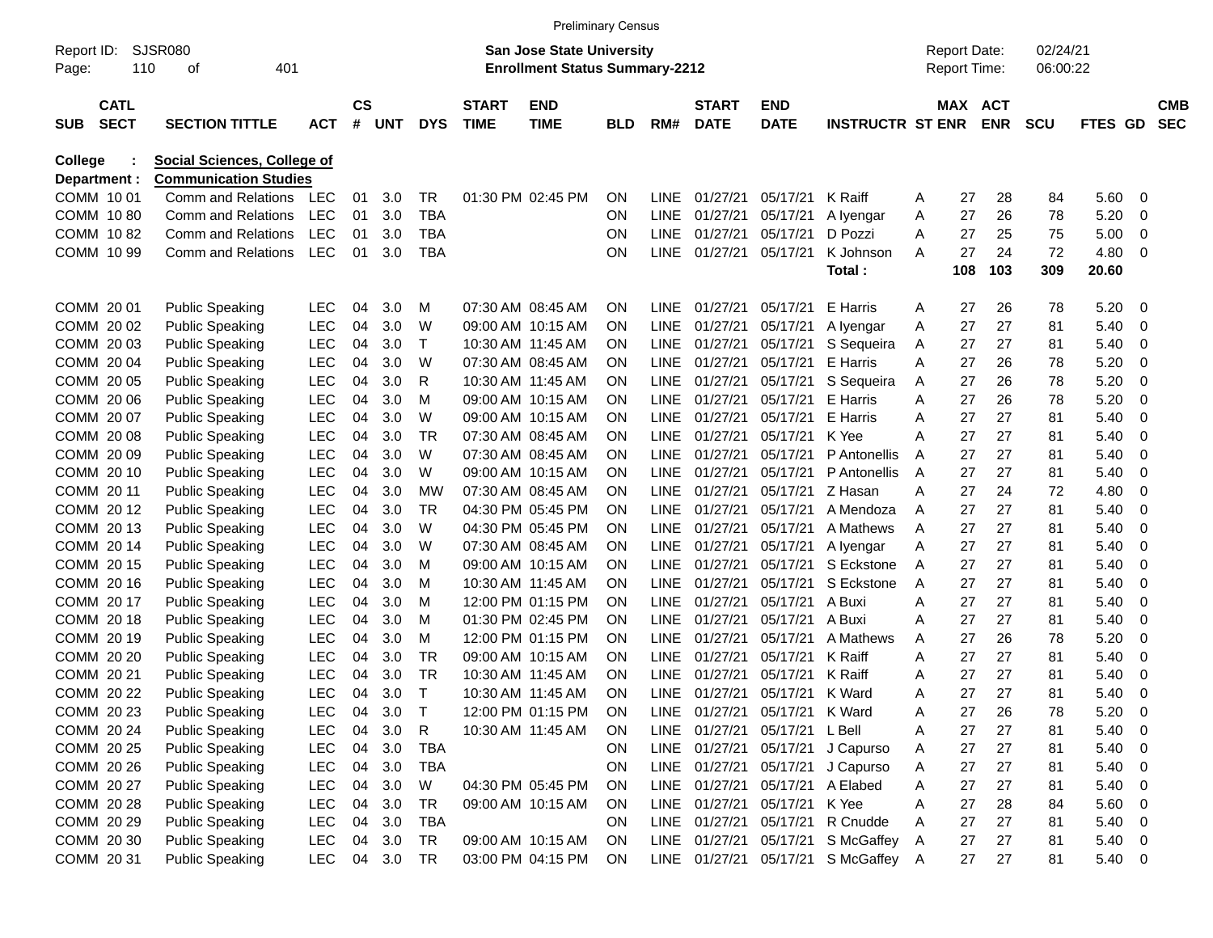Preliminary Census

Report ID: SJSR080

**San Jose State University**
**Enrollment Status Summary-2212**

Report Date: 02/24/21
Report Time: 06:00:22

**College : Social Sciences, College of**
**Department : Communication Studies**

| SUB | CATL SECT | SECTION TITTLE | ACT | CS # | UNT | DYS | START TIME | END TIME | BLD | RM# | START DATE | END DATE | INSTRUCTR | ST | MAX ENR | ACT ENR | SCU | FTES | GD | CMB SEC |
|---|---|---|---|---|---|---|---|---|---|---|---|---|---|---|---|---|---|---|---|---|
| COMM | 10 01 | Comm and Relations | LEC | 01 | 3.0 | TR | 01:30 PM | 02:45 PM | ON | LINE | 01/27/21 | 05/17/21 | K Raiff | A | 27 | 28 | 84 | 5.60 | 0 | |
| COMM | 10 80 | Comm and Relations | LEC | 01 | 3.0 | TBA | | | ON | LINE | 01/27/21 | 05/17/21 | A Iyengar | A | 27 | 26 | 78 | 5.20 | 0 | |
| COMM | 10 82 | Comm and Relations | LEC | 01 | 3.0 | TBA | | | ON | LINE | 01/27/21 | 05/17/21 | D Pozzi | A | 27 | 25 | 75 | 5.00 | 0 | |
| COMM | 10 99 | Comm and Relations | LEC | 01 | 3.0 | TBA | | | ON | LINE | 01/27/21 | 05/17/21 | K Johnson | A | 27 | 24 | 72 | 4.80 | 0 | |
| | | | | | | | | | | | | | **Total :** | | **108** | **103** | **309** | **20.60** | | |
| COMM | 20 01 | Public Speaking | LEC | 04 | 3.0 | M | 07:30 AM | 08:45 AM | ON | LINE | 01/27/21 | 05/17/21 | E Harris | A | 27 | 26 | 78 | 5.20 | 0 | |
| COMM | 20 02 | Public Speaking | LEC | 04 | 3.0 | W | 09:00 AM | 10:15 AM | ON | LINE | 01/27/21 | 05/17/21 | A Iyengar | A | 27 | 27 | 81 | 5.40 | 0 | |
| COMM | 20 03 | Public Speaking | LEC | 04 | 3.0 | T | 10:30 AM | 11:45 AM | ON | LINE | 01/27/21 | 05/17/21 | S Sequeira | A | 27 | 27 | 81 | 5.40 | 0 | |
| COMM | 20 04 | Public Speaking | LEC | 04 | 3.0 | W | 07:30 AM | 08:45 AM | ON | LINE | 01/27/21 | 05/17/21 | E Harris | A | 27 | 26 | 78 | 5.20 | 0 | |
| COMM | 20 05 | Public Speaking | LEC | 04 | 3.0 | R | 10:30 AM | 11:45 AM | ON | LINE | 01/27/21 | 05/17/21 | S Sequeira | A | 27 | 26 | 78 | 5.20 | 0 | |
| COMM | 20 06 | Public Speaking | LEC | 04 | 3.0 | M | 09:00 AM | 10:15 AM | ON | LINE | 01/27/21 | 05/17/21 | E Harris | A | 27 | 26 | 78 | 5.20 | 0 | |
| COMM | 20 07 | Public Speaking | LEC | 04 | 3.0 | W | 09:00 AM | 10:15 AM | ON | LINE | 01/27/21 | 05/17/21 | E Harris | A | 27 | 27 | 81 | 5.40 | 0 | |
| COMM | 20 08 | Public Speaking | LEC | 04 | 3.0 | TR | 07:30 AM | 08:45 AM | ON | LINE | 01/27/21 | 05/17/21 | K Yee | A | 27 | 27 | 81 | 5.40 | 0 | |
| COMM | 20 09 | Public Speaking | LEC | 04 | 3.0 | W | 07:30 AM | 08:45 AM | ON | LINE | 01/27/21 | 05/17/21 | P Antonellis | A | 27 | 27 | 81 | 5.40 | 0 | |
| COMM | 20 10 | Public Speaking | LEC | 04 | 3.0 | W | 09:00 AM | 10:15 AM | ON | LINE | 01/27/21 | 05/17/21 | P Antonellis | A | 27 | 27 | 81 | 5.40 | 0 | |
| COMM | 20 11 | Public Speaking | LEC | 04 | 3.0 | MW | 07:30 AM | 08:45 AM | ON | LINE | 01/27/21 | 05/17/21 | Z Hasan | A | 27 | 24 | 72 | 4.80 | 0 | |
| COMM | 20 12 | Public Speaking | LEC | 04 | 3.0 | TR | 04:30 PM | 05:45 PM | ON | LINE | 01/27/21 | 05/17/21 | A Mendoza | A | 27 | 27 | 81 | 5.40 | 0 | |
| COMM | 20 13 | Public Speaking | LEC | 04 | 3.0 | W | 04:30 PM | 05:45 PM | ON | LINE | 01/27/21 | 05/17/21 | A Mathews | A | 27 | 27 | 81 | 5.40 | 0 | |
| COMM | 20 14 | Public Speaking | LEC | 04 | 3.0 | W | 07:30 AM | 08:45 AM | ON | LINE | 01/27/21 | 05/17/21 | A Iyengar | A | 27 | 27 | 81 | 5.40 | 0 | |
| COMM | 20 15 | Public Speaking | LEC | 04 | 3.0 | M | 09:00 AM | 10:15 AM | ON | LINE | 01/27/21 | 05/17/21 | S Eckstone | A | 27 | 27 | 81 | 5.40 | 0 | |
| COMM | 20 16 | Public Speaking | LEC | 04 | 3.0 | M | 10:30 AM | 11:45 AM | ON | LINE | 01/27/21 | 05/17/21 | S Eckstone | A | 27 | 27 | 81 | 5.40 | 0 | |
| COMM | 20 17 | Public Speaking | LEC | 04 | 3.0 | M | 12:00 PM | 01:15 PM | ON | LINE | 01/27/21 | 05/17/21 | A Buxi | A | 27 | 27 | 81 | 5.40 | 0 | |
| COMM | 20 18 | Public Speaking | LEC | 04 | 3.0 | M | 01:30 PM | 02:45 PM | ON | LINE | 01/27/21 | 05/17/21 | A Buxi | A | 27 | 27 | 81 | 5.40 | 0 | |
| COMM | 20 19 | Public Speaking | LEC | 04 | 3.0 | M | 12:00 PM | 01:15 PM | ON | LINE | 01/27/21 | 05/17/21 | A Mathews | A | 27 | 26 | 78 | 5.20 | 0 | |
| COMM | 20 20 | Public Speaking | LEC | 04 | 3.0 | TR | 09:00 AM | 10:15 AM | ON | LINE | 01/27/21 | 05/17/21 | K Raiff | A | 27 | 27 | 81 | 5.40 | 0 | |
| COMM | 20 21 | Public Speaking | LEC | 04 | 3.0 | TR | 10:30 AM | 11:45 AM | ON | LINE | 01/27/21 | 05/17/21 | K Raiff | A | 27 | 27 | 81 | 5.40 | 0 | |
| COMM | 20 22 | Public Speaking | LEC | 04 | 3.0 | T | 10:30 AM | 11:45 AM | ON | LINE | 01/27/21 | 05/17/21 | K Ward | A | 27 | 27 | 81 | 5.40 | 0 | |
| COMM | 20 23 | Public Speaking | LEC | 04 | 3.0 | T | 12:00 PM | 01:15 PM | ON | LINE | 01/27/21 | 05/17/21 | K Ward | A | 27 | 26 | 78 | 5.20 | 0 | |
| COMM | 20 24 | Public Speaking | LEC | 04 | 3.0 | R | 10:30 AM | 11:45 AM | ON | LINE | 01/27/21 | 05/17/21 | L Bell | A | 27 | 27 | 81 | 5.40 | 0 | |
| COMM | 20 25 | Public Speaking | LEC | 04 | 3.0 | TBA | | | ON | LINE | 01/27/21 | 05/17/21 | J Capurso | A | 27 | 27 | 81 | 5.40 | 0 | |
| COMM | 20 26 | Public Speaking | LEC | 04 | 3.0 | TBA | | | ON | LINE | 01/27/21 | 05/17/21 | J Capurso | A | 27 | 27 | 81 | 5.40 | 0 | |
| COMM | 20 27 | Public Speaking | LEC | 04 | 3.0 | W | 04:30 PM | 05:45 PM | ON | LINE | 01/27/21 | 05/17/21 | A Elabed | A | 27 | 27 | 81 | 5.40 | 0 | |
| COMM | 20 28 | Public Speaking | LEC | 04 | 3.0 | TR | 09:00 AM | 10:15 AM | ON | LINE | 01/27/21 | 05/17/21 | K Yee | A | 27 | 28 | 84 | 5.60 | 0 | |
| COMM | 20 29 | Public Speaking | LEC | 04 | 3.0 | TBA | | | ON | LINE | 01/27/21 | 05/17/21 | R Cnudde | A | 27 | 27 | 81 | 5.40 | 0 | |
| COMM | 20 30 | Public Speaking | LEC | 04 | 3.0 | TR | 09:00 AM | 10:15 AM | ON | LINE | 01/27/21 | 05/17/21 | S McGaffey | A | 27 | 27 | 81 | 5.40 | 0 | |
| COMM | 20 31 | Public Speaking | LEC | 04 | 3.0 | TR | 03:00 PM | 04:15 PM | ON | LINE | 01/27/21 | 05/17/21 | S McGaffey | A | 27 | 27 | 81 | 5.40 | 0 | |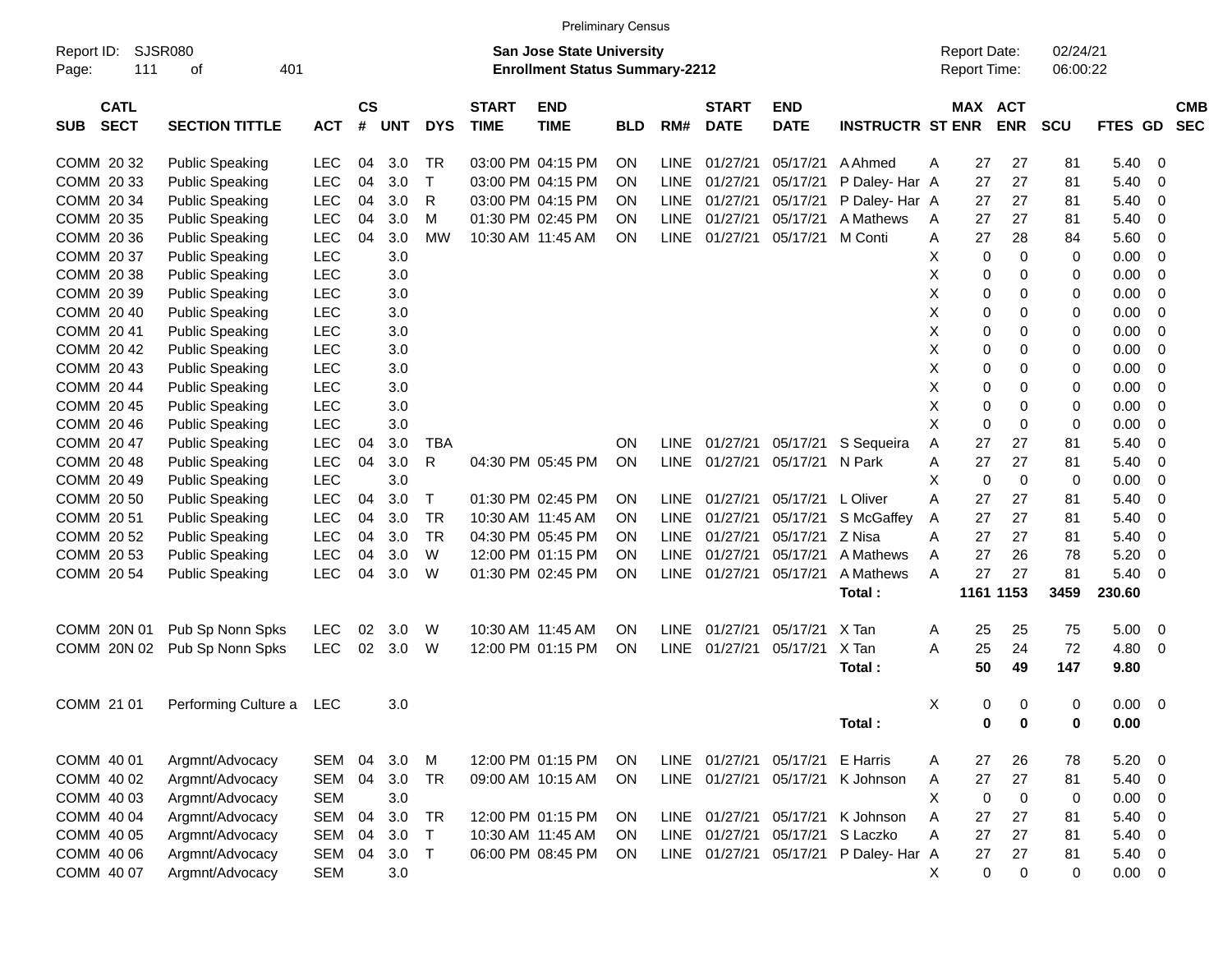Preliminary Census

Report ID: SJSR080 | Page: 111 of 401

**San Jose State University**
**Enrollment Status Summary-2212**

Report Date: 02/24/21
Report Time: 06:00:22

| SUB | CATL SECT | SECTION TITTLE | ACT | CS # | UNT | DYS | START TIME | END TIME | BLD | RM# | START DATE | END DATE | INSTRUCTR | ST | MAX ENR | ACT ENR | SCU | FTES | GD | CMB SEC |
|---|---|---|---|---|---|---|---|---|---|---|---|---|---|---|---|---|---|---|---|---|
| COMM | 20 32 | Public Speaking | LEC | 04 | 3.0 | TR | 03:00 PM | 04:15 PM | ON | LINE | 01/27/21 | 05/17/21 | A Ahmed | A | 27 | 27 | 81 | 5.40 | 0 | |
| COMM | 20 33 | Public Speaking | LEC | 04 | 3.0 | T | 03:00 PM | 04:15 PM | ON | LINE | 01/27/21 | 05/17/21 | P Daley- Har | A | 27 | 27 | 81 | 5.40 | 0 | |
| COMM | 20 34 | Public Speaking | LEC | 04 | 3.0 | R | 03:00 PM | 04:15 PM | ON | LINE | 01/27/21 | 05/17/21 | P Daley- Har | A | 27 | 27 | 81 | 5.40 | 0 | |
| COMM | 20 35 | Public Speaking | LEC | 04 | 3.0 | M | 01:30 PM | 02:45 PM | ON | LINE | 01/27/21 | 05/17/21 | A Mathews | A | 27 | 27 | 81 | 5.40 | 0 | |
| COMM | 20 36 | Public Speaking | LEC | 04 | 3.0 | MW | 10:30 AM | 11:45 AM | ON | LINE | 01/27/21 | 05/17/21 | M Conti | A | 27 | 28 | 84 | 5.60 | 0 | |
| COMM | 20 37 | Public Speaking | LEC | | 3.0 | | | | | | | | | X | 0 | 0 | 0 | 0.00 | 0 | |
| COMM | 20 38 | Public Speaking | LEC | | 3.0 | | | | | | | | | X | 0 | 0 | 0 | 0.00 | 0 | |
| COMM | 20 39 | Public Speaking | LEC | | 3.0 | | | | | | | | | X | 0 | 0 | 0 | 0.00 | 0 | |
| COMM | 20 40 | Public Speaking | LEC | | 3.0 | | | | | | | | | X | 0 | 0 | 0 | 0.00 | 0 | |
| COMM | 20 41 | Public Speaking | LEC | | 3.0 | | | | | | | | | X | 0 | 0 | 0 | 0.00 | 0 | |
| COMM | 20 42 | Public Speaking | LEC | | 3.0 | | | | | | | | | X | 0 | 0 | 0 | 0.00 | 0 | |
| COMM | 20 43 | Public Speaking | LEC | | 3.0 | | | | | | | | | X | 0 | 0 | 0 | 0.00 | 0 | |
| COMM | 20 44 | Public Speaking | LEC | | 3.0 | | | | | | | | | X | 0 | 0 | 0 | 0.00 | 0 | |
| COMM | 20 45 | Public Speaking | LEC | | 3.0 | | | | | | | | | X | 0 | 0 | 0 | 0.00 | 0 | |
| COMM | 20 46 | Public Speaking | LEC | | 3.0 | | | | | | | | | X | 0 | 0 | 0 | 0.00 | 0 | |
| COMM | 20 47 | Public Speaking | LEC | 04 | 3.0 | TBA | | | ON | LINE | 01/27/21 | 05/17/21 | S Sequeira | A | 27 | 27 | 81 | 5.40 | 0 | |
| COMM | 20 48 | Public Speaking | LEC | 04 | 3.0 | R | 04:30 PM | 05:45 PM | ON | LINE | 01/27/21 | 05/17/21 | N Park | A | 27 | 27 | 81 | 5.40 | 0 | |
| COMM | 20 49 | Public Speaking | LEC | | 3.0 | | | | | | | | | X | 0 | 0 | 0 | 0.00 | 0 | |
| COMM | 20 50 | Public Speaking | LEC | 04 | 3.0 | T | 01:30 PM | 02:45 PM | ON | LINE | 01/27/21 | 05/17/21 | L Oliver | A | 27 | 27 | 81 | 5.40 | 0 | |
| COMM | 20 51 | Public Speaking | LEC | 04 | 3.0 | TR | 10:30 AM | 11:45 AM | ON | LINE | 01/27/21 | 05/17/21 | S McGaffey | A | 27 | 27 | 81 | 5.40 | 0 | |
| COMM | 20 52 | Public Speaking | LEC | 04 | 3.0 | TR | 04:30 PM | 05:45 PM | ON | LINE | 01/27/21 | 05/17/21 | Z Nisa | A | 27 | 27 | 81 | 5.40 | 0 | |
| COMM | 20 53 | Public Speaking | LEC | 04 | 3.0 | W | 12:00 PM | 01:15 PM | ON | LINE | 01/27/21 | 05/17/21 | A Mathews | A | 27 | 26 | 78 | 5.20 | 0 | |
| COMM | 20 54 | Public Speaking | LEC | 04 | 3.0 | W | 01:30 PM | 02:45 PM | ON | LINE | 01/27/21 | 05/17/21 | A Mathews | A | 27 | 27 | 81 | 5.40 | 0 | |
| | | | | | | | | | | | | | **Total :** | | **1161** | **1153** | **3459** | **230.60** | | |
| COMM | 20N 01 | Pub Sp Nonn Spks | LEC | 02 | 3.0 | W | 10:30 AM | 11:45 AM | ON | LINE | 01/27/21 | 05/17/21 | X Tan | A | 25 | 25 | 75 | 5.00 | 0 | |
| COMM | 20N 02 | Pub Sp Nonn Spks | LEC | 02 | 3.0 | W | 12:00 PM | 01:15 PM | ON | LINE | 01/27/21 | 05/17/21 | X Tan | A | 25 | 24 | 72 | 4.80 | 0 | |
| | | | | | | | | | | | | | **Total :** | | **50** | **49** | **147** | **9.80** | | |
| COMM | 21 01 | Performing Culture a | LEC | | 3.0 | | | | | | | | | X | 0 | 0 | 0 | 0.00 | 0 | |
| | | | | | | | | | | | | | **Total :** | | **0** | **0** | **0** | **0.00** | | |
| COMM | 40 01 | Argmnt/Advocacy | SEM | 04 | 3.0 | M | 12:00 PM | 01:15 PM | ON | LINE | 01/27/21 | 05/17/21 | E Harris | A | 27 | 26 | 78 | 5.20 | 0 | |
| COMM | 40 02 | Argmnt/Advocacy | SEM | 04 | 3.0 | TR | 09:00 AM | 10:15 AM | ON | LINE | 01/27/21 | 05/17/21 | K Johnson | A | 27 | 27 | 81 | 5.40 | 0 | |
| COMM | 40 03 | Argmnt/Advocacy | SEM | | 3.0 | | | | | | | | | X | 0 | 0 | 0 | 0.00 | 0 | |
| COMM | 40 04 | Argmnt/Advocacy | SEM | 04 | 3.0 | TR | 12:00 PM | 01:15 PM | ON | LINE | 01/27/21 | 05/17/21 | K Johnson | A | 27 | 27 | 81 | 5.40 | 0 | |
| COMM | 40 05 | Argmnt/Advocacy | SEM | 04 | 3.0 | T | 10:30 AM | 11:45 AM | ON | LINE | 01/27/21 | 05/17/21 | S Laczko | A | 27 | 27 | 81 | 5.40 | 0 | |
| COMM | 40 06 | Argmnt/Advocacy | SEM | 04 | 3.0 | T | 06:00 PM | 08:45 PM | ON | LINE | 01/27/21 | 05/17/21 | P Daley- Har | A | 27 | 27 | 81 | 5.40 | 0 | |
| COMM | 40 07 | Argmnt/Advocacy | SEM | | 3.0 | | | | | | | | | X | 0 | 0 | 0 | 0.00 | 0 | |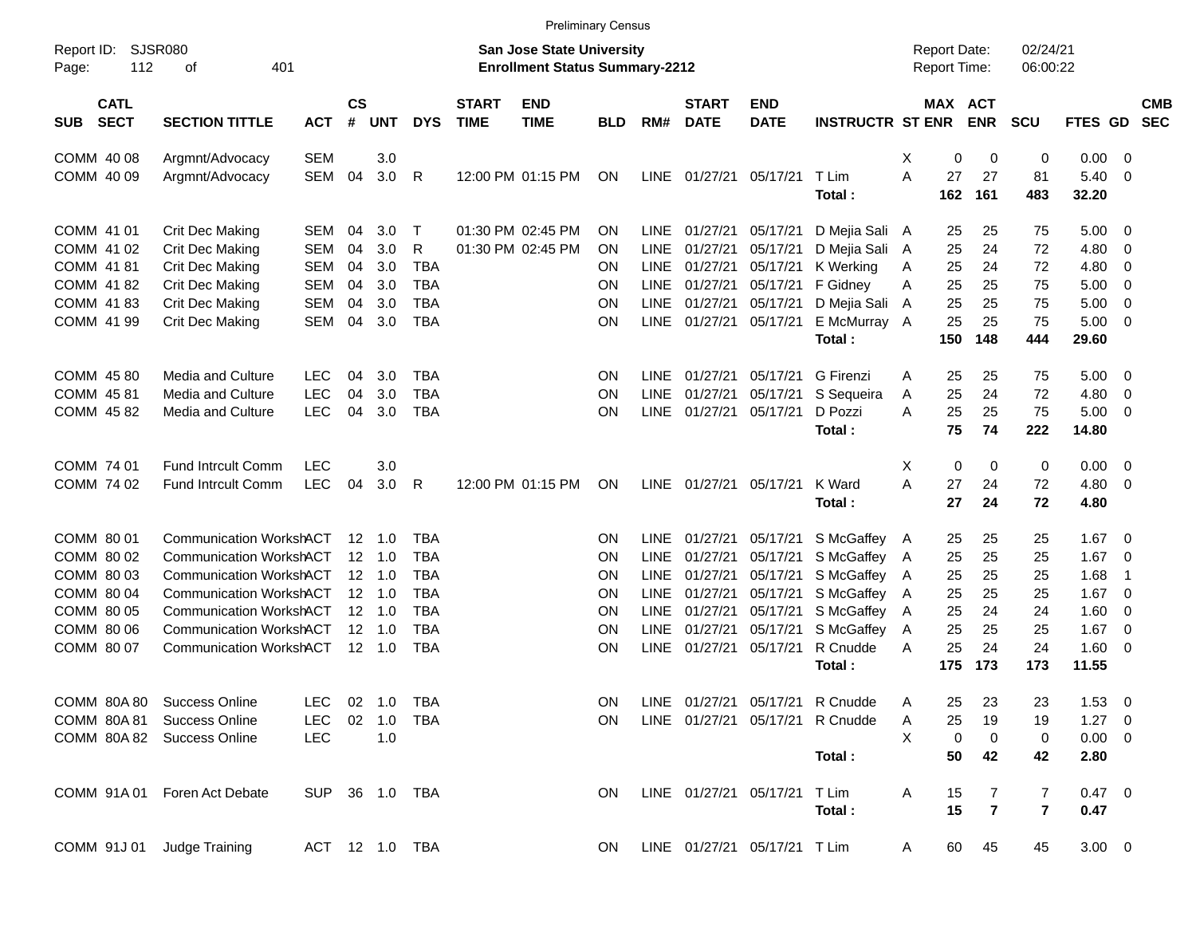Preliminary Census

Report ID: SJSR080
**San Jose State University**
**Enrollment Status Summary-2212**
Report Date: 02/24/21
Report Time: 06:00:22

| SUB | CATL SECT | SECTION TITTLE | ACT | CS # | UNT | DYS | START TIME | END TIME | BLD | RM# | START DATE | END DATE | INSTRUCTR | ST | MAX ENR | ACT ENR | SCU | FTES | GD | CMB SEC |
|---|---|---|---|---|---|---|---|---|---|---|---|---|---|---|---|---|---|---|---|---|
| COMM | 40 08 | Argmnt/Advocacy | SEM | | 3.0 | | | | | | | | | X | 0 | 0 | 0 | 0.00 | 0 | |
| COMM | 40 09 | Argmnt/Advocacy | SEM | 04 | 3.0 | R | 12:00 PM | 01:15 PM | ON | LINE | 01/27/21 | 05/17/21 | T Lim | A | 27 | 27 | 81 | 5.40 | 0 | |
| | | | | | | | | | | | | | **Total :** | | **162** | **161** | **483** | **32.20** | | |
| COMM | 41 01 | Crit Dec Making | SEM | 04 | 3.0 | T | 01:30 PM | 02:45 PM | ON | LINE | 01/27/21 | 05/17/21 | D Mejia Sali | A | 25 | 25 | 75 | 5.00 | 0 | |
| COMM | 41 02 | Crit Dec Making | SEM | 04 | 3.0 | R | 01:30 PM | 02:45 PM | ON | LINE | 01/27/21 | 05/17/21 | D Mejia Sali | A | 25 | 24 | 72 | 4.80 | 0 | |
| COMM | 41 81 | Crit Dec Making | SEM | 04 | 3.0 | TBA | | | ON | LINE | 01/27/21 | 05/17/21 | K Werking | A | 25 | 24 | 72 | 4.80 | 0 | |
| COMM | 41 82 | Crit Dec Making | SEM | 04 | 3.0 | TBA | | | ON | LINE | 01/27/21 | 05/17/21 | F Gidney | A | 25 | 25 | 75 | 5.00 | 0 | |
| COMM | 41 83 | Crit Dec Making | SEM | 04 | 3.0 | TBA | | | ON | LINE | 01/27/21 | 05/17/21 | D Mejia Sali | A | 25 | 25 | 75 | 5.00 | 0 | |
| COMM | 41 99 | Crit Dec Making | SEM | 04 | 3.0 | TBA | | | ON | LINE | 01/27/21 | 05/17/21 | E McMurray | A | 25 | 25 | 75 | 5.00 | 0 | |
| | | | | | | | | | | | | | **Total :** | | **150** | **148** | **444** | **29.60** | | |
| COMM | 45 80 | Media and Culture | LEC | 04 | 3.0 | TBA | | | ON | LINE | 01/27/21 | 05/17/21 | G Firenzi | A | 25 | 25 | 75 | 5.00 | 0 | |
| COMM | 45 81 | Media and Culture | LEC | 04 | 3.0 | TBA | | | ON | LINE | 01/27/21 | 05/17/21 | S Sequeira | A | 25 | 24 | 72 | 4.80 | 0 | |
| COMM | 45 82 | Media and Culture | LEC | 04 | 3.0 | TBA | | | ON | LINE | 01/27/21 | 05/17/21 | D Pozzi | A | 25 | 25 | 75 | 5.00 | 0 | |
| | | | | | | | | | | | | | **Total :** | | **75** | **74** | **222** | **14.80** | | |
| COMM | 74 01 | Fund Intrcult Comm | LEC | | 3.0 | | | | | | | | | X | 0 | 0 | 0 | 0.00 | 0 | |
| COMM | 74 02 | Fund Intrcult Comm | LEC | 04 | 3.0 | R | 12:00 PM | 01:15 PM | ON | LINE | 01/27/21 | 05/17/21 | K Ward | A | 27 | 24 | 72 | 4.80 | 0 | |
| | | | | | | | | | | | | | **Total :** | | **27** | **24** | **72** | **4.80** | | |
| COMM | 80 01 | Communication Worksh | ACT | 12 | 1.0 | TBA | | | ON | LINE | 01/27/21 | 05/17/21 | S McGaffey | A | 25 | 25 | 25 | 1.67 | 0 | |
| COMM | 80 02 | Communication Worksh | ACT | 12 | 1.0 | TBA | | | ON | LINE | 01/27/21 | 05/17/21 | S McGaffey | A | 25 | 25 | 25 | 1.67 | 0 | |
| COMM | 80 03 | Communication Worksh | ACT | 12 | 1.0 | TBA | | | ON | LINE | 01/27/21 | 05/17/21 | S McGaffey | A | 25 | 25 | 25 | 1.68 | 1 | |
| COMM | 80 04 | Communication Worksh | ACT | 12 | 1.0 | TBA | | | ON | LINE | 01/27/21 | 05/17/21 | S McGaffey | A | 25 | 25 | 25 | 1.67 | 0 | |
| COMM | 80 05 | Communication Worksh | ACT | 12 | 1.0 | TBA | | | ON | LINE | 01/27/21 | 05/17/21 | S McGaffey | A | 25 | 24 | 24 | 1.60 | 0 | |
| COMM | 80 06 | Communication Worksh | ACT | 12 | 1.0 | TBA | | | ON | LINE | 01/27/21 | 05/17/21 | S McGaffey | A | 25 | 25 | 25 | 1.67 | 0 | |
| COMM | 80 07 | Communication Worksh | ACT | 12 | 1.0 | TBA | | | ON | LINE | 01/27/21 | 05/17/21 | R Cnudde | A | 25 | 24 | 24 | 1.60 | 0 | |
| | | | | | | | | | | | | | **Total :** | | **175** | **173** | **173** | **11.55** | | |
| COMM | 80A 80 | Success Online | LEC | 02 | 1.0 | TBA | | | ON | LINE | 01/27/21 | 05/17/21 | R Cnudde | A | 25 | 23 | 23 | 1.53 | 0 | |
| COMM | 80A 81 | Success Online | LEC | 02 | 1.0 | TBA | | | ON | LINE | 01/27/21 | 05/17/21 | R Cnudde | A | 25 | 19 | 19 | 1.27 | 0 | |
| COMM | 80A 82 | Success Online | LEC | | 1.0 | | | | | | | | | X | 0 | 0 | 0 | 0.00 | 0 | |
| | | | | | | | | | | | | | **Total :** | | **50** | **42** | **42** | **2.80** | | |
| COMM | 91A 01 | Foren Act Debate | SUP | 36 | 1.0 | TBA | | | ON | LINE | 01/27/21 | 05/17/21 | T Lim | A | 15 | 7 | 7 | 0.47 | 0 | |
| | | | | | | | | | | | | | **Total :** | | **15** | **7** | **7** | **0.47** | | |
| COMM | 91J 01 | Judge Training | ACT | 12 | 1.0 | TBA | | | ON | LINE | 01/27/21 | 05/17/21 | T Lim | A | 60 | 45 | 45 | 3.00 | 0 | |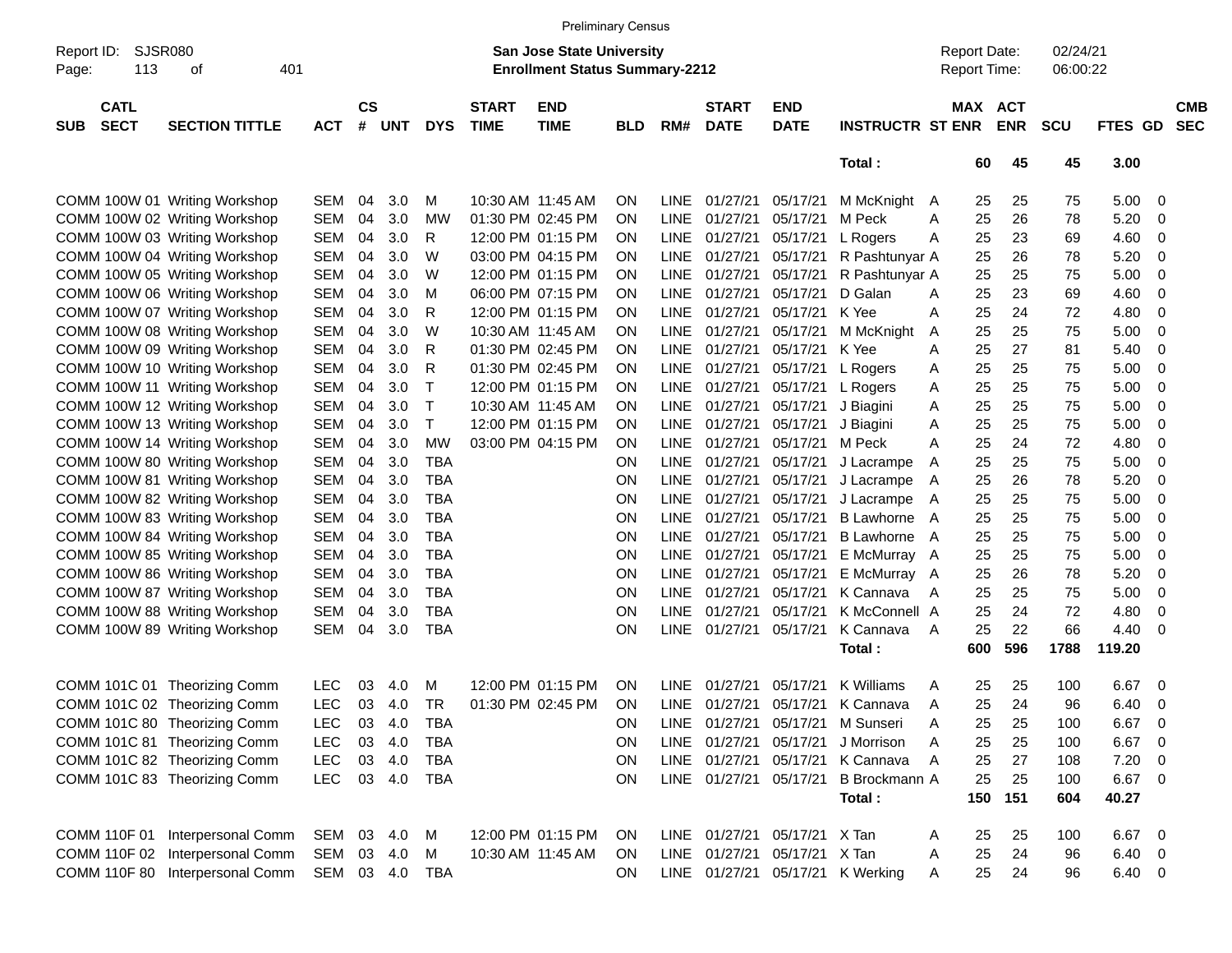Preliminary Census

Report ID: SJSR080
Page: 113 of 401

**San Jose State University**
**Enrollment Status Summary-2212**

Report Date: 02/24/21
Report Time: 06:00:22

| SUB | CATL SECT | SECTION TITTLE | ACT | CS # | UNT | DYS | START TIME | END TIME | BLD | RM# | START DATE | END DATE | INSTRUCTR | ST | MAX ENR | ACT ENR | SCU | FTES | GD | CMB SEC |
|---|---|---|---|---|---|---|---|---|---|---|---|---|---|---|---|---|---|---|---|---|
| | | | | | | | | | | | | | Total : | | 60 | 45 | 45 | 3.00 | | |
| COMM | 100W 01 | Writing Workshop | SEM | 04 | 3.0 | M | 10:30 AM | 11:45 AM | ON | LINE | 01/27/21 | 05/17/21 | M McKnight | A | 25 | 25 | 75 | 5.00 | 0 | |
| COMM | 100W 02 | Writing Workshop | SEM | 04 | 3.0 | MW | 01:30 PM | 02:45 PM | ON | LINE | 01/27/21 | 05/17/21 | M Peck | A | 25 | 26 | 78 | 5.20 | 0 | |
| COMM | 100W 03 | Writing Workshop | SEM | 04 | 3.0 | R | 12:00 PM | 01:15 PM | ON | LINE | 01/27/21 | 05/17/21 | L Rogers | A | 25 | 23 | 69 | 4.60 | 0 | |
| COMM | 100W 04 | Writing Workshop | SEM | 04 | 3.0 | W | 03:00 PM | 04:15 PM | ON | LINE | 01/27/21 | 05/17/21 | R Pashtunyar | A | 25 | 26 | 78 | 5.20 | 0 | |
| COMM | 100W 05 | Writing Workshop | SEM | 04 | 3.0 | W | 12:00 PM | 01:15 PM | ON | LINE | 01/27/21 | 05/17/21 | R Pashtunyar | A | 25 | 25 | 75 | 5.00 | 0 | |
| COMM | 100W 06 | Writing Workshop | SEM | 04 | 3.0 | M | 06:00 PM | 07:15 PM | ON | LINE | 01/27/21 | 05/17/21 | D Galan | A | 25 | 23 | 69 | 4.60 | 0 | |
| COMM | 100W 07 | Writing Workshop | SEM | 04 | 3.0 | R | 12:00 PM | 01:15 PM | ON | LINE | 01/27/21 | 05/17/21 | K Yee | A | 25 | 24 | 72 | 4.80 | 0 | |
| COMM | 100W 08 | Writing Workshop | SEM | 04 | 3.0 | W | 10:30 AM | 11:45 AM | ON | LINE | 01/27/21 | 05/17/21 | M McKnight | A | 25 | 25 | 75 | 5.00 | 0 | |
| COMM | 100W 09 | Writing Workshop | SEM | 04 | 3.0 | R | 01:30 PM | 02:45 PM | ON | LINE | 01/27/21 | 05/17/21 | K Yee | A | 25 | 27 | 81 | 5.40 | 0 | |
| COMM | 100W 10 | Writing Workshop | SEM | 04 | 3.0 | R | 01:30 PM | 02:45 PM | ON | LINE | 01/27/21 | 05/17/21 | L Rogers | A | 25 | 25 | 75 | 5.00 | 0 | |
| COMM | 100W 11 | Writing Workshop | SEM | 04 | 3.0 | T | 12:00 PM | 01:15 PM | ON | LINE | 01/27/21 | 05/17/21 | L Rogers | A | 25 | 25 | 75 | 5.00 | 0 | |
| COMM | 100W 12 | Writing Workshop | SEM | 04 | 3.0 | T | 10:30 AM | 11:45 AM | ON | LINE | 01/27/21 | 05/17/21 | J Biagini | A | 25 | 25 | 75 | 5.00 | 0 | |
| COMM | 100W 13 | Writing Workshop | SEM | 04 | 3.0 | T | 12:00 PM | 01:15 PM | ON | LINE | 01/27/21 | 05/17/21 | J Biagini | A | 25 | 25 | 75 | 5.00 | 0 | |
| COMM | 100W 14 | Writing Workshop | SEM | 04 | 3.0 | MW | 03:00 PM | 04:15 PM | ON | LINE | 01/27/21 | 05/17/21 | M Peck | A | 25 | 24 | 72 | 4.80 | 0 | |
| COMM | 100W 80 | Writing Workshop | SEM | 04 | 3.0 | TBA | | | ON | LINE | 01/27/21 | 05/17/21 | J Lacrampe | A | 25 | 25 | 75 | 5.00 | 0 | |
| COMM | 100W 81 | Writing Workshop | SEM | 04 | 3.0 | TBA | | | ON | LINE | 01/27/21 | 05/17/21 | J Lacrampe | A | 25 | 26 | 78 | 5.20 | 0 | |
| COMM | 100W 82 | Writing Workshop | SEM | 04 | 3.0 | TBA | | | ON | LINE | 01/27/21 | 05/17/21 | J Lacrampe | A | 25 | 25 | 75 | 5.00 | 0 | |
| COMM | 100W 83 | Writing Workshop | SEM | 04 | 3.0 | TBA | | | ON | LINE | 01/27/21 | 05/17/21 | B Lawhorne | A | 25 | 25 | 75 | 5.00 | 0 | |
| COMM | 100W 84 | Writing Workshop | SEM | 04 | 3.0 | TBA | | | ON | LINE | 01/27/21 | 05/17/21 | B Lawhorne | A | 25 | 25 | 75 | 5.00 | 0 | |
| COMM | 100W 85 | Writing Workshop | SEM | 04 | 3.0 | TBA | | | ON | LINE | 01/27/21 | 05/17/21 | E McMurray | A | 25 | 25 | 75 | 5.00 | 0 | |
| COMM | 100W 86 | Writing Workshop | SEM | 04 | 3.0 | TBA | | | ON | LINE | 01/27/21 | 05/17/21 | E McMurray | A | 25 | 26 | 78 | 5.20 | 0 | |
| COMM | 100W 87 | Writing Workshop | SEM | 04 | 3.0 | TBA | | | ON | LINE | 01/27/21 | 05/17/21 | K Cannava | A | 25 | 25 | 75 | 5.00 | 0 | |
| COMM | 100W 88 | Writing Workshop | SEM | 04 | 3.0 | TBA | | | ON | LINE | 01/27/21 | 05/17/21 | K McConnell | A | 25 | 24 | 72 | 4.80 | 0 | |
| COMM | 100W 89 | Writing Workshop | SEM | 04 | 3.0 | TBA | | | ON | LINE | 01/27/21 | 05/17/21 | K Cannava | A | 25 | 22 | 66 | 4.40 | 0 | |
| | | | | | | | | | | | | | Total : | | 600 | 596 | 1788 | 119.20 | | |
| COMM | 101C 01 | Theorizing Comm | LEC | 03 | 4.0 | M | 12:00 PM | 01:15 PM | ON | LINE | 01/27/21 | 05/17/21 | K Williams | A | 25 | 25 | 100 | 6.67 | 0 | |
| COMM | 101C 02 | Theorizing Comm | LEC | 03 | 4.0 | TR | 01:30 PM | 02:45 PM | ON | LINE | 01/27/21 | 05/17/21 | K Cannava | A | 25 | 24 | 96 | 6.40 | 0 | |
| COMM | 101C 80 | Theorizing Comm | LEC | 03 | 4.0 | TBA | | | ON | LINE | 01/27/21 | 05/17/21 | M Sunseri | A | 25 | 25 | 100 | 6.67 | 0 | |
| COMM | 101C 81 | Theorizing Comm | LEC | 03 | 4.0 | TBA | | | ON | LINE | 01/27/21 | 05/17/21 | J Morrison | A | 25 | 25 | 100 | 6.67 | 0 | |
| COMM | 101C 82 | Theorizing Comm | LEC | 03 | 4.0 | TBA | | | ON | LINE | 01/27/21 | 05/17/21 | K Cannava | A | 25 | 27 | 108 | 7.20 | 0 | |
| COMM | 101C 83 | Theorizing Comm | LEC | 03 | 4.0 | TBA | | | ON | LINE | 01/27/21 | 05/17/21 | B Brockmann | A | 25 | 25 | 100 | 6.67 | 0 | |
| | | | | | | | | | | | | | Total : | | 150 | 151 | 604 | 40.27 | | |
| COMM | 110F 01 | Interpersonal Comm | SEM | 03 | 4.0 | M | 12:00 PM | 01:15 PM | ON | LINE | 01/27/21 | 05/17/21 | X Tan | A | 25 | 25 | 100 | 6.67 | 0 | |
| COMM | 110F 02 | Interpersonal Comm | SEM | 03 | 4.0 | M | 10:30 AM | 11:45 AM | ON | LINE | 01/27/21 | 05/17/21 | X Tan | A | 25 | 24 | 96 | 6.40 | 0 | |
| COMM | 110F 80 | Interpersonal Comm | SEM | 03 | 4.0 | TBA | | | ON | LINE | 01/27/21 | 05/17/21 | K Werking | A | 25 | 24 | 96 | 6.40 | 0 | |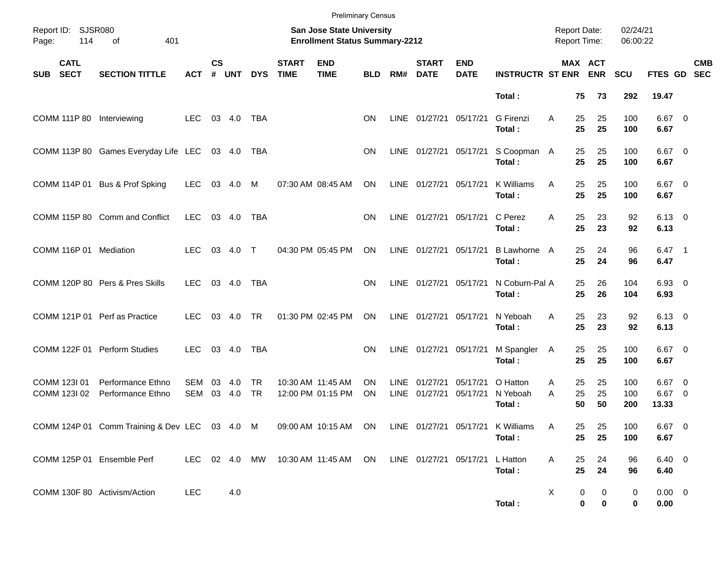Preliminary Census

Report ID: SJSR080

**San Jose State University**
**Enrollment Status Summary-2212**

Report Date: 02/24/21
Report Time: 06:00:22

| SUB | CATL SECT | SECTION TITTLE | ACT | CS # | UNT | DYS | START TIME | END TIME | BLD | RM# | START DATE | END DATE | INSTRUCTR | ST | MAX ENR | ACT ENR | SCU | FTES | GD | CMB SEC |
|---|---|---|---|---|---|---|---|---|---|---|---|---|---|---|---|---|---|---|---|---|
| | | | | | | | | | | | | | **Total :** | | **75** | **73** | **292** | **19.47** | | |
| COMM | 111P 80 | Interviewing | LEC | 03 | 4.0 | TBA | | | ON | LINE | 01/27/21 | 05/17/21 | G Firenzi | A | 25 | 25 | 100 | 6.67 | 0 | |
| | | | | | | | | | | | | | **Total :** | | **25** | **25** | **100** | **6.67** | | |
| COMM | 113P 80 | Games Everyday Life | LEC | 03 | 4.0 | TBA | | | ON | LINE | 01/27/21 | 05/17/21 | S Coopman | A | 25 | 25 | 100 | 6.67 | 0 | |
| | | | | | | | | | | | | | **Total :** | | **25** | **25** | **100** | **6.67** | | |
| COMM | 114P 01 | Bus & Prof Spking | LEC | 03 | 4.0 | M | 07:30 AM | 08:45 AM | ON | LINE | 01/27/21 | 05/17/21 | K Williams | A | 25 | 25 | 100 | 6.67 | 0 | |
| | | | | | | | | | | | | | **Total :** | | **25** | **25** | **100** | **6.67** | | |
| COMM | 115P 80 | Comm and Conflict | LEC | 03 | 4.0 | TBA | | | ON | LINE | 01/27/21 | 05/17/21 | C Perez | A | 25 | 23 | 92 | 6.13 | 0 | |
| | | | | | | | | | | | | | **Total :** | | **25** | **23** | **92** | **6.13** | | |
| COMM | 116P 01 | Mediation | LEC | 03 | 4.0 | T | 04:30 PM | 05:45 PM | ON | LINE | 01/27/21 | 05/17/21 | B Lawhorne | A | 25 | 24 | 96 | 6.47 | 1 | |
| | | | | | | | | | | | | | **Total :** | | **25** | **24** | **96** | **6.47** | | |
| COMM | 120P 80 | Pers & Pres Skills | LEC | 03 | 4.0 | TBA | | | ON | LINE | 01/27/21 | 05/17/21 | N Coburn-Pal | A | 25 | 26 | 104 | 6.93 | 0 | |
| | | | | | | | | | | | | | **Total :** | | **25** | **26** | **104** | **6.93** | | |
| COMM | 121P 01 | Perf as Practice | LEC | 03 | 4.0 | TR | 01:30 PM | 02:45 PM | ON | LINE | 01/27/21 | 05/17/21 | N Yeboah | A | 25 | 23 | 92 | 6.13 | 0 | |
| | | | | | | | | | | | | | **Total :** | | **25** | **23** | **92** | **6.13** | | |
| COMM | 122F 01 | Perform Studies | LEC | 03 | 4.0 | TBA | | | ON | LINE | 01/27/21 | 05/17/21 | M Spangler | A | 25 | 25 | 100 | 6.67 | 0 | |
| | | | | | | | | | | | | | **Total :** | | **25** | **25** | **100** | **6.67** | | |
| COMM | 123I 01 | Performance Ethno | SEM | 03 | 4.0 | TR | 10:30 AM | 11:45 AM | ON | LINE | 01/27/21 | 05/17/21 | O Hatton | A | 25 | 25 | 100 | 6.67 | 0 | |
| COMM | 123I 02 | Performance Ethno | SEM | 03 | 4.0 | TR | 12:00 PM | 01:15 PM | ON | LINE | 01/27/21 | 05/17/21 | N Yeboah | A | 25 | 25 | 100 | 6.67 | 0 | |
| | | | | | | | | | | | | | **Total :** | | **50** | **50** | **200** | **13.33** | | |
| COMM | 124P 01 | Comm Training & Dev | LEC | 03 | 4.0 | M | 09:00 AM | 10:15 AM | ON | LINE | 01/27/21 | 05/17/21 | K Williams | A | 25 | 25 | 100 | 6.67 | 0 | |
| | | | | | | | | | | | | | **Total :** | | **25** | **25** | **100** | **6.67** | | |
| COMM | 125P 01 | Ensemble Perf | LEC | 02 | 4.0 | MW | 10:30 AM | 11:45 AM | ON | LINE | 01/27/21 | 05/17/21 | L Hatton | A | 25 | 24 | 96 | 6.40 | 0 | |
| | | | | | | | | | | | | | **Total :** | | **25** | **24** | **96** | **6.40** | | |
| COMM | 130F 80 | Activism/Action | LEC | | 4.0 | | | | | | | | | X | 0 | 0 | 0 | 0.00 | 0 | |
| | | | | | | | | | | | | | **Total :** | | **0** | **0** | **0** | **0.00** | | |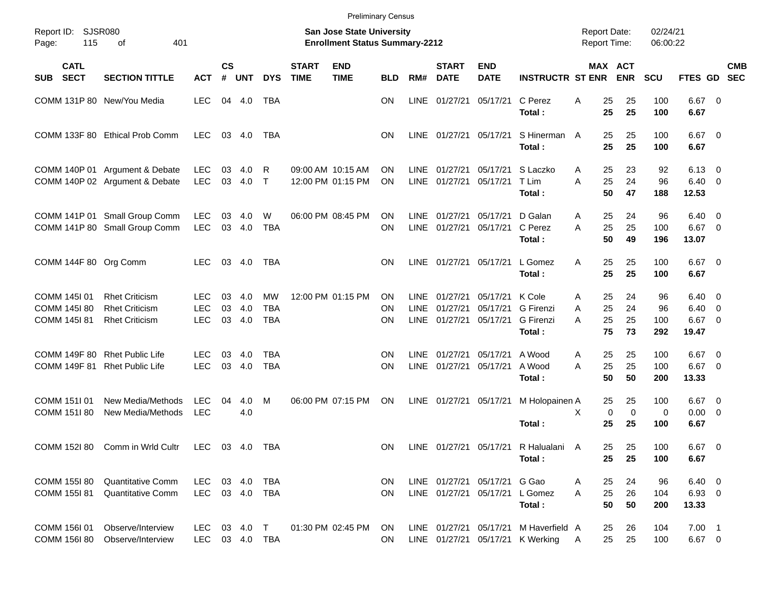Preliminary Census

Report ID: SJSR080 | San Jose State University | Report Date: 02/24/21
Page: 115 of 401 | Enrollment Status Summary-2212 | Report Time: 06:00:22

| SUB | CATL SECT | SECTION TITTLE | ACT | CS # | UNT | DYS | START TIME | END TIME | BLD | RM# | START DATE | END DATE | INSTRUCTR | ST | MAX ENR | ACT ENR | SCU | FTES | GD | CMB SEC |
|---|---|---|---|---|---|---|---|---|---|---|---|---|---|---|---|---|---|---|---|---|
| COMM | 131P 80 | New/You Media | LEC | 04 | 4.0 | TBA | | | ON | LINE | 01/27/21 | 05/17/21 | C Perez | A | 25 | 25 | 100 | 6.67 | 0 | |
| | | | | | | | | | | | | | **Total :** | | **25** | **25** | **100** | **6.67** | | |
| COMM | 133F 80 | Ethical Prob Comm | LEC | 03 | 4.0 | TBA | | | ON | LINE | 01/27/21 | 05/17/21 | S Hinerman | A | 25 | 25 | 100 | 6.67 | 0 | |
| | | | | | | | | | | | | | **Total :** | | **25** | **25** | **100** | **6.67** | | |
| COMM | 140P 01 | Argument & Debate | LEC | 03 | 4.0 | R | 09:00 AM | 10:15 AM | ON | LINE | 01/27/21 | 05/17/21 | S Laczko | A | 25 | 23 | 92 | 6.13 | 0 | |
| COMM | 140P 02 | Argument & Debate | LEC | 03 | 4.0 | T | 12:00 PM | 01:15 PM | ON | LINE | 01/27/21 | 05/17/21 | T Lim | A | 25 | 24 | 96 | 6.40 | 0 | |
| | | | | | | | | | | | | | **Total :** | | **50** | **47** | **188** | **12.53** | | |
| COMM | 141P 01 | Small Group Comm | LEC | 03 | 4.0 | W | 06:00 PM | 08:45 PM | ON | LINE | 01/27/21 | 05/17/21 | D Galan | A | 25 | 24 | 96 | 6.40 | 0 | |
| COMM | 141P 80 | Small Group Comm | LEC | 03 | 4.0 | TBA | | | ON | LINE | 01/27/21 | 05/17/21 | C Perez | A | 25 | 25 | 100 | 6.67 | 0 | |
| | | | | | | | | | | | | | **Total :** | | **50** | **49** | **196** | **13.07** | | |
| COMM | 144F 80 | Org Comm | LEC | 03 | 4.0 | TBA | | | ON | LINE | 01/27/21 | 05/17/21 | L Gomez | A | 25 | 25 | 100 | 6.67 | 0 | |
| | | | | | | | | | | | | | **Total :** | | **25** | **25** | **100** | **6.67** | | |
| COMM | 145I 01 | Rhet Criticism | LEC | 03 | 4.0 | MW | 12:00 PM | 01:15 PM | ON | LINE | 01/27/21 | 05/17/21 | K Cole | A | 25 | 24 | 96 | 6.40 | 0 | |
| COMM | 145I 80 | Rhet Criticism | LEC | 03 | 4.0 | TBA | | | ON | LINE | 01/27/21 | 05/17/21 | G Firenzi | A | 25 | 24 | 96 | 6.40 | 0 | |
| COMM | 145I 81 | Rhet Criticism | LEC | 03 | 4.0 | TBA | | | ON | LINE | 01/27/21 | 05/17/21 | G Firenzi | A | 25 | 25 | 100 | 6.67 | 0 | |
| | | | | | | | | | | | | | **Total :** | | **75** | **73** | **292** | **19.47** | | |
| COMM | 149F 80 | Rhet Public Life | LEC | 03 | 4.0 | TBA | | | ON | LINE | 01/27/21 | 05/17/21 | A Wood | A | 25 | 25 | 100 | 6.67 | 0 | |
| COMM | 149F 81 | Rhet Public Life | LEC | 03 | 4.0 | TBA | | | ON | LINE | 01/27/21 | 05/17/21 | A Wood | A | 25 | 25 | 100 | 6.67 | 0 | |
| | | | | | | | | | | | | | **Total :** | | **50** | **50** | **200** | **13.33** | | |
| COMM | 151I 01 | New Media/Methods | LEC | 04 | 4.0 | M | 06:00 PM | 07:15 PM | ON | LINE | 01/27/21 | 05/17/21 | M Holopainen | A | 25 | 25 | 100 | 6.67 | 0 | |
| COMM | 151I 80 | New Media/Methods | LEC | | 4.0 | | | | | | | | | X | 0 | 0 | 0 | 0.00 | 0 | |
| | | | | | | | | | | | | | **Total :** | | **25** | **25** | **100** | **6.67** | | |
| COMM | 152I 80 | Comm in Wrld Cultr | LEC | 03 | 4.0 | TBA | | | ON | LINE | 01/27/21 | 05/17/21 | R Halualani | A | 25 | 25 | 100 | 6.67 | 0 | |
| | | | | | | | | | | | | | **Total :** | | **25** | **25** | **100** | **6.67** | | |
| COMM | 155I 80 | Quantitative Comm | LEC | 03 | 4.0 | TBA | | | ON | LINE | 01/27/21 | 05/17/21 | G Gao | A | 25 | 24 | 96 | 6.40 | 0 | |
| COMM | 155I 81 | Quantitative Comm | LEC | 03 | 4.0 | TBA | | | ON | LINE | 01/27/21 | 05/17/21 | L Gomez | A | 25 | 26 | 104 | 6.93 | 0 | |
| | | | | | | | | | | | | | **Total :** | | **50** | **50** | **200** | **13.33** | | |
| COMM | 156I 01 | Observe/Interview | LEC | 03 | 4.0 | T | 01:30 PM | 02:45 PM | ON | LINE | 01/27/21 | 05/17/21 | M Haverfield | A | 25 | 26 | 104 | 7.00 | 1 | |
| COMM | 156I 80 | Observe/Interview | LEC | 03 | 4.0 | TBA | | | ON | LINE | 01/27/21 | 05/17/21 | K Werking | A | 25 | 25 | 100 | 6.67 | 0 | |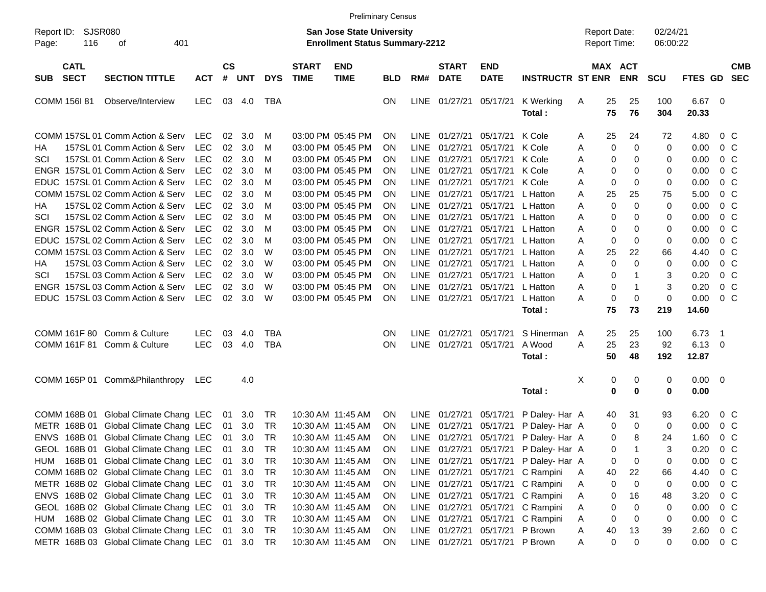Preliminary Census

Report ID: SJSR080
Page: 116 of 401

**San Jose State University**
**Enrollment Status Summary-2212**

Report Date: 02/24/21
Report Time: 06:00:22

| SUB | CATL SECT | SECTION TITTLE | ACT | CS # | UNT | DYS | START TIME | END TIME | BLD | RM# | START DATE | END DATE | INSTRUCTR | ST | MAX ENR | ACT ENR | SCU | FTES | GD | CMB SEC |
|---|---|---|---|---|---|---|---|---|---|---|---|---|---|---|---|---|---|---|---|---|
| COMM | 156I 81 | Observe/Interview | LEC | 03 | 4.0 | TBA | | | ON | LINE | 01/27/21 | 05/17/21 | K Werking | A | 25 | 25 | 100 | 6.67 | 0 | |
| | | | | | | | | | | | | | **Total :** | | **75** | **76** | **304** | **20.33** | | |
| COMM | 157SL 01 | Comm Action & Serv | LEC | 02 | 3.0 | M | 03:00 PM | 05:45 PM | ON | LINE | 01/27/21 | 05/17/21 | K Cole | A | 25 | 24 | 72 | 4.80 | 0 | C |
| HA | 157SL 01 | Comm Action & Serv | LEC | 02 | 3.0 | M | 03:00 PM | 05:45 PM | ON | LINE | 01/27/21 | 05/17/21 | K Cole | A | 0 | 0 | 0 | 0.00 | 0 | C |
| SCI | 157SL 01 | Comm Action & Serv | LEC | 02 | 3.0 | M | 03:00 PM | 05:45 PM | ON | LINE | 01/27/21 | 05/17/21 | K Cole | A | 0 | 0 | 0 | 0.00 | 0 | C |
| ENGR | 157SL 01 | Comm Action & Serv | LEC | 02 | 3.0 | M | 03:00 PM | 05:45 PM | ON | LINE | 01/27/21 | 05/17/21 | K Cole | A | 0 | 0 | 0 | 0.00 | 0 | C |
| EDUC | 157SL 01 | Comm Action & Serv | LEC | 02 | 3.0 | M | 03:00 PM | 05:45 PM | ON | LINE | 01/27/21 | 05/17/21 | K Cole | A | 0 | 0 | 0 | 0.00 | 0 | C |
| COMM | 157SL 02 | Comm Action & Serv | LEC | 02 | 3.0 | M | 03:00 PM | 05:45 PM | ON | LINE | 01/27/21 | 05/17/21 | L Hatton | A | 25 | 25 | 75 | 5.00 | 0 | C |
| HA | 157SL 02 | Comm Action & Serv | LEC | 02 | 3.0 | M | 03:00 PM | 05:45 PM | ON | LINE | 01/27/21 | 05/17/21 | L Hatton | A | 0 | 0 | 0 | 0.00 | 0 | C |
| SCI | 157SL 02 | Comm Action & Serv | LEC | 02 | 3.0 | M | 03:00 PM | 05:45 PM | ON | LINE | 01/27/21 | 05/17/21 | L Hatton | A | 0 | 0 | 0 | 0.00 | 0 | C |
| ENGR | 157SL 02 | Comm Action & Serv | LEC | 02 | 3.0 | M | 03:00 PM | 05:45 PM | ON | LINE | 01/27/21 | 05/17/21 | L Hatton | A | 0 | 0 | 0 | 0.00 | 0 | C |
| EDUC | 157SL 02 | Comm Action & Serv | LEC | 02 | 3.0 | M | 03:00 PM | 05:45 PM | ON | LINE | 01/27/21 | 05/17/21 | L Hatton | A | 0 | 0 | 0 | 0.00 | 0 | C |
| COMM | 157SL 03 | Comm Action & Serv | LEC | 02 | 3.0 | W | 03:00 PM | 05:45 PM | ON | LINE | 01/27/21 | 05/17/21 | L Hatton | A | 25 | 22 | 66 | 4.40 | 0 | C |
| HA | 157SL 03 | Comm Action & Serv | LEC | 02 | 3.0 | W | 03:00 PM | 05:45 PM | ON | LINE | 01/27/21 | 05/17/21 | L Hatton | A | 0 | 0 | 0 | 0.00 | 0 | C |
| SCI | 157SL 03 | Comm Action & Serv | LEC | 02 | 3.0 | W | 03:00 PM | 05:45 PM | ON | LINE | 01/27/21 | 05/17/21 | L Hatton | A | 0 | 1 | 3 | 0.20 | 0 | C |
| ENGR | 157SL 03 | Comm Action & Serv | LEC | 02 | 3.0 | W | 03:00 PM | 05:45 PM | ON | LINE | 01/27/21 | 05/17/21 | L Hatton | A | 0 | 1 | 3 | 0.20 | 0 | C |
| EDUC | 157SL 03 | Comm Action & Serv | LEC | 02 | 3.0 | W | 03:00 PM | 05:45 PM | ON | LINE | 01/27/21 | 05/17/21 | L Hatton | A | 0 | 0 | 0 | 0.00 | 0 | C |
| | | | | | | | | | | | | | **Total :** | | **75** | **73** | **219** | **14.60** | | |
| COMM | 161F 80 | Comm & Culture | LEC | 03 | 4.0 | TBA | | | ON | LINE | 01/27/21 | 05/17/21 | S Hinerman | A | 25 | 25 | 100 | 6.73 | 1 | |
| COMM | 161F 81 | Comm & Culture | LEC | 03 | 4.0 | TBA | | | ON | LINE | 01/27/21 | 05/17/21 | A Wood | A | 25 | 23 | 92 | 6.13 | 0 | |
| | | | | | | | | | | | | | **Total :** | | **50** | **48** | **192** | **12.87** | | |
| COMM | 165P 01 | Comm&Philanthropy | LEC | | 4.0 | | | | | | | | | X | 0 | 0 | 0 | 0.00 | 0 | |
| | | | | | | | | | | | | | **Total :** | | **0** | **0** | **0** | **0.00** | | |
| COMM | 168B 01 | Global Climate Chang | LEC | 01 | 3.0 | TR | 10:30 AM | 11:45 AM | ON | LINE | 01/27/21 | 05/17/21 | P Daley- Har | A | 40 | 31 | 93 | 6.20 | 0 | C |
| METR | 168B 01 | Global Climate Chang | LEC | 01 | 3.0 | TR | 10:30 AM | 11:45 AM | ON | LINE | 01/27/21 | 05/17/21 | P Daley- Har | A | 0 | 0 | 0 | 0.00 | 0 | C |
| ENVS | 168B 01 | Global Climate Chang | LEC | 01 | 3.0 | TR | 10:30 AM | 11:45 AM | ON | LINE | 01/27/21 | 05/17/21 | P Daley- Har | A | 0 | 8 | 24 | 1.60 | 0 | C |
| GEOL | 168B 01 | Global Climate Chang | LEC | 01 | 3.0 | TR | 10:30 AM | 11:45 AM | ON | LINE | 01/27/21 | 05/17/21 | P Daley- Har | A | 0 | 1 | 3 | 0.20 | 0 | C |
| HUM | 168B 01 | Global Climate Chang | LEC | 01 | 3.0 | TR | 10:30 AM | 11:45 AM | ON | LINE | 01/27/21 | 05/17/21 | P Daley- Har | A | 0 | 0 | 0 | 0.00 | 0 | C |
| COMM | 168B 02 | Global Climate Chang | LEC | 01 | 3.0 | TR | 10:30 AM | 11:45 AM | ON | LINE | 01/27/21 | 05/17/21 | C Rampini | A | 40 | 22 | 66 | 4.40 | 0 | C |
| METR | 168B 02 | Global Climate Chang | LEC | 01 | 3.0 | TR | 10:30 AM | 11:45 AM | ON | LINE | 01/27/21 | 05/17/21 | C Rampini | A | 0 | 0 | 0 | 0.00 | 0 | C |
| ENVS | 168B 02 | Global Climate Chang | LEC | 01 | 3.0 | TR | 10:30 AM | 11:45 AM | ON | LINE | 01/27/21 | 05/17/21 | C Rampini | A | 0 | 16 | 48 | 3.20 | 0 | C |
| GEOL | 168B 02 | Global Climate Chang | LEC | 01 | 3.0 | TR | 10:30 AM | 11:45 AM | ON | LINE | 01/27/21 | 05/17/21 | C Rampini | A | 0 | 0 | 0 | 0.00 | 0 | C |
| HUM | 168B 02 | Global Climate Chang | LEC | 01 | 3.0 | TR | 10:30 AM | 11:45 AM | ON | LINE | 01/27/21 | 05/17/21 | C Rampini | A | 0 | 0 | 0 | 0.00 | 0 | C |
| COMM | 168B 03 | Global Climate Chang | LEC | 01 | 3.0 | TR | 10:30 AM | 11:45 AM | ON | LINE | 01/27/21 | 05/17/21 | P Brown | A | 40 | 13 | 39 | 2.60 | 0 | C |
| METR | 168B 03 | Global Climate Chang | LEC | 01 | 3.0 | TR | 10:30 AM | 11:45 AM | ON | LINE | 01/27/21 | 05/17/21 | P Brown | A | 0 | 0 | 0 | 0.00 | 0 | C |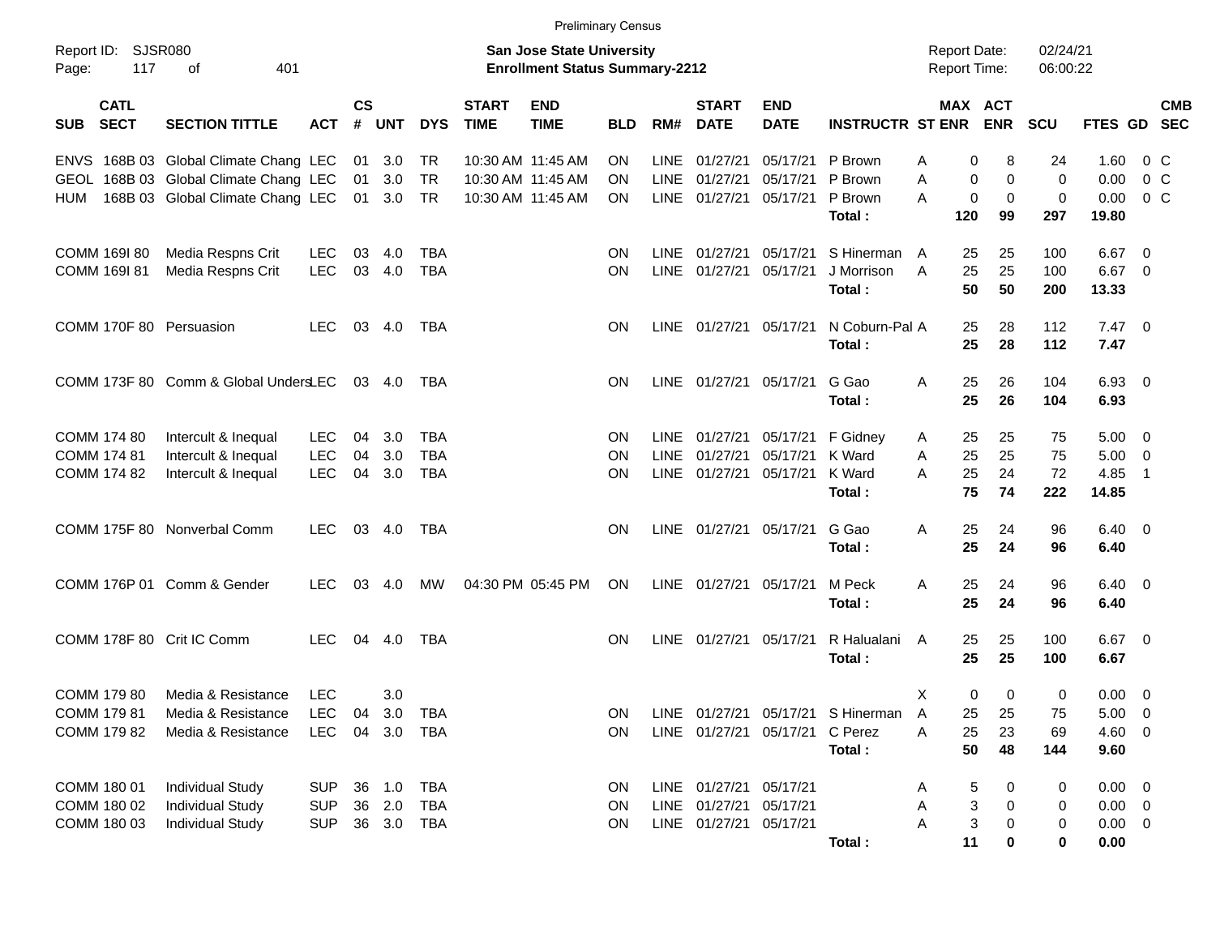Preliminary Census

Report ID: SJSR080
Page: 117 of 401

**San Jose State University**
**Enrollment Status Summary-2212**

Report Date: 02/24/21
Report Time: 06:00:22

| SUB | CATL SECT | SECTION TITTLE | ACT | CS # | UNT | DYS | START TIME | END TIME | BLD | RM# | START DATE | END DATE | INSTRUCTR | ST | MAX ENR | ACT ENR | SCU | FTES | GD | CMB SEC |
|---|---|---|---|---|---|---|---|---|---|---|---|---|---|---|---|---|---|---|---|---|
| ENVS | 168B 03 | Global Climate Chang | LEC | 01 | 3.0 | TR | 10:30 AM | 11:45 AM | ON | LINE | 01/27/21 | 05/17/21 | P Brown | A | 0 | 8 | 24 | 1.60 | 0 | C |
| GEOL | 168B 03 | Global Climate Chang | LEC | 01 | 3.0 | TR | 10:30 AM | 11:45 AM | ON | LINE | 01/27/21 | 05/17/21 | P Brown | A | 0 | 0 | 0 | 0.00 | 0 | C |
| HUM | 168B 03 | Global Climate Chang | LEC | 01 | 3.0 | TR | 10:30 AM | 11:45 AM | ON | LINE | 01/27/21 | 05/17/21 | P Brown | A | 0 | 0 | 0 | 0.00 | 0 | C |
| | | | | | | | | | | | | | **Total :** | | **120** | **99** | **297** | **19.80** | | |
| COMM | 169I 80 | Media Respns Crit | LEC | 03 | 4.0 | TBA | | | ON | LINE | 01/27/21 | 05/17/21 | S Hinerman | A | 25 | 25 | 100 | 6.67 | 0 | |
| COMM | 169I 81 | Media Respns Crit | LEC | 03 | 4.0 | TBA | | | ON | LINE | 01/27/21 | 05/17/21 | J Morrison | A | 25 | 25 | 100 | 6.67 | 0 | |
| | | | | | | | | | | | | | **Total :** | | **50** | **50** | **200** | **13.33** | | |
| COMM | 170F 80 | Persuasion | LEC | 03 | 4.0 | TBA | | | ON | LINE | 01/27/21 | 05/17/21 | N Coburn-Pal | A | 25 | 28 | 112 | 7.47 | 0 | |
| | | | | | | | | | | | | | **Total :** | | **25** | **28** | **112** | **7.47** | | |
| COMM | 173F 80 | Comm & Global Unders | LEC | 03 | 4.0 | TBA | | | ON | LINE | 01/27/21 | 05/17/21 | G Gao | A | 25 | 26 | 104 | 6.93 | 0 | |
| | | | | | | | | | | | | | **Total :** | | **25** | **26** | **104** | **6.93** | | |
| COMM | 174 80 | Intercult & Inequal | LEC | 04 | 3.0 | TBA | | | ON | LINE | 01/27/21 | 05/17/21 | F Gidney | A | 25 | 25 | 75 | 5.00 | 0 | |
| COMM | 174 81 | Intercult & Inequal | LEC | 04 | 3.0 | TBA | | | ON | LINE | 01/27/21 | 05/17/21 | K Ward | A | 25 | 25 | 75 | 5.00 | 0 | |
| COMM | 174 82 | Intercult & Inequal | LEC | 04 | 3.0 | TBA | | | ON | LINE | 01/27/21 | 05/17/21 | K Ward | A | 25 | 24 | 72 | 4.85 | 1 | |
| | | | | | | | | | | | | | **Total :** | | **75** | **74** | **222** | **14.85** | | |
| COMM | 175F 80 | Nonverbal Comm | LEC | 03 | 4.0 | TBA | | | ON | LINE | 01/27/21 | 05/17/21 | G Gao | A | 25 | 24 | 96 | 6.40 | 0 | |
| | | | | | | | | | | | | | **Total :** | | **25** | **24** | **96** | **6.40** | | |
| COMM | 176P 01 | Comm & Gender | LEC | 03 | 4.0 | MW | 04:30 PM | 05:45 PM | ON | LINE | 01/27/21 | 05/17/21 | M Peck | A | 25 | 24 | 96 | 6.40 | 0 | |
| | | | | | | | | | | | | | **Total :** | | **25** | **24** | **96** | **6.40** | | |
| COMM | 178F 80 | Crit IC Comm | LEC | 04 | 4.0 | TBA | | | ON | LINE | 01/27/21 | 05/17/21 | R Halualani | A | 25 | 25 | 100 | 6.67 | 0 | |
| | | | | | | | | | | | | | **Total :** | | **25** | **25** | **100** | **6.67** | | |
| COMM | 179 80 | Media & Resistance | LEC | | 3.0 | | | | | | | | | X | 0 | 0 | 0 | 0.00 | 0 | |
| COMM | 179 81 | Media & Resistance | LEC | 04 | 3.0 | TBA | | | ON | LINE | 01/27/21 | 05/17/21 | S Hinerman | A | 25 | 25 | 75 | 5.00 | 0 | |
| COMM | 179 82 | Media & Resistance | LEC | 04 | 3.0 | TBA | | | ON | LINE | 01/27/21 | 05/17/21 | C Perez | A | 25 | 23 | 69 | 4.60 | 0 | |
| | | | | | | | | | | | | | **Total :** | | **50** | **48** | **144** | **9.60** | | |
| COMM | 180 01 | Individual Study | SUP | 36 | 1.0 | TBA | | | ON | LINE | 01/27/21 | 05/17/21 | | A | 5 | 0 | 0 | 0.00 | 0 | |
| COMM | 180 02 | Individual Study | SUP | 36 | 2.0 | TBA | | | ON | LINE | 01/27/21 | 05/17/21 | | A | 3 | 0 | 0 | 0.00 | 0 | |
| COMM | 180 03 | Individual Study | SUP | 36 | 3.0 | TBA | | | ON | LINE | 01/27/21 | 05/17/21 | | A | 3 | 0 | 0 | 0.00 | 0 | |
| | | | | | | | | | | | | | **Total :** | | **11** | **0** | **0** | **0.00** | | |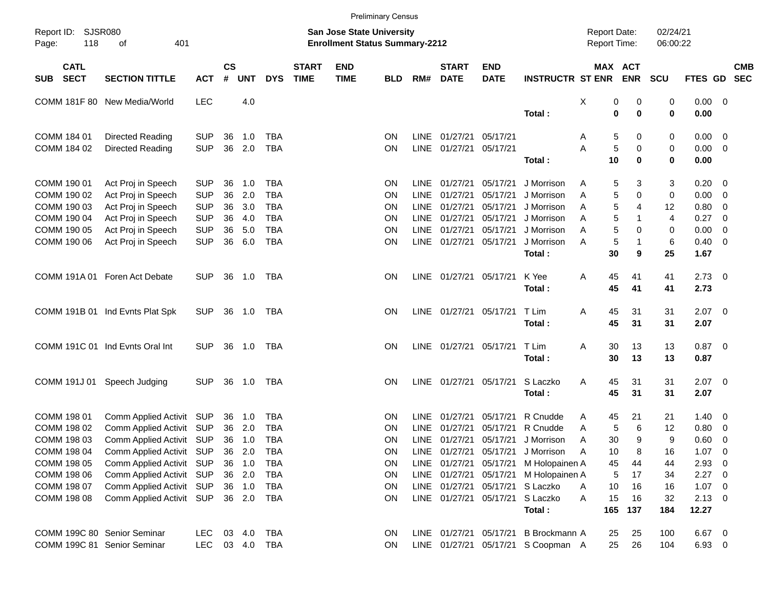Preliminary Census

Report ID: SJSR080

**San Jose State University**
**Enrollment Status Summary-2212**

Report Date: 02/24/21
Report Time: 06:00:22

| SUB | CATL SECT | SECTION TITTLE | ACT | CS # | UNT | DYS | START TIME | END TIME | BLD | RM# | START DATE | END DATE | INSTRUCTR | ST | MAX ENR | ACT ENR | SCU | FTES | GD | CMB SEC |
|---|---|---|---|---|---|---|---|---|---|---|---|---|---|---|---|---|---|---|---|---|
| COMM | 181F 80 | New Media/World | LEC | | 4.0 | | | | | | | | | X | 0 | 0 | 0 | 0.00 | 0 | |
| | | | | | | | | | | | | | **Total :** | | **0** | **0** | **0** | **0.00** | | |
| COMM | 184 01 | Directed Reading | SUP | 36 | 1.0 | TBA | | | ON | LINE | 01/27/21 | 05/17/21 | | A | 5 | 0 | 0 | 0.00 | 0 | |
| COMM | 184 02 | Directed Reading | SUP | 36 | 2.0 | TBA | | | ON | LINE | 01/27/21 | 05/17/21 | | A | 5 | 0 | 0 | 0.00 | 0 | |
| | | | | | | | | | | | | | **Total :** | | **10** | **0** | **0** | **0.00** | | |
| COMM | 190 01 | Act Proj in Speech | SUP | 36 | 1.0 | TBA | | | ON | LINE | 01/27/21 | 05/17/21 | J Morrison | A | 5 | 3 | 3 | 0.20 | 0 | |
| COMM | 190 02 | Act Proj in Speech | SUP | 36 | 2.0 | TBA | | | ON | LINE | 01/27/21 | 05/17/21 | J Morrison | A | 5 | 0 | 0 | 0.00 | 0 | |
| COMM | 190 03 | Act Proj in Speech | SUP | 36 | 3.0 | TBA | | | ON | LINE | 01/27/21 | 05/17/21 | J Morrison | A | 5 | 4 | 12 | 0.80 | 0 | |
| COMM | 190 04 | Act Proj in Speech | SUP | 36 | 4.0 | TBA | | | ON | LINE | 01/27/21 | 05/17/21 | J Morrison | A | 5 | 1 | 4 | 0.27 | 0 | |
| COMM | 190 05 | Act Proj in Speech | SUP | 36 | 5.0 | TBA | | | ON | LINE | 01/27/21 | 05/17/21 | J Morrison | A | 5 | 0 | 0 | 0.00 | 0 | |
| COMM | 190 06 | Act Proj in Speech | SUP | 36 | 6.0 | TBA | | | ON | LINE | 01/27/21 | 05/17/21 | J Morrison | A | 5 | 1 | 6 | 0.40 | 0 | |
| | | | | | | | | | | | | | **Total :** | | **30** | **9** | **25** | **1.67** | | |
| COMM | 191A 01 | Foren Act Debate | SUP | 36 | 1.0 | TBA | | | ON | LINE | 01/27/21 | 05/17/21 | K Yee | A | 45 | 41 | 41 | 2.73 | 0 | |
| | | | | | | | | | | | | | **Total :** | | **45** | **41** | **41** | **2.73** | | |
| COMM | 191B 01 | Ind Evnts Plat Spk | SUP | 36 | 1.0 | TBA | | | ON | LINE | 01/27/21 | 05/17/21 | T Lim | A | 45 | 31 | 31 | 2.07 | 0 | |
| | | | | | | | | | | | | | **Total :** | | **45** | **31** | **31** | **2.07** | | |
| COMM | 191C 01 | Ind Evnts Oral Int | SUP | 36 | 1.0 | TBA | | | ON | LINE | 01/27/21 | 05/17/21 | T Lim | A | 30 | 13 | 13 | 0.87 | 0 | |
| | | | | | | | | | | | | | **Total :** | | **30** | **13** | **13** | **0.87** | | |
| COMM | 191J 01 | Speech Judging | SUP | 36 | 1.0 | TBA | | | ON | LINE | 01/27/21 | 05/17/21 | S Laczko | A | 45 | 31 | 31 | 2.07 | 0 | |
| | | | | | | | | | | | | | **Total :** | | **45** | **31** | **31** | **2.07** | | |
| COMM | 198 01 | Comm Applied Activit | SUP | 36 | 1.0 | TBA | | | ON | LINE | 01/27/21 | 05/17/21 | R Cnudde | A | 45 | 21 | 21 | 1.40 | 0 | |
| COMM | 198 02 | Comm Applied Activit | SUP | 36 | 2.0 | TBA | | | ON | LINE | 01/27/21 | 05/17/21 | R Cnudde | A | 5 | 6 | 12 | 0.80 | 0 | |
| COMM | 198 03 | Comm Applied Activit | SUP | 36 | 1.0 | TBA | | | ON | LINE | 01/27/21 | 05/17/21 | J Morrison | A | 30 | 9 | 9 | 0.60 | 0 | |
| COMM | 198 04 | Comm Applied Activit | SUP | 36 | 2.0 | TBA | | | ON | LINE | 01/27/21 | 05/17/21 | J Morrison | A | 10 | 8 | 16 | 1.07 | 0 | |
| COMM | 198 05 | Comm Applied Activit | SUP | 36 | 1.0 | TBA | | | ON | LINE | 01/27/21 | 05/17/21 | M Holopainen | A | 45 | 44 | 44 | 2.93 | 0 | |
| COMM | 198 06 | Comm Applied Activit | SUP | 36 | 2.0 | TBA | | | ON | LINE | 01/27/21 | 05/17/21 | M Holopainen | A | 5 | 17 | 34 | 2.27 | 0 | |
| COMM | 198 07 | Comm Applied Activit | SUP | 36 | 1.0 | TBA | | | ON | LINE | 01/27/21 | 05/17/21 | S Laczko | A | 10 | 16 | 16 | 1.07 | 0 | |
| COMM | 198 08 | Comm Applied Activit | SUP | 36 | 2.0 | TBA | | | ON | LINE | 01/27/21 | 05/17/21 | S Laczko | A | 15 | 16 | 32 | 2.13 | 0 | |
| | | | | | | | | | | | | | **Total :** | | **165** | **137** | **184** | **12.27** | | |
| COMM | 199C 80 | Senior Seminar | LEC | 03 | 4.0 | TBA | | | ON | LINE | 01/27/21 | 05/17/21 | B Brockmann | A | 25 | 25 | 100 | 6.67 | 0 | |
| COMM | 199C 81 | Senior Seminar | LEC | 03 | 4.0 | TBA | | | ON | LINE | 01/27/21 | 05/17/21 | S Coopman | A | 25 | 26 | 104 | 6.93 | 0 | |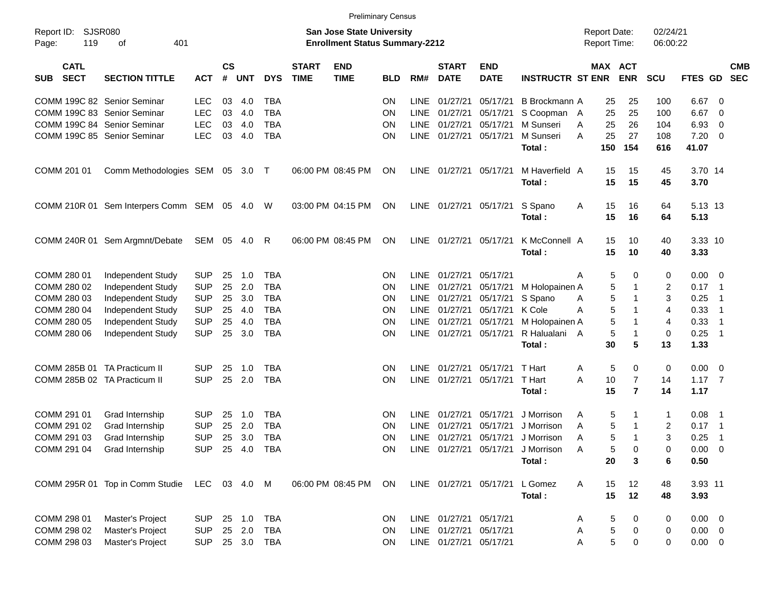Preliminary Census

Report ID: SJSR080

**San Jose State University**
**Enrollment Status Summary-2212**

Report Date: 02/24/21
Report Time: 06:00:22

| SUB | CATL SECT | SECTION TITTLE | ACT | CS # | UNT | DYS | START TIME | END TIME | BLD | RM# | START DATE | END DATE | INSTRUCTR | ST | MAX ENR | ACT ENR | SCU | FTES | GD | CMB SEC |
|---|---|---|---|---|---|---|---|---|---|---|---|---|---|---|---|---|---|---|---|---|
| COMM | 199C 82 | Senior Seminar | LEC | 03 | 4.0 | TBA | | | ON | LINE | 01/27/21 | 05/17/21 | B Brockmann | A | 25 | 25 | 100 | 6.67 | 0 | |
| COMM | 199C 83 | Senior Seminar | LEC | 03 | 4.0 | TBA | | | ON | LINE | 01/27/21 | 05/17/21 | S Coopman | A | 25 | 25 | 100 | 6.67 | 0 | |
| COMM | 199C 84 | Senior Seminar | LEC | 03 | 4.0 | TBA | | | ON | LINE | 01/27/21 | 05/17/21 | M Sunseri | A | 25 | 26 | 104 | 6.93 | 0 | |
| COMM | 199C 85 | Senior Seminar | LEC | 03 | 4.0 | TBA | | | ON | LINE | 01/27/21 | 05/17/21 | M Sunseri | A | 25 | 27 | 108 | 7.20 | 0 | |
| | | | | | | | | | | | | | **Total :** | | **150** | **154** | **616** | **41.07** | | |
| COMM | 201 01 | Comm Methodologies | SEM | 05 | 3.0 | T | 06:00 PM | 08:45 PM | ON | LINE | 01/27/21 | 05/17/21 | M Haverfield | A | 15 | 15 | 45 | 3.70 | 14 | |
| | | | | | | | | | | | | | **Total :** | | **15** | **15** | **45** | **3.70** | | |
| COMM | 210R 01 | Sem Interpers Comm | SEM | 05 | 4.0 | W | 03:00 PM | 04:15 PM | ON | LINE | 01/27/21 | 05/17/21 | S Spano | A | 15 | 16 | 64 | 5.13 | 13 | |
| | | | | | | | | | | | | | **Total :** | | **15** | **16** | **64** | **5.13** | | |
| COMM | 240R 01 | Sem Argmnt/Debate | SEM | 05 | 4.0 | R | 06:00 PM | 08:45 PM | ON | LINE | 01/27/21 | 05/17/21 | K McConnell | A | 15 | 10 | 40 | 3.33 | 10 | |
| | | | | | | | | | | | | | **Total :** | | **15** | **10** | **40** | **3.33** | | |
| COMM | 280 01 | Independent Study | SUP | 25 | 1.0 | TBA | | | ON | LINE | 01/27/21 | 05/17/21 | | A | 5 | 0 | 0 | 0.00 | 0 | |
| COMM | 280 02 | Independent Study | SUP | 25 | 2.0 | TBA | | | ON | LINE | 01/27/21 | 05/17/21 | M Holopainen | A | 5 | 1 | 2 | 0.17 | 1 | |
| COMM | 280 03 | Independent Study | SUP | 25 | 3.0 | TBA | | | ON | LINE | 01/27/21 | 05/17/21 | S Spano | A | 5 | 1 | 3 | 0.25 | 1 | |
| COMM | 280 04 | Independent Study | SUP | 25 | 4.0 | TBA | | | ON | LINE | 01/27/21 | 05/17/21 | K Cole | A | 5 | 1 | 4 | 0.33 | 1 | |
| COMM | 280 05 | Independent Study | SUP | 25 | 4.0 | TBA | | | ON | LINE | 01/27/21 | 05/17/21 | M Holopainen | A | 5 | 1 | 4 | 0.33 | 1 | |
| COMM | 280 06 | Independent Study | SUP | 25 | 3.0 | TBA | | | ON | LINE | 01/27/21 | 05/17/21 | R Halualani | A | 5 | 1 | 0 | 0.25 | 1 | |
| | | | | | | | | | | | | | **Total :** | | **30** | **5** | **13** | **1.33** | | |
| COMM | 285B 01 | TA Practicum II | SUP | 25 | 1.0 | TBA | | | ON | LINE | 01/27/21 | 05/17/21 | T Hart | A | 5 | 0 | 0 | 0.00 | 0 | |
| COMM | 285B 02 | TA Practicum II | SUP | 25 | 2.0 | TBA | | | ON | LINE | 01/27/21 | 05/17/21 | T Hart | A | 10 | 7 | 14 | 1.17 | 7 | |
| | | | | | | | | | | | | | **Total :** | | **15** | **7** | **14** | **1.17** | | |
| COMM | 291 01 | Grad Internship | SUP | 25 | 1.0 | TBA | | | ON | LINE | 01/27/21 | 05/17/21 | J Morrison | A | 5 | 1 | 1 | 0.08 | 1 | |
| COMM | 291 02 | Grad Internship | SUP | 25 | 2.0 | TBA | | | ON | LINE | 01/27/21 | 05/17/21 | J Morrison | A | 5 | 1 | 2 | 0.17 | 1 | |
| COMM | 291 03 | Grad Internship | SUP | 25 | 3.0 | TBA | | | ON | LINE | 01/27/21 | 05/17/21 | J Morrison | A | 5 | 1 | 3 | 0.25 | 1 | |
| COMM | 291 04 | Grad Internship | SUP | 25 | 4.0 | TBA | | | ON | LINE | 01/27/21 | 05/17/21 | J Morrison | A | 5 | 0 | 0 | 0.00 | 0 | |
| | | | | | | | | | | | | | **Total :** | | **20** | **3** | **6** | **0.50** | | |
| COMM | 295R 01 | Top in Comm Studie | LEC | 03 | 4.0 | M | 06:00 PM | 08:45 PM | ON | LINE | 01/27/21 | 05/17/21 | L Gomez | A | 15 | 12 | 48 | 3.93 | 11 | |
| | | | | | | | | | | | | | **Total :** | | **15** | **12** | **48** | **3.93** | | |
| COMM | 298 01 | Master's Project | SUP | 25 | 1.0 | TBA | | | ON | LINE | 01/27/21 | 05/17/21 | | A | 5 | 0 | 0 | 0.00 | 0 | |
| COMM | 298 02 | Master's Project | SUP | 25 | 2.0 | TBA | | | ON | LINE | 01/27/21 | 05/17/21 | | A | 5 | 0 | 0 | 0.00 | 0 | |
| COMM | 298 03 | Master's Project | SUP | 25 | 3.0 | TBA | | | ON | LINE | 01/27/21 | 05/17/21 | | A | 5 | 0 | 0 | 0.00 | 0 | |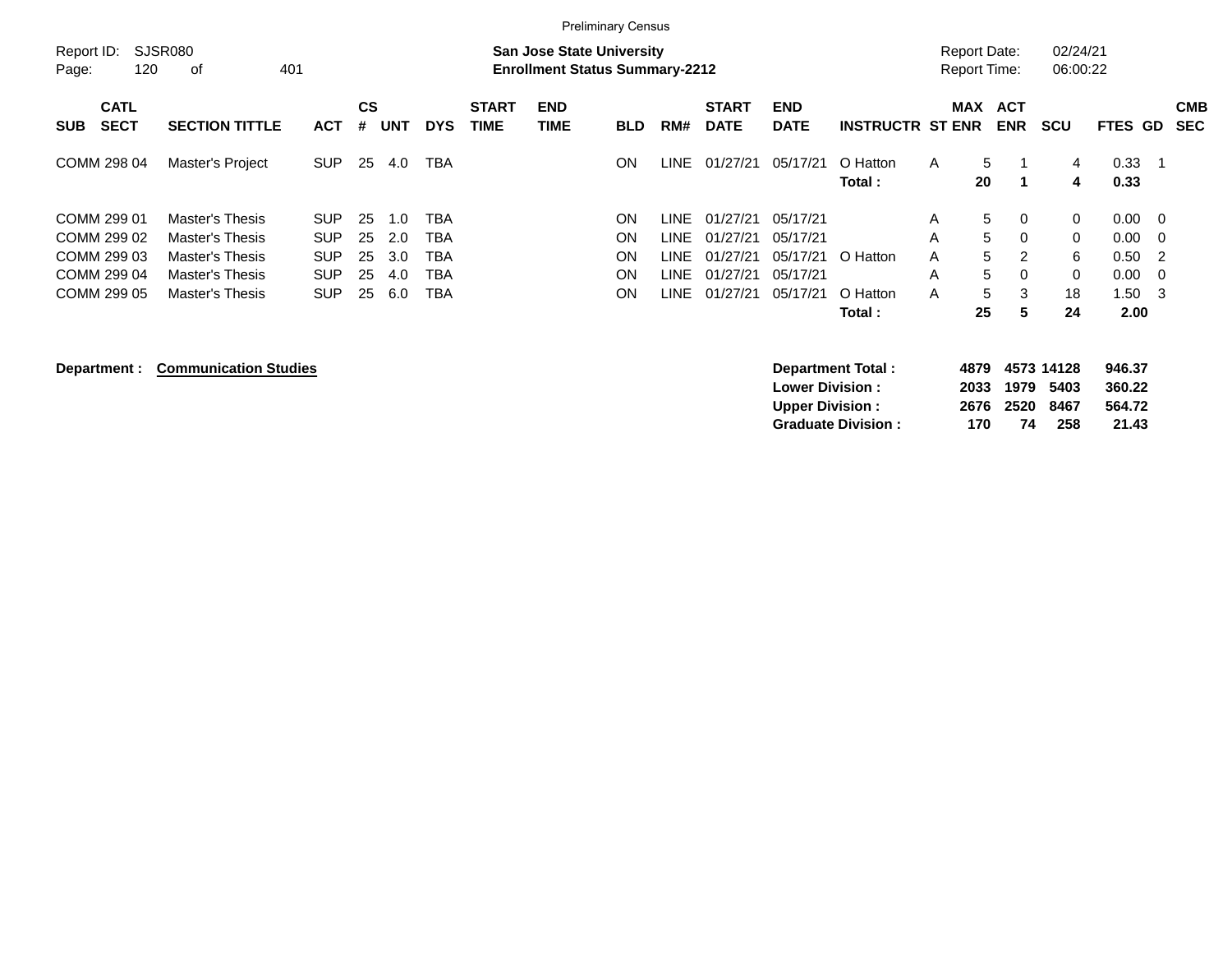Preliminary Census

**San Jose State University**
**Enrollment Status Summary-2212**

Report ID: SJSR080
Report Date: 02/24/21
Report Time: 06:00:22

| SUB | CATL SECT | SECTION TITTLE | ACT | CS # | UNT | DYS | START TIME | END TIME | BLD | RM# | START DATE | END DATE | INSTRUCTR | ST | MAX ENR | ACT ENR | SCU | FTES | GD | CMB SEC |
|---|---|---|---|---|---|---|---|---|---|---|---|---|---|---|---|---|---|---|---|---|
| COMM | 298 04 | Master's Project | SUP | 25 | 4.0 | TBA | | | ON | LINE | 01/27/21 | 05/17/21 | O Hatton | A | 5 | 1 | 4 | 0.33 | 1 | |
| | | | | | | | | | | | | | **Total :** | | **20** | **1** | **4** | **0.33** | | |
| COMM | 299 01 | Master's Thesis | SUP | 25 | 1.0 | TBA | | | ON | LINE | 01/27/21 | 05/17/21 | | A | 5 | 0 | 0 | 0.00 | 0 | |
| COMM | 299 02 | Master's Thesis | SUP | 25 | 2.0 | TBA | | | ON | LINE | 01/27/21 | 05/17/21 | | A | 5 | 0 | 0 | 0.00 | 0 | |
| COMM | 299 03 | Master's Thesis | SUP | 25 | 3.0 | TBA | | | ON | LINE | 01/27/21 | 05/17/21 | O Hatton | A | 5 | 2 | 6 | 0.50 | 2 | |
| COMM | 299 04 | Master's Thesis | SUP | 25 | 4.0 | TBA | | | ON | LINE | 01/27/21 | 05/17/21 | | A | 5 | 0 | 0 | 0.00 | 0 | |
| COMM | 299 05 | Master's Thesis | SUP | 25 | 6.0 | TBA | | | ON | LINE | 01/27/21 | 05/17/21 | O Hatton | A | 5 | 3 | 18 | 1.50 | 3 | |
| | | | | | | | | | | | | | **Total :** | | **25** | **5** | **24** | **2.00** | | |

**Department : Communication Studies**

| | MAX ENR | ACT ENR | SCU | FTES |
|---|---|---|---|---|
| **Department Total :** | **4879** | **4573** | **14128** | **946.37** |
| **Lower Division :** | **2033** | **1979** | **5403** | **360.22** |
| **Upper Division :** | **2676** | **2520** | **8467** | **564.72** |
| **Graduate Division :** | **170** | **74** | **258** | **21.43** |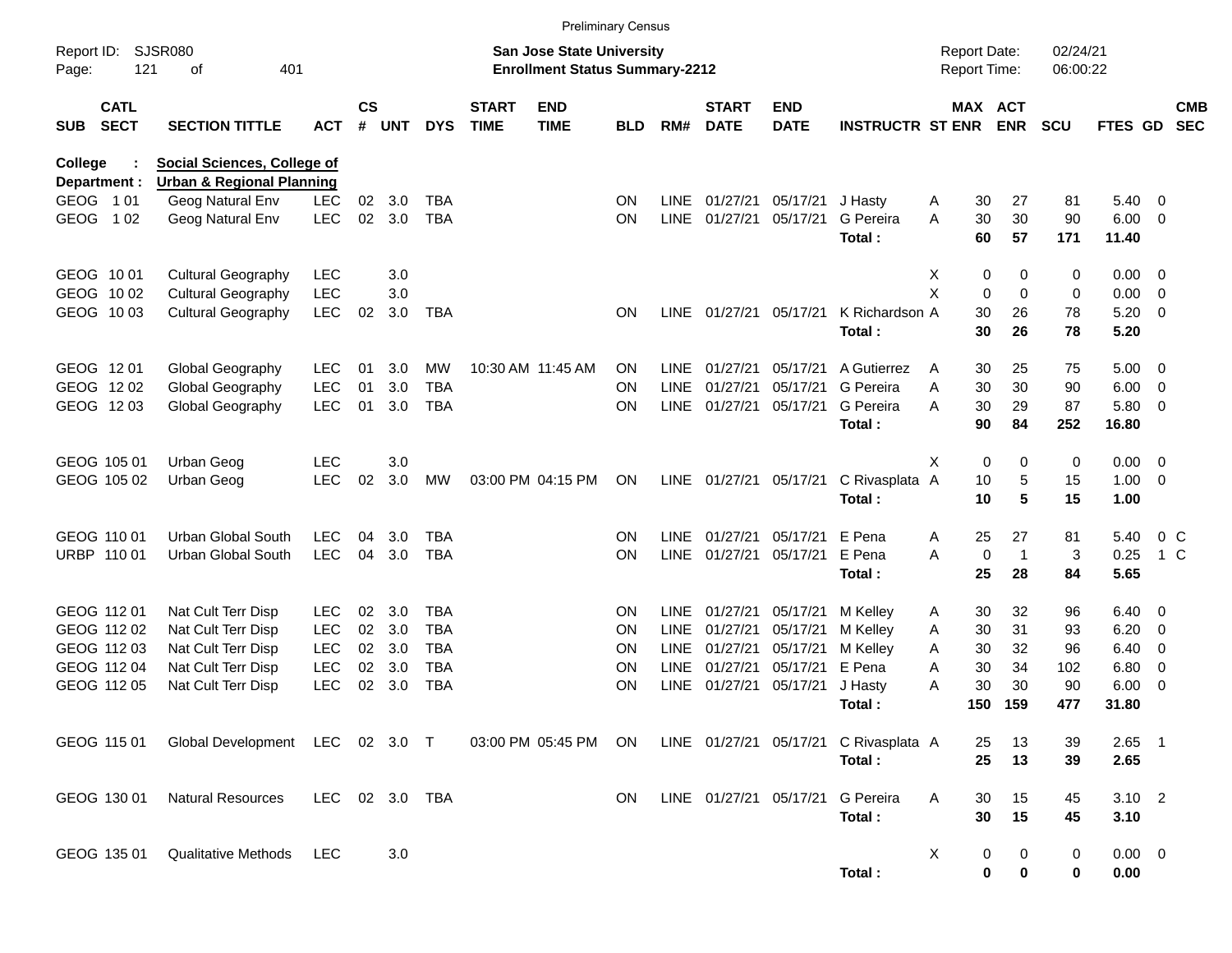Preliminary Census

Report ID: SJSR080
Page: 121 of 401

**San Jose State University**
**Enrollment Status Summary-2212**

Report Date: 02/24/21
Report Time: 06:00:22

College : **Social Sciences, College of**
Department : **Urban & Regional Planning**

| SUB | CATL SECT | SECTION TITTLE | ACT | CS # | UNT | DYS | START TIME | END TIME | BLD | RM# | START DATE | END DATE | INSTRUCTR | ST | MAX ENR | ACT ENR | SCU | FTES | GD | CMB SEC |
|---|---|---|---|---|---|---|---|---|---|---|---|---|---|---|---|---|---|---|---|---|
| GEOG | 1 01 | Geog Natural Env | LEC | 02 | 3.0 | TBA | | | ON | LINE | 01/27/21 | 05/17/21 | J Hasty | A | 30 | 27 | 81 | 5.40 | 0 | |
| GEOG | 1 02 | Geog Natural Env | LEC | 02 | 3.0 | TBA | | | ON | LINE | 01/27/21 | 05/17/21 | G Pereira | A | 30 | 30 | 90 | 6.00 | 0 | |
| | | | | | | | | | | | | | **Total :** | | **60** | **57** | **171** | **11.40** | | |
| GEOG | 10 01 | Cultural Geography | LEC | | 3.0 | | | | | | | | | X | 0 | 0 | 0 | 0.00 | 0 | |
| GEOG | 10 02 | Cultural Geography | LEC | | 3.0 | | | | | | | | | X | 0 | 0 | 0 | 0.00 | 0 | |
| GEOG | 10 03 | Cultural Geography | LEC | 02 | 3.0 | TBA | | | ON | LINE | 01/27/21 | 05/17/21 | K Richardson | A | 30 | 26 | 78 | 5.20 | 0 | |
| | | | | | | | | | | | | | **Total :** | | **30** | **26** | **78** | **5.20** | | |
| GEOG | 12 01 | Global Geography | LEC | 01 | 3.0 | MW | 10:30 AM | 11:45 AM | ON | LINE | 01/27/21 | 05/17/21 | A Gutierrez | A | 30 | 25 | 75 | 5.00 | 0 | |
| GEOG | 12 02 | Global Geography | LEC | 01 | 3.0 | TBA | | | ON | LINE | 01/27/21 | 05/17/21 | G Pereira | A | 30 | 30 | 90 | 6.00 | 0 | |
| GEOG | 12 03 | Global Geography | LEC | 01 | 3.0 | TBA | | | ON | LINE | 01/27/21 | 05/17/21 | G Pereira | A | 30 | 29 | 87 | 5.80 | 0 | |
| | | | | | | | | | | | | | **Total :** | | **90** | **84** | **252** | **16.80** | | |
| GEOG | 105 01 | Urban Geog | LEC | | 3.0 | | | | | | | | | X | 0 | 0 | 0 | 0.00 | 0 | |
| GEOG | 105 02 | Urban Geog | LEC | 02 | 3.0 | MW | 03:00 PM | 04:15 PM | ON | LINE | 01/27/21 | 05/17/21 | C Rivasplata | A | 10 | 5 | 15 | 1.00 | 0 | |
| | | | | | | | | | | | | | **Total :** | | **10** | **5** | **15** | **1.00** | | |
| GEOG | 110 01 | Urban Global South | LEC | 04 | 3.0 | TBA | | | ON | LINE | 01/27/21 | 05/17/21 | E Pena | A | 25 | 27 | 81 | 5.40 | 0 | C |
| URBP | 110 01 | Urban Global South | LEC | 04 | 3.0 | TBA | | | ON | LINE | 01/27/21 | 05/17/21 | E Pena | A | 0 | 1 | 3 | 0.25 | 1 | C |
| | | | | | | | | | | | | | **Total :** | | **25** | **28** | **84** | **5.65** | | |
| GEOG | 112 01 | Nat Cult Terr Disp | LEC | 02 | 3.0 | TBA | | | ON | LINE | 01/27/21 | 05/17/21 | M Kelley | A | 30 | 32 | 96 | 6.40 | 0 | |
| GEOG | 112 02 | Nat Cult Terr Disp | LEC | 02 | 3.0 | TBA | | | ON | LINE | 01/27/21 | 05/17/21 | M Kelley | A | 30 | 31 | 93 | 6.20 | 0 | |
| GEOG | 112 03 | Nat Cult Terr Disp | LEC | 02 | 3.0 | TBA | | | ON | LINE | 01/27/21 | 05/17/21 | M Kelley | A | 30 | 32 | 96 | 6.40 | 0 | |
| GEOG | 112 04 | Nat Cult Terr Disp | LEC | 02 | 3.0 | TBA | | | ON | LINE | 01/27/21 | 05/17/21 | E Pena | A | 30 | 34 | 102 | 6.80 | 0 | |
| GEOG | 112 05 | Nat Cult Terr Disp | LEC | 02 | 3.0 | TBA | | | ON | LINE | 01/27/21 | 05/17/21 | J Hasty | A | 30 | 30 | 90 | 6.00 | 0 | |
| | | | | | | | | | | | | | **Total :** | | **150** | **159** | **477** | **31.80** | | |
| GEOG | 115 01 | Global Development | LEC | 02 | 3.0 | T | 03:00 PM | 05:45 PM | ON | LINE | 01/27/21 | 05/17/21 | C Rivasplata | A | 25 | 13 | 39 | 2.65 | 1 | |
| | | | | | | | | | | | | | **Total :** | | **25** | **13** | **39** | **2.65** | | |
| GEOG | 130 01 | Natural Resources | LEC | 02 | 3.0 | TBA | | | ON | LINE | 01/27/21 | 05/17/21 | G Pereira | A | 30 | 15 | 45 | 3.10 | 2 | |
| | | | | | | | | | | | | | **Total :** | | **30** | **15** | **45** | **3.10** | | |
| GEOG | 135 01 | Qualitative Methods | LEC | | 3.0 | | | | | | | | | X | 0 | 0 | 0 | 0.00 | 0 | |
| | | | | | | | | | | | | | **Total :** | | **0** | **0** | **0** | **0.00** | | |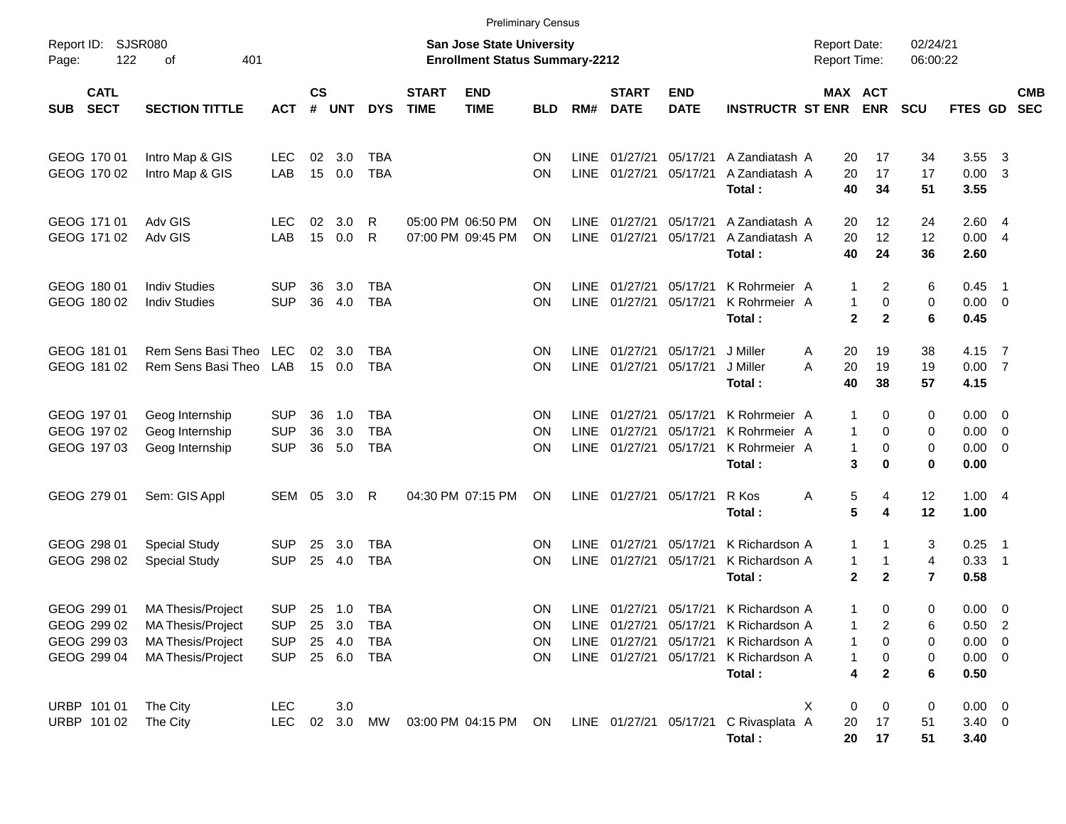Preliminary Census

Report ID: SJSR080
Page: 122 of 401

**San Jose State University**
**Enrollment Status Summary-2212**

Report Date: 02/24/21
Report Time: 06:00:22

| SUB | CATL SECT | SECTION TITTLE | ACT | CS # | UNT | DYS | START TIME | END TIME | BLD | RM# | START DATE | END DATE | INSTRUCTR | ST | MAX ENR | ACT ENR | SCU | FTES | GD | CMB SEC |
|---|---|---|---|---|---|---|---|---|---|---|---|---|---|---|---|---|---|---|---|---|
| GEOG | 170 01 | Intro Map & GIS | LEC | 02 | 3.0 | TBA | | | ON | LINE | 01/27/21 | 05/17/21 | A Zandiatash | A | 20 | 17 | 34 | 3.55 | 3 | |
| GEOG | 170 02 | Intro Map & GIS | LAB | 15 | 0.0 | TBA | | | ON | LINE | 01/27/21 | 05/17/21 | A Zandiatash | A | 20 | 17 | 17 | 0.00 | 3 | |
| | | | | | | | | | | | | | **Total :** | | **40** | **34** | **51** | **3.55** | | |
| GEOG | 171 01 | Adv GIS | LEC | 02 | 3.0 | R | 05:00 PM | 06:50 PM | ON | LINE | 01/27/21 | 05/17/21 | A Zandiatash | A | 20 | 12 | 24 | 2.60 | 4 | |
| GEOG | 171 02 | Adv GIS | LAB | 15 | 0.0 | R | 07:00 PM | 09:45 PM | ON | LINE | 01/27/21 | 05/17/21 | A Zandiatash | A | 20 | 12 | 12 | 0.00 | 4 | |
| | | | | | | | | | | | | | **Total :** | | **40** | **24** | **36** | **2.60** | | |
| GEOG | 180 01 | Indiv Studies | SUP | 36 | 3.0 | TBA | | | ON | LINE | 01/27/21 | 05/17/21 | K Rohrmeier | A | 1 | 2 | 6 | 0.45 | 1 | |
| GEOG | 180 02 | Indiv Studies | SUP | 36 | 4.0 | TBA | | | ON | LINE | 01/27/21 | 05/17/21 | K Rohrmeier | A | 1 | 0 | 0 | 0.00 | 0 | |
| | | | | | | | | | | | | | **Total :** | | **2** | **2** | **6** | **0.45** | | |
| GEOG | 181 01 | Rem Sens Basi Theo | LEC | 02 | 3.0 | TBA | | | ON | LINE | 01/27/21 | 05/17/21 | J Miller | A | 20 | 19 | 38 | 4.15 | 7 | |
| GEOG | 181 02 | Rem Sens Basi Theo | LAB | 15 | 0.0 | TBA | | | ON | LINE | 01/27/21 | 05/17/21 | J Miller | A | 20 | 19 | 19 | 0.00 | 7 | |
| | | | | | | | | | | | | | **Total :** | | **40** | **38** | **57** | **4.15** | | |
| GEOG | 197 01 | Geog Internship | SUP | 36 | 1.0 | TBA | | | ON | LINE | 01/27/21 | 05/17/21 | K Rohrmeier | A | 1 | 0 | 0 | 0.00 | 0 | |
| GEOG | 197 02 | Geog Internship | SUP | 36 | 3.0 | TBA | | | ON | LINE | 01/27/21 | 05/17/21 | K Rohrmeier | A | 1 | 0 | 0 | 0.00 | 0 | |
| GEOG | 197 03 | Geog Internship | SUP | 36 | 5.0 | TBA | | | ON | LINE | 01/27/21 | 05/17/21 | K Rohrmeier | A | 1 | 0 | 0 | 0.00 | 0 | |
| | | | | | | | | | | | | | **Total :** | | **3** | **0** | **0** | **0.00** | | |
| GEOG | 279 01 | Sem: GIS Appl | SEM | 05 | 3.0 | R | 04:30 PM | 07:15 PM | ON | LINE | 01/27/21 | 05/17/21 | R Kos | A | 5 | 4 | 12 | 1.00 | 4 | |
| | | | | | | | | | | | | | **Total :** | | **5** | **4** | **12** | **1.00** | | |
| GEOG | 298 01 | Special Study | SUP | 25 | 3.0 | TBA | | | ON | LINE | 01/27/21 | 05/17/21 | K Richardson | A | 1 | 1 | 3 | 0.25 | 1 | |
| GEOG | 298 02 | Special Study | SUP | 25 | 4.0 | TBA | | | ON | LINE | 01/27/21 | 05/17/21 | K Richardson | A | 1 | 1 | 4 | 0.33 | 1 | |
| | | | | | | | | | | | | | **Total :** | | **2** | **2** | **7** | **0.58** | | |
| GEOG | 299 01 | MA Thesis/Project | SUP | 25 | 1.0 | TBA | | | ON | LINE | 01/27/21 | 05/17/21 | K Richardson | A | 1 | 0 | 0 | 0.00 | 0 | |
| GEOG | 299 02 | MA Thesis/Project | SUP | 25 | 3.0 | TBA | | | ON | LINE | 01/27/21 | 05/17/21 | K Richardson | A | 1 | 2 | 6 | 0.50 | 2 | |
| GEOG | 299 03 | MA Thesis/Project | SUP | 25 | 4.0 | TBA | | | ON | LINE | 01/27/21 | 05/17/21 | K Richardson | A | 1 | 0 | 0 | 0.00 | 0 | |
| GEOG | 299 04 | MA Thesis/Project | SUP | 25 | 6.0 | TBA | | | ON | LINE | 01/27/21 | 05/17/21 | K Richardson | A | 1 | 0 | 0 | 0.00 | 0 | |
| | | | | | | | | | | | | | **Total :** | | **4** | **2** | **6** | **0.50** | | |
| URBP | 101 01 | The City | LEC | | 3.0 | | | | | | | | | X | 0 | 0 | 0 | 0.00 | 0 | |
| URBP | 101 02 | The City | LEC | 02 | 3.0 | MW | 03:00 PM | 04:15 PM | ON | LINE | 01/27/21 | 05/17/21 | C Rivasplata | A | 20 | 17 | 51 | 3.40 | 0 | |
| | | | | | | | | | | | | | **Total :** | | **20** | **17** | **51** | **3.40** | | |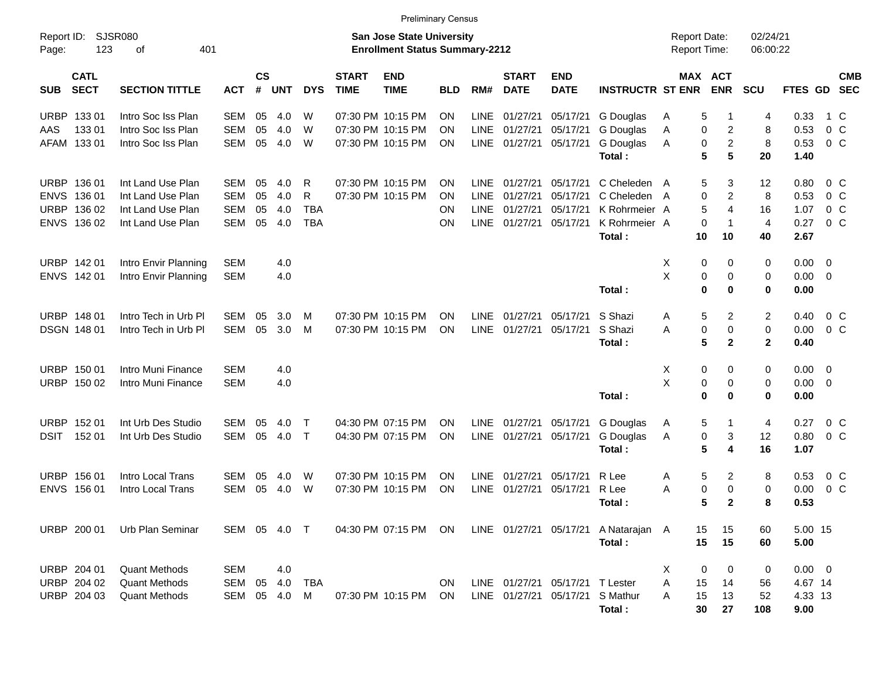Preliminary Census

Report ID: SJSR080
Page: 123 of 401

**San Jose State University**
**Enrollment Status Summary-2212**

Report Date: 02/24/21
Report Time: 06:00:22

| SUB | CATL SECT | SECTION TITTLE | ACT | CS # | UNT | DYS | START TIME | END TIME | BLD | RM# | START DATE | END DATE | INSTRUCTR | ST | MAX ENR | ACT ENR | SCU | FTES | GD | CMB SEC |
|---|---|---|---|---|---|---|---|---|---|---|---|---|---|---|---|---|---|---|---|---|
| URBP | 133 01 | Intro Soc Iss Plan | SEM | 05 | 4.0 | W | 07:30 PM | 10:15 PM | ON | LINE | 01/27/21 | 05/17/21 | G Douglas | A | 5 | 1 | 4 | 0.33 | 1 | C |
| AAS | 133 01 | Intro Soc Iss Plan | SEM | 05 | 4.0 | W | 07:30 PM | 10:15 PM | ON | LINE | 01/27/21 | 05/17/21 | G Douglas | A | 0 | 2 | 8 | 0.53 | 0 | C |
| AFAM | 133 01 | Intro Soc Iss Plan | SEM | 05 | 4.0 | W | 07:30 PM | 10:15 PM | ON | LINE | 01/27/21 | 05/17/21 | G Douglas | A | 0 | 2 | 8 | 0.53 | 0 | C |
| | | | | | | | | | | | | | **Total :** | | **5** | **5** | **20** | **1.40** | | |
| URBP | 136 01 | Int Land Use Plan | SEM | 05 | 4.0 | R | 07:30 PM | 10:15 PM | ON | LINE | 01/27/21 | 05/17/21 | C Cheleden | A | 5 | 3 | 12 | 0.80 | 0 | C |
| ENVS | 136 01 | Int Land Use Plan | SEM | 05 | 4.0 | R | 07:30 PM | 10:15 PM | ON | LINE | 01/27/21 | 05/17/21 | C Cheleden | A | 0 | 2 | 8 | 0.53 | 0 | C |
| URBP | 136 02 | Int Land Use Plan | SEM | 05 | 4.0 | TBA | | | ON | LINE | 01/27/21 | 05/17/21 | K Rohrmeier | A | 5 | 4 | 16 | 1.07 | 0 | C |
| ENVS | 136 02 | Int Land Use Plan | SEM | 05 | 4.0 | TBA | | | ON | LINE | 01/27/21 | 05/17/21 | K Rohrmeier | A | 0 | 1 | 4 | 0.27 | 0 | C |
| | | | | | | | | | | | | | **Total :** | | **10** | **10** | **40** | **2.67** | | |
| URBP | 142 01 | Intro Envir Planning | SEM | | 4.0 | | | | | | | | | X | 0 | 0 | 0 | 0.00 | 0 | |
| ENVS | 142 01 | Intro Envir Planning | SEM | | 4.0 | | | | | | | | | X | 0 | 0 | 0 | 0.00 | 0 | |
| | | | | | | | | | | | | | **Total :** | | **0** | **0** | **0** | **0.00** | | |
| URBP | 148 01 | Intro Tech in Urb Pl | SEM | 05 | 3.0 | M | 07:30 PM | 10:15 PM | ON | LINE | 01/27/21 | 05/17/21 | S Shazi | A | 5 | 2 | 2 | 0.40 | 0 | C |
| DSGN | 148 01 | Intro Tech in Urb Pl | SEM | 05 | 3.0 | M | 07:30 PM | 10:15 PM | ON | LINE | 01/27/21 | 05/17/21 | S Shazi | A | 0 | 0 | 0 | 0.00 | 0 | C |
| | | | | | | | | | | | | | **Total :** | | **5** | **2** | **2** | **0.40** | | |
| URBP | 150 01 | Intro Muni Finance | SEM | | 4.0 | | | | | | | | | X | 0 | 0 | 0 | 0.00 | 0 | |
| URBP | 150 02 | Intro Muni Finance | SEM | | 4.0 | | | | | | | | | X | 0 | 0 | 0 | 0.00 | 0 | |
| | | | | | | | | | | | | | **Total :** | | **0** | **0** | **0** | **0.00** | | |
| URBP | 152 01 | Int Urb Des Studio | SEM | 05 | 4.0 | T | 04:30 PM | 07:15 PM | ON | LINE | 01/27/21 | 05/17/21 | G Douglas | A | 5 | 1 | 4 | 0.27 | 0 | C |
| DSIT | 152 01 | Int Urb Des Studio | SEM | 05 | 4.0 | T | 04:30 PM | 07:15 PM | ON | LINE | 01/27/21 | 05/17/21 | G Douglas | A | 0 | 3 | 12 | 0.80 | 0 | C |
| | | | | | | | | | | | | | **Total :** | | **5** | **4** | **16** | **1.07** | | |
| URBP | 156 01 | Intro Local Trans | SEM | 05 | 4.0 | W | 07:30 PM | 10:15 PM | ON | LINE | 01/27/21 | 05/17/21 | R Lee | A | 5 | 2 | 8 | 0.53 | 0 | C |
| ENVS | 156 01 | Intro Local Trans | SEM | 05 | 4.0 | W | 07:30 PM | 10:15 PM | ON | LINE | 01/27/21 | 05/17/21 | R Lee | A | 0 | 0 | 0 | 0.00 | 0 | C |
| | | | | | | | | | | | | | **Total :** | | **5** | **2** | **8** | **0.53** | | |
| URBP | 200 01 | Urb Plan Seminar | SEM | 05 | 4.0 | T | 04:30 PM | 07:15 PM | ON | LINE | 01/27/21 | 05/17/21 | A Natarajan | A | 15 | 15 | 60 | 5.00 | 15 | |
| | | | | | | | | | | | | | **Total :** | | **15** | **15** | **60** | **5.00** | | |
| URBP | 204 01 | Quant Methods | SEM | | 4.0 | | | | | | | | | X | 0 | 0 | 0 | 0.00 | 0 | |
| URBP | 204 02 | Quant Methods | SEM | 05 | 4.0 | TBA | | | ON | LINE | 01/27/21 | 05/17/21 | T Lester | A | 15 | 14 | 56 | 4.67 | 14 | |
| URBP | 204 03 | Quant Methods | SEM | 05 | 4.0 | M | 07:30 PM | 10:15 PM | ON | LINE | 01/27/21 | 05/17/21 | S Mathur | A | 15 | 13 | 52 | 4.33 | 13 | |
| | | | | | | | | | | | | | **Total :** | | **30** | **27** | **108** | **9.00** | | |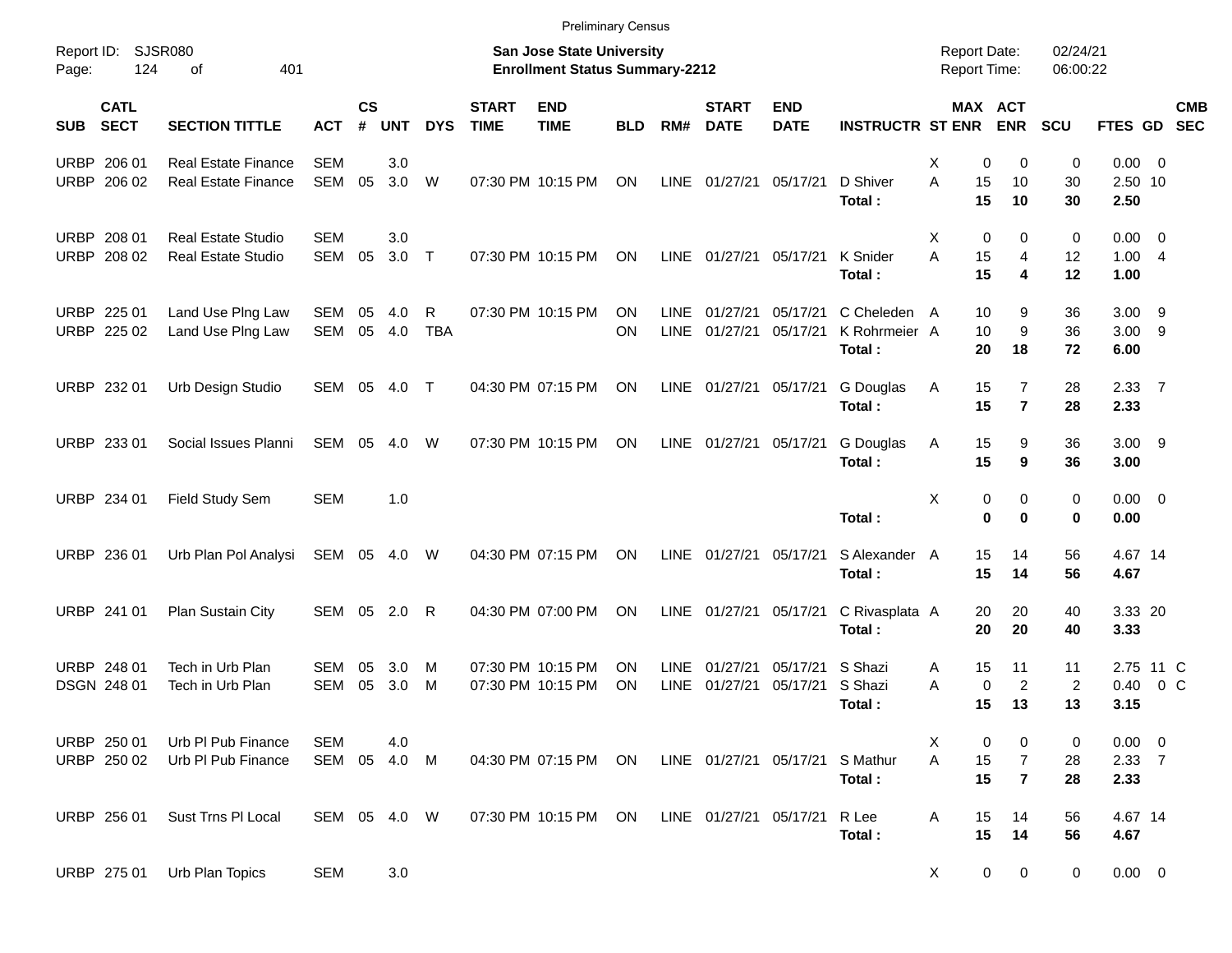Preliminary Census

Report ID: SJSR080

**San Jose State University**
**Enrollment Status Summary-2212**

Report Date: 02/24/21
Report Time: 06:00:22

| SUB | CATL SECT | SECTION TITTLE | ACT | CS # | UNT | DYS | START TIME | END TIME | BLD | RM# | START DATE | END DATE | INSTRUCTR | ST | MAX ENR | ACT ENR | SCU | FTES | GD | CMB SEC |
|---|---|---|---|---|---|---|---|---|---|---|---|---|---|---|---|---|---|---|---|---|
| URBP | 206 01 | Real Estate Finance | SEM | | 3.0 | | | | | | | | | X | 0 | 0 | 0 | 0.00 | 0 | |
| URBP | 206 02 | Real Estate Finance | SEM | 05 | 3.0 | W | 07:30 PM | 10:15 PM | ON | LINE | 01/27/21 | 05/17/21 | D Shiver | A | 15 | 10 | 30 | 2.50 | 10 | |
| | | | | | | | | | | | | | **Total :** | | **15** | **10** | **30** | **2.50** | | |
| URBP | 208 01 | Real Estate Studio | SEM | | 3.0 | | | | | | | | | X | 0 | 0 | 0 | 0.00 | 0 | |
| URBP | 208 02 | Real Estate Studio | SEM | 05 | 3.0 | T | 07:30 PM | 10:15 PM | ON | LINE | 01/27/21 | 05/17/21 | K Snider | A | 15 | 4 | 12 | 1.00 | 4 | |
| | | | | | | | | | | | | | **Total :** | | **15** | **4** | **12** | **1.00** | | |
| URBP | 225 01 | Land Use Plng Law | SEM | 05 | 4.0 | R | 07:30 PM | 10:15 PM | ON | LINE | 01/27/21 | 05/17/21 | C Cheleden | A | 10 | 9 | 36 | 3.00 | 9 | |
| URBP | 225 02 | Land Use Plng Law | SEM | 05 | 4.0 | TBA | | | ON | LINE | 01/27/21 | 05/17/21 | K Rohrmeier | A | 10 | 9 | 36 | 3.00 | 9 | |
| | | | | | | | | | | | | | **Total :** | | **20** | **18** | **72** | **6.00** | | |
| URBP | 232 01 | Urb Design Studio | SEM | 05 | 4.0 | T | 04:30 PM | 07:15 PM | ON | LINE | 01/27/21 | 05/17/21 | G Douglas | A | 15 | 7 | 28 | 2.33 | 7 | |
| | | | | | | | | | | | | | **Total :** | | **15** | **7** | **28** | **2.33** | | |
| URBP | 233 01 | Social Issues Planni | SEM | 05 | 4.0 | W | 07:30 PM | 10:15 PM | ON | LINE | 01/27/21 | 05/17/21 | G Douglas | A | 15 | 9 | 36 | 3.00 | 9 | |
| | | | | | | | | | | | | | **Total :** | | **15** | **9** | **36** | **3.00** | | |
| URBP | 234 01 | Field Study Sem | SEM | | 1.0 | | | | | | | | | X | 0 | 0 | 0 | 0.00 | 0 | |
| | | | | | | | | | | | | | **Total :** | | **0** | **0** | **0** | **0.00** | | |
| URBP | 236 01 | Urb Plan Pol Analysi | SEM | 05 | 4.0 | W | 04:30 PM | 07:15 PM | ON | LINE | 01/27/21 | 05/17/21 | S Alexander | A | 15 | 14 | 56 | 4.67 | 14 | |
| | | | | | | | | | | | | | **Total :** | | **15** | **14** | **56** | **4.67** | | |
| URBP | 241 01 | Plan Sustain City | SEM | 05 | 2.0 | R | 04:30 PM | 07:00 PM | ON | LINE | 01/27/21 | 05/17/21 | C Rivasplata | A | 20 | 20 | 40 | 3.33 | 20 | |
| | | | | | | | | | | | | | **Total :** | | **20** | **20** | **40** | **3.33** | | |
| URBP | 248 01 | Tech in Urb Plan | SEM | 05 | 3.0 | M | 07:30 PM | 10:15 PM | ON | LINE | 01/27/21 | 05/17/21 | S Shazi | A | 15 | 11 | 11 | 2.75 | 11 | C |
| DSGN | 248 01 | Tech in Urb Plan | SEM | 05 | 3.0 | M | 07:30 PM | 10:15 PM | ON | LINE | 01/27/21 | 05/17/21 | S Shazi | A | 0 | 2 | 2 | 0.40 | 0 | C |
| | | | | | | | | | | | | | **Total :** | | **15** | **13** | **13** | **3.15** | | |
| URBP | 250 01 | Urb Pl Pub Finance | SEM | | 4.0 | | | | | | | | | X | 0 | 0 | 0 | 0.00 | 0 | |
| URBP | 250 02 | Urb Pl Pub Finance | SEM | 05 | 4.0 | M | 04:30 PM | 07:15 PM | ON | LINE | 01/27/21 | 05/17/21 | S Mathur | A | 15 | 7 | 28 | 2.33 | 7 | |
| | | | | | | | | | | | | | **Total :** | | **15** | **7** | **28** | **2.33** | | |
| URBP | 256 01 | Sust Trns Pl Local | SEM | 05 | 4.0 | W | 07:30 PM | 10:15 PM | ON | LINE | 01/27/21 | 05/17/21 | R Lee | A | 15 | 14 | 56 | 4.67 | 14 | |
| | | | | | | | | | | | | | **Total :** | | **15** | **14** | **56** | **4.67** | | |
| URBP | 275 01 | Urb Plan Topics | SEM | | 3.0 | | | | | | | | | X | 0 | 0 | 0 | 0.00 | 0 | |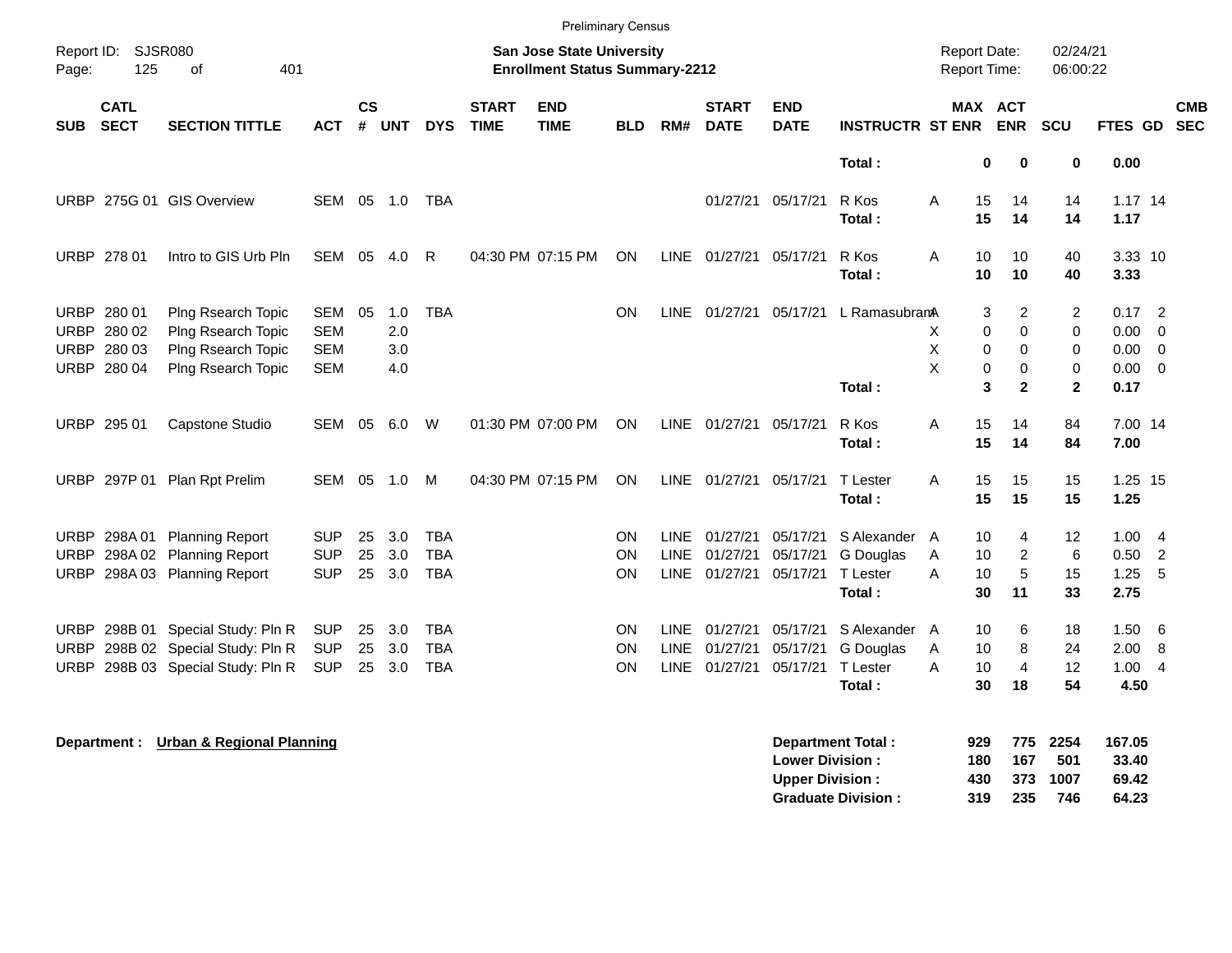Preliminary Census

Report ID: SJSR080
Page: 125 of 401

**San Jose State University**
**Enrollment Status Summary-2212**

Report Date: 02/24/21
Report Time: 06:00:22

| SUB | CATL SECT | SECTION TITTLE | ACT | CS # | UNT | DYS | START TIME | END TIME | BLD | RM# | START DATE | END DATE | INSTRUCTR | ST | MAX ENR | ACT ENR | SCU | FTES | GD | CMB SEC |
|---|---|---|---|---|---|---|---|---|---|---|---|---|---|---|---|---|---|---|---|---|
| | | | | | | | | | | | | | **Total :** | | **0** | **0** | **0** | **0.00** | | |
| URBP | 275G 01 | GIS Overview | SEM | 05 | 1.0 | TBA | | | | | 01/27/21 | 05/17/21 | R Kos | A | 15 | 14 | 14 | 1.17 | 14 | |
| | | | | | | | | | | | | | **Total :** | | **15** | **14** | **14** | **1.17** | | |
| URBP | 278 01 | Intro to GIS Urb Pln | SEM | 05 | 4.0 | R | 04:30 PM | 07:15 PM | ON | LINE | 01/27/21 | 05/17/21 | R Kos | A | 10 | 10 | 40 | 3.33 | 10 | |
| | | | | | | | | | | | | | **Total :** | | **10** | **10** | **40** | **3.33** | | |
| URBP | 280 01 | Plng Rsearch Topic | SEM | 05 | 1.0 | TBA | | | ON | LINE | 01/27/21 | 05/17/21 | L Ramasubram | A | 3 | 2 | 2 | 0.17 | 2 | |
| URBP | 280 02 | Plng Rsearch Topic | SEM | | 2.0 | | | | | | | | | X | 0 | 0 | 0 | 0.00 | 0 | |
| URBP | 280 03 | Plng Rsearch Topic | SEM | | 3.0 | | | | | | | | | X | 0 | 0 | 0 | 0.00 | 0 | |
| URBP | 280 04 | Plng Rsearch Topic | SEM | | 4.0 | | | | | | | | | X | 0 | 0 | 0 | 0.00 | 0 | |
| | | | | | | | | | | | | | **Total :** | | **3** | **2** | **2** | **0.17** | | |
| URBP | 295 01 | Capstone Studio | SEM | 05 | 6.0 | W | 01:30 PM | 07:00 PM | ON | LINE | 01/27/21 | 05/17/21 | R Kos | A | 15 | 14 | 84 | 7.00 | 14 | |
| | | | | | | | | | | | | | **Total :** | | **15** | **14** | **84** | **7.00** | | |
| URBP | 297P 01 | Plan Rpt Prelim | SEM | 05 | 1.0 | M | 04:30 PM | 07:15 PM | ON | LINE | 01/27/21 | 05/17/21 | T Lester | A | 15 | 15 | 15 | 1.25 | 15 | |
| | | | | | | | | | | | | | **Total :** | | **15** | **15** | **15** | **1.25** | | |
| URBP | 298A 01 | Planning Report | SUP | 25 | 3.0 | TBA | | | ON | LINE | 01/27/21 | 05/17/21 | S Alexander | A | 10 | 4 | 12 | 1.00 | 4 | |
| URBP | 298A 02 | Planning Report | SUP | 25 | 3.0 | TBA | | | ON | LINE | 01/27/21 | 05/17/21 | G Douglas | A | 10 | 2 | 6 | 0.50 | 2 | |
| URBP | 298A 03 | Planning Report | SUP | 25 | 3.0 | TBA | | | ON | LINE | 01/27/21 | 05/17/21 | T Lester | A | 10 | 5 | 15 | 1.25 | 5 | |
| | | | | | | | | | | | | | **Total :** | | **30** | **11** | **33** | **2.75** | | |
| URBP | 298B 01 | Special Study: Pln R | SUP | 25 | 3.0 | TBA | | | ON | LINE | 01/27/21 | 05/17/21 | S Alexander | A | 10 | 6 | 18 | 1.50 | 6 | |
| URBP | 298B 02 | Special Study: Pln R | SUP | 25 | 3.0 | TBA | | | ON | LINE | 01/27/21 | 05/17/21 | G Douglas | A | 10 | 8 | 24 | 2.00 | 8 | |
| URBP | 298B 03 | Special Study: Pln R | SUP | 25 | 3.0 | TBA | | | ON | LINE | 01/27/21 | 05/17/21 | T Lester | A | 10 | 4 | 12 | 1.00 | 4 | |
| | | | | | | | | | | | | | **Total :** | | **30** | **18** | **54** | **4.50** | | |

**Department : Urban & Regional Planning**

| | MAX ENR | ACT ENR | SCU | FTES |
|---|---|---|---|---|
| **Department Total :** | **929** | **775** | **2254** | **167.05** |
| **Lower Division :** | **180** | **167** | **501** | **33.40** |
| **Upper Division :** | **430** | **373** | **1007** | **69.42** |
| **Graduate Division :** | **319** | **235** | **746** | **64.23** |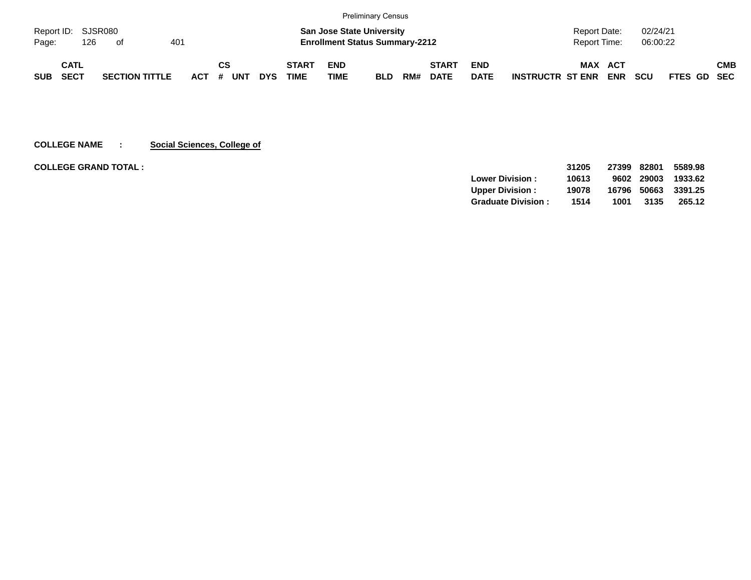Preliminary Census

Report ID: SJSR080
San Jose State University
Enrollment Status Summary-2212
Report Date: 02/24/21
Report Time: 06:00:22

| SUB | CATL SECT | SECTION TITTLE | ACT | CS # | UNT | DYS | START TIME | END TIME | BLD | RM# | START DATE | END DATE | INSTRUCTR | MAX ST ENR | ACT ENR | SCU | FTES | GD | CMB SEC |
|---|---|---|---|---|---|---|---|---|---|---|---|---|---|---|---|---|---|---|---|

**COLLEGE NAME : Social Sciences, College of**

| | | MAX ST ENR | ACT ENR | SCU | FTES |
|---|---|---|---|---|---|
| **COLLEGE GRAND TOTAL :** | | **31205** | **27399** | **82801** | **5589.98** |
| | **Lower Division :** | **10613** | **9602** | **29003** | **1933.62** |
| | **Upper Division :** | **19078** | **16796** | **50663** | **3391.25** |
| | **Graduate Division :** | **1514** | **1001** | **3135** | **265.12** |